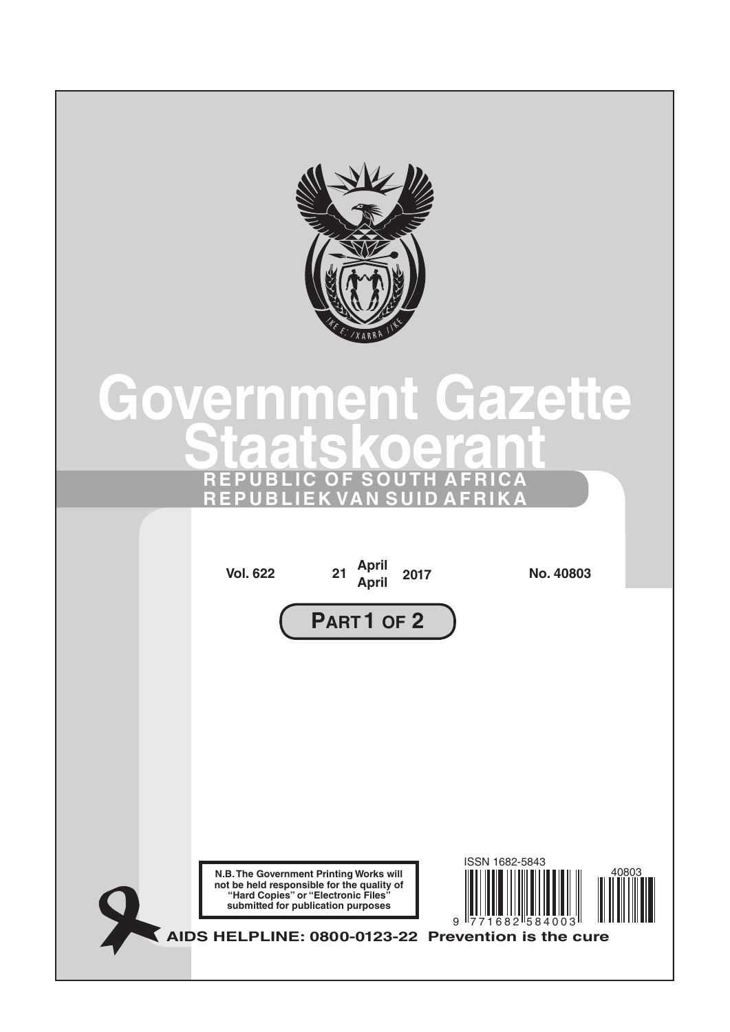# Government Gazette
# Staatskoerant

**REPUBLIC OF SOUTH AFRICA**
**REPUBLIEK VAN SUID AFRIKA**

**Vol. 622** | **21 April April 2017** | **No. 40803**

**PART 1 OF 2**

**N.B. The Government Printing Works will not be held responsible for the quality of "Hard Copies" or "Electronic Files" submitted for publication purposes**

ISSN 1682-5843

9 771682 584003

40803

**AIDS HELPLINE: 0800-0123-22 Prevention is the cure**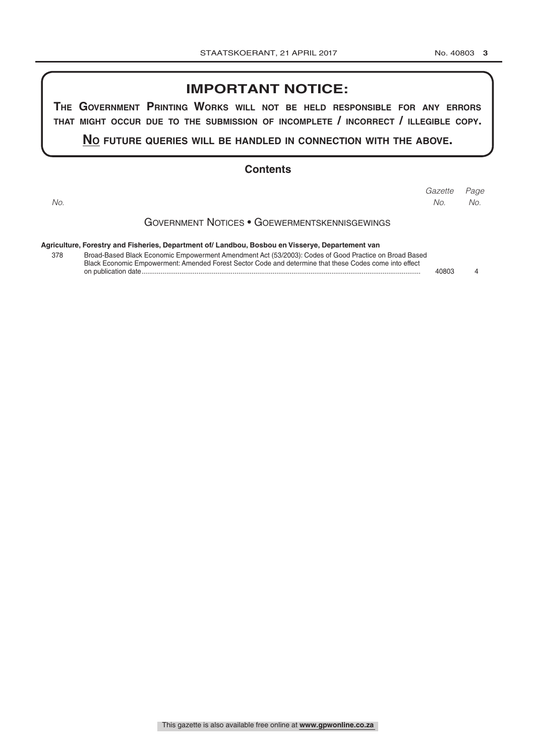## IMPORTANT NOTICE:

**THE GOVERNMENT PRINTING WORKS WILL NOT BE HELD RESPONSIBLE FOR ANY ERRORS THAT MIGHT OCCUR DUE TO THE SUBMISSION OF INCOMPLETE / INCORRECT / ILLEGIBLE COPY.**

**NO FUTURE QUERIES WILL BE HANDLED IN CONNECTION WITH THE ABOVE.**

## Contents

| No. | | Gazette No. | Page No. |
|---|---|---|---|
| | **GOVERNMENT NOTICES • GOEWERMENTSKENNISGEWINGS** | | |
| | **Agriculture, Forestry and Fisheries, Department of/ Landbou, Bosbou en Visserye, Departement van** | | |
| 378 | Broad-Based Black Economic Empowerment Amendment Act (53/2003): Codes of Good Practice on Broad Based Black Economic Empowerment: Amended Forest Sector Code and determine that these Codes come into effect on publication date | 40803 | 4 |

This gazette is also available free online at **www.gpwonline.co.za**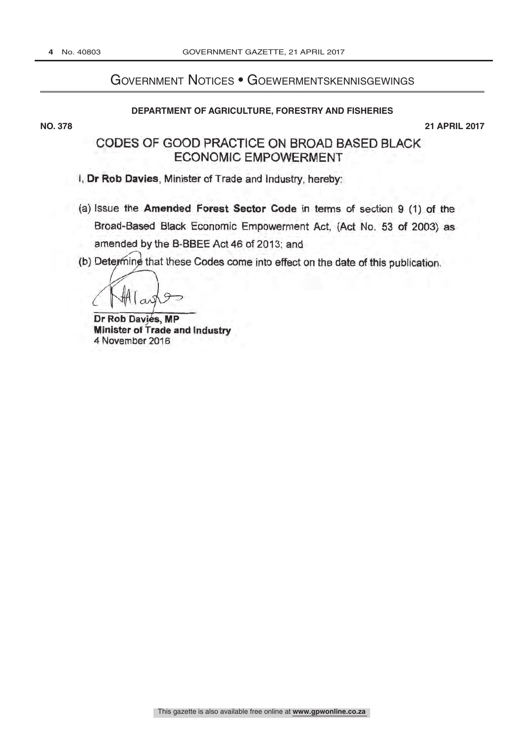# Government Notices • Goewermentskennisgewings

## DEPARTMENT OF AGRICULTURE, FORESTRY AND FISHERIES

**NO. 378** **21 APRIL 2017**

## CODES OF GOOD PRACTICE ON BROAD BASED BLACK ECONOMIC EMPOWERMENT

I, **Dr Rob Davies**, Minister of Trade and Industry, hereby:

(a) Issue the **Amended Forest Sector Code** in terms of section 9 (1) of the Broad-Based Black Economic Empowerment Act, (Act No. 53 of 2003) as amended by the B-BBEE Act 46 of 2013; and

(b) Determine that these Codes come into effect on the date of this publication.

**Dr Rob Davies, MP**
**Minister of Trade and Industry**
4 November 2016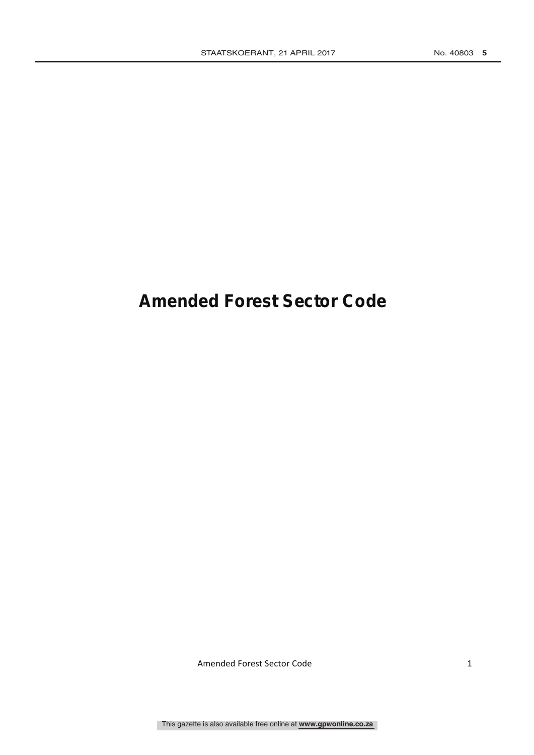# Amended Forest Sector Code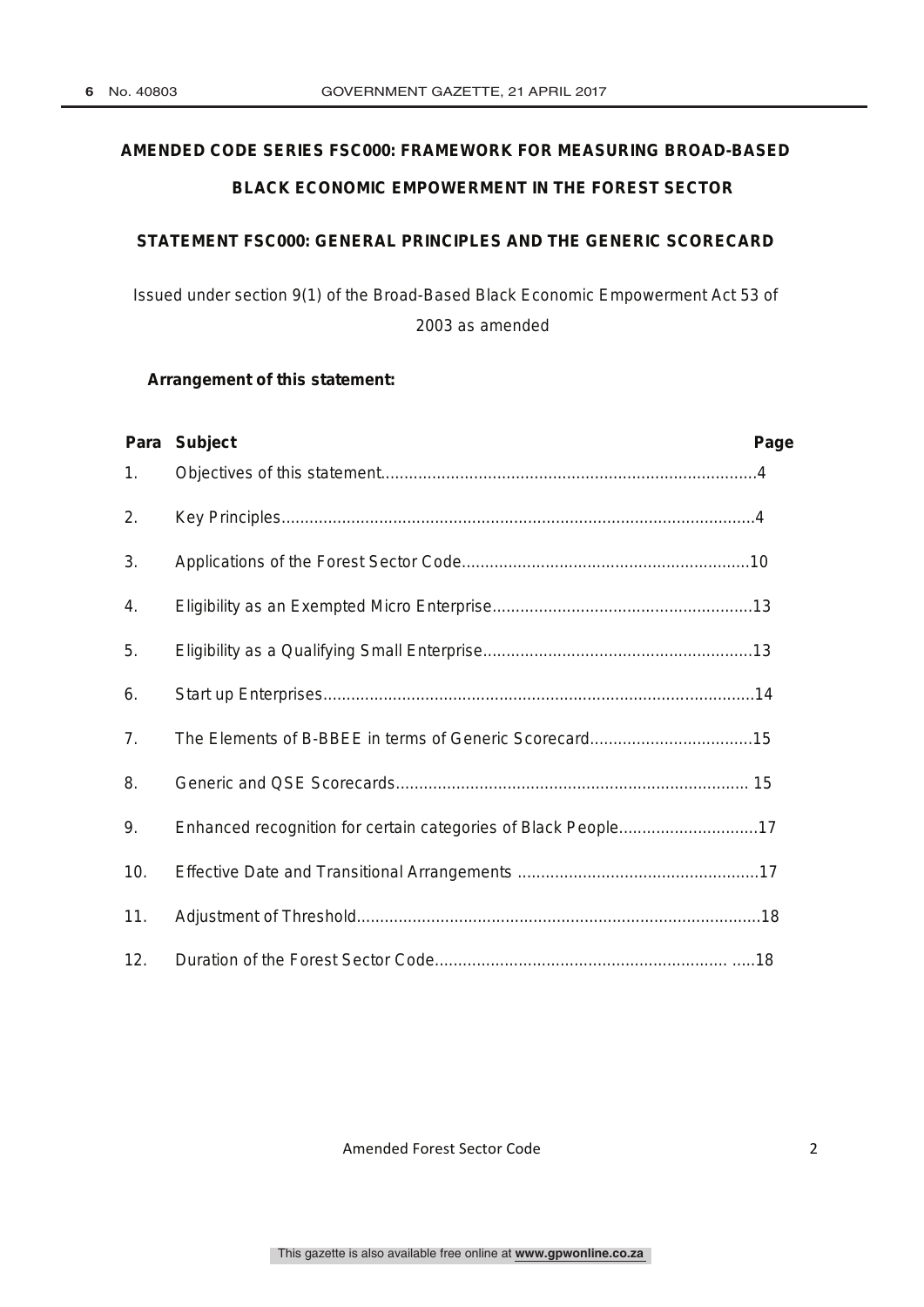# AMENDED CODE SERIES FSC000: FRAMEWORK FOR MEASURING BROAD-BASED BLACK ECONOMIC EMPOWERMENT IN THE FOREST SECTOR

## STATEMENT FSC000: GENERAL PRINCIPLES AND THE GENERIC SCORECARD

Issued under section 9(1) of the Broad-Based Black Economic Empowerment Act 53 of 2003 as amended

**Arrangement of this statement:**

| Para | Subject | Page |
|---|---|---|
| 1. | Objectives of this statement | 4 |
| 2. | Key Principles | 4 |
| 3. | Applications of the Forest Sector Code | 10 |
| 4. | Eligibility as an Exempted Micro Enterprise | 13 |
| 5. | Eligibility as a Qualifying Small Enterprise | 13 |
| 6. | Start up Enterprises | 14 |
| 7. | The Elements of B-BBEE in terms of Generic Scorecard | 15 |
| 8. | Generic and QSE Scorecards | 15 |
| 9. | Enhanced recognition for certain categories of Black People | 17 |
| 10. | Effective Date and Transitional Arrangements | 17 |
| 11. | Adjustment of Threshold | 18 |
| 12. | Duration of the Forest Sector Code | 18 |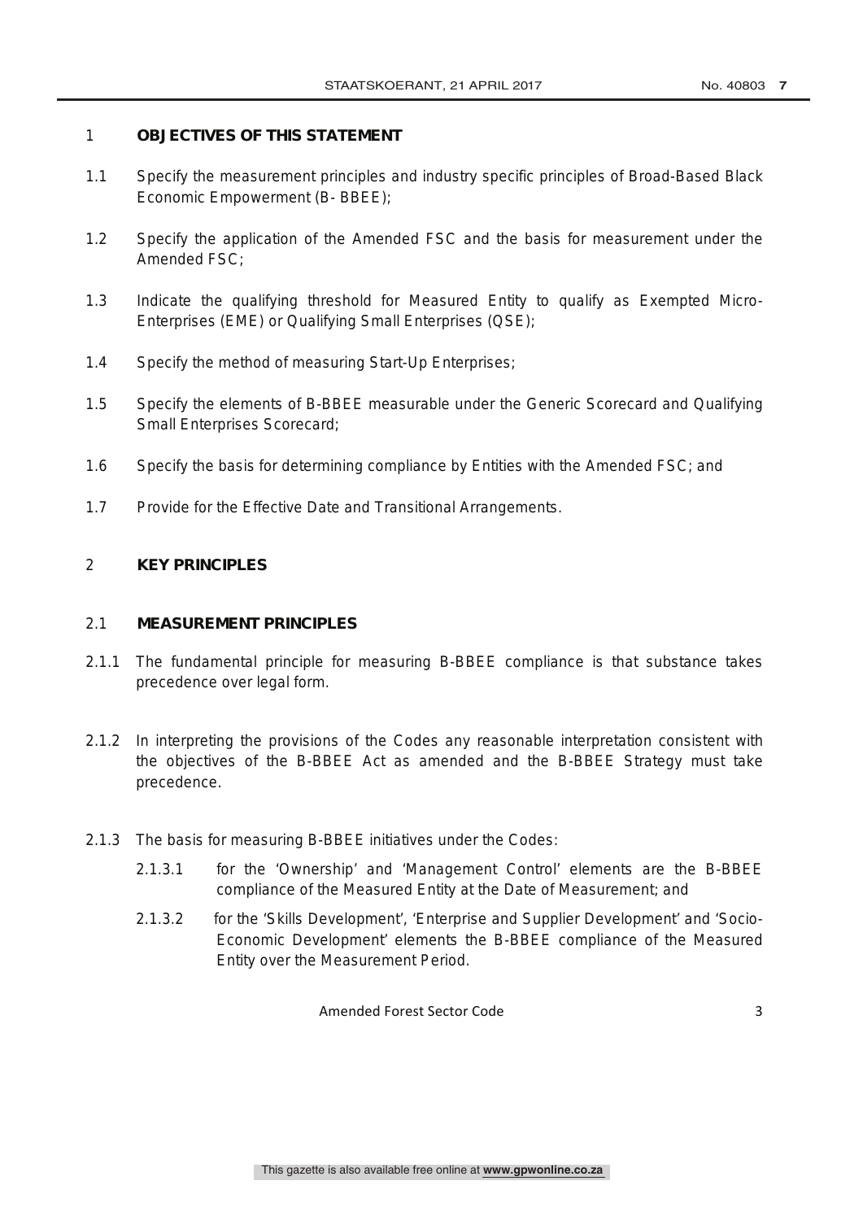## 1 OBJECTIVES OF THIS STATEMENT

1.1 Specify the measurement principles and industry specific principles of Broad-Based Black Economic Empowerment (B- BBEE);

1.2 Specify the application of the Amended FSC and the basis for measurement under the Amended FSC;

1.3 Indicate the qualifying threshold for Measured Entity to qualify as Exempted Micro-Enterprises (EME) or Qualifying Small Enterprises (QSE);

1.4 Specify the method of measuring Start-Up Enterprises;

1.5 Specify the elements of B-BBEE measurable under the Generic Scorecard and Qualifying Small Enterprises Scorecard;

1.6 Specify the basis for determining compliance by Entities with the Amended FSC; and

1.7 Provide for the Effective Date and Transitional Arrangements.

## 2 KEY PRINCIPLES

### 2.1 MEASUREMENT PRINCIPLES

2.1.1 The fundamental principle for measuring B-BBEE compliance is that substance takes precedence over legal form.

2.1.2 In interpreting the provisions of the Codes any reasonable interpretation consistent with the objectives of the B-BBEE Act as amended and the B-BBEE Strategy must take precedence.

2.1.3 The basis for measuring B-BBEE initiatives under the Codes:

2.1.3.1 for the 'Ownership' and 'Management Control' elements are the B-BBEE compliance of the Measured Entity at the Date of Measurement; and

2.1.3.2 for the 'Skills Development', 'Enterprise and Supplier Development' and 'Socio-Economic Development' elements the B-BBEE compliance of the Measured Entity over the Measurement Period.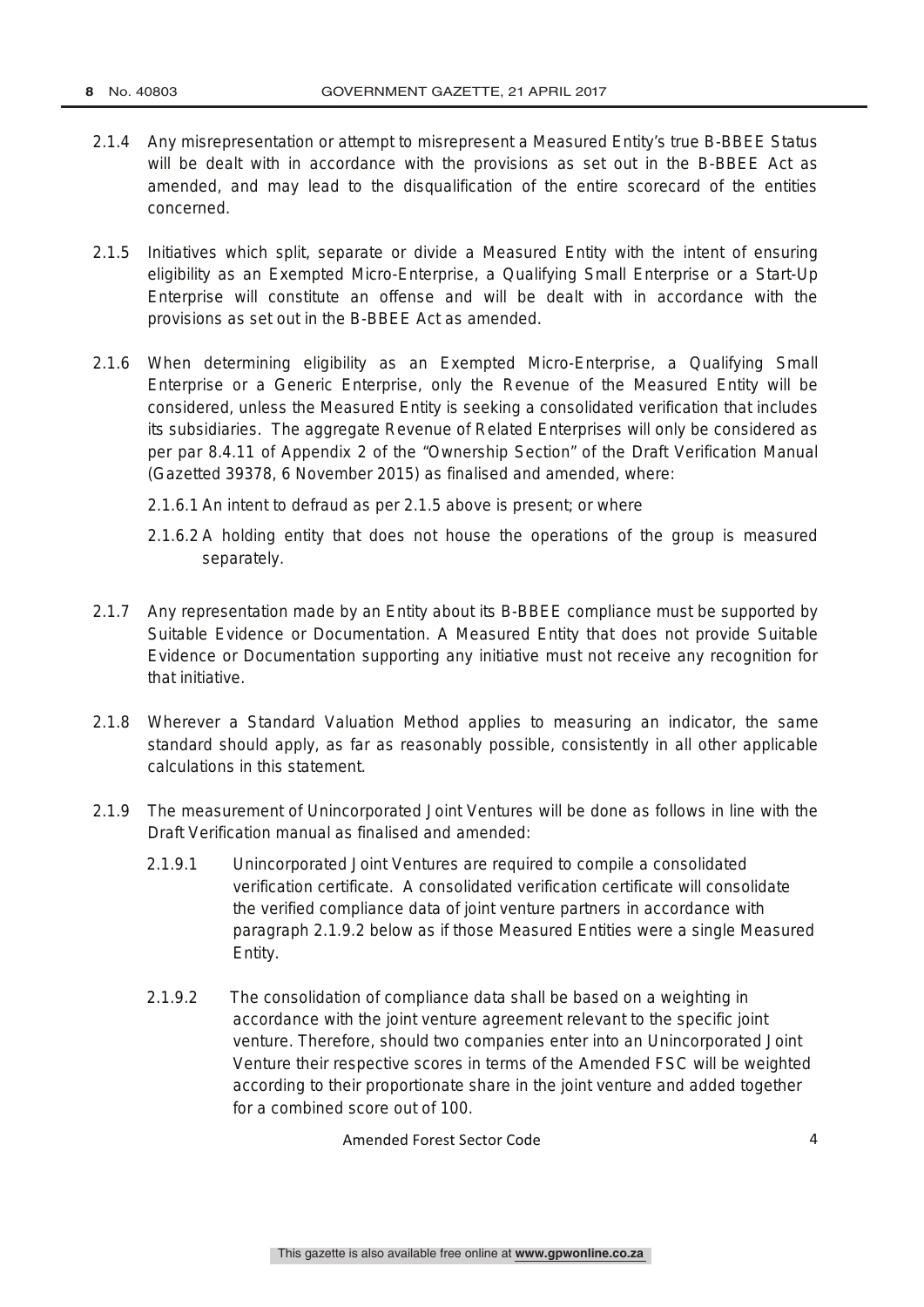2.1.4 Any misrepresentation or attempt to misrepresent a Measured Entity's true B-BBEE Status will be dealt with in accordance with the provisions as set out in the B-BBEE Act as amended, and may lead to the disqualification of the entire scorecard of the entities concerned.

2.1.5 Initiatives which split, separate or divide a Measured Entity with the intent of ensuring eligibility as an Exempted Micro-Enterprise, a Qualifying Small Enterprise or a Start-Up Enterprise will constitute an offense and will be dealt with in accordance with the provisions as set out in the B-BBEE Act as amended.

2.1.6 When determining eligibility as an Exempted Micro-Enterprise, a Qualifying Small Enterprise or a Generic Enterprise, only the Revenue of the Measured Entity will be considered, unless the Measured Entity is seeking a consolidated verification that includes its subsidiaries. The aggregate Revenue of Related Enterprises will only be considered as per par 8.4.11 of Appendix 2 of the "Ownership Section" of the Draft Verification Manual (Gazetted 39378, 6 November 2015) as finalised and amended, where:

2.1.6.1 An intent to defraud as per 2.1.5 above is present; or where

2.1.6.2 A holding entity that does not house the operations of the group is measured separately.

2.1.7 Any representation made by an Entity about its B-BBEE compliance must be supported by Suitable Evidence or Documentation. A Measured Entity that does not provide Suitable Evidence or Documentation supporting any initiative must not receive any recognition for that initiative.

2.1.8 Wherever a Standard Valuation Method applies to measuring an indicator, the same standard should apply, as far as reasonably possible, consistently in all other applicable calculations in this statement.

2.1.9 The measurement of Unincorporated Joint Ventures will be done as follows in line with the Draft Verification manual as finalised and amended:

2.1.9.1 Unincorporated Joint Ventures are required to compile a consolidated verification certificate. A consolidated verification certificate will consolidate the verified compliance data of joint venture partners in accordance with paragraph 2.1.9.2 below as if those Measured Entities were a single Measured Entity.

2.1.9.2 The consolidation of compliance data shall be based on a weighting in accordance with the joint venture agreement relevant to the specific joint venture. Therefore, should two companies enter into an Unincorporated Joint Venture their respective scores in terms of the Amended FSC will be weighted according to their proportionate share in the joint venture and added together for a combined score out of 100.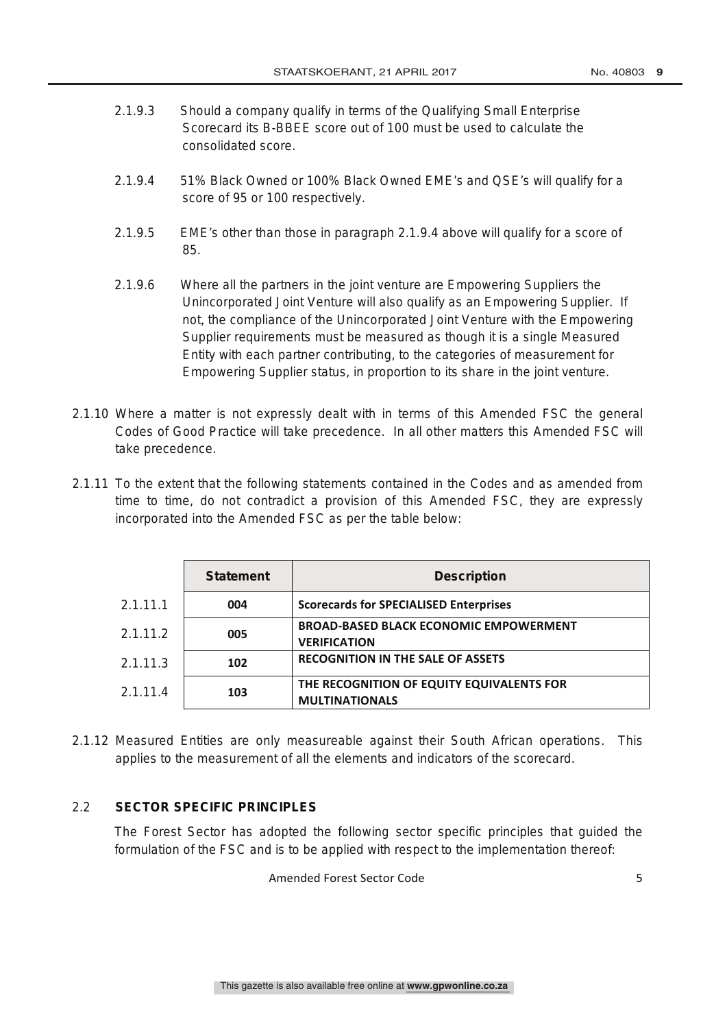2.1.9.3 Should a company qualify in terms of the Qualifying Small Enterprise Scorecard its B-BBEE score out of 100 must be used to calculate the consolidated score.

2.1.9.4 51% Black Owned or 100% Black Owned EME's and QSE's will qualify for a score of 95 or 100 respectively.

2.1.9.5 EME's other than those in paragraph 2.1.9.4 above will qualify for a score of 85.

2.1.9.6 Where all the partners in the joint venture are Empowering Suppliers the Unincorporated Joint Venture will also qualify as an Empowering Supplier. If not, the compliance of the Unincorporated Joint Venture with the Empowering Supplier requirements must be measured as though it is a single Measured Entity with each partner contributing, to the categories of measurement for Empowering Supplier status, in proportion to its share in the joint venture.

2.1.10 Where a matter is not expressly dealt with in terms of this Amended FSC the general Codes of Good Practice will take precedence. In all other matters this Amended FSC will take precedence.

2.1.11 To the extent that the following statements contained in the Codes and as amended from time to time, do not contradict a provision of this Amended FSC, they are expressly incorporated into the Amended FSC as per the table below:

| | Statement | Description |
|---|---|---|
| 2.1.11.1 | 004 | Scorecards for SPECIALISED Enterprises |
| 2.1.11.2 | 005 | BROAD-BASED BLACK ECONOMIC EMPOWERMENT VERIFICATION |
| 2.1.11.3 | 102 | RECOGNITION IN THE SALE OF ASSETS |
| 2.1.11.4 | 103 | THE RECOGNITION OF EQUITY EQUIVALENTS FOR MULTINATIONALS |

2.1.12 Measured Entities are only measureable against their South African operations. This applies to the measurement of all the elements and indicators of the scorecard.

## 2.2 SECTOR SPECIFIC PRINCIPLES

The Forest Sector has adopted the following sector specific principles that guided the formulation of the FSC and is to be applied with respect to the implementation thereof: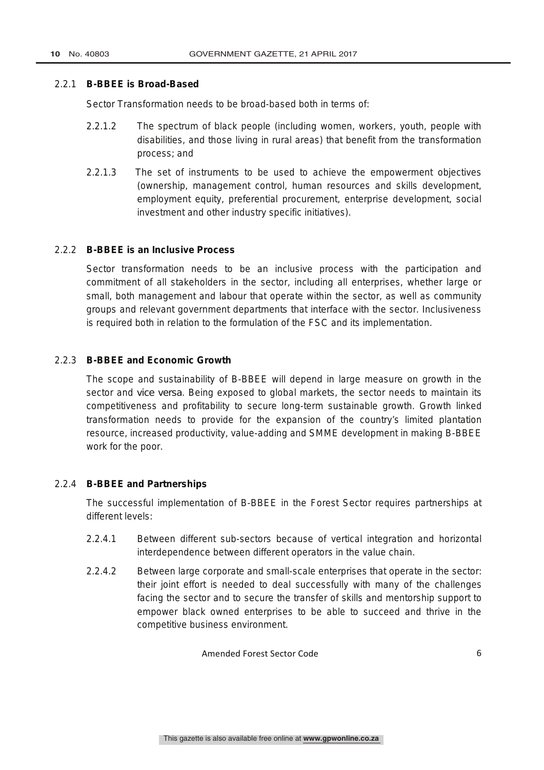#### 2.2.1 **B-BBEE is Broad-Based**

Sector Transformation needs to be broad-based both in terms of:

2.2.1.2 The spectrum of black people (including women, workers, youth, people with disabilities, and those living in rural areas) that benefit from the transformation process; and

2.2.1.3 The set of instruments to be used to achieve the empowerment objectives (ownership, management control, human resources and skills development, employment equity, preferential procurement, enterprise development, social investment and other industry specific initiatives).

#### 2.2.2 **B-BBEE is an Inclusive Process**

Sector transformation needs to be an inclusive process with the participation and commitment of all stakeholders in the sector, including all enterprises, whether large or small, both management and labour that operate within the sector, as well as community groups and relevant government departments that interface with the sector. Inclusiveness is required both in relation to the formulation of the FSC and its implementation.

#### 2.2.3 **B-BBEE and Economic Growth**

The scope and sustainability of B-BBEE will depend in large measure on growth in the sector and vice versa. Being exposed to global markets, the sector needs to maintain its competitiveness and profitability to secure long-term sustainable growth. Growth linked transformation needs to provide for the expansion of the country's limited plantation resource, increased productivity, value-adding and SMME development in making B-BBEE work for the poor.

#### 2.2.4 **B-BBEE and Partnerships**

The successful implementation of B-BBEE in the Forest Sector requires partnerships at different levels:

2.2.4.1 Between different sub-sectors because of vertical integration and horizontal interdependence between different operators in the value chain.

2.2.4.2 Between large corporate and small-scale enterprises that operate in the sector: their joint effort is needed to deal successfully with many of the challenges facing the sector and to secure the transfer of skills and mentorship support to empower black owned enterprises to be able to succeed and thrive in the competitive business environment.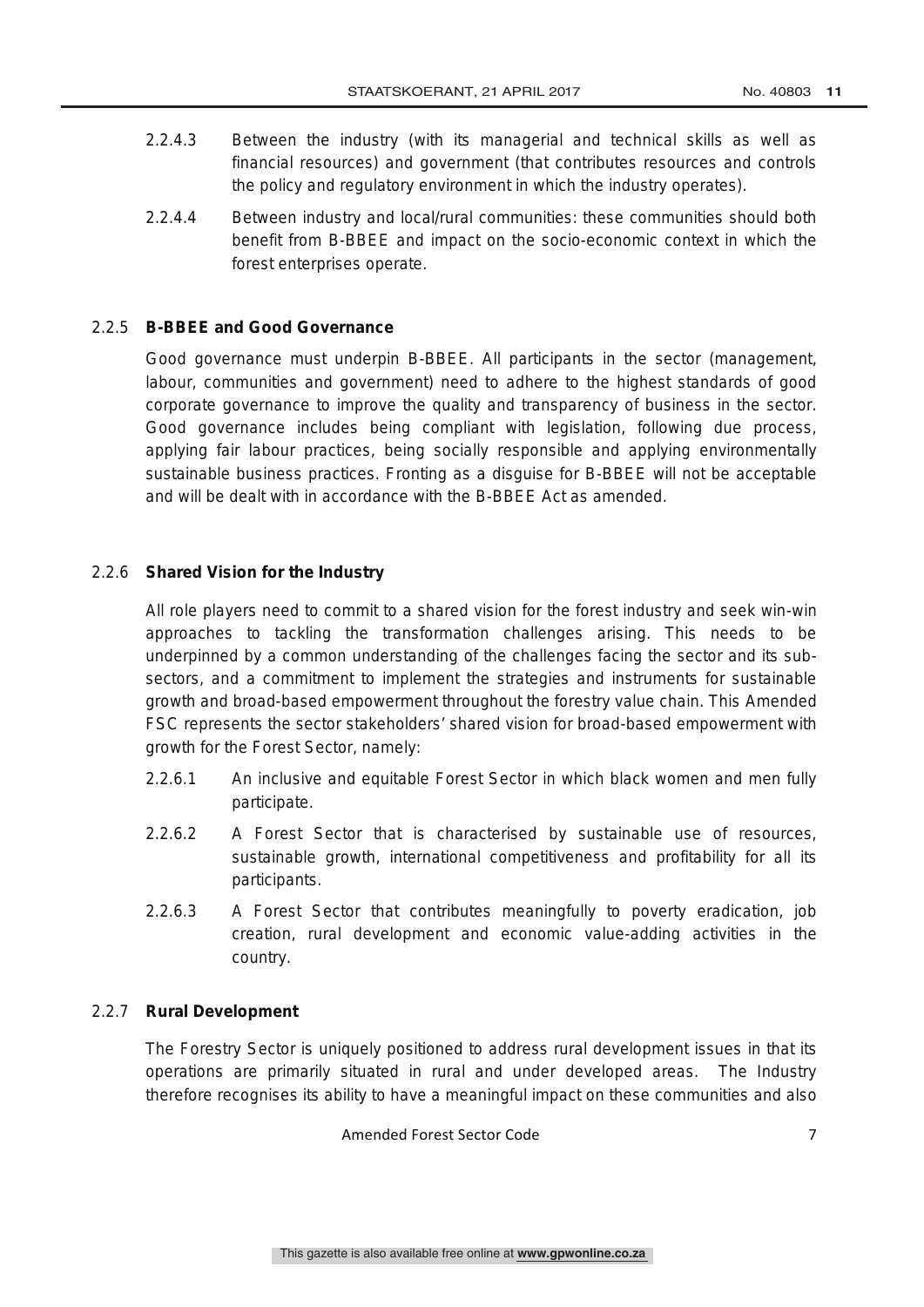2.2.4.3 Between the industry (with its managerial and technical skills as well as financial resources) and government (that contributes resources and controls the policy and regulatory environment in which the industry operates).

2.2.4.4 Between industry and local/rural communities: these communities should both benefit from B-BBEE and impact on the socio-economic context in which the forest enterprises operate.

### 2.2.5 B-BBEE and Good Governance

Good governance must underpin B-BBEE. All participants in the sector (management, labour, communities and government) need to adhere to the highest standards of good corporate governance to improve the quality and transparency of business in the sector. Good governance includes being compliant with legislation, following due process, applying fair labour practices, being socially responsible and applying environmentally sustainable business practices. Fronting as a disguise for B-BBEE will not be acceptable and will be dealt with in accordance with the B-BBEE Act as amended.

### 2.2.6 Shared Vision for the Industry

All role players need to commit to a shared vision for the forest industry and seek win-win approaches to tackling the transformation challenges arising. This needs to be underpinned by a common understanding of the challenges facing the sector and its sub-sectors, and a commitment to implement the strategies and instruments for sustainable growth and broad-based empowerment throughout the forestry value chain. This Amended FSC represents the sector stakeholders' shared vision for broad-based empowerment with growth for the Forest Sector, namely:

2.2.6.1 An inclusive and equitable Forest Sector in which black women and men fully participate.

2.2.6.2 A Forest Sector that is characterised by sustainable use of resources, sustainable growth, international competitiveness and profitability for all its participants.

2.2.6.3 A Forest Sector that contributes meaningfully to poverty eradication, job creation, rural development and economic value-adding activities in the country.

### 2.2.7 Rural Development

The Forestry Sector is uniquely positioned to address rural development issues in that its operations are primarily situated in rural and under developed areas. The Industry therefore recognises its ability to have a meaningful impact on these communities and also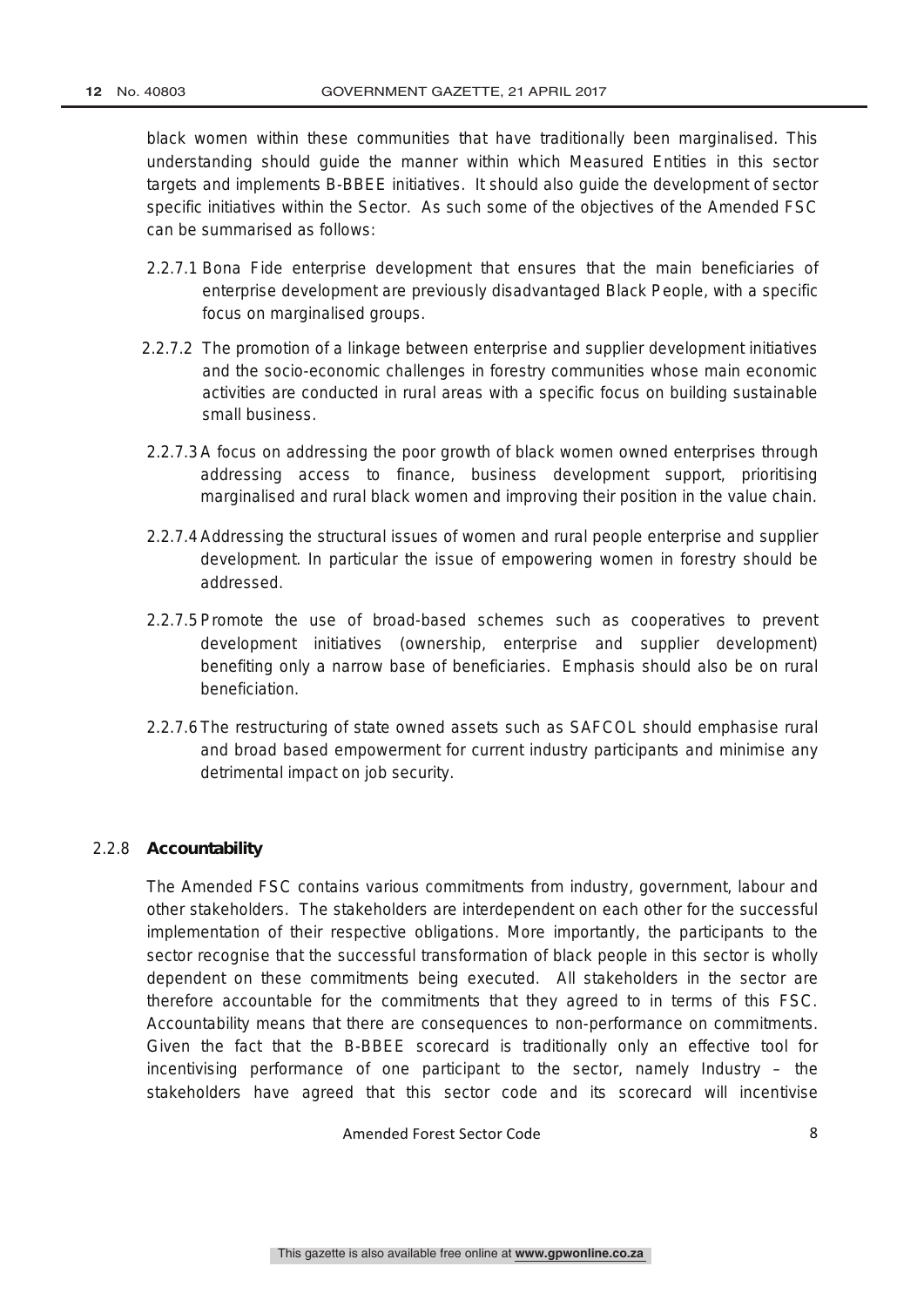black women within these communities that have traditionally been marginalised. This understanding should guide the manner within which Measured Entities in this sector targets and implements B-BBEE initiatives. It should also guide the development of sector specific initiatives within the Sector. As such some of the objectives of the Amended FSC can be summarised as follows:

2.2.7.1 Bona Fide enterprise development that ensures that the main beneficiaries of enterprise development are previously disadvantaged Black People, with a specific focus on marginalised groups.

2.2.7.2 The promotion of a linkage between enterprise and supplier development initiatives and the socio-economic challenges in forestry communities whose main economic activities are conducted in rural areas with a specific focus on building sustainable small business.

2.2.7.3 A focus on addressing the poor growth of black women owned enterprises through addressing access to finance, business development support, prioritising marginalised and rural black women and improving their position in the value chain.

2.2.7.4 Addressing the structural issues of women and rural people enterprise and supplier development. In particular the issue of empowering women in forestry should be addressed.

2.2.7.5 Promote the use of broad-based schemes such as cooperatives to prevent development initiatives (ownership, enterprise and supplier development) benefiting only a narrow base of beneficiaries. Emphasis should also be on rural beneficiation.

2.2.7.6 The restructuring of state owned assets such as SAFCOL should emphasise rural and broad based empowerment for current industry participants and minimise any detrimental impact on job security.

### 2.2.8 Accountability

The Amended FSC contains various commitments from industry, government, labour and other stakeholders. The stakeholders are interdependent on each other for the successful implementation of their respective obligations. More importantly, the participants to the sector recognise that the successful transformation of black people in this sector is wholly dependent on these commitments being executed. All stakeholders in the sector are therefore accountable for the commitments that they agreed to in terms of this FSC. Accountability means that there are consequences to non-performance on commitments. Given the fact that the B-BBEE scorecard is traditionally only an effective tool for incentivising performance of one participant to the sector, namely Industry – the stakeholders have agreed that this sector code and its scorecard will incentivise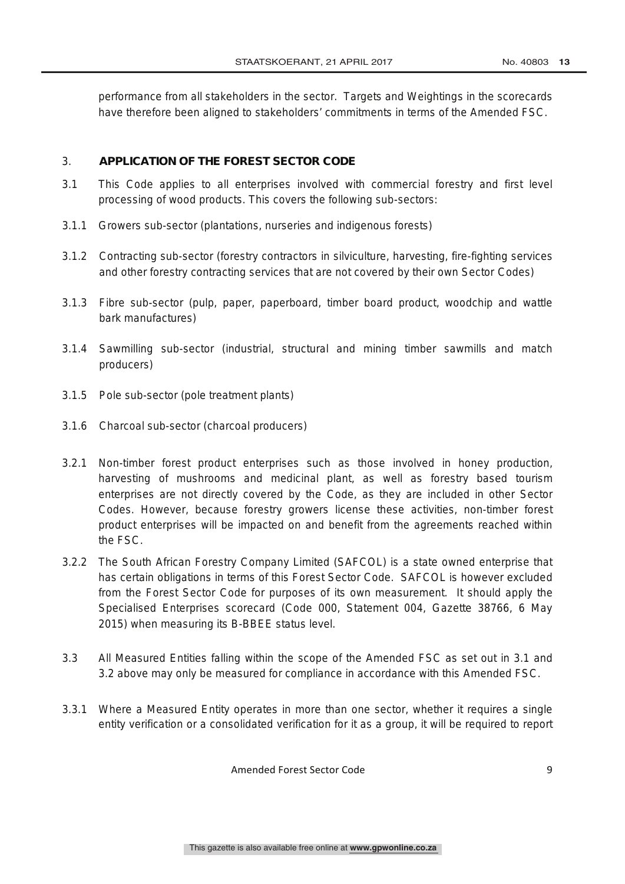performance from all stakeholders in the sector. Targets and Weightings in the scorecards have therefore been aligned to stakeholders' commitments in terms of the Amended FSC.

## 3. APPLICATION OF THE FOREST SECTOR CODE

3.1 This Code applies to all enterprises involved with commercial forestry and first level processing of wood products. This covers the following sub-sectors:

3.1.1 Growers sub-sector (plantations, nurseries and indigenous forests)

3.1.2 Contracting sub-sector (forestry contractors in silviculture, harvesting, fire-fighting services and other forestry contracting services that are not covered by their own Sector Codes)

3.1.3 Fibre sub-sector (pulp, paper, paperboard, timber board product, woodchip and wattle bark manufactures)

3.1.4 Sawmilling sub-sector (industrial, structural and mining timber sawmills and match producers)

3.1.5 Pole sub-sector (pole treatment plants)

3.1.6 Charcoal sub-sector (charcoal producers)

3.2.1 Non-timber forest product enterprises such as those involved in honey production, harvesting of mushrooms and medicinal plant, as well as forestry based tourism enterprises are not directly covered by the Code, as they are included in other Sector Codes. However, because forestry growers license these activities, non-timber forest product enterprises will be impacted on and benefit from the agreements reached within the FSC.

3.2.2 The South African Forestry Company Limited (SAFCOL) is a state owned enterprise that has certain obligations in terms of this Forest Sector Code. SAFCOL is however excluded from the Forest Sector Code for purposes of its own measurement. It should apply the Specialised Enterprises scorecard (Code 000, Statement 004, Gazette 38766, 6 May 2015) when measuring its B-BBEE status level.

3.3 All Measured Entities falling within the scope of the Amended FSC as set out in 3.1 and 3.2 above may only be measured for compliance in accordance with this Amended FSC.

3.3.1 Where a Measured Entity operates in more than one sector, whether it requires a single entity verification or a consolidated verification for it as a group, it will be required to report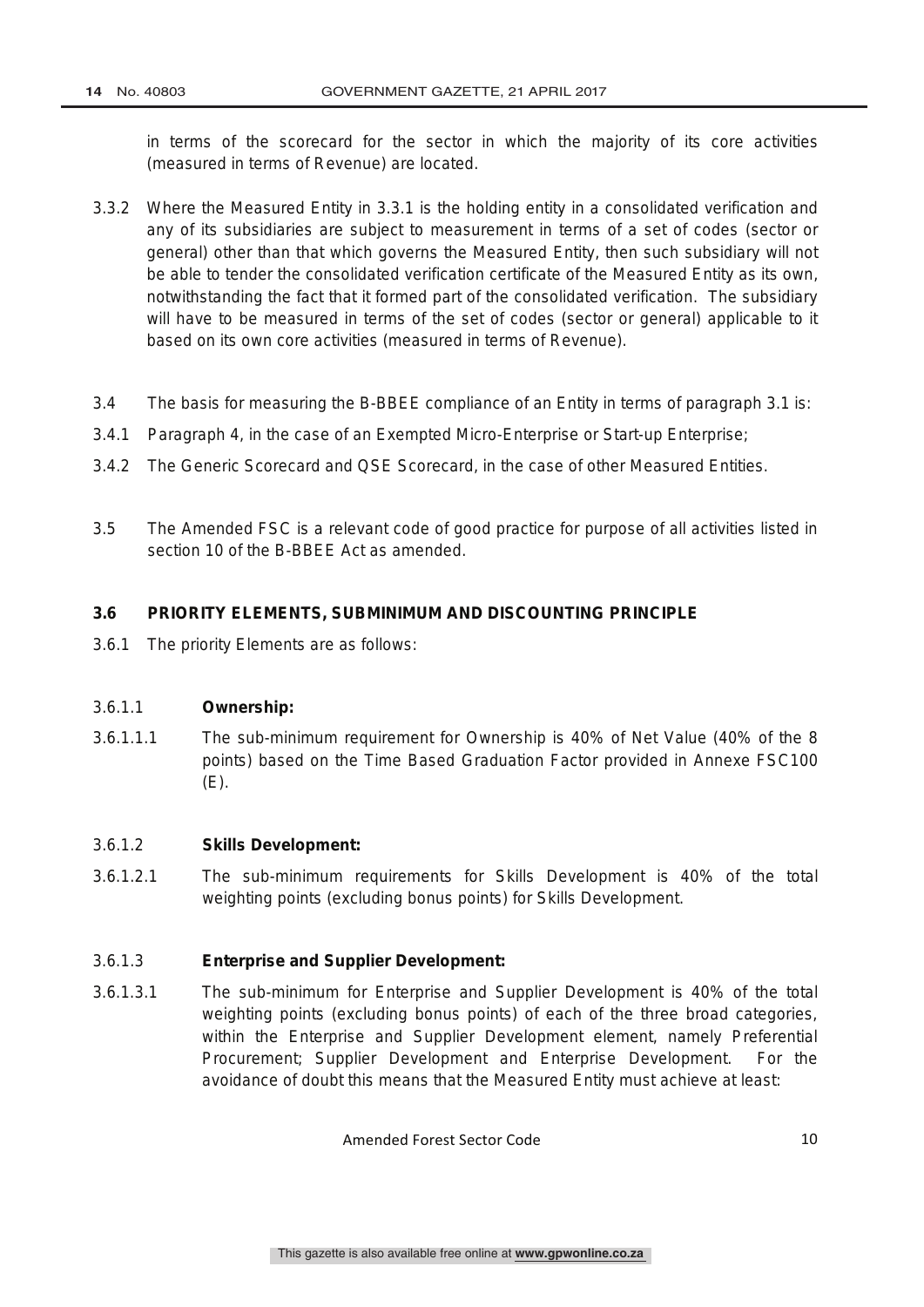in terms of the scorecard for the sector in which the majority of its core activities (measured in terms of Revenue) are located.

3.3.2 Where the Measured Entity in 3.3.1 is the holding entity in a consolidated verification and any of its subsidiaries are subject to measurement in terms of a set of codes (sector or general) other than that which governs the Measured Entity, then such subsidiary will not be able to tender the consolidated verification certificate of the Measured Entity as its own, notwithstanding the fact that it formed part of the consolidated verification. The subsidiary will have to be measured in terms of the set of codes (sector or general) applicable to it based on its own core activities (measured in terms of Revenue).

3.4 The basis for measuring the B-BBEE compliance of an Entity in terms of paragraph 3.1 is:

3.4.1 Paragraph 4, in the case of an Exempted Micro-Enterprise or Start-up Enterprise;

3.4.2 The Generic Scorecard and QSE Scorecard, in the case of other Measured Entities.

3.5 The Amended FSC is a relevant code of good practice for purpose of all activities listed in section 10 of the B-BBEE Act as amended.

**3.6 PRIORITY ELEMENTS, SUBMINIMUM AND DISCOUNTING PRINCIPLE**

3.6.1 The priority Elements are as follows:

3.6.1.1 **Ownership:**

3.6.1.1.1 The sub-minimum requirement for Ownership is 40% of Net Value (40% of the 8 points) based on the Time Based Graduation Factor provided in Annexe FSC100 (E).

3.6.1.2 **Skills Development:**

3.6.1.2.1 The sub-minimum requirements for Skills Development is 40% of the total weighting points (excluding bonus points) for Skills Development.

3.6.1.3 **Enterprise and Supplier Development:**

3.6.1.3.1 The sub-minimum for Enterprise and Supplier Development is 40% of the total weighting points (excluding bonus points) of each of the three broad categories, within the Enterprise and Supplier Development element, namely Preferential Procurement; Supplier Development and Enterprise Development. For the avoidance of doubt this means that the Measured Entity must achieve at least: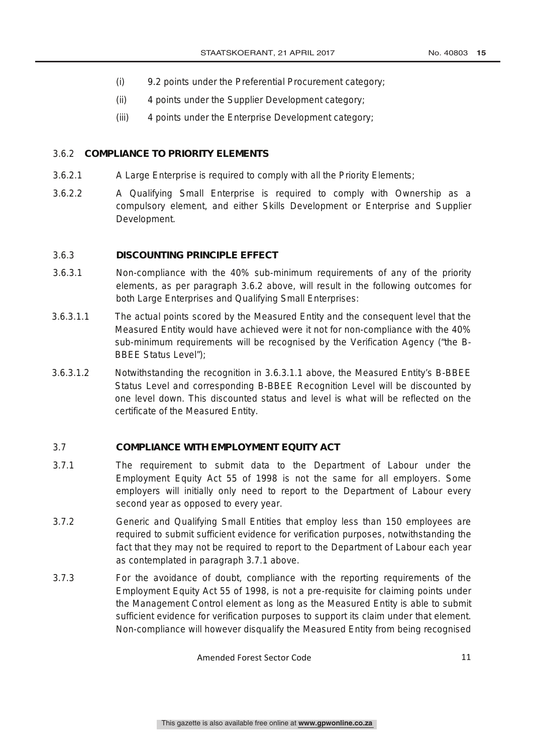(i) 9.2 points under the Preferential Procurement category;

(ii) 4 points under the Supplier Development category;

(iii) 4 points under the Enterprise Development category;

3.6.2 **COMPLIANCE TO PRIORITY ELEMENTS**

3.6.2.1 A Large Enterprise is required to comply with all the Priority Elements;

3.6.2.2 A Qualifying Small Enterprise is required to comply with Ownership as a compulsory element, and either Skills Development or Enterprise and Supplier Development.

3.6.3 **DISCOUNTING PRINCIPLE EFFECT**

3.6.3.1 Non-compliance with the 40% sub-minimum requirements of any of the priority elements, as per paragraph 3.6.2 above, will result in the following outcomes for both Large Enterprises and Qualifying Small Enterprises:

3.6.3.1.1 The actual points scored by the Measured Entity and the consequent level that the Measured Entity would have achieved were it not for non-compliance with the 40% sub-minimum requirements will be recognised by the Verification Agency ("the B-BBEE Status Level");

3.6.3.1.2 Notwithstanding the recognition in 3.6.3.1.1 above, the Measured Entity's B-BBEE Status Level and corresponding B-BBEE Recognition Level will be discounted by one level down. This discounted status and level is what will be reflected on the certificate of the Measured Entity.

3.7 **COMPLIANCE WITH EMPLOYMENT EQUITY ACT**

3.7.1 The requirement to submit data to the Department of Labour under the Employment Equity Act 55 of 1998 is not the same for all employers. Some employers will initially only need to report to the Department of Labour every second year as opposed to every year.

3.7.2 Generic and Qualifying Small Entities that employ less than 150 employees are required to submit sufficient evidence for verification purposes, notwithstanding the fact that they may not be required to report to the Department of Labour each year as contemplated in paragraph 3.7.1 above.

3.7.3 For the avoidance of doubt, compliance with the reporting requirements of the Employment Equity Act 55 of 1998, is not a pre-requisite for claiming points under the Management Control element as long as the Measured Entity is able to submit sufficient evidence for verification purposes to support its claim under that element. Non-compliance will however disqualify the Measured Entity from being recognised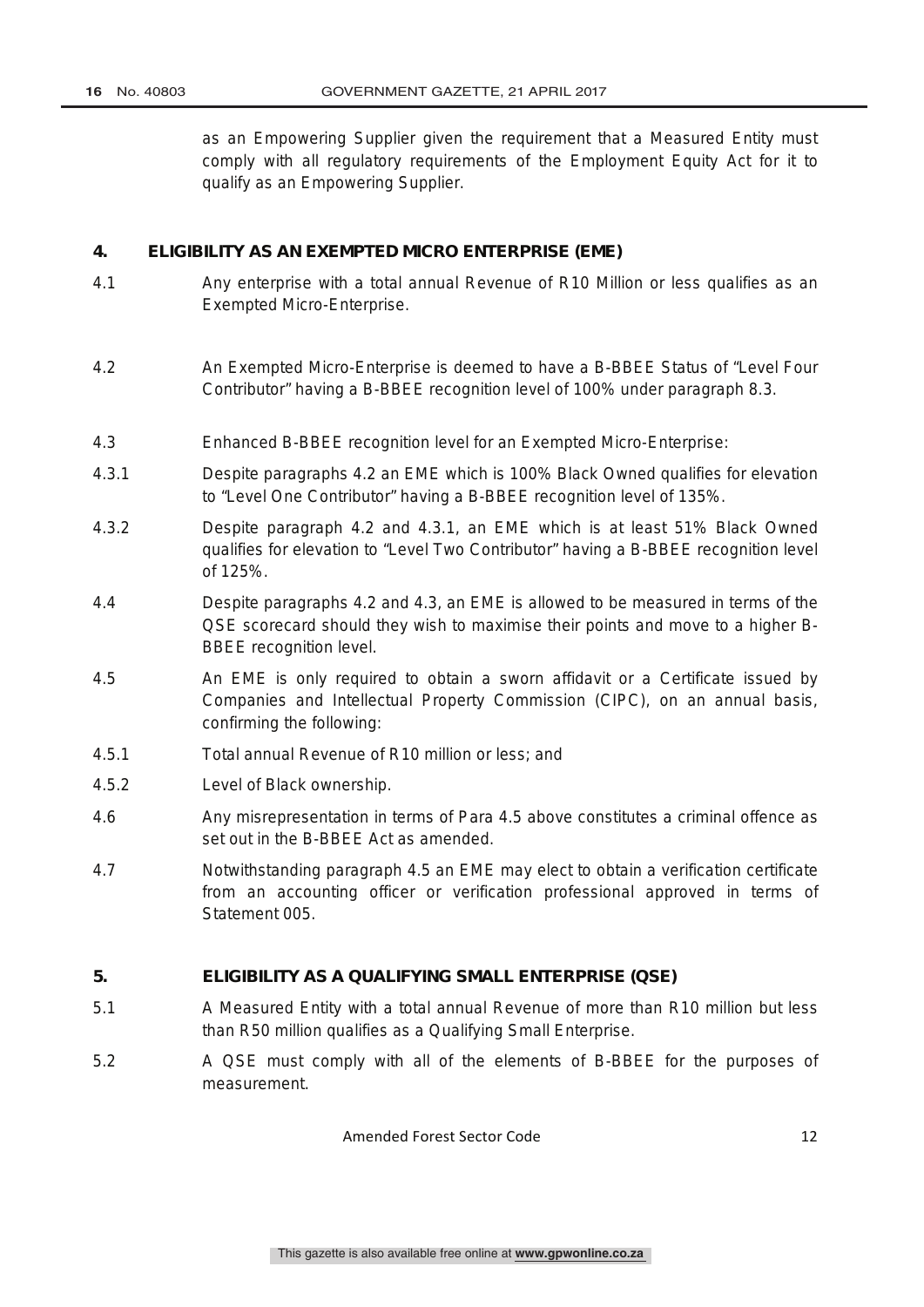as an Empowering Supplier given the requirement that a Measured Entity must comply with all regulatory requirements of the Employment Equity Act for it to qualify as an Empowering Supplier.

## 4. ELIGIBILITY AS AN EXEMPTED MICRO ENTERPRISE (EME)

4.1 Any enterprise with a total annual Revenue of R10 Million or less qualifies as an Exempted Micro-Enterprise.

4.2 An Exempted Micro-Enterprise is deemed to have a B-BBEE Status of "Level Four Contributor" having a B-BBEE recognition level of 100% under paragraph 8.3.

4.3 Enhanced B-BBEE recognition level for an Exempted Micro-Enterprise:

4.3.1 Despite paragraphs 4.2 an EME which is 100% Black Owned qualifies for elevation to "Level One Contributor" having a B-BBEE recognition level of 135%.

4.3.2 Despite paragraph 4.2 and 4.3.1, an EME which is at least 51% Black Owned qualifies for elevation to "Level Two Contributor" having a B-BBEE recognition level of 125%.

4.4 Despite paragraphs 4.2 and 4.3, an EME is allowed to be measured in terms of the QSE scorecard should they wish to maximise their points and move to a higher B-BBEE recognition level.

4.5 An EME is only required to obtain a sworn affidavit or a Certificate issued by Companies and Intellectual Property Commission (CIPC), on an annual basis, confirming the following:

4.5.1 Total annual Revenue of R10 million or less; and

4.5.2 Level of Black ownership.

4.6 Any misrepresentation in terms of Para 4.5 above constitutes a criminal offence as set out in the B-BBEE Act as amended.

4.7 Notwithstanding paragraph 4.5 an EME may elect to obtain a verification certificate from an accounting officer or verification professional approved in terms of Statement 005.

## 5. ELIGIBILITY AS A QUALIFYING SMALL ENTERPRISE (QSE)

5.1 A Measured Entity with a total annual Revenue of more than R10 million but less than R50 million qualifies as a Qualifying Small Enterprise.

5.2 A QSE must comply with all of the elements of B-BBEE for the purposes of measurement.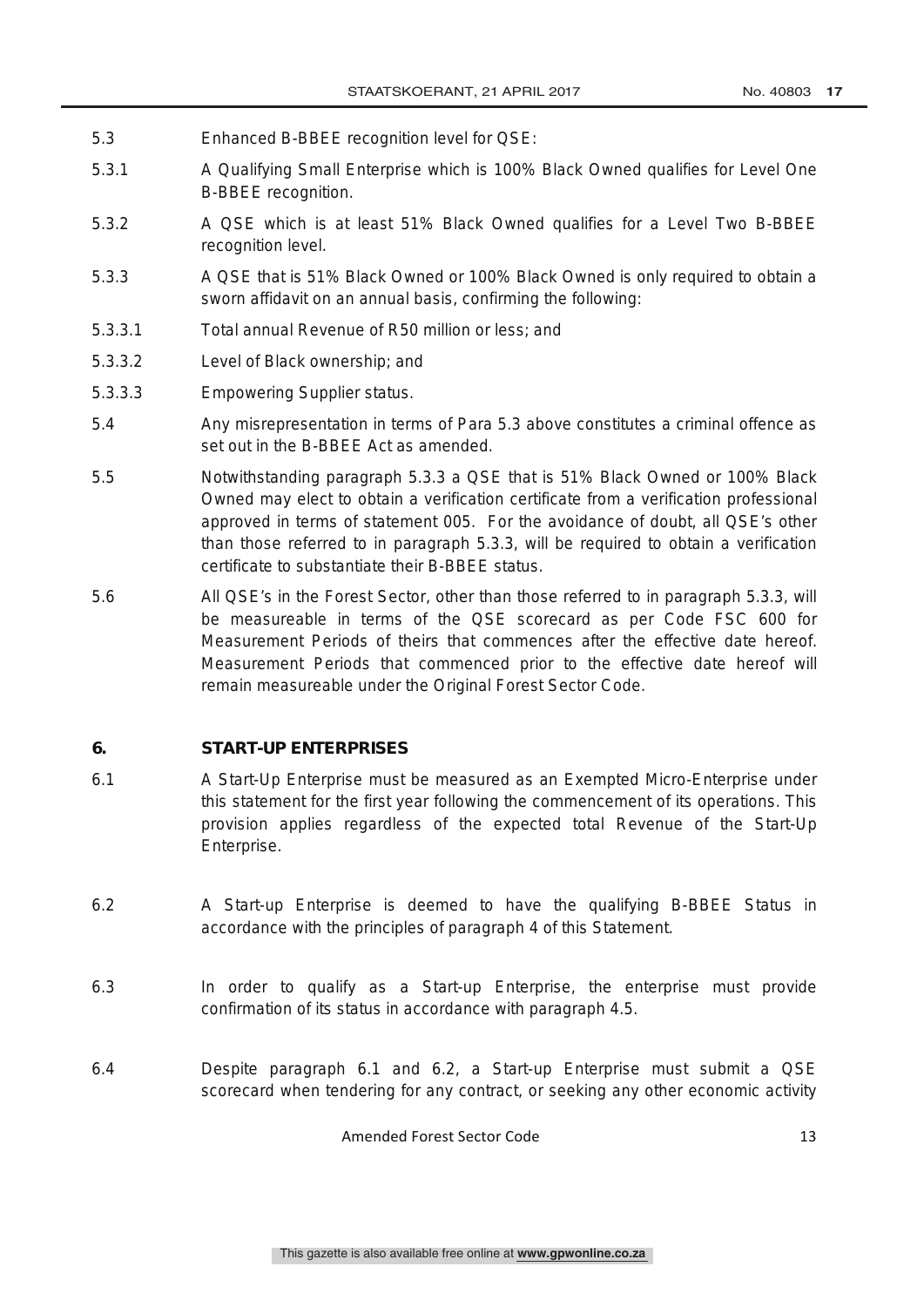5.3 Enhanced B-BBEE recognition level for QSE:

5.3.1 A Qualifying Small Enterprise which is 100% Black Owned qualifies for Level One B-BBEE recognition.

5.3.2 A QSE which is at least 51% Black Owned qualifies for a Level Two B-BBEE recognition level.

5.3.3 A QSE that is 51% Black Owned or 100% Black Owned is only required to obtain a sworn affidavit on an annual basis, confirming the following:

5.3.3.1 Total annual Revenue of R50 million or less; and

5.3.3.2 Level of Black ownership; and

5.3.3.3 Empowering Supplier status.

5.4 Any misrepresentation in terms of Para 5.3 above constitutes a criminal offence as set out in the B-BBEE Act as amended.

5.5 Notwithstanding paragraph 5.3.3 a QSE that is 51% Black Owned or 100% Black Owned may elect to obtain a verification certificate from a verification professional approved in terms of statement 005. For the avoidance of doubt, all QSE's other than those referred to in paragraph 5.3.3, will be required to obtain a verification certificate to substantiate their B-BBEE status.

5.6 All QSE's in the Forest Sector, other than those referred to in paragraph 5.3.3, will be measureable in terms of the QSE scorecard as per Code FSC 600 for Measurement Periods of theirs that commences after the effective date hereof. Measurement Periods that commenced prior to the effective date hereof will remain measureable under the Original Forest Sector Code.

## 6. START-UP ENTERPRISES

6.1 A Start-Up Enterprise must be measured as an Exempted Micro-Enterprise under this statement for the first year following the commencement of its operations. This provision applies regardless of the expected total Revenue of the Start-Up Enterprise.

6.2 A Start-up Enterprise is deemed to have the qualifying B-BBEE Status in accordance with the principles of paragraph 4 of this Statement.

6.3 In order to qualify as a Start-up Enterprise, the enterprise must provide confirmation of its status in accordance with paragraph 4.5.

6.4 Despite paragraph 6.1 and 6.2, a Start-up Enterprise must submit a QSE scorecard when tendering for any contract, or seeking any other economic activity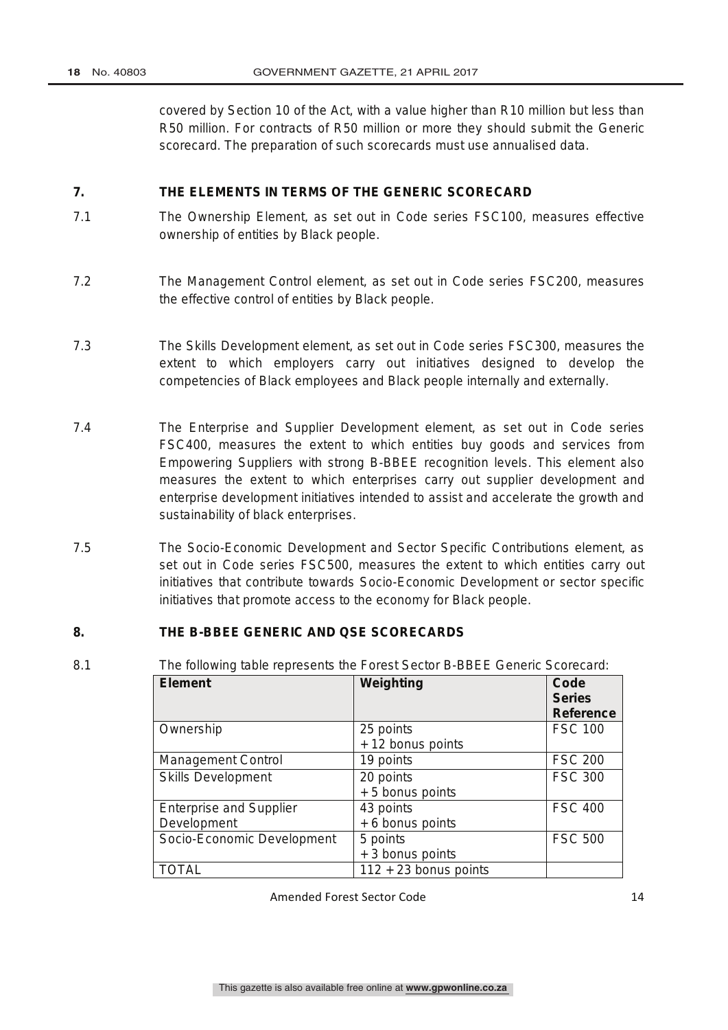covered by Section 10 of the Act, with a value higher than R10 million but less than R50 million. For contracts of R50 million or more they should submit the Generic scorecard. The preparation of such scorecards must use annualised data.

## 7. THE ELEMENTS IN TERMS OF THE GENERIC SCORECARD

7.1 The Ownership Element, as set out in Code series FSC100, measures effective ownership of entities by Black people.

7.2 The Management Control element, as set out in Code series FSC200, measures the effective control of entities by Black people.

7.3 The Skills Development element, as set out in Code series FSC300, measures the extent to which employers carry out initiatives designed to develop the competencies of Black employees and Black people internally and externally.

7.4 The Enterprise and Supplier Development element, as set out in Code series FSC400, measures the extent to which entities buy goods and services from Empowering Suppliers with strong B-BBEE recognition levels. This element also measures the extent to which enterprises carry out supplier development and enterprise development initiatives intended to assist and accelerate the growth and sustainability of black enterprises.

7.5 The Socio-Economic Development and Sector Specific Contributions element, as set out in Code series FSC500, measures the extent to which entities carry out initiatives that contribute towards Socio-Economic Development or sector specific initiatives that promote access to the economy for Black people.

## 8. THE B-BBEE GENERIC AND QSE SCORECARDS

8.1 The following table represents the Forest Sector B-BBEE Generic Scorecard:

| Element | Weighting | Code Series Reference |
|---|---|---|
| Ownership | 25 points + 12 bonus points | FSC 100 |
| Management Control | 19 points | FSC 200 |
| Skills Development | 20 points + 5 bonus points | FSC 300 |
| Enterprise and Supplier Development | 43 points + 6 bonus points | FSC 400 |
| Socio-Economic Development | 5 points + 3 bonus points | FSC 500 |
| TOTAL | 112 + 23 bonus points | |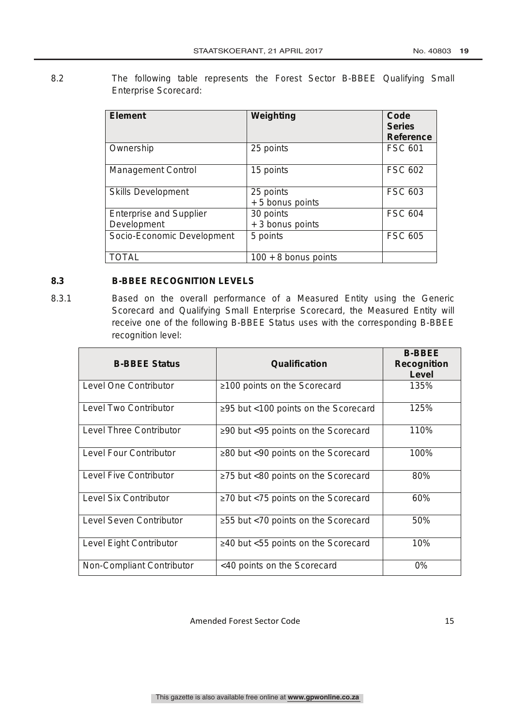8.2 The following table represents the Forest Sector B-BBEE Qualifying Small Enterprise Scorecard:

| Element | Weighting | Code Series Reference |
|---|---|---|
| Ownership | 25 points | FSC 601 |
| Management Control | 15 points | FSC 602 |
| Skills Development | 25 points<br>+ 5 bonus points | FSC 603 |
| Enterprise and Supplier Development | 30 points<br>+ 3 bonus points | FSC 604 |
| Socio-Economic Development | 5 points | FSC 605 |
| TOTAL | 100 + 8 bonus points | |

**8.3 B-BBEE RECOGNITION LEVELS**

8.3.1 Based on the overall performance of a Measured Entity using the Generic Scorecard and Qualifying Small Enterprise Scorecard, the Measured Entity will receive one of the following B-BBEE Status uses with the corresponding B-BBEE recognition level:

| B-BBEE Status | Qualification | B-BBEE Recognition Level |
|---|---|---|
| Level One Contributor | ≥100 points on the Scorecard | 135% |
| Level Two Contributor | ≥95 but <100 points on the Scorecard | 125% |
| Level Three Contributor | ≥90 but <95 points on the Scorecard | 110% |
| Level Four Contributor | ≥80 but <90 points on the Scorecard | 100% |
| Level Five Contributor | ≥75 but <80 points on the Scorecard | 80% |
| Level Six Contributor | ≥70 but <75 points on the Scorecard | 60% |
| Level Seven Contributor | ≥55 but <70 points on the Scorecard | 50% |
| Level Eight Contributor | ≥40 but <55 points on the Scorecard | 10% |
| Non-Compliant Contributor | <40 points on the Scorecard | 0% |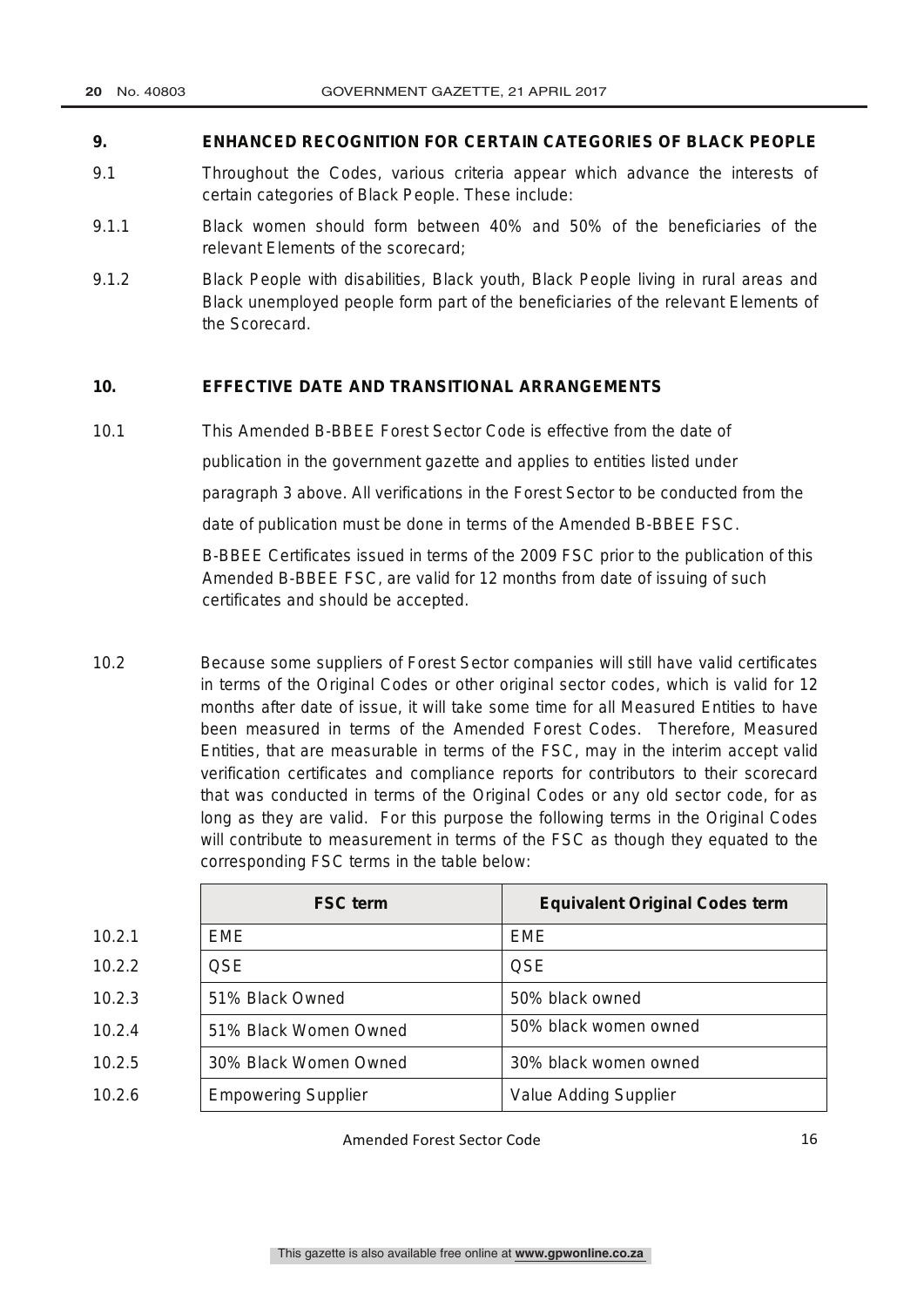## 9. ENHANCED RECOGNITION FOR CERTAIN CATEGORIES OF BLACK PEOPLE

9.1 Throughout the Codes, various criteria appear which advance the interests of certain categories of Black People. These include:

9.1.1 Black women should form between 40% and 50% of the beneficiaries of the relevant Elements of the scorecard;

9.1.2 Black People with disabilities, Black youth, Black People living in rural areas and Black unemployed people form part of the beneficiaries of the relevant Elements of the Scorecard.

## 10. EFFECTIVE DATE AND TRANSITIONAL ARRANGEMENTS

10.1 This Amended B-BBEE Forest Sector Code is effective from the date of publication in the government gazette and applies to entities listed under paragraph 3 above. All verifications in the Forest Sector to be conducted from the date of publication must be done in terms of the Amended B-BBEE FSC.

B-BBEE Certificates issued in terms of the 2009 FSC prior to the publication of this Amended B-BBEE FSC, are valid for 12 months from date of issuing of such certificates and should be accepted.

10.2 Because some suppliers of Forest Sector companies will still have valid certificates in terms of the Original Codes or other original sector codes, which is valid for 12 months after date of issue, it will take some time for all Measured Entities to have been measured in terms of the Amended Forest Codes. Therefore, Measured Entities, that are measurable in terms of the FSC, may in the interim accept valid verification certificates and compliance reports for contributors to their scorecard that was conducted in terms of the Original Codes or any old sector code, for as long as they are valid. For this purpose the following terms in the Original Codes will contribute to measurement in terms of the FSC as though they equated to the corresponding FSC terms in the table below:

| | FSC term | Equivalent Original Codes term |
|---|---|---|
| 10.2.1 | EME | EME |
| 10.2.2 | QSE | QSE |
| 10.2.3 | 51% Black Owned | 50% black owned |
| 10.2.4 | 51% Black Women Owned | 50% black women owned |
| 10.2.5 | 30% Black Women Owned | 30% black women owned |
| 10.2.6 | Empowering Supplier | Value Adding Supplier |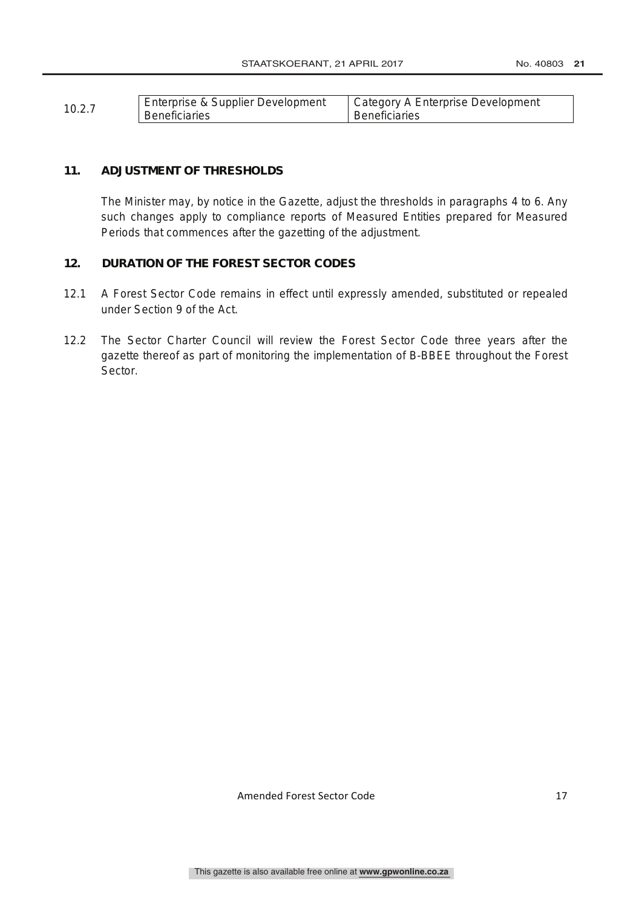| 10.2.7 | Enterprise & Supplier Development Beneficiaries | Category A Enterprise Development Beneficiaries |
|---|---|---|

## 11. ADJUSTMENT OF THRESHOLDS

The Minister may, by notice in the Gazette, adjust the thresholds in paragraphs 4 to 6. Any such changes apply to compliance reports of Measured Entities prepared for Measured Periods that commences after the gazetting of the adjustment.

## 12. DURATION OF THE FOREST SECTOR CODES

12.1 A Forest Sector Code remains in effect until expressly amended, substituted or repealed under Section 9 of the Act.

12.2 The Sector Charter Council will review the Forest Sector Code three years after the gazette thereof as part of monitoring the implementation of B-BBEE throughout the Forest Sector.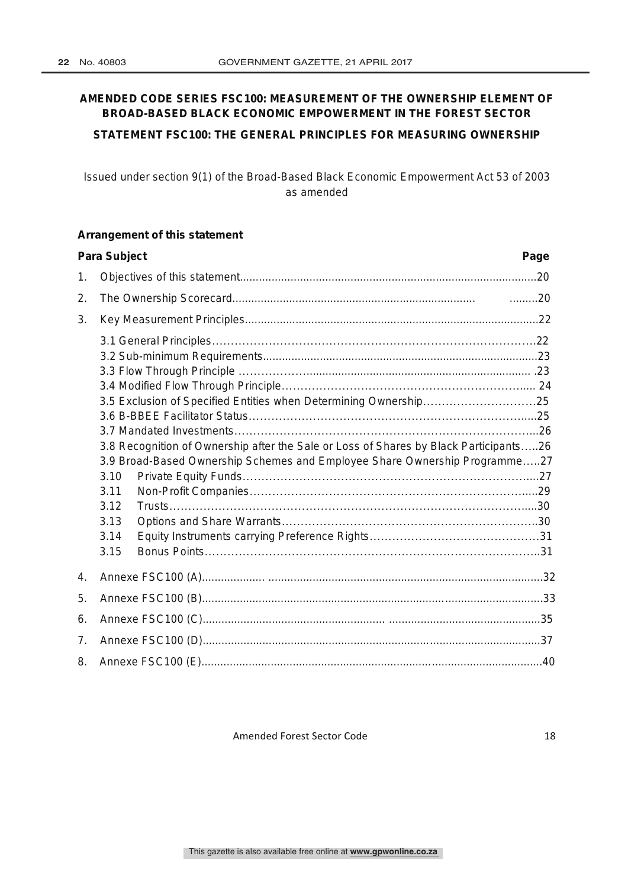# AMENDED CODE SERIES FSC100: MEASUREMENT OF THE OWNERSHIP ELEMENT OF BROAD-BASED BLACK ECONOMIC EMPOWERMENT IN THE FOREST SECTOR

## STATEMENT FSC100: THE GENERAL PRINCIPLES FOR MEASURING OWNERSHIP

Issued under section 9(1) of the Broad-Based Black Economic Empowerment Act 53 of 2003 as amended

**Arrangement of this statement**

| Para | Subject | Page |
|---|---|---|
| 1. | Objectives of this statement | 20 |
| 2. | The Ownership Scorecard | 20 |
| 3. | Key Measurement Principles | 22 |
| | 3.1 General Principles | 22 |
| | 3.2 Sub-minimum Requirements | 23 |
| | 3.3 Flow Through Principle | 23 |
| | 3.4 Modified Flow Through Principle | 24 |
| | 3.5 Exclusion of Specified Entities when Determining Ownership | 25 |
| | 3.6 B-BBEE Facilitator Status | 25 |
| | 3.7 Mandated Investments | 26 |
| | 3.8 Recognition of Ownership after the Sale or Loss of Shares by Black Participants | 26 |
| | 3.9 Broad-Based Ownership Schemes and Employee Share Ownership Programme | 27 |
| | 3.10 Private Equity Funds | 27 |
| | 3.11 Non-Profit Companies | 29 |
| | 3.12 Trusts | 30 |
| | 3.13 Options and Share Warrants | 30 |
| | 3.14 Equity Instruments carrying Preference Rights | 31 |
| | 3.15 Bonus Points | 31 |
| 4. | Annexe FSC100 (A) | 32 |
| 5. | Annexe FSC100 (B) | 33 |
| 6. | Annexe FSC100 (C) | 35 |
| 7. | Annexe FSC100 (D) | 37 |
| 8. | Annexe FSC100 (E) | 40 |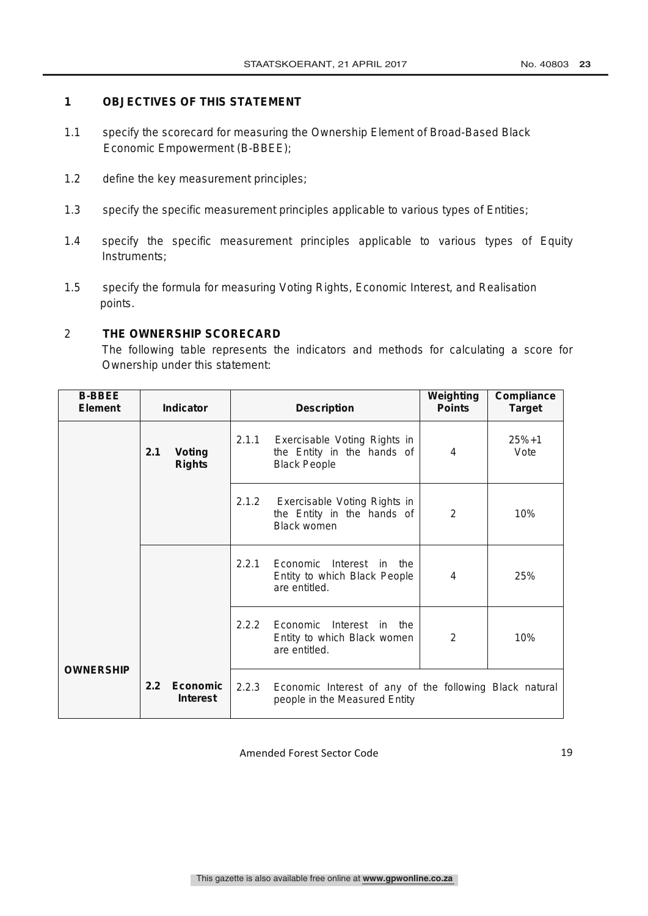## 1 OBJECTIVES OF THIS STATEMENT

1.1 specify the scorecard for measuring the Ownership Element of Broad-Based Black Economic Empowerment (B-BBEE);

1.2 define the key measurement principles;

1.3 specify the specific measurement principles applicable to various types of Entities;

1.4 specify the specific measurement principles applicable to various types of Equity Instruments;

1.5 specify the formula for measuring Voting Rights, Economic Interest, and Realisation points.

## 2 THE OWNERSHIP SCORECARD

The following table represents the indicators and methods for calculating a score for Ownership under this statement:

| B-BBEE Element | Indicator | Description | | Weighting Points | Compliance Target |
|---|---|---|---|---|---|
| OWNERSHIP | **2.1 Voting Rights** | 2.1.1 | Exercisable Voting Rights in the Entity in the hands of Black People | 4 | 25%+1 Vote |
| | | 2.1.2 | Exercisable Voting Rights in the Entity in the hands of Black women | 2 | 10% |
| | **2.2 Economic Interest** | 2.2.1 | Economic Interest in the Entity to which Black People are entitled. | 4 | 25% |
| | | 2.2.2 | Economic Interest in the Entity to which Black women are entitled. | 2 | 10% |
| | | 2.2.3 | Economic Interest of any of the following Black natural people in the Measured Entity | | |

Amended Forest Sector Code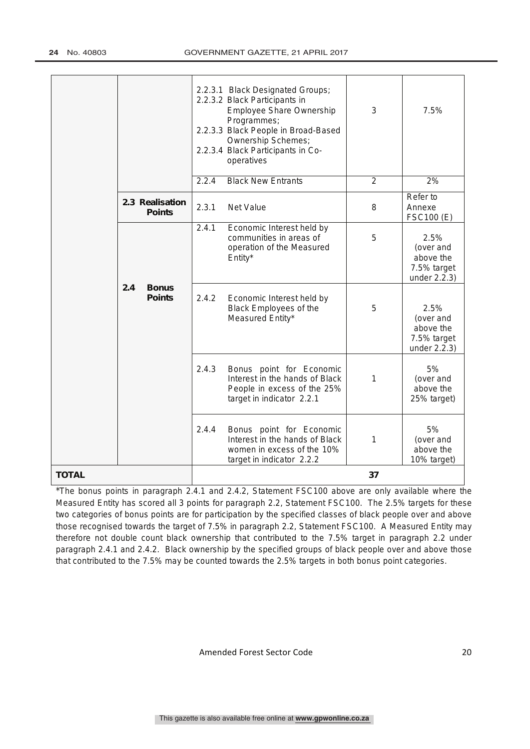| | | | | |
|---|---|---|---|---|
| | | 2.2.3.1 Black Designated Groups;<br>2.2.3.2 Black Participants in Employee Share Ownership Programmes;<br>2.2.3.3 Black People in Broad-Based Ownership Schemes;<br>2.2.3.4 Black Participants in Co-operatives | 3 | 7.5% |
| | | 2.2.4 Black New Entrants | 2 | 2% |
| | **2.3 Realisation Points** | 2.3.1 Net Value | 8 | Refer to Annexe FSC100 (E) |
| | **2.4 Bonus Points** | 2.4.1 Economic Interest held by communities in areas of operation of the Measured Entity* | 5 | 2.5% (over and above the 7.5% target under 2.2.3) |
| | | 2.4.2 Economic Interest held by Black Employees of the Measured Entity* | 5 | 2.5% (over and above the 7.5% target under 2.2.3) |
| | | 2.4.3 Bonus point for Economic Interest in the hands of Black People in excess of the 25% target in indicator 2.2.1 | 1 | 5% (over and above the 25% target) |
| | | 2.4.4 Bonus point for Economic Interest in the hands of Black women in excess of the 10% target in indicator 2.2.2 | 1 | 5% (over and above the 10% target) |
| **TOTAL** | | | **37** | |

*The bonus points in paragraph 2.4.1 and 2.4.2, Statement FSC100 above are only available where the Measured Entity has scored all 3 points for paragraph 2.2, Statement FSC100. The 2.5% targets for these two categories of bonus points are for participation by the specified classes of black people over and above those recognised towards the target of 7.5% in paragraph 2.2, Statement FSC100. A Measured Entity may therefore not double count black ownership that contributed to the 7.5% target in paragraph 2.2 under paragraph 2.4.1 and 2.4.2. Black ownership by the specified groups of black people over and above those that contributed to the 7.5% may be counted towards the 2.5% targets in both bonus point categories.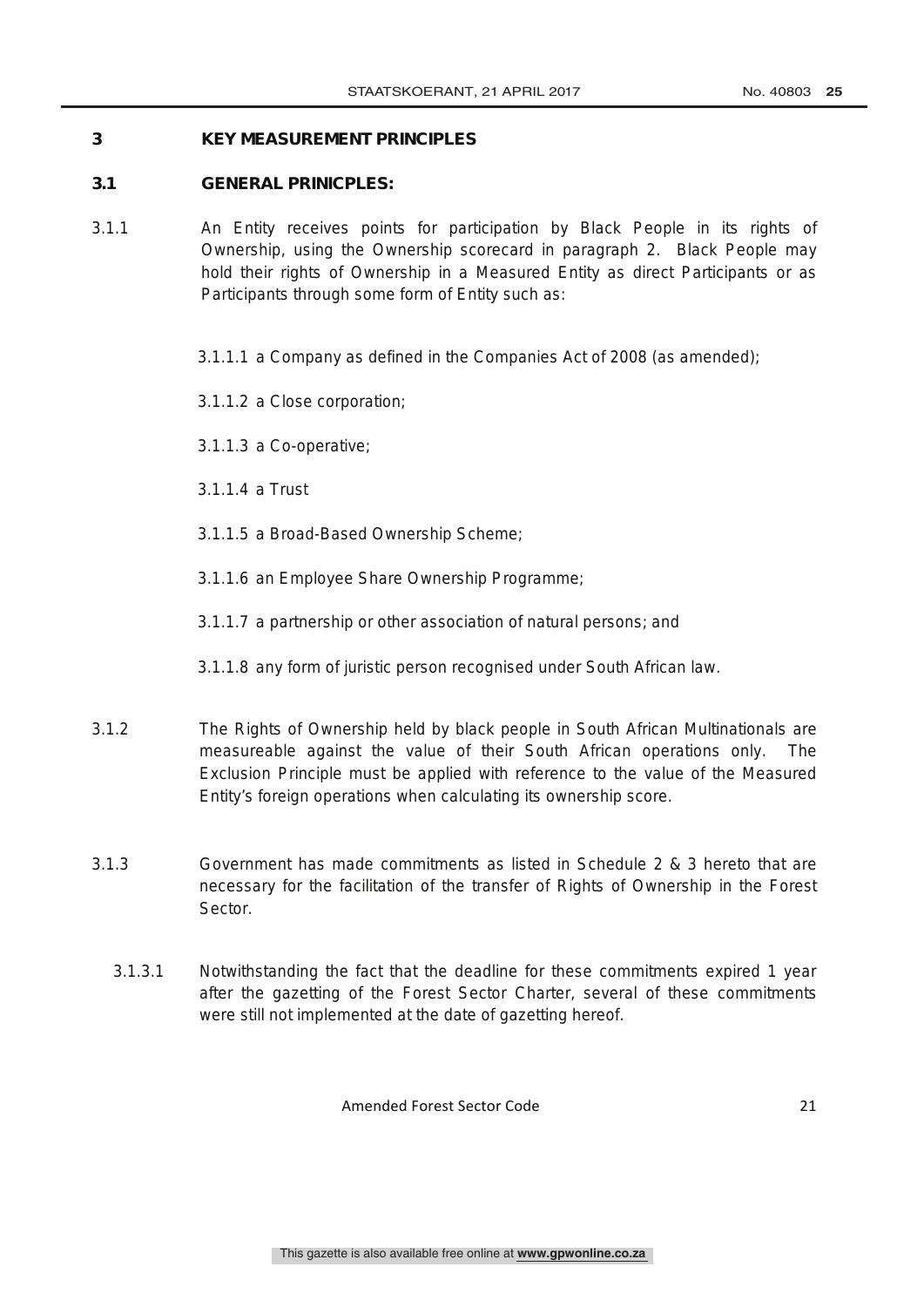## 3 KEY MEASUREMENT PRINCIPLES

### 3.1 GENERAL PRINICPLES:

3.1.1 An Entity receives points for participation by Black People in its rights of Ownership, using the Ownership scorecard in paragraph 2. Black People may hold their rights of Ownership in a Measured Entity as direct Participants or as Participants through some form of Entity such as:

3.1.1.1 a Company as defined in the Companies Act of 2008 (as amended);

3.1.1.2 a Close corporation;

3.1.1.3 a Co-operative;

3.1.1.4 a Trust

3.1.1.5 a Broad-Based Ownership Scheme;

3.1.1.6 an Employee Share Ownership Programme;

3.1.1.7 a partnership or other association of natural persons; and

3.1.1.8 any form of juristic person recognised under South African law.

3.1.2 The Rights of Ownership held by black people in South African Multinationals are measureable against the value of their South African operations only. The Exclusion Principle must be applied with reference to the value of the Measured Entity's foreign operations when calculating its ownership score.

3.1.3 Government has made commitments as listed in Schedule 2 & 3 hereto that are necessary for the facilitation of the transfer of Rights of Ownership in the Forest Sector.

3.1.3.1 Notwithstanding the fact that the deadline for these commitments expired 1 year after the gazetting of the Forest Sector Charter, several of these commitments were still not implemented at the date of gazetting hereof.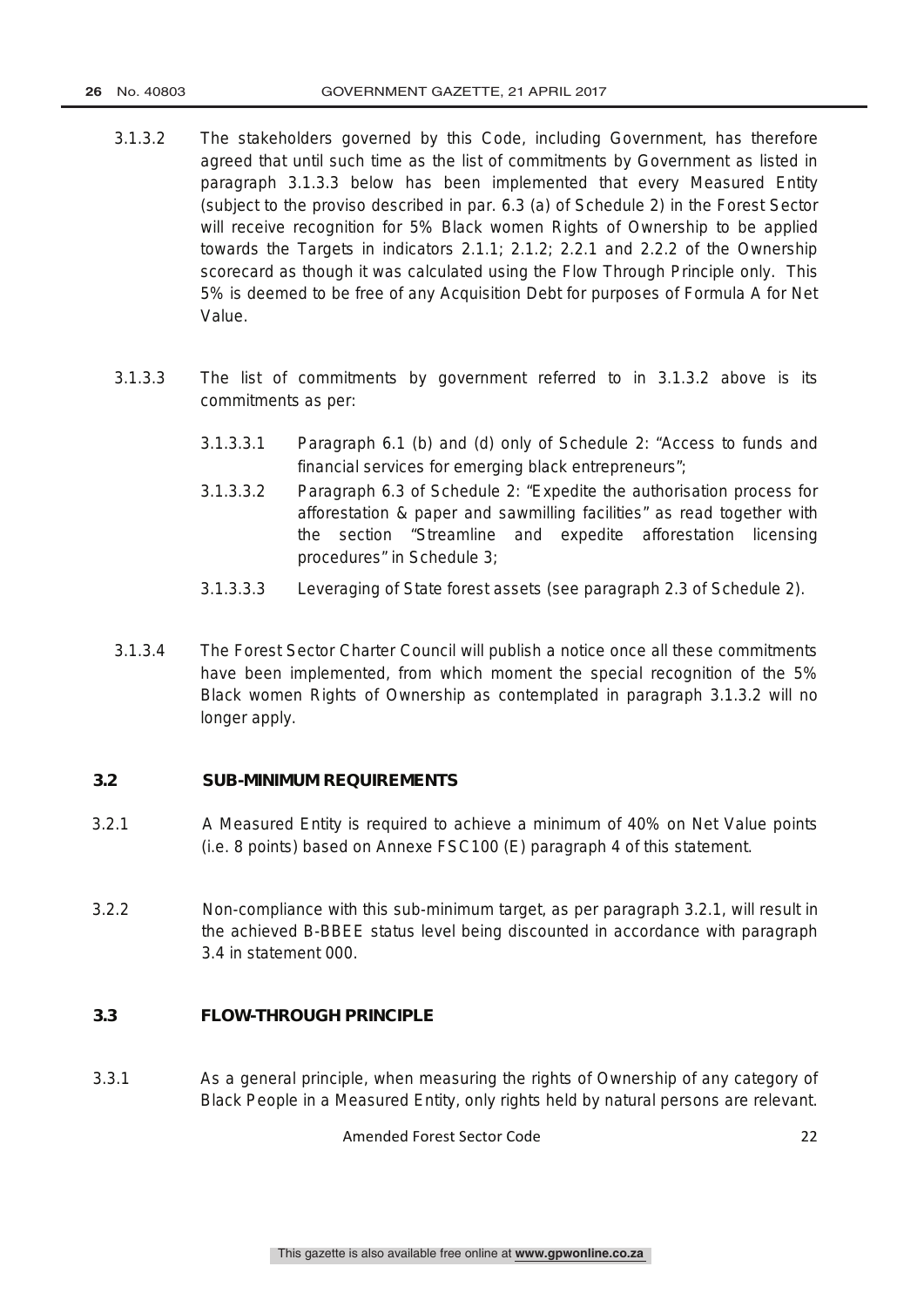3.1.3.2 The stakeholders governed by this Code, including Government, has therefore agreed that until such time as the list of commitments by Government as listed in paragraph 3.1.3.3 below has been implemented that every Measured Entity (subject to the proviso described in par. 6.3 (a) of Schedule 2) in the Forest Sector will receive recognition for 5% Black women Rights of Ownership to be applied towards the Targets in indicators 2.1.1; 2.1.2; 2.2.1 and 2.2.2 of the Ownership scorecard as though it was calculated using the Flow Through Principle only. This 5% is deemed to be free of any Acquisition Debt for purposes of Formula A for Net Value.

3.1.3.3 The list of commitments by government referred to in 3.1.3.2 above is its commitments as per:

3.1.3.3.1 Paragraph 6.1 (b) and (d) only of Schedule 2: "Access to funds and financial services for emerging black entrepreneurs";

3.1.3.3.2 Paragraph 6.3 of Schedule 2: "Expedite the authorisation process for afforestation & paper and sawmilling facilities" as read together with the section "Streamline and expedite afforestation licensing procedures" in Schedule 3;

3.1.3.3.3 Leveraging of State forest assets (see paragraph 2.3 of Schedule 2).

3.1.3.4 The Forest Sector Charter Council will publish a notice once all these commitments have been implemented, from which moment the special recognition of the 5% Black women Rights of Ownership as contemplated in paragraph 3.1.3.2 will no longer apply.

### 3.2 SUB-MINIMUM REQUIREMENTS

3.2.1 A Measured Entity is required to achieve a minimum of 40% on Net Value points (i.e. 8 points) based on Annexe FSC100 (E) paragraph 4 of this statement.

3.2.2 Non-compliance with this sub-minimum target, as per paragraph 3.2.1, will result in the achieved B-BBEE status level being discounted in accordance with paragraph 3.4 in statement 000.

### 3.3 FLOW-THROUGH PRINCIPLE

3.3.1 As a general principle, when measuring the rights of Ownership of any category of Black People in a Measured Entity, only rights held by natural persons are relevant.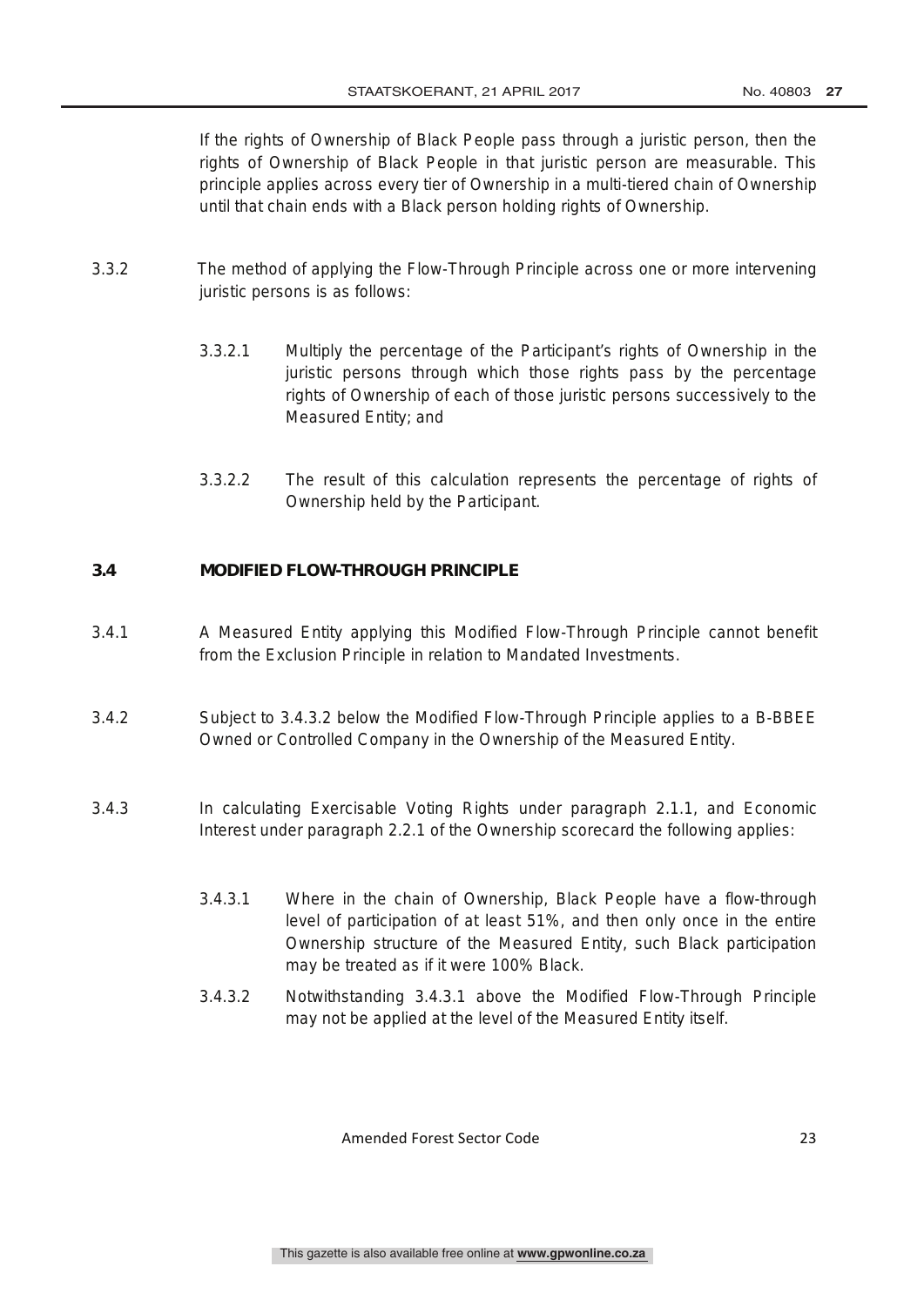If the rights of Ownership of Black People pass through a juristic person, then the rights of Ownership of Black People in that juristic person are measurable. This principle applies across every tier of Ownership in a multi-tiered chain of Ownership until that chain ends with a Black person holding rights of Ownership.

3.3.2 The method of applying the Flow-Through Principle across one or more intervening juristic persons is as follows:

3.3.2.1 Multiply the percentage of the Participant's rights of Ownership in the juristic persons through which those rights pass by the percentage rights of Ownership of each of those juristic persons successively to the Measured Entity; and

3.3.2.2 The result of this calculation represents the percentage of rights of Ownership held by the Participant.

### 3.4 MODIFIED FLOW-THROUGH PRINCIPLE

3.4.1 A Measured Entity applying this Modified Flow-Through Principle cannot benefit from the Exclusion Principle in relation to Mandated Investments.

3.4.2 Subject to 3.4.3.2 below the Modified Flow-Through Principle applies to a B-BBEE Owned or Controlled Company in the Ownership of the Measured Entity.

3.4.3 In calculating Exercisable Voting Rights under paragraph 2.1.1, and Economic Interest under paragraph 2.2.1 of the Ownership scorecard the following applies:

3.4.3.1 Where in the chain of Ownership, Black People have a flow-through level of participation of at least 51%, and then only once in the entire Ownership structure of the Measured Entity, such Black participation may be treated as if it were 100% Black.

3.4.3.2 Notwithstanding 3.4.3.1 above the Modified Flow-Through Principle may not be applied at the level of the Measured Entity itself.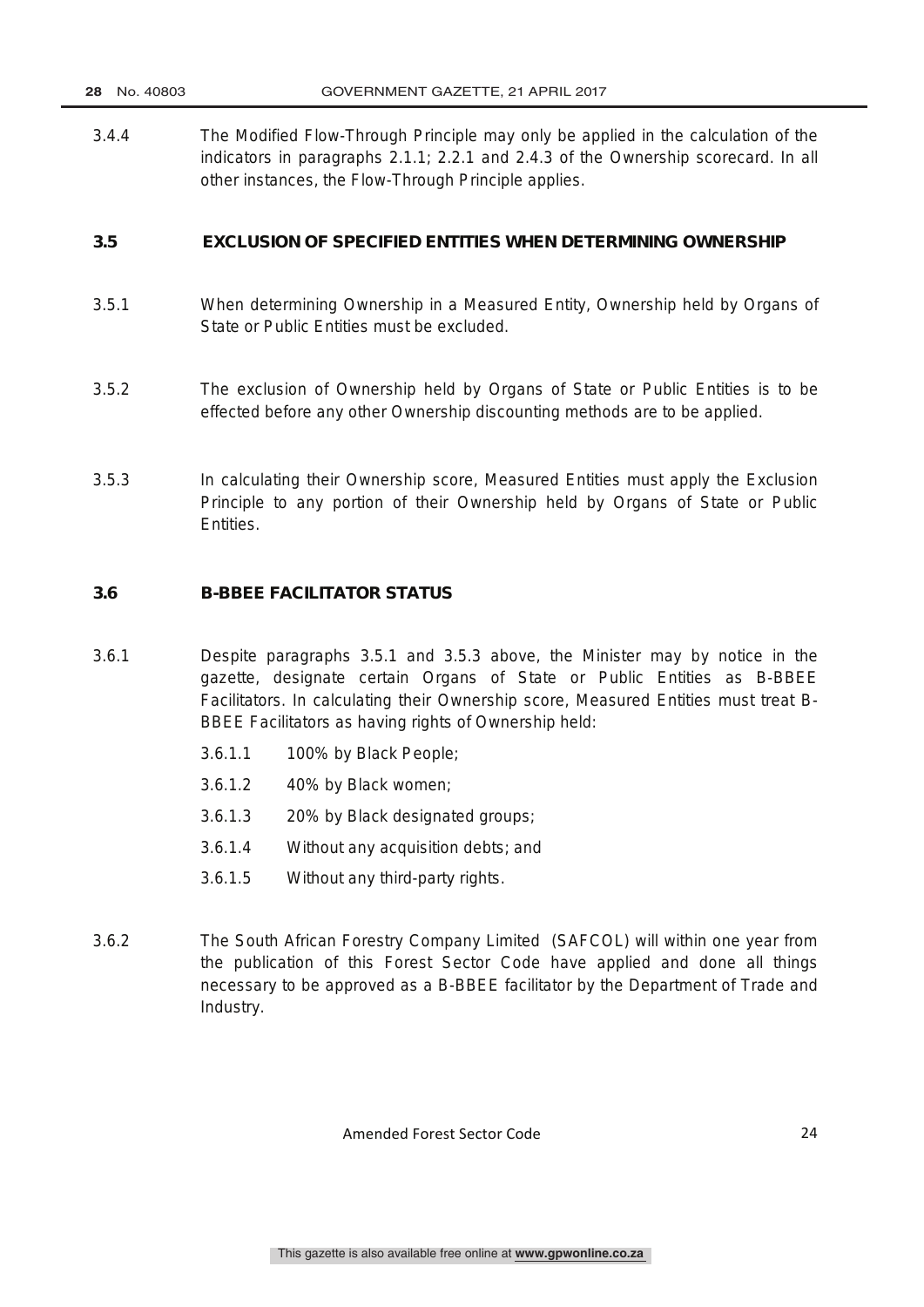3.4.4 The Modified Flow-Through Principle may only be applied in the calculation of the indicators in paragraphs 2.1.1; 2.2.1 and 2.4.3 of the Ownership scorecard. In all other instances, the Flow-Through Principle applies.

### 3.5 EXCLUSION OF SPECIFIED ENTITIES WHEN DETERMINING OWNERSHIP

3.5.1 When determining Ownership in a Measured Entity, Ownership held by Organs of State or Public Entities must be excluded.

3.5.2 The exclusion of Ownership held by Organs of State or Public Entities is to be effected before any other Ownership discounting methods are to be applied.

3.5.3 In calculating their Ownership score, Measured Entities must apply the Exclusion Principle to any portion of their Ownership held by Organs of State or Public Entities.

### 3.6 B-BBEE FACILITATOR STATUS

3.6.1 Despite paragraphs 3.5.1 and 3.5.3 above, the Minister may by notice in the gazette, designate certain Organs of State or Public Entities as B-BBEE Facilitators. In calculating their Ownership score, Measured Entities must treat B-BBEE Facilitators as having rights of Ownership held:

- 3.6.1.1 100% by Black People;
- 3.6.1.2 40% by Black women;
- 3.6.1.3 20% by Black designated groups;
- 3.6.1.4 Without any acquisition debts; and
- 3.6.1.5 Without any third-party rights.

3.6.2 The South African Forestry Company Limited (SAFCOL) will within one year from the publication of this Forest Sector Code have applied and done all things necessary to be approved as a B-BBEE facilitator by the Department of Trade and Industry.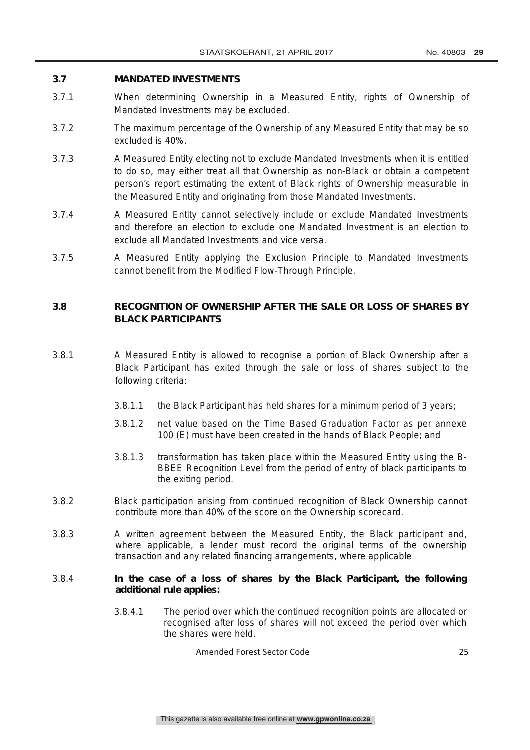### 3.7 MANDATED INVESTMENTS

3.7.1 When determining Ownership in a Measured Entity, rights of Ownership of Mandated Investments may be excluded.

3.7.2 The maximum percentage of the Ownership of any Measured Entity that may be so excluded is 40%.

3.7.3 A Measured Entity electing not to exclude Mandated Investments when it is entitled to do so, may either treat all that Ownership as non-Black or obtain a competent person's report estimating the extent of Black rights of Ownership measurable in the Measured Entity and originating from those Mandated Investments.

3.7.4 A Measured Entity cannot selectively include or exclude Mandated Investments and therefore an election to exclude one Mandated Investment is an election to exclude all Mandated Investments and vice versa.

3.7.5 A Measured Entity applying the Exclusion Principle to Mandated Investments cannot benefit from the Modified Flow-Through Principle.

### 3.8 RECOGNITION OF OWNERSHIP AFTER THE SALE OR LOSS OF SHARES BY BLACK PARTICIPANTS

3.8.1 A Measured Entity is allowed to recognise a portion of Black Ownership after a Black Participant has exited through the sale or loss of shares subject to the following criteria:

3.8.1.1 the Black Participant has held shares for a minimum period of 3 years;

3.8.1.2 net value based on the Time Based Graduation Factor as per annexe 100 (E) must have been created in the hands of Black People; and

3.8.1.3 transformation has taken place within the Measured Entity using the B-BBEE Recognition Level from the period of entry of black participants to the exiting period.

3.8.2 Black participation arising from continued recognition of Black Ownership cannot contribute more than 40% of the score on the Ownership scorecard.

3.8.3 A written agreement between the Measured Entity, the Black participant and, where applicable, a lender must record the original terms of the ownership transaction and any related financing arrangements, where applicable

3.8.4 **In the case of a loss of shares by the Black Participant, the following additional rule applies:**

3.8.4.1 The period over which the continued recognition points are allocated or recognised after loss of shares will not exceed the period over which the shares were held.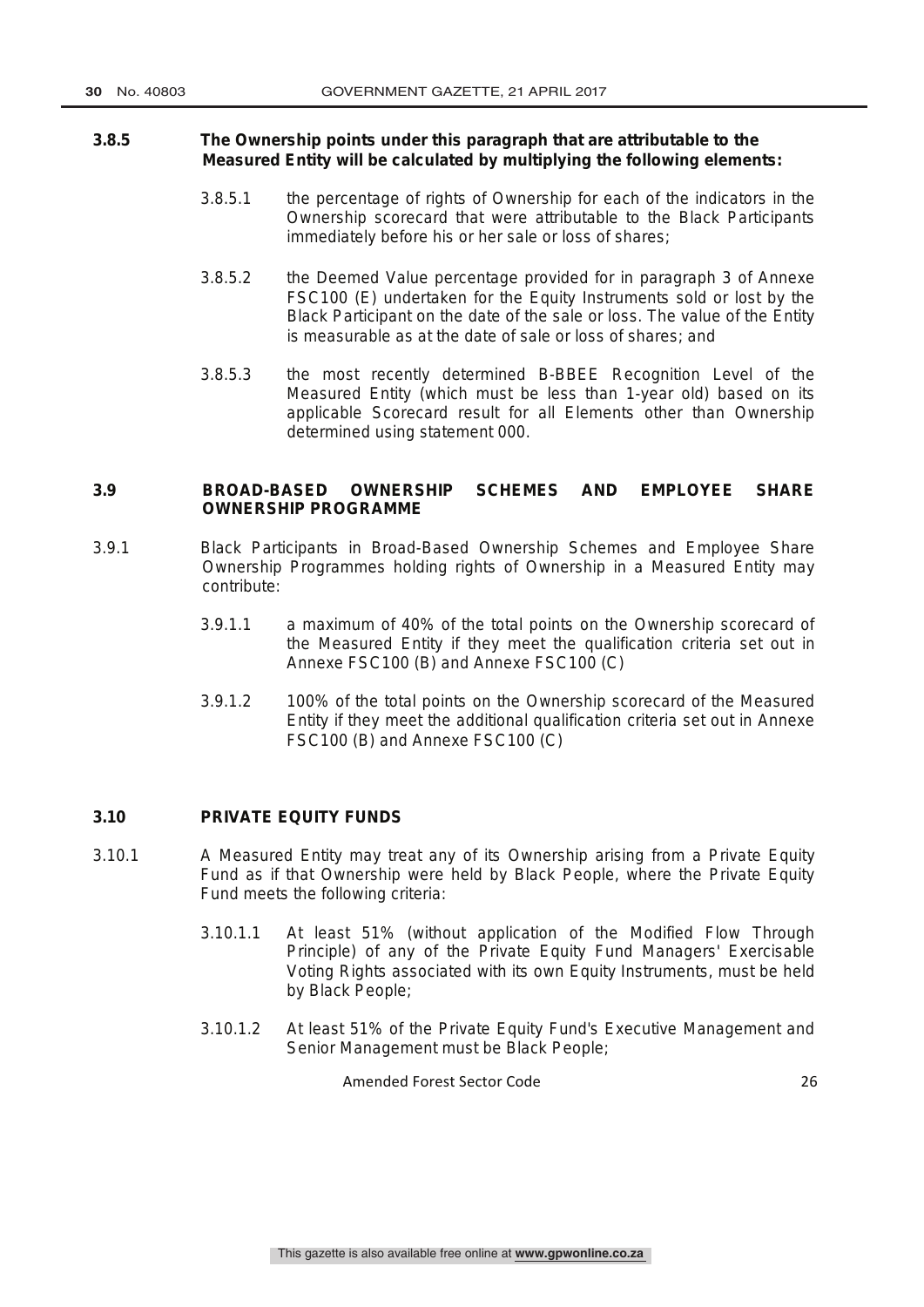**3.8.5 The Ownership points under this paragraph that are attributable to the Measured Entity will be calculated by multiplying the following elements:**

3.8.5.1 the percentage of rights of Ownership for each of the indicators in the Ownership scorecard that were attributable to the Black Participants immediately before his or her sale or loss of shares;

3.8.5.2 the Deemed Value percentage provided for in paragraph 3 of Annexe FSC100 (E) undertaken for the Equity Instruments sold or lost by the Black Participant on the date of the sale or loss. The value of the Entity is measurable as at the date of sale or loss of shares; and

3.8.5.3 the most recently determined B-BBEE Recognition Level of the Measured Entity (which must be less than 1-year old) based on its applicable Scorecard result for all Elements other than Ownership determined using statement 000.

## 3.9 BROAD-BASED OWNERSHIP SCHEMES AND EMPLOYEE SHARE OWNERSHIP PROGRAMME

3.9.1 Black Participants in Broad-Based Ownership Schemes and Employee Share Ownership Programmes holding rights of Ownership in a Measured Entity may contribute:

3.9.1.1 a maximum of 40% of the total points on the Ownership scorecard of the Measured Entity if they meet the qualification criteria set out in Annexe FSC100 (B) and Annexe FSC100 (C)

3.9.1.2 100% of the total points on the Ownership scorecard of the Measured Entity if they meet the additional qualification criteria set out in Annexe FSC100 (B) and Annexe FSC100 (C)

## 3.10 PRIVATE EQUITY FUNDS

3.10.1 A Measured Entity may treat any of its Ownership arising from a Private Equity Fund as if that Ownership were held by Black People, where the Private Equity Fund meets the following criteria:

3.10.1.1 At least 51% (without application of the Modified Flow Through Principle) of any of the Private Equity Fund Managers' Exercisable Voting Rights associated with its own Equity Instruments, must be held by Black People;

3.10.1.2 At least 51% of the Private Equity Fund's Executive Management and Senior Management must be Black People;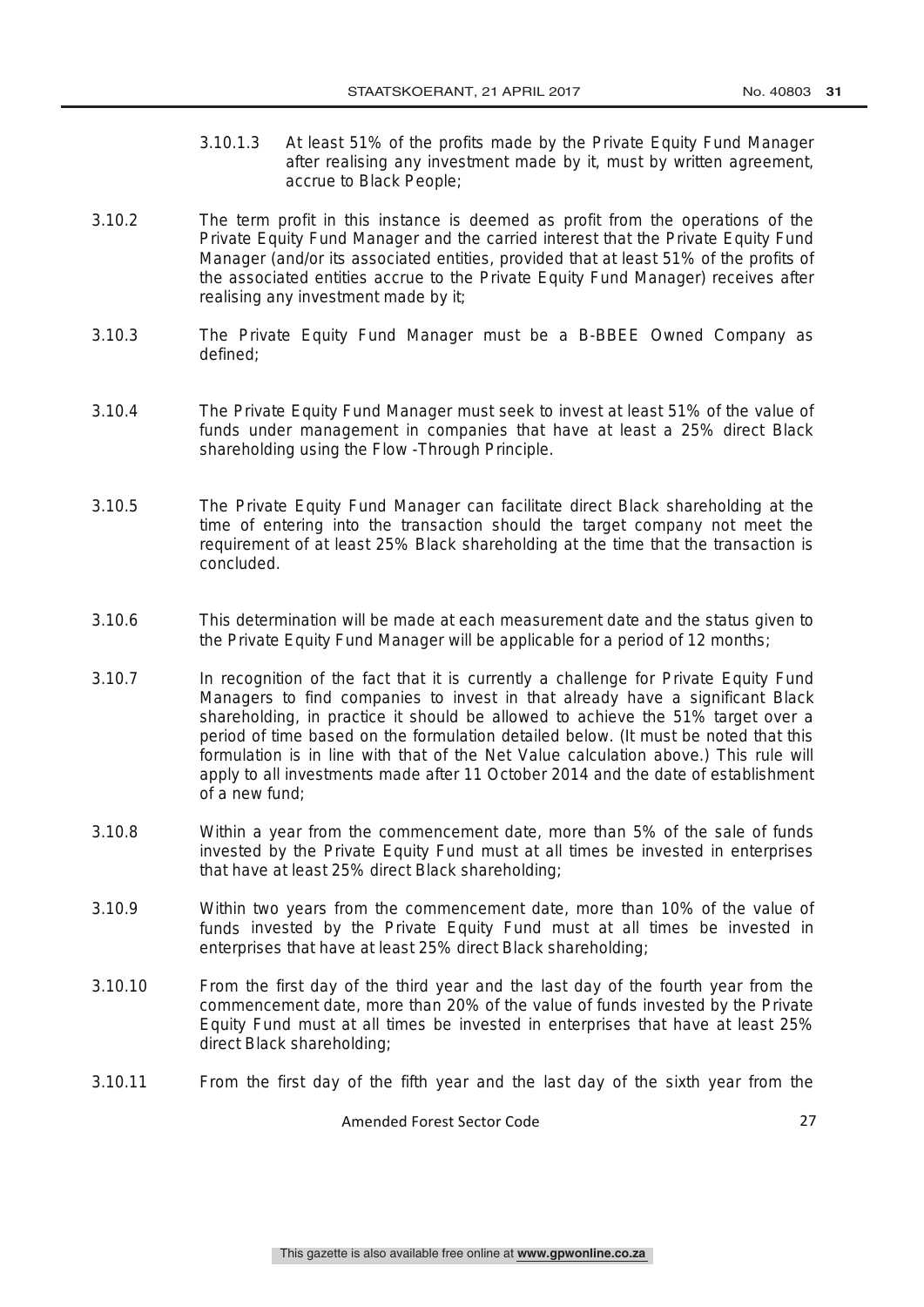3.10.1.3 At least 51% of the profits made by the Private Equity Fund Manager after realising any investment made by it, must by written agreement, accrue to Black People;

3.10.2 The term profit in this instance is deemed as profit from the operations of the Private Equity Fund Manager and the carried interest that the Private Equity Fund Manager (and/or its associated entities, provided that at least 51% of the profits of the associated entities accrue to the Private Equity Fund Manager) receives after realising any investment made by it;

3.10.3 The Private Equity Fund Manager must be a B-BBEE Owned Company as defined;

3.10.4 The Private Equity Fund Manager must seek to invest at least 51% of the value of funds under management in companies that have at least a 25% direct Black shareholding using the Flow -Through Principle.

3.10.5 The Private Equity Fund Manager can facilitate direct Black shareholding at the time of entering into the transaction should the target company not meet the requirement of at least 25% Black shareholding at the time that the transaction is concluded.

3.10.6 This determination will be made at each measurement date and the status given to the Private Equity Fund Manager will be applicable for a period of 12 months;

3.10.7 In recognition of the fact that it is currently a challenge for Private Equity Fund Managers to find companies to invest in that already have a significant Black shareholding, in practice it should be allowed to achieve the 51% target over a period of time based on the formulation detailed below. (It must be noted that this formulation is in line with that of the Net Value calculation above.) This rule will apply to all investments made after 11 October 2014 and the date of establishment of a new fund;

3.10.8 Within a year from the commencement date, more than 5% of the sale of funds invested by the Private Equity Fund must at all times be invested in enterprises that have at least 25% direct Black shareholding;

3.10.9 Within two years from the commencement date, more than 10% of the value of funds invested by the Private Equity Fund must at all times be invested in enterprises that have at least 25% direct Black shareholding;

3.10.10 From the first day of the third year and the last day of the fourth year from the commencement date, more than 20% of the value of funds invested by the Private Equity Fund must at all times be invested in enterprises that have at least 25% direct Black shareholding;

3.10.11 From the first day of the fifth year and the last day of the sixth year from the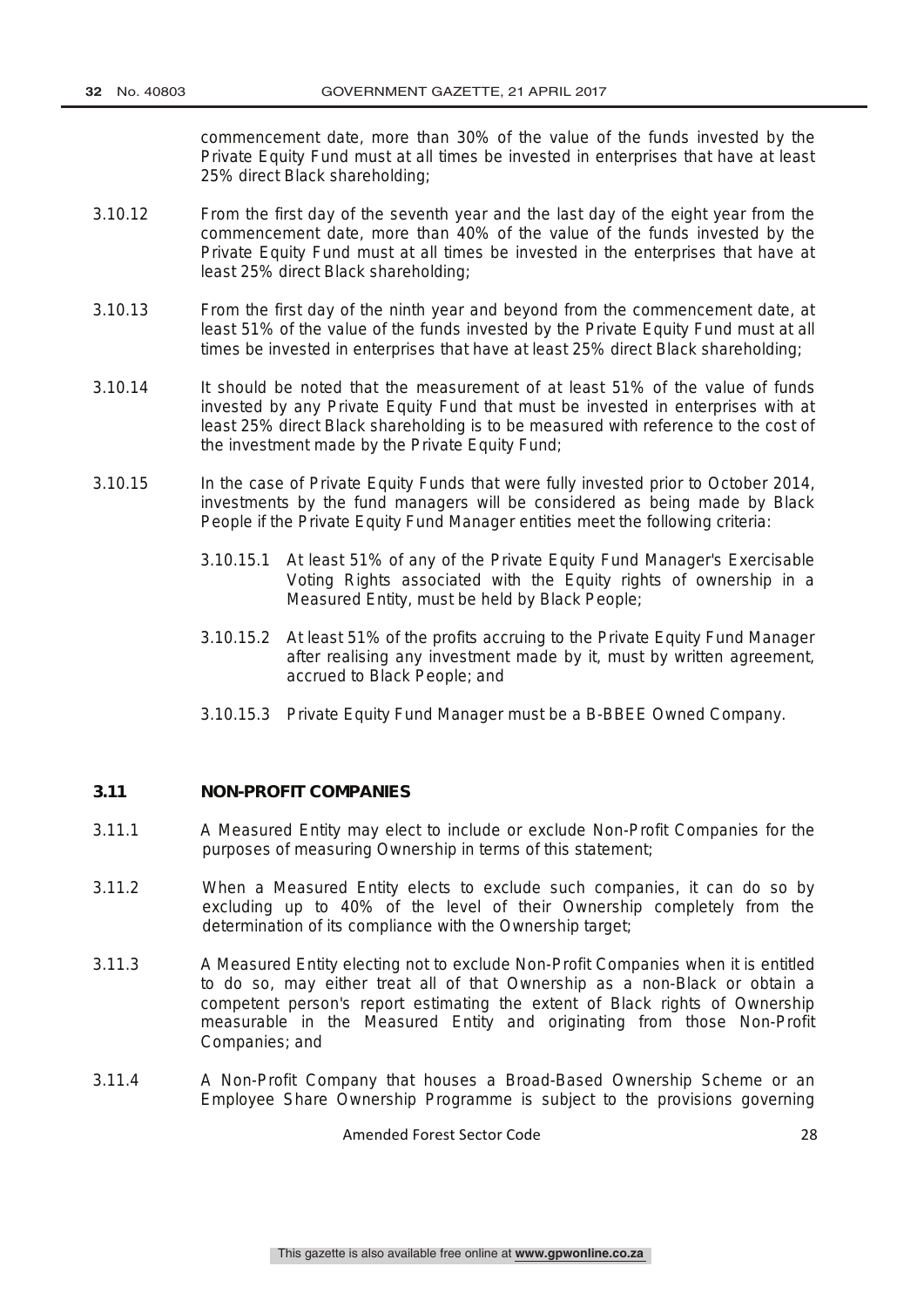commencement date, more than 30% of the value of the funds invested by the Private Equity Fund must at all times be invested in enterprises that have at least 25% direct Black shareholding;

3.10.12 From the first day of the seventh year and the last day of the eight year from the commencement date, more than 40% of the value of the funds invested by the Private Equity Fund must at all times be invested in the enterprises that have at least 25% direct Black shareholding;

3.10.13 From the first day of the ninth year and beyond from the commencement date, at least 51% of the value of the funds invested by the Private Equity Fund must at all times be invested in enterprises that have at least 25% direct Black shareholding;

3.10.14 It should be noted that the measurement of at least 51% of the value of funds invested by any Private Equity Fund that must be invested in enterprises with at least 25% direct Black shareholding is to be measured with reference to the cost of the investment made by the Private Equity Fund;

3.10.15 In the case of Private Equity Funds that were fully invested prior to October 2014, investments by the fund managers will be considered as being made by Black People if the Private Equity Fund Manager entities meet the following criteria:

3.10.15.1 At least 51% of any of the Private Equity Fund Manager's Exercisable Voting Rights associated with the Equity rights of ownership in a Measured Entity, must be held by Black People;

3.10.15.2 At least 51% of the profits accruing to the Private Equity Fund Manager after realising any investment made by it, must by written agreement, accrued to Black People; and

3.10.15.3 Private Equity Fund Manager must be a B-BBEE Owned Company.

## 3.11 NON-PROFIT COMPANIES

3.11.1 A Measured Entity may elect to include or exclude Non-Profit Companies for the purposes of measuring Ownership in terms of this statement;

3.11.2 When a Measured Entity elects to exclude such companies, it can do so by excluding up to 40% of the level of their Ownership completely from the determination of its compliance with the Ownership target;

3.11.3 A Measured Entity electing not to exclude Non-Profit Companies when it is entitled to do so, may either treat all of that Ownership as a non-Black or obtain a competent person's report estimating the extent of Black rights of Ownership measurable in the Measured Entity and originating from those Non-Profit Companies; and

3.11.4 A Non-Profit Company that houses a Broad-Based Ownership Scheme or an Employee Share Ownership Programme is subject to the provisions governing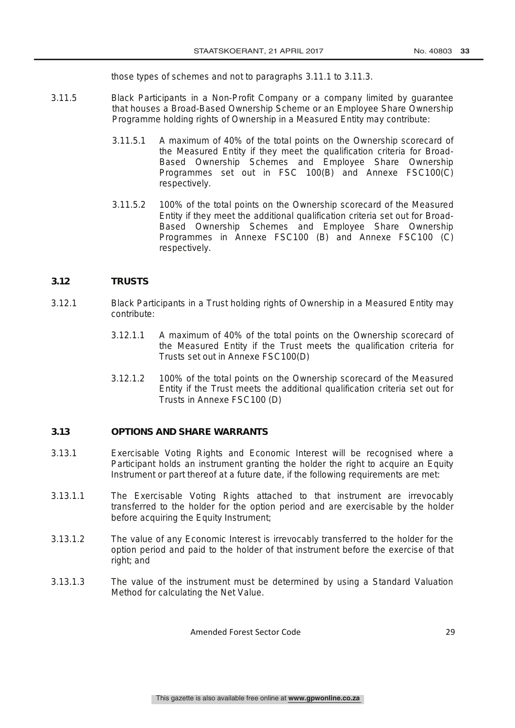those types of schemes and not to paragraphs 3.11.1 to 3.11.3.

3.11.5 Black Participants in a Non-Profit Company or a company limited by guarantee that houses a Broad-Based Ownership Scheme or an Employee Share Ownership Programme holding rights of Ownership in a Measured Entity may contribute:

3.11.5.1 A maximum of 40% of the total points on the Ownership scorecard of the Measured Entity if they meet the qualification criteria for Broad-Based Ownership Schemes and Employee Share Ownership Programmes set out in FSC 100(B) and Annexe FSC100(C) respectively.

3.11.5.2 100% of the total points on the Ownership scorecard of the Measured Entity if they meet the additional qualification criteria set out for Broad-Based Ownership Schemes and Employee Share Ownership Programmes in Annexe FSC100 (B) and Annexe FSC100 (C) respectively.

## 3.12 TRUSTS

3.12.1 Black Participants in a Trust holding rights of Ownership in a Measured Entity may contribute:

3.12.1.1 A maximum of 40% of the total points on the Ownership scorecard of the Measured Entity if the Trust meets the qualification criteria for Trusts set out in Annexe FSC100(D)

3.12.1.2 100% of the total points on the Ownership scorecard of the Measured Entity if the Trust meets the additional qualification criteria set out for Trusts in Annexe FSC100 (D)

## 3.13 OPTIONS AND SHARE WARRANTS

3.13.1 Exercisable Voting Rights and Economic Interest will be recognised where a Participant holds an instrument granting the holder the right to acquire an Equity Instrument or part thereof at a future date, if the following requirements are met:

3.13.1.1 The Exercisable Voting Rights attached to that instrument are irrevocably transferred to the holder for the option period and are exercisable by the holder before acquiring the Equity Instrument;

3.13.1.2 The value of any Economic Interest is irrevocably transferred to the holder for the option period and paid to the holder of that instrument before the exercise of that right; and

3.13.1.3 The value of the instrument must be determined by using a Standard Valuation Method for calculating the Net Value.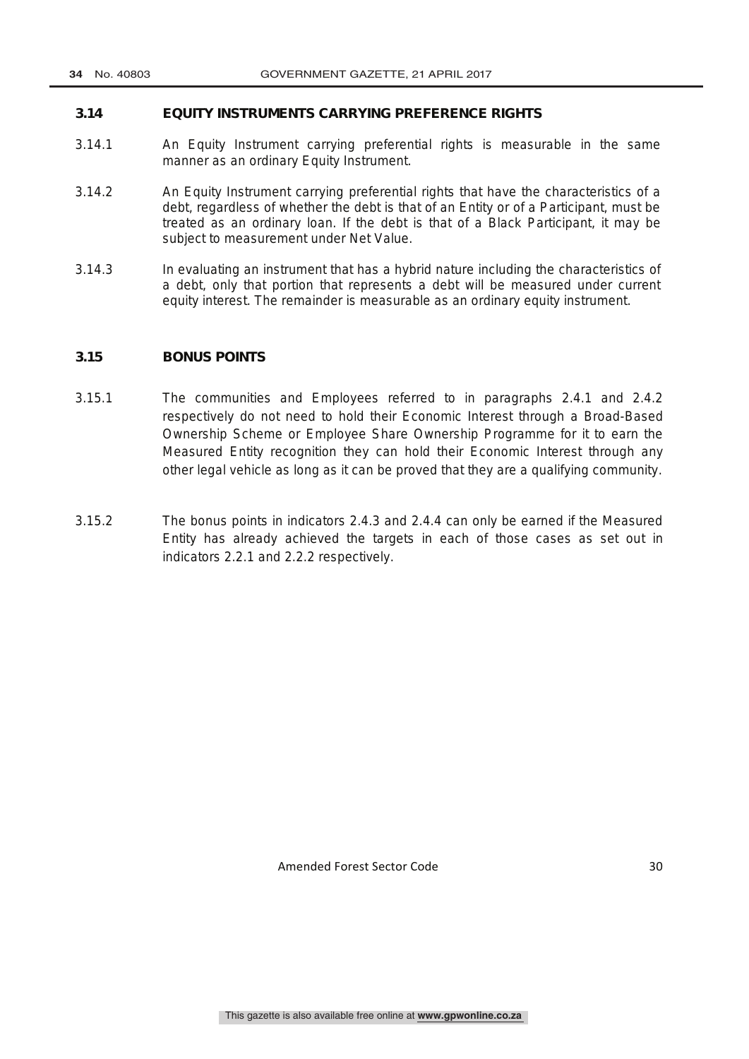### 3.14 EQUITY INSTRUMENTS CARRYING PREFERENCE RIGHTS

3.14.1 An Equity Instrument carrying preferential rights is measurable in the same manner as an ordinary Equity Instrument.

3.14.2 An Equity Instrument carrying preferential rights that have the characteristics of a debt, regardless of whether the debt is that of an Entity or of a Participant, must be treated as an ordinary loan. If the debt is that of a Black Participant, it may be subject to measurement under Net Value.

3.14.3 In evaluating an instrument that has a hybrid nature including the characteristics of a debt, only that portion that represents a debt will be measured under current equity interest. The remainder is measurable as an ordinary equity instrument.

### 3.15 BONUS POINTS

3.15.1 The communities and Employees referred to in paragraphs 2.4.1 and 2.4.2 respectively do not need to hold their Economic Interest through a Broad-Based Ownership Scheme or Employee Share Ownership Programme for it to earn the Measured Entity recognition they can hold their Economic Interest through any other legal vehicle as long as it can be proved that they are a qualifying community.

3.15.2 The bonus points in indicators 2.4.3 and 2.4.4 can only be earned if the Measured Entity has already achieved the targets in each of those cases as set out in indicators 2.2.1 and 2.2.2 respectively.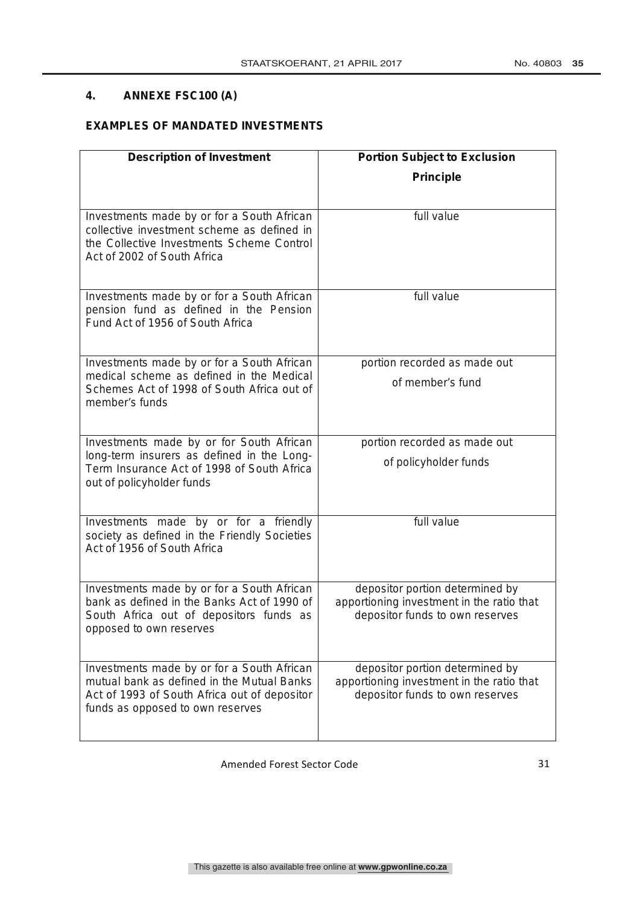## 4. ANNEXE FSC100 (A)

### EXAMPLES OF MANDATED INVESTMENTS

| Description of Investment | Portion Subject to Exclusion Principle |
| --- | --- |
| Investments made by or for a South African collective investment scheme as defined in the Collective Investments Scheme Control Act of 2002 of South Africa | full value |
| Investments made by or for a South African pension fund as defined in the Pension Fund Act of 1956 of South Africa | full value |
| Investments made by or for a South African medical scheme as defined in the Medical Schemes Act of 1998 of South Africa out of member's funds | portion recorded as made out of member's fund |
| Investments made by or for South African long-term insurers as defined in the Long-Term Insurance Act of 1998 of South Africa out of policyholder funds | portion recorded as made out of policyholder funds |
| Investments made by or for a friendly society as defined in the Friendly Societies Act of 1956 of South Africa | full value |
| Investments made by or for a South African bank as defined in the Banks Act of 1990 of South Africa out of depositors funds as opposed to own reserves | depositor portion determined by apportioning investment in the ratio that depositor funds to own reserves |
| Investments made by or for a South African mutual bank as defined in the Mutual Banks Act of 1993 of South Africa out of depositor funds as opposed to own reserves | depositor portion determined by apportioning investment in the ratio that depositor funds to own reserves |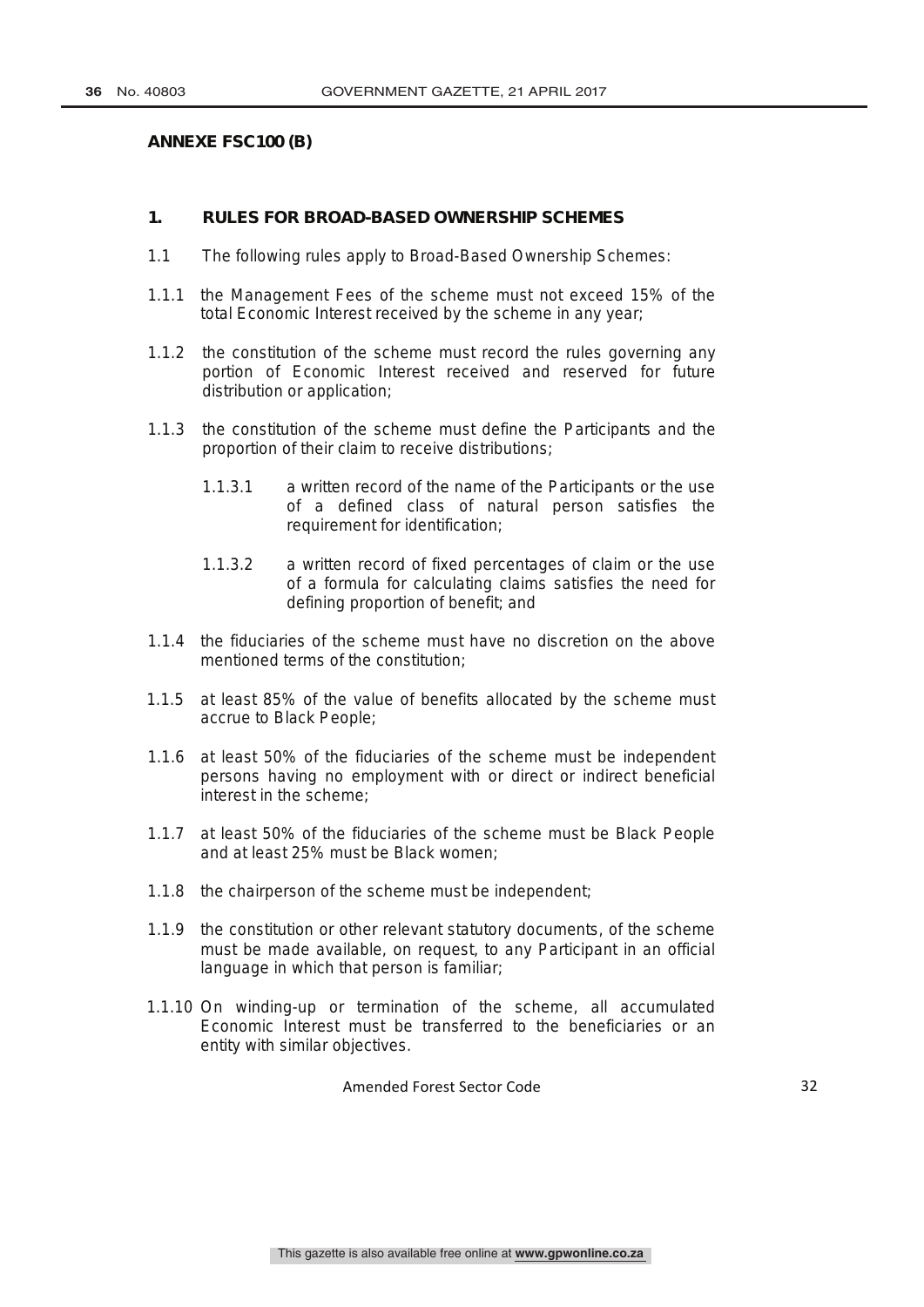**ANNEXE FSC100 (B)**

## 1. RULES FOR BROAD-BASED OWNERSHIP SCHEMES

1.1 The following rules apply to Broad-Based Ownership Schemes:

1.1.1 the Management Fees of the scheme must not exceed 15% of the total Economic Interest received by the scheme in any year;

1.1.2 the constitution of the scheme must record the rules governing any portion of Economic Interest received and reserved for future distribution or application;

1.1.3 the constitution of the scheme must define the Participants and the proportion of their claim to receive distributions;

1.1.3.1 a written record of the name of the Participants or the use of a defined class of natural person satisfies the requirement for identification;

1.1.3.2 a written record of fixed percentages of claim or the use of a formula for calculating claims satisfies the need for defining proportion of benefit; and

1.1.4 the fiduciaries of the scheme must have no discretion on the above mentioned terms of the constitution;

1.1.5 at least 85% of the value of benefits allocated by the scheme must accrue to Black People;

1.1.6 at least 50% of the fiduciaries of the scheme must be independent persons having no employment with or direct or indirect beneficial interest in the scheme;

1.1.7 at least 50% of the fiduciaries of the scheme must be Black People and at least 25% must be Black women;

1.1.8 the chairperson of the scheme must be independent;

1.1.9 the constitution or other relevant statutory documents, of the scheme must be made available, on request, to any Participant in an official language in which that person is familiar;

1.1.10 On winding-up or termination of the scheme, all accumulated Economic Interest must be transferred to the beneficiaries or an entity with similar objectives.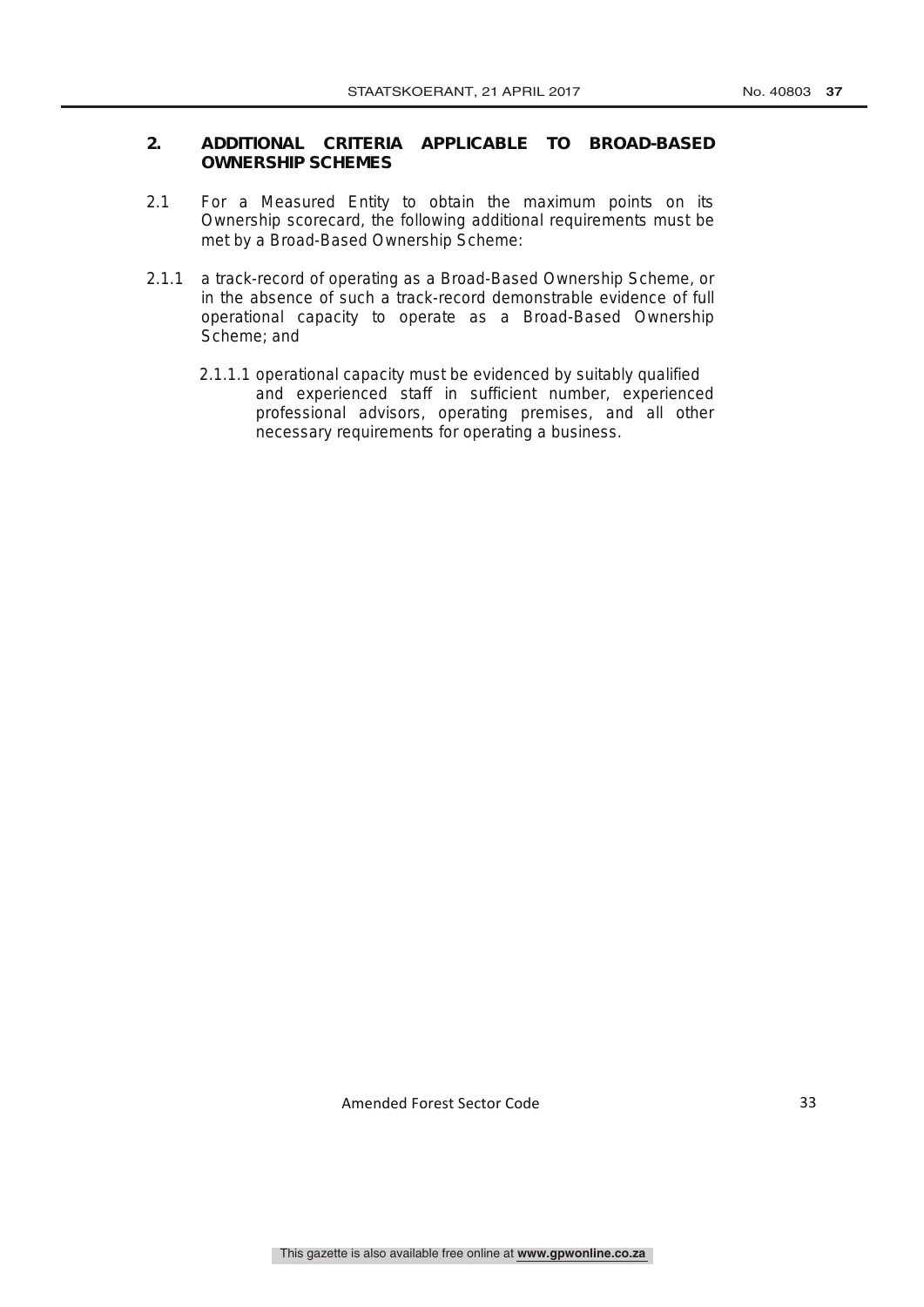## 2. ADDITIONAL CRITERIA APPLICABLE TO BROAD-BASED OWNERSHIP SCHEMES

2.1 For a Measured Entity to obtain the maximum points on its Ownership scorecard, the following additional requirements must be met by a Broad-Based Ownership Scheme:

2.1.1 a track-record of operating as a Broad-Based Ownership Scheme, or in the absence of such a track-record demonstrable evidence of full operational capacity to operate as a Broad-Based Ownership Scheme; and

2.1.1.1 operational capacity must be evidenced by suitably qualified and experienced staff in sufficient number, experienced professional advisors, operating premises, and all other necessary requirements for operating a business.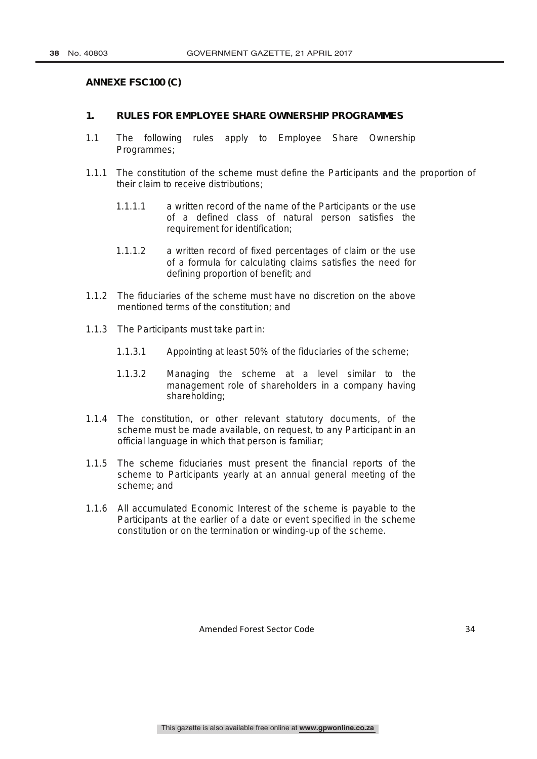**ANNEXE FSC100 (C)**

## 1. RULES FOR EMPLOYEE SHARE OWNERSHIP PROGRAMMES

1.1 The following rules apply to Employee Share Ownership Programmes;

1.1.1 The constitution of the scheme must define the Participants and the proportion of their claim to receive distributions;

1.1.1.1 a written record of the name of the Participants or the use of a defined class of natural person satisfies the requirement for identification;

1.1.1.2 a written record of fixed percentages of claim or the use of a formula for calculating claims satisfies the need for defining proportion of benefit; and

1.1.2 The fiduciaries of the scheme must have no discretion on the above mentioned terms of the constitution; and

1.1.3 The Participants must take part in:

1.1.3.1 Appointing at least 50% of the fiduciaries of the scheme;

1.1.3.2 Managing the scheme at a level similar to the management role of shareholders in a company having shareholding;

1.1.4 The constitution, or other relevant statutory documents, of the scheme must be made available, on request, to any Participant in an official language in which that person is familiar;

1.1.5 The scheme fiduciaries must present the financial reports of the scheme to Participants yearly at an annual general meeting of the scheme; and

1.1.6 All accumulated Economic Interest of the scheme is payable to the Participants at the earlier of a date or event specified in the scheme constitution or on the termination or winding-up of the scheme.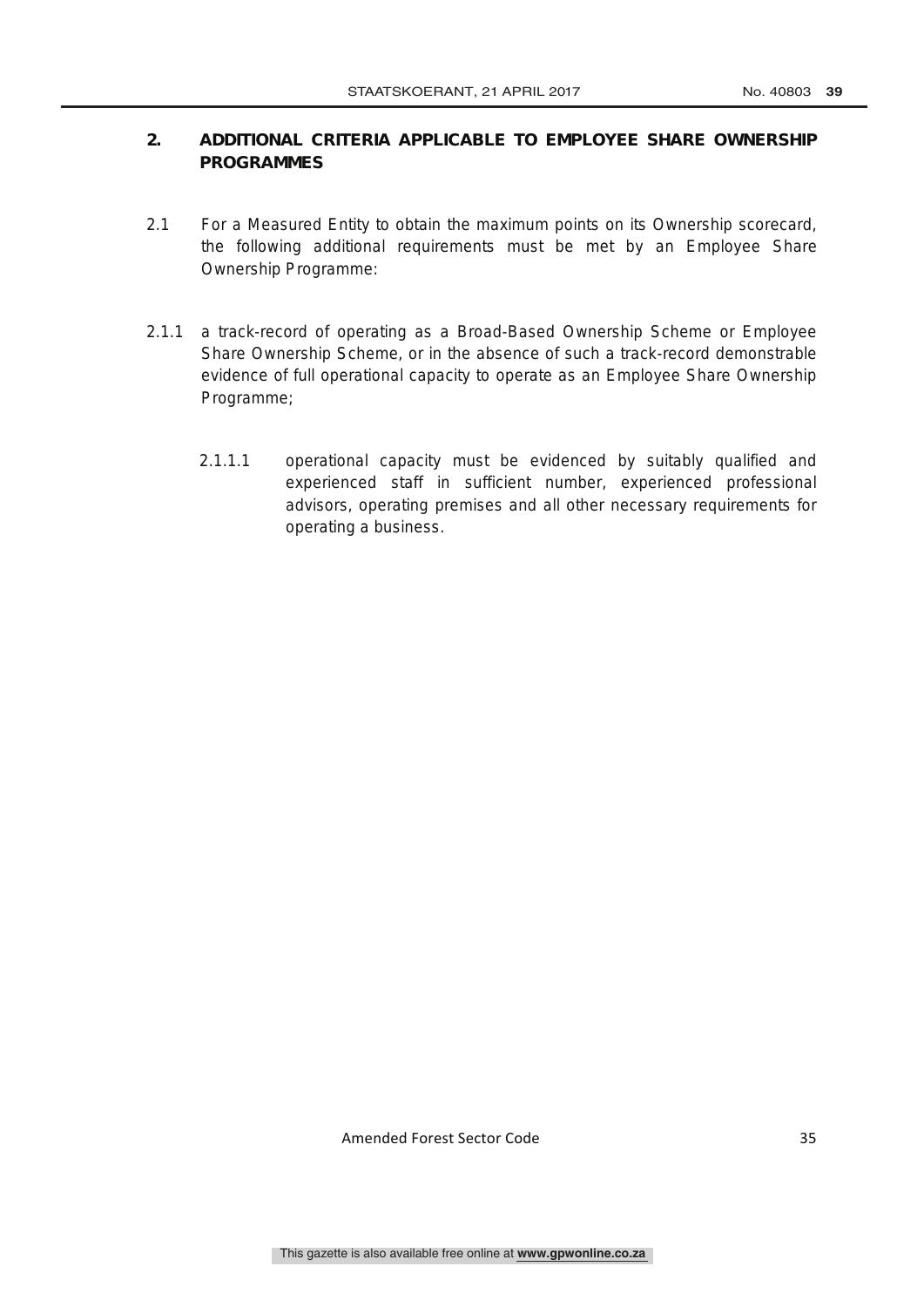## 2. ADDITIONAL CRITERIA APPLICABLE TO EMPLOYEE SHARE OWNERSHIP PROGRAMMES

2.1 For a Measured Entity to obtain the maximum points on its Ownership scorecard, the following additional requirements must be met by an Employee Share Ownership Programme:

2.1.1 a track-record of operating as a Broad-Based Ownership Scheme or Employee Share Ownership Scheme, or in the absence of such a track-record demonstrable evidence of full operational capacity to operate as an Employee Share Ownership Programme;

2.1.1.1 operational capacity must be evidenced by suitably qualified and experienced staff in sufficient number, experienced professional advisors, operating premises and all other necessary requirements for operating a business.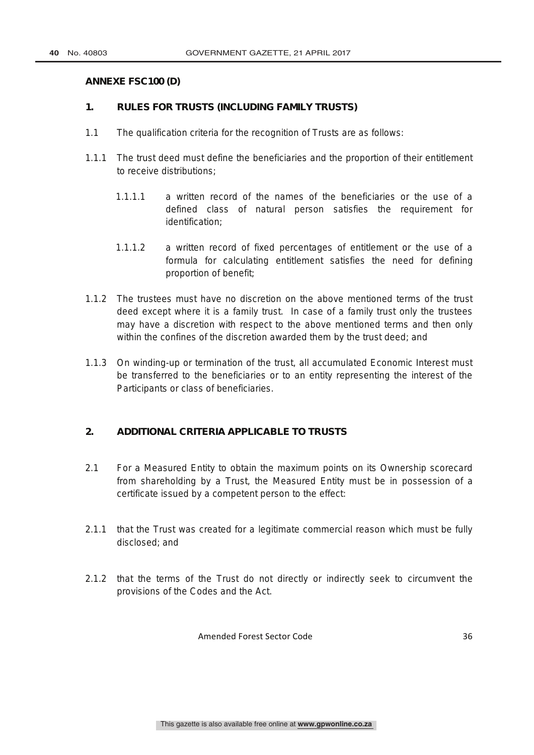**ANNEXE FSC100 (D)**

## 1. RULES FOR TRUSTS (INCLUDING FAMILY TRUSTS)

1.1 The qualification criteria for the recognition of Trusts are as follows:

1.1.1 The trust deed must define the beneficiaries and the proportion of their entitlement to receive distributions;

1.1.1.1 a written record of the names of the beneficiaries or the use of a defined class of natural person satisfies the requirement for identification;

1.1.1.2 a written record of fixed percentages of entitlement or the use of a formula for calculating entitlement satisfies the need for defining proportion of benefit;

1.1.2 The trustees must have no discretion on the above mentioned terms of the trust deed except where it is a family trust. In case of a family trust only the trustees may have a discretion with respect to the above mentioned terms and then only within the confines of the discretion awarded them by the trust deed; and

1.1.3 On winding-up or termination of the trust, all accumulated Economic Interest must be transferred to the beneficiaries or to an entity representing the interest of the Participants or class of beneficiaries.

## 2. ADDITIONAL CRITERIA APPLICABLE TO TRUSTS

2.1 For a Measured Entity to obtain the maximum points on its Ownership scorecard from shareholding by a Trust, the Measured Entity must be in possession of a certificate issued by a competent person to the effect:

2.1.1 that the Trust was created for a legitimate commercial reason which must be fully disclosed; and

2.1.2 that the terms of the Trust do not directly or indirectly seek to circumvent the provisions of the Codes and the Act.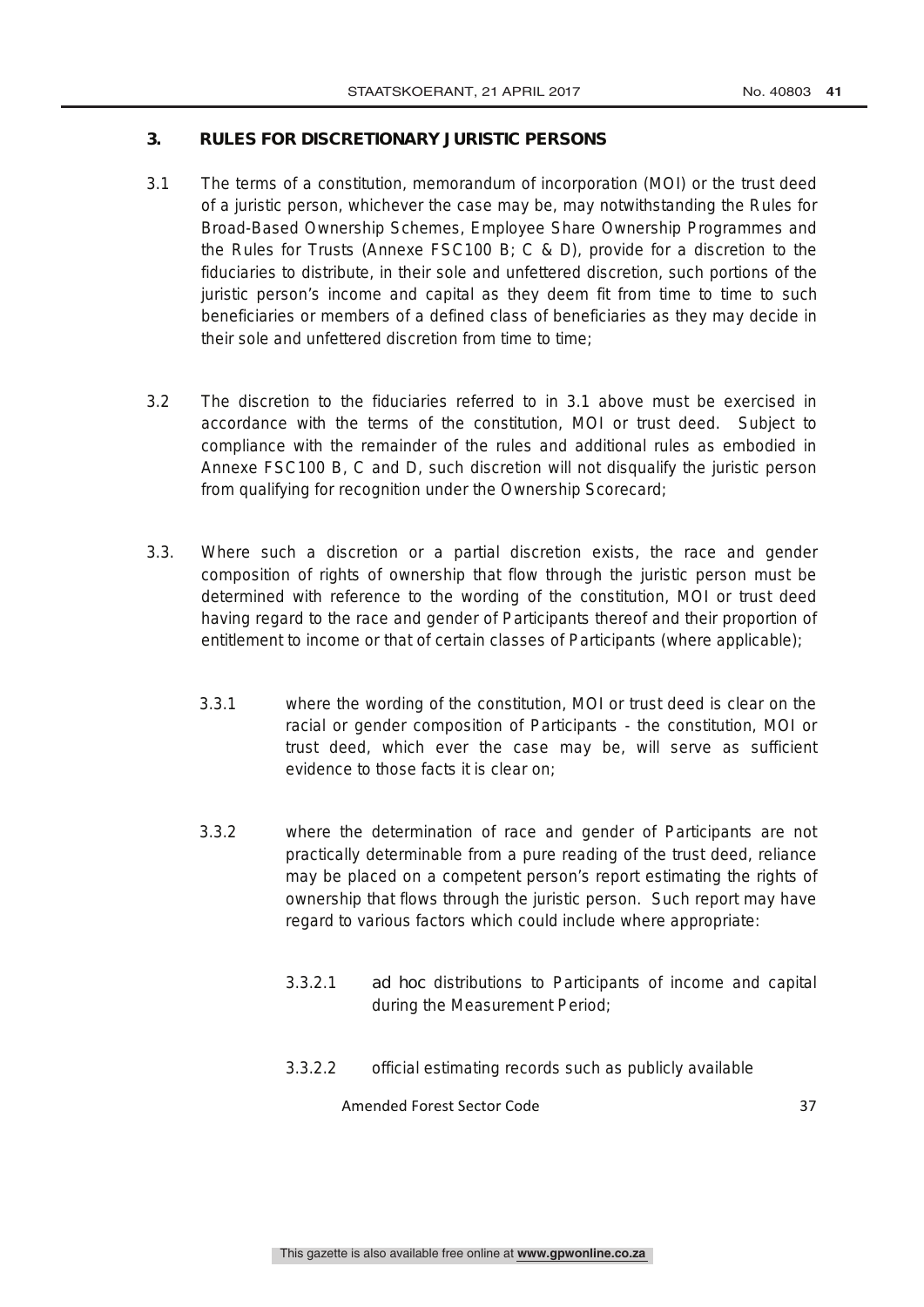## 3. RULES FOR DISCRETIONARY JURISTIC PERSONS

3.1 The terms of a constitution, memorandum of incorporation (MOI) or the trust deed of a juristic person, whichever the case may be, may notwithstanding the Rules for Broad-Based Ownership Schemes, Employee Share Ownership Programmes and the Rules for Trusts (Annexe FSC100 B; C & D), provide for a discretion to the fiduciaries to distribute, in their sole and unfettered discretion, such portions of the juristic person's income and capital as they deem fit from time to time to such beneficiaries or members of a defined class of beneficiaries as they may decide in their sole and unfettered discretion from time to time;

3.2 The discretion to the fiduciaries referred to in 3.1 above must be exercised in accordance with the terms of the constitution, MOI or trust deed. Subject to compliance with the remainder of the rules and additional rules as embodied in Annexe FSC100 B, C and D, such discretion will not disqualify the juristic person from qualifying for recognition under the Ownership Scorecard;

3.3. Where such a discretion or a partial discretion exists, the race and gender composition of rights of ownership that flow through the juristic person must be determined with reference to the wording of the constitution, MOI or trust deed having regard to the race and gender of Participants thereof and their proportion of entitlement to income or that of certain classes of Participants (where applicable);

3.3.1 where the wording of the constitution, MOI or trust deed is clear on the racial or gender composition of Participants - the constitution, MOI or trust deed, which ever the case may be, will serve as sufficient evidence to those facts it is clear on;

3.3.2 where the determination of race and gender of Participants are not practically determinable from a pure reading of the trust deed, reliance may be placed on a competent person's report estimating the rights of ownership that flows through the juristic person. Such report may have regard to various factors which could include where appropriate:

3.3.2.1 *ad hoc* distributions to Participants of income and capital during the Measurement Period;

3.3.2.2 official estimating records such as publicly available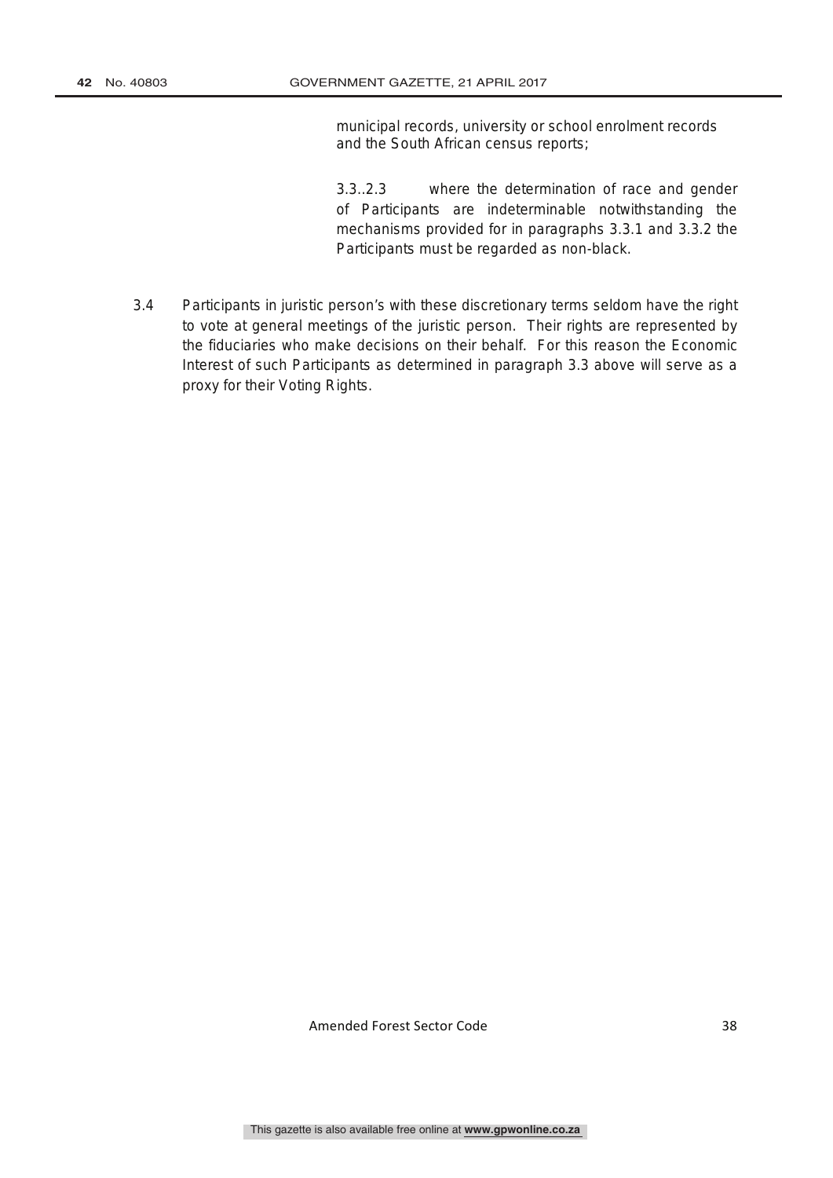municipal records, university or school enrolment records and the South African census reports;

3.3..2.3 where the determination of race and gender of Participants are indeterminable notwithstanding the mechanisms provided for in paragraphs 3.3.1 and 3.3.2 the Participants must be regarded as non-black.

3.4 Participants in juristic person's with these discretionary terms seldom have the right to vote at general meetings of the juristic person. Their rights are represented by the fiduciaries who make decisions on their behalf. For this reason the Economic Interest of such Participants as determined in paragraph 3.3 above will serve as a proxy for their Voting Rights.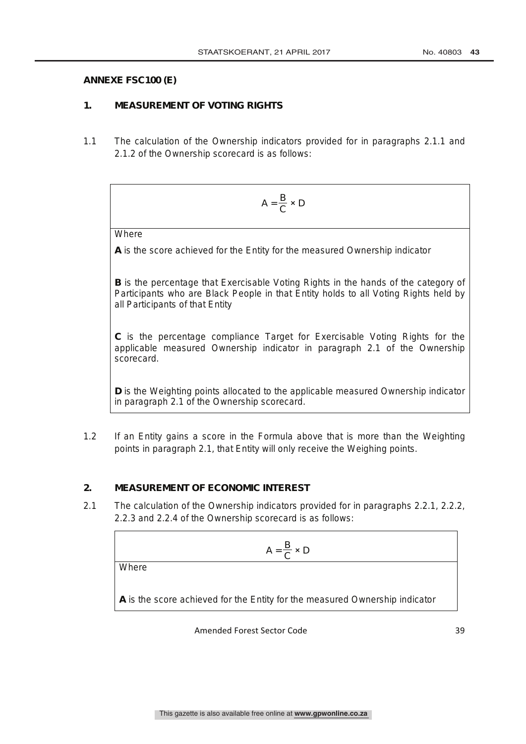**ANNEXE FSC100 (E)**

## 1. MEASUREMENT OF VOTING RIGHTS

1.1 The calculation of the Ownership indicators provided for in paragraphs 2.1.1 and 2.1.2 of the Ownership scorecard is as follows:

$$A = \frac{B}{C} \times D$$

Where

**A** is the score achieved for the Entity for the measured Ownership indicator

**B** is the percentage that Exercisable Voting Rights in the hands of the category of Participants who are Black People in that Entity holds to all Voting Rights held by all Participants of that Entity

**C** is the percentage compliance Target for Exercisable Voting Rights for the applicable measured Ownership indicator in paragraph 2.1 of the Ownership scorecard.

**D** is the Weighting points allocated to the applicable measured Ownership indicator in paragraph 2.1 of the Ownership scorecard.

1.2 If an Entity gains a score in the Formula above that is more than the Weighting points in paragraph 2.1, that Entity will only receive the Weighing points.

## 2. MEASUREMENT OF ECONOMIC INTEREST

2.1 The calculation of the Ownership indicators provided for in paragraphs 2.2.1, 2.2.2, 2.2.3 and 2.2.4 of the Ownership scorecard is as follows:

$$A = \frac{B}{C} \times D$$

Where

**A** is the score achieved for the Entity for the measured Ownership indicator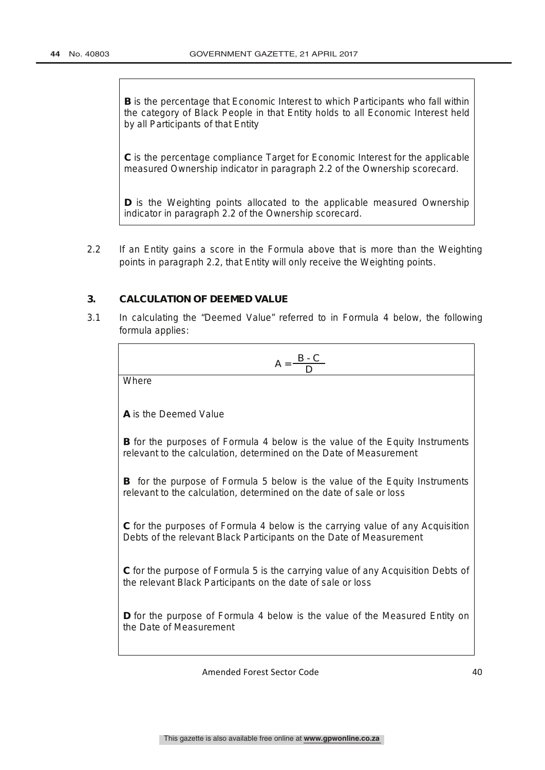**B** is the percentage that Economic Interest to which Participants who fall within the category of Black People in that Entity holds to all Economic Interest held by all Participants of that Entity

**C** is the percentage compliance Target for Economic Interest for the applicable measured Ownership indicator in paragraph 2.2 of the Ownership scorecard.

**D** is the Weighting points allocated to the applicable measured Ownership indicator in paragraph 2.2 of the Ownership scorecard.

2.2 If an Entity gains a score in the Formula above that is more than the Weighting points in paragraph 2.2, that Entity will only receive the Weighting points.

### 3. CALCULATION OF DEEMED VALUE

3.1 In calculating the "Deemed Value" referred to in Formula 4 below, the following formula applies:

$$A = \frac{B - C}{D}$$

Where

**A** is the Deemed Value

**B** for the purposes of Formula 4 below is the value of the Equity Instruments relevant to the calculation, determined on the Date of Measurement

**B** for the purpose of Formula 5 below is the value of the Equity Instruments relevant to the calculation, determined on the date of sale or loss

**C** for the purposes of Formula 4 below is the carrying value of any Acquisition Debts of the relevant Black Participants on the Date of Measurement

**C** for the purpose of Formula 5 is the carrying value of any Acquisition Debts of the relevant Black Participants on the date of sale or loss

**D** for the purpose of Formula 4 below is the value of the Measured Entity on the Date of Measurement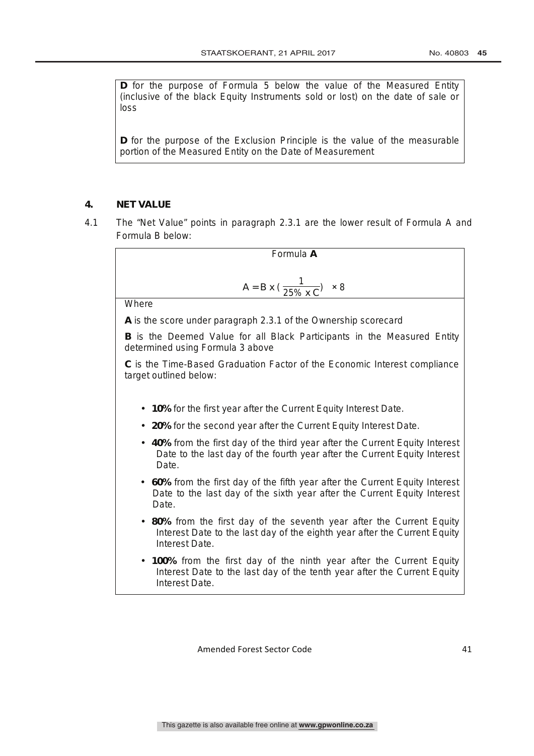**D** for the purpose of Formula 5 below the value of the Measured Entity (inclusive of the black Equity Instruments sold or lost) on the date of sale or loss

**D** for the purpose of the Exclusion Principle is the value of the measurable portion of the Measured Entity on the Date of Measurement

## 4. NET VALUE

4.1 The "Net Value" points in paragraph 2.3.1 are the lower result of Formula A and Formula B below:

Formula **A**

$$A = B \times \left(\frac{1}{25\% \times C}\right) \times 8$$

Where

**A** is the score under paragraph 2.3.1 of the Ownership scorecard

**B** is the Deemed Value for all Black Participants in the Measured Entity determined using Formula 3 above

**C** is the Time-Based Graduation Factor of the Economic Interest compliance target outlined below:

- **10%** for the first year after the Current Equity Interest Date.
- **20%** for the second year after the Current Equity Interest Date.
- **40%** from the first day of the third year after the Current Equity Interest Date to the last day of the fourth year after the Current Equity Interest Date.
- **60%** from the first day of the fifth year after the Current Equity Interest Date to the last day of the sixth year after the Current Equity Interest Date.
- **80%** from the first day of the seventh year after the Current Equity Interest Date to the last day of the eighth year after the Current Equity Interest Date.
- **100%** from the first day of the ninth year after the Current Equity Interest Date to the last day of the tenth year after the Current Equity Interest Date.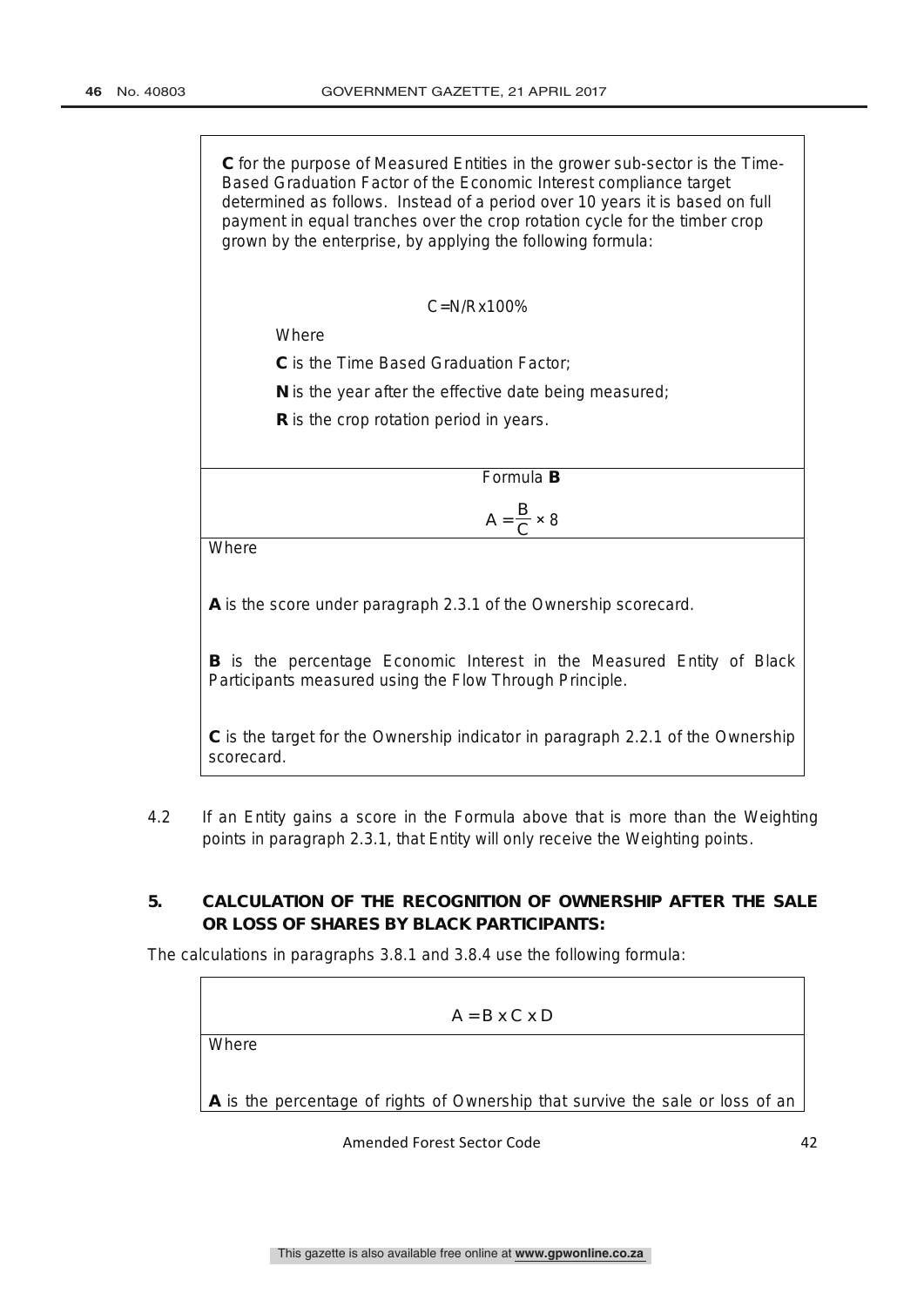**C** for the purpose of Measured Entities in the grower sub-sector is the Time-Based Graduation Factor of the Economic Interest compliance target determined as follows. Instead of a period over 10 years it is based on full payment in equal tranches over the crop rotation cycle for the timber crop grown by the enterprise, by applying the following formula:

$$C = N/R \times 100\%$$

Where

**C** is the Time Based Graduation Factor;

**N** is the year after the effective date being measured;

**R** is the crop rotation period in years.

Formula **B**

$$A = \frac{B}{C} \times 8$$

Where

**A** is the score under paragraph 2.3.1 of the Ownership scorecard.

**B** is the percentage Economic Interest in the Measured Entity of Black Participants measured using the Flow Through Principle.

**C** is the target for the Ownership indicator in paragraph 2.2.1 of the Ownership scorecard.

4.2 If an Entity gains a score in the Formula above that is more than the Weighting points in paragraph 2.3.1, that Entity will only receive the Weighting points.

## 5. CALCULATION OF THE RECOGNITION OF OWNERSHIP AFTER THE SALE OR LOSS OF SHARES BY BLACK PARTICIPANTS:

The calculations in paragraphs 3.8.1 and 3.8.4 use the following formula:

$$A = B \times C \times D$$

Where

**A** is the percentage of rights of Ownership that survive the sale or loss of an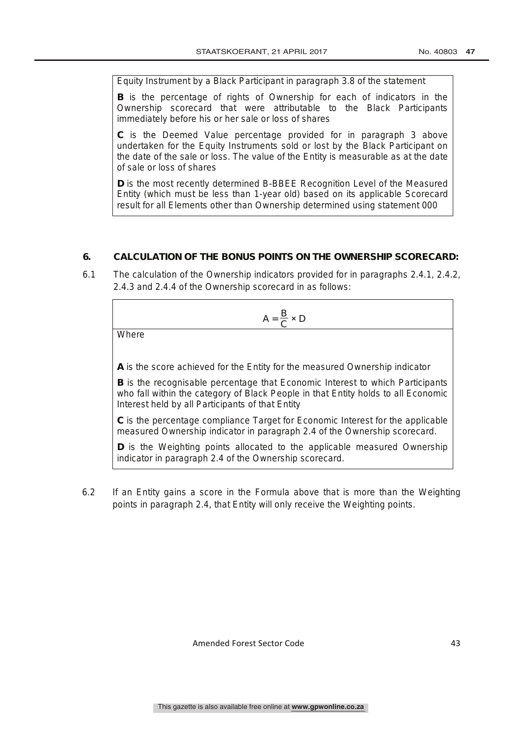Equity Instrument by a Black Participant in paragraph 3.8 of the statement

**B** is the percentage of rights of Ownership for each of indicators in the Ownership scorecard that were attributable to the Black Participants immediately before his or her sale or loss of shares

**C** is the Deemed Value percentage provided for in paragraph 3 above undertaken for the Equity Instruments sold or lost by the Black Participant on the date of the sale or loss. The value of the Entity is measurable as at the date of sale or loss of shares

**D** is the most recently determined B-BBEE Recognition Level of the Measured Entity (which must be less than 1-year old) based on its applicable Scorecard result for all Elements other than Ownership determined using statement 000

## 6. CALCULATION OF THE BONUS POINTS ON THE OWNERSHIP SCORECARD:

6.1 The calculation of the Ownership indicators provided for in paragraphs 2.4.1, 2.4.2, 2.4.3 and 2.4.4 of the Ownership scorecard in as follows:

$$A = \frac{B}{C} \times D$$

Where

**A** is the score achieved for the Entity for the measured Ownership indicator

**B** is the recognisable percentage that Economic Interest to which Participants who fall within the category of Black People in that Entity holds to all Economic Interest held by all Participants of that Entity

**C** is the percentage compliance Target for Economic Interest for the applicable measured Ownership indicator in paragraph 2.4 of the Ownership scorecard.

**D** is the Weighting points allocated to the applicable measured Ownership indicator in paragraph 2.4 of the Ownership scorecard.

6.2 If an Entity gains a score in the Formula above that is more than the Weighting points in paragraph 2.4, that Entity will only receive the Weighting points.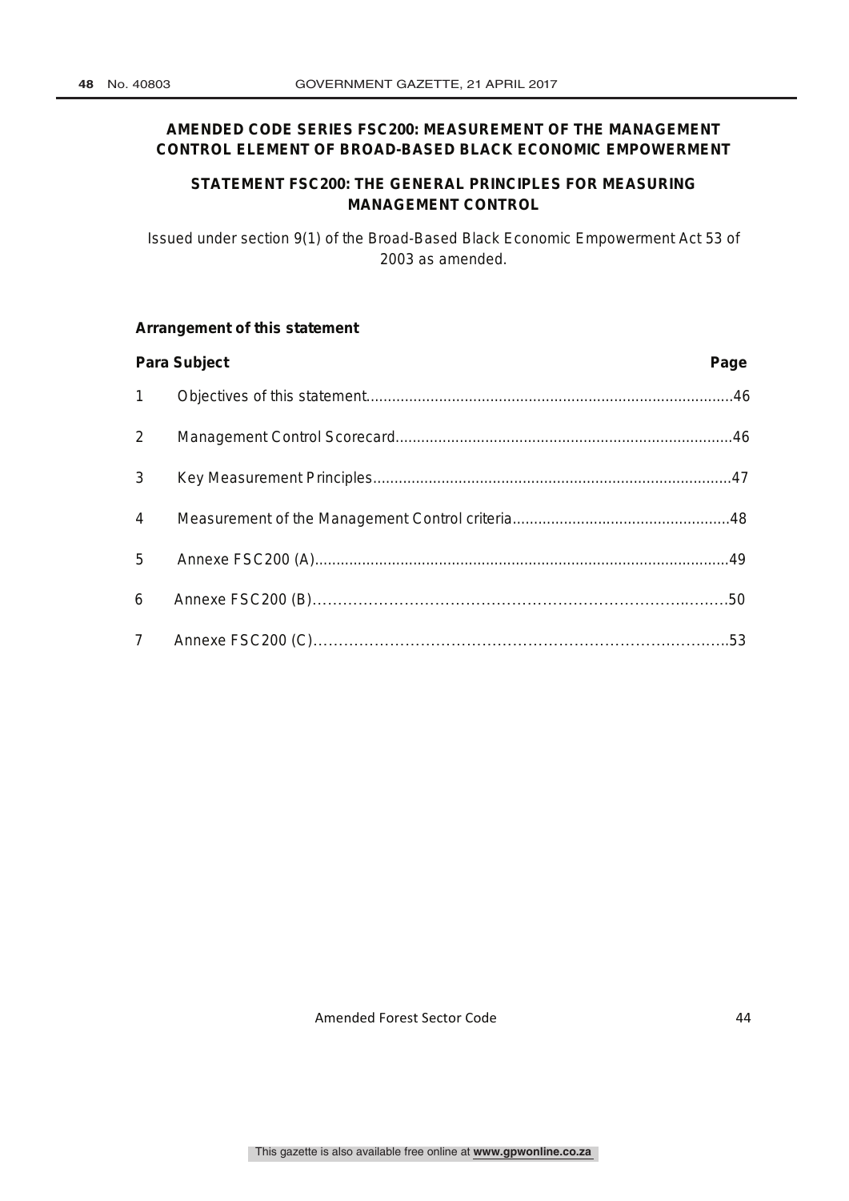# AMENDED CODE SERIES FSC200: MEASUREMENT OF THE MANAGEMENT CONTROL ELEMENT OF BROAD-BASED BLACK ECONOMIC EMPOWERMENT

## STATEMENT FSC200: THE GENERAL PRINCIPLES FOR MEASURING MANAGEMENT CONTROL

Issued under section 9(1) of the Broad-Based Black Economic Empowerment Act 53 of 2003 as amended.

**Arrangement of this statement**

| Para | Subject | Page |
|---|---|---|
| 1 | Objectives of this statement | 46 |
| 2 | Management Control Scorecard | 46 |
| 3 | Key Measurement Principles | 47 |
| 4 | Measurement of the Management Control criteria | 48 |
| 5 | Annexe FSC200 (A) | 49 |
| 6 | Annexe FSC200 (B) | 50 |
| 7 | Annexe FSC200 (C) | 53 |

Amended Forest Sector Code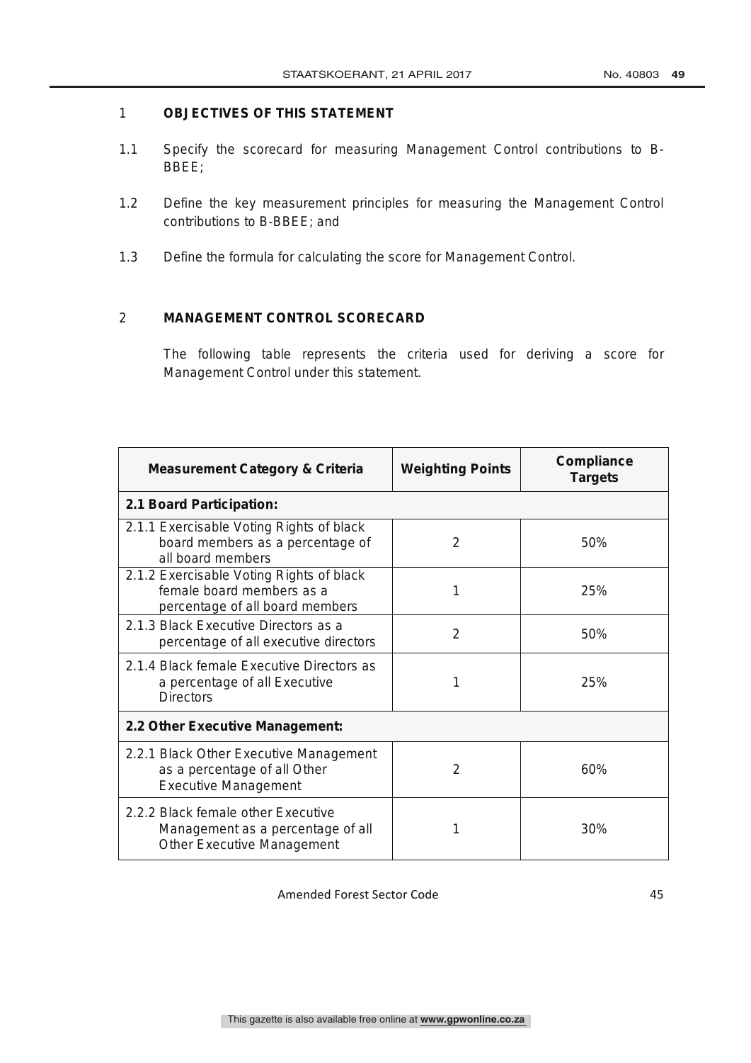## 1 OBJECTIVES OF THIS STATEMENT

1.1 Specify the scorecard for measuring Management Control contributions to B-BBEE;

1.2 Define the key measurement principles for measuring the Management Control contributions to B-BBEE; and

1.3 Define the formula for calculating the score for Management Control.

## 2 MANAGEMENT CONTROL SCORECARD

The following table represents the criteria used for deriving a score for Management Control under this statement.

| Measurement Category & Criteria | Weighting Points | Compliance Targets |
|---|---|---|
| **2.1 Board Participation:** | | |
| 2.1.1 Exercisable Voting Rights of black board members as a percentage of all board members | 2 | 50% |
| 2.1.2 Exercisable Voting Rights of black female board members as a percentage of all board members | 1 | 25% |
| 2.1.3 Black Executive Directors as a percentage of all executive directors | 2 | 50% |
| 2.1.4 Black female Executive Directors as a percentage of all Executive Directors | 1 | 25% |
| **2.2 Other Executive Management:** | | |
| 2.2.1 Black Other Executive Management as a percentage of all Other Executive Management | 2 | 60% |
| 2.2.2 Black female other Executive Management as a percentage of all Other Executive Management | 1 | 30% |

Amended Forest Sector Code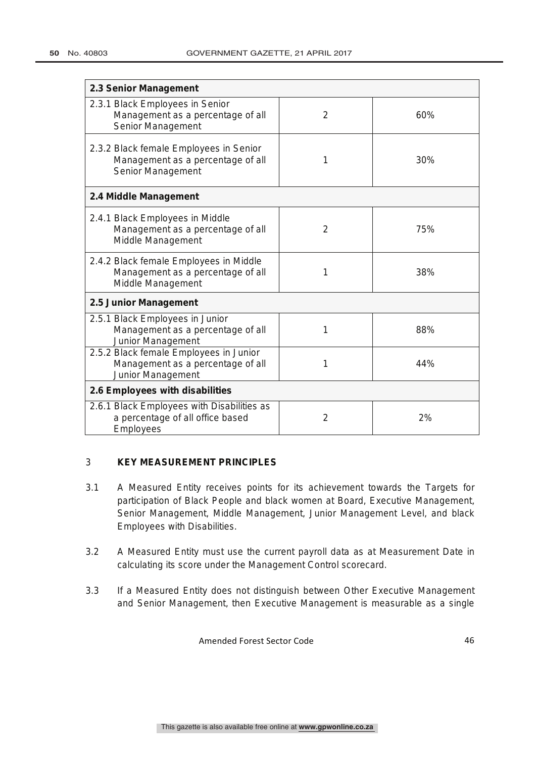| 2.3 Senior Management | | |
|---|---|---|
| 2.3.1 Black Employees in Senior Management as a percentage of all Senior Management | 2 | 60% |
| 2.3.2 Black female Employees in Senior Management as a percentage of all Senior Management | 1 | 30% |
| **2.4 Middle Management** | | |
| 2.4.1 Black Employees in Middle Management as a percentage of all Middle Management | 2 | 75% |
| 2.4.2 Black female Employees in Middle Management as a percentage of all Middle Management | 1 | 38% |
| **2.5 Junior Management** | | |
| 2.5.1 Black Employees in Junior Management as a percentage of all Junior Management | 1 | 88% |
| 2.5.2 Black female Employees in Junior Management as a percentage of all Junior Management | 1 | 44% |
| **2.6 Employees with disabilities** | | |
| 2.6.1 Black Employees with Disabilities as a percentage of all office based Employees | 2 | 2% |

## 3 KEY MEASUREMENT PRINCIPLES

3.1 A Measured Entity receives points for its achievement towards the Targets for participation of Black People and black women at Board, Executive Management, Senior Management, Middle Management, Junior Management Level, and black Employees with Disabilities.

3.2 A Measured Entity must use the current payroll data as at Measurement Date in calculating its score under the Management Control scorecard.

3.3 If a Measured Entity does not distinguish between Other Executive Management and Senior Management, then Executive Management is measurable as a single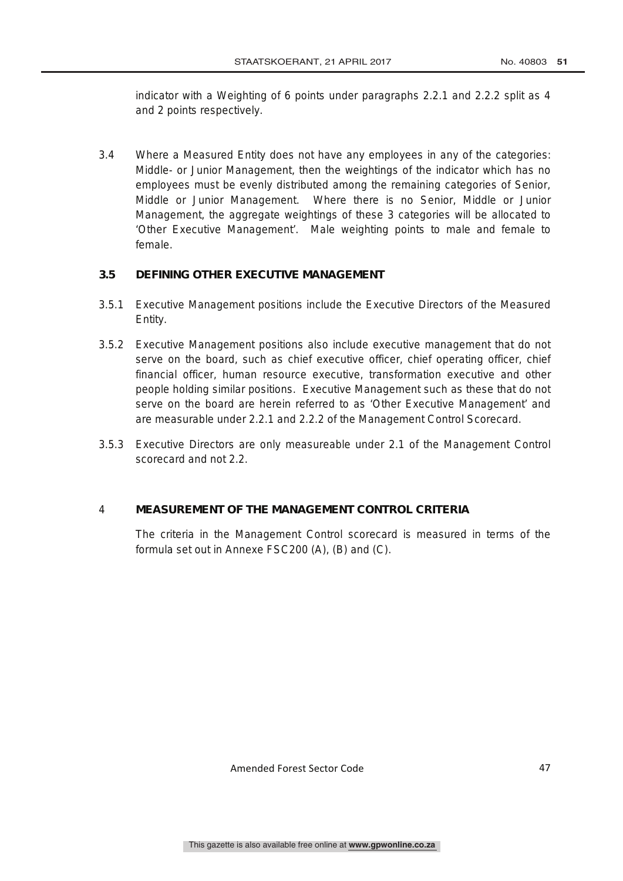indicator with a Weighting of 6 points under paragraphs 2.2.1 and 2.2.2 split as 4 and 2 points respectively.

3.4 Where a Measured Entity does not have any employees in any of the categories: Middle- or Junior Management, then the weightings of the indicator which has no employees must be evenly distributed among the remaining categories of Senior, Middle or Junior Management. Where there is no Senior, Middle or Junior Management, the aggregate weightings of these 3 categories will be allocated to 'Other Executive Management'. Male weighting points to male and female to female.

### 3.5 DEFINING OTHER EXECUTIVE MANAGEMENT

3.5.1 Executive Management positions include the Executive Directors of the Measured Entity.

3.5.2 Executive Management positions also include executive management that do not serve on the board, such as chief executive officer, chief operating officer, chief financial officer, human resource executive, transformation executive and other people holding similar positions. Executive Management such as these that do not serve on the board are herein referred to as 'Other Executive Management' and are measurable under 2.2.1 and 2.2.2 of the Management Control Scorecard.

3.5.3 Executive Directors are only measureable under 2.1 of the Management Control scorecard and not 2.2.

## 4 MEASUREMENT OF THE MANAGEMENT CONTROL CRITERIA

The criteria in the Management Control scorecard is measured in terms of the formula set out in Annexe FSC200 (A), (B) and (C).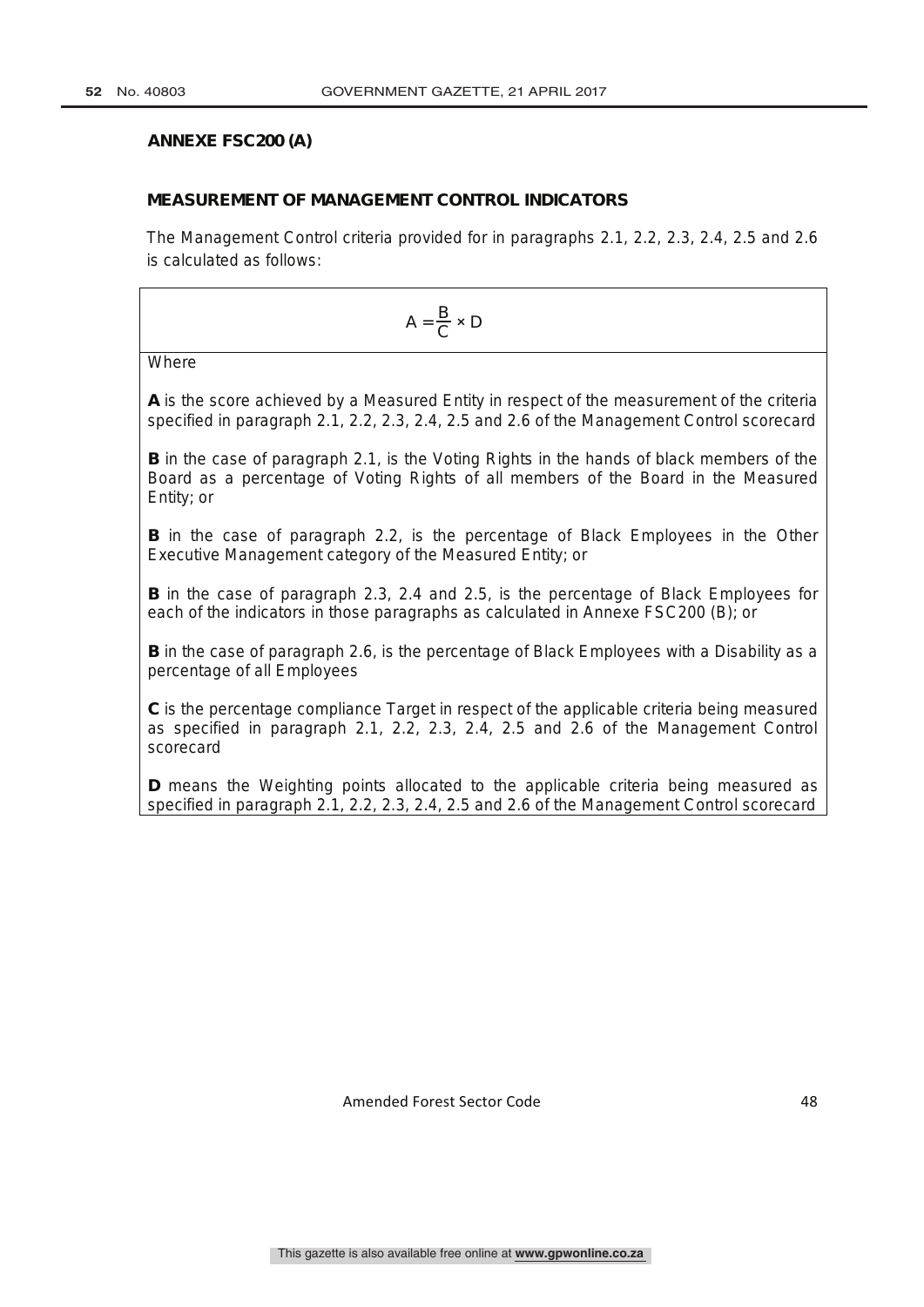## ANNEXE FSC200 (A)

### MEASUREMENT OF MANAGEMENT CONTROL INDICATORS

The Management Control criteria provided for in paragraphs 2.1, 2.2, 2.3, 2.4, 2.5 and 2.6 is calculated as follows:

$$A = \frac{B}{C} \times D$$

Where

**A** is the score achieved by a Measured Entity in respect of the measurement of the criteria specified in paragraph 2.1, 2.2, 2.3, 2.4, 2.5 and 2.6 of the Management Control scorecard

**B** in the case of paragraph 2.1, is the Voting Rights in the hands of black members of the Board as a percentage of Voting Rights of all members of the Board in the Measured Entity; or

**B** in the case of paragraph 2.2, is the percentage of Black Employees in the Other Executive Management category of the Measured Entity; or

**B** in the case of paragraph 2.3, 2.4 and 2.5, is the percentage of Black Employees for each of the indicators in those paragraphs as calculated in Annexe FSC200 (B); or

**B** in the case of paragraph 2.6, is the percentage of Black Employees with a Disability as a percentage of all Employees

**C** is the percentage compliance Target in respect of the applicable criteria being measured as specified in paragraph 2.1, 2.2, 2.3, 2.4, 2.5 and 2.6 of the Management Control scorecard

**D** means the Weighting points allocated to the applicable criteria being measured as specified in paragraph 2.1, 2.2, 2.3, 2.4, 2.5 and 2.6 of the Management Control scorecard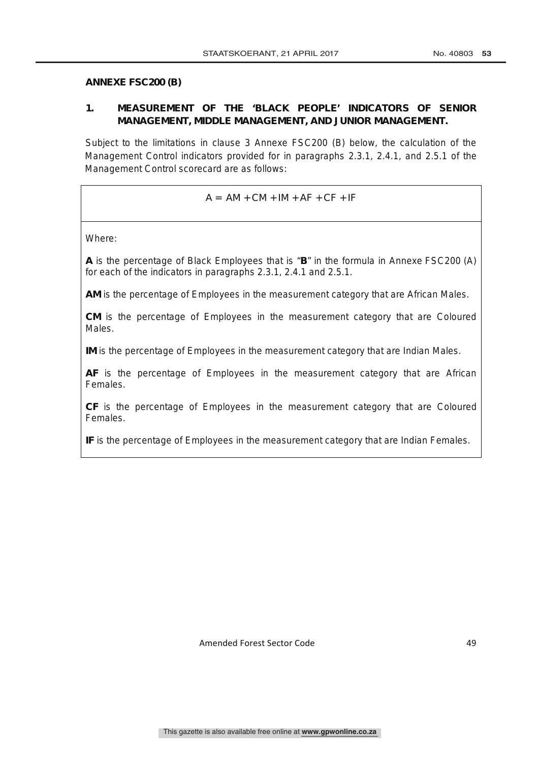## ANNEXE FSC200 (B)

### 1. MEASUREMENT OF THE 'BLACK PEOPLE' INDICATORS OF SENIOR MANAGEMENT, MIDDLE MANAGEMENT, AND JUNIOR MANAGEMENT.

Subject to the limitations in clause 3 Annexe FSC200 (B) below, the calculation of the Management Control indicators provided for in paragraphs 2.3.1, 2.4.1, and 2.5.1 of the Management Control scorecard are as follows:

$$A = AM + CM + IM + AF + CF + IF$$

Where:

**A** is the percentage of Black Employees that is "**B**" in the formula in Annexe FSC200 (A) for each of the indicators in paragraphs 2.3.1, 2.4.1 and 2.5.1.

**AM** is the percentage of Employees in the measurement category that are African Males.

**CM** is the percentage of Employees in the measurement category that are Coloured Males.

**IM** is the percentage of Employees in the measurement category that are Indian Males.

**AF** is the percentage of Employees in the measurement category that are African Females.

**CF** is the percentage of Employees in the measurement category that are Coloured Females.

**IF** is the percentage of Employees in the measurement category that are Indian Females.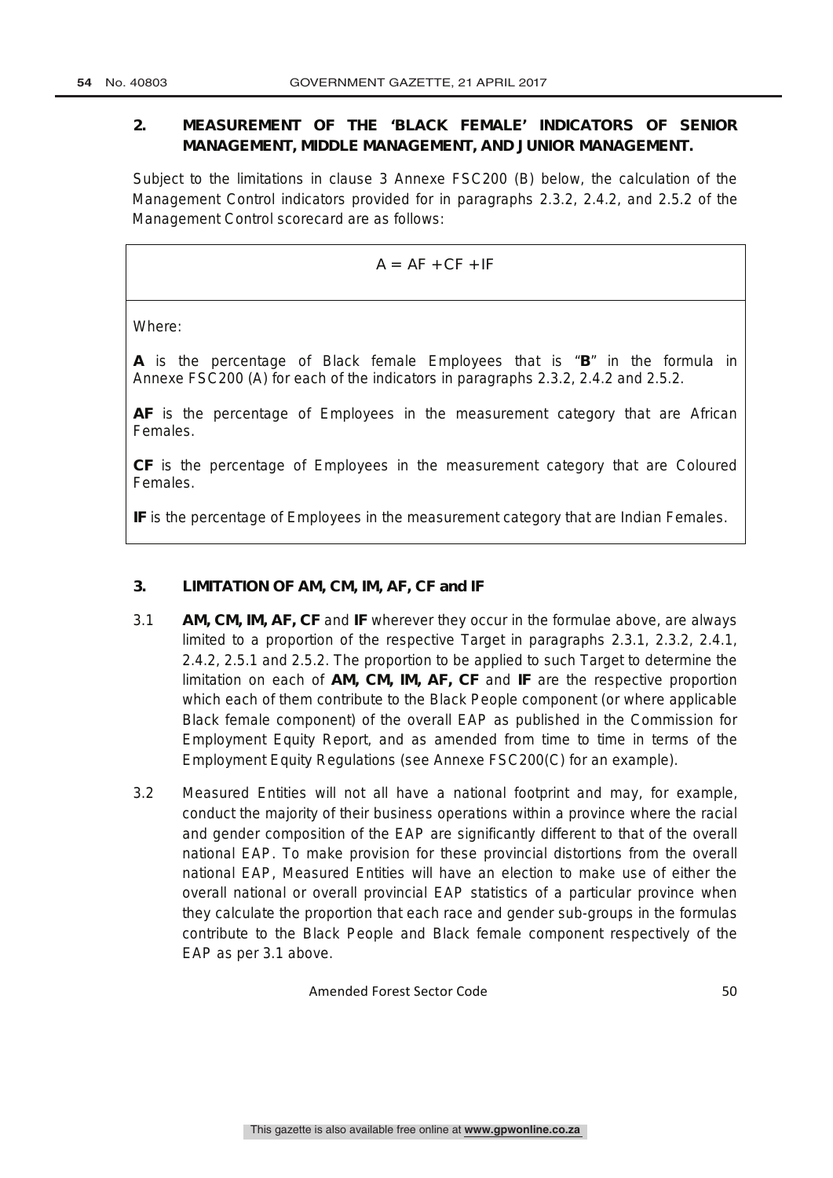## 2. MEASUREMENT OF THE 'BLACK FEMALE' INDICATORS OF SENIOR MANAGEMENT, MIDDLE MANAGEMENT, AND JUNIOR MANAGEMENT.

Subject to the limitations in clause 3 Annexe FSC200 (B) below, the calculation of the Management Control indicators provided for in paragraphs 2.3.2, 2.4.2, and 2.5.2 of the Management Control scorecard are as follows:

$$A = AF + CF + IF$$

Where:

**A** is the percentage of Black female Employees that is "**B**" in the formula in Annexe FSC200 (A) for each of the indicators in paragraphs 2.3.2, 2.4.2 and 2.5.2.

**AF** is the percentage of Employees in the measurement category that are African Females.

**CF** is the percentage of Employees in the measurement category that are Coloured Females.

**IF** is the percentage of Employees in the measurement category that are Indian Females.

## 3. LIMITATION OF AM, CM, IM, AF, CF and IF

3.1 **AM, CM, IM, AF, CF** and **IF** wherever they occur in the formulae above, are always limited to a proportion of the respective Target in paragraphs 2.3.1, 2.3.2, 2.4.1, 2.4.2, 2.5.1 and 2.5.2. The proportion to be applied to such Target to determine the limitation on each of **AM, CM, IM, AF, CF** and **IF** are the respective proportion which each of them contribute to the Black People component (or where applicable Black female component) of the overall EAP as published in the Commission for Employment Equity Report, and as amended from time to time in terms of the Employment Equity Regulations (see Annexe FSC200(C) for an example).

3.2 Measured Entities will not all have a national footprint and may, for example, conduct the majority of their business operations within a province where the racial and gender composition of the EAP are significantly different to that of the overall national EAP. To make provision for these provincial distortions from the overall national EAP, Measured Entities will have an election to make use of either the overall national or overall provincial EAP statistics of a particular province when they calculate the proportion that each race and gender sub-groups in the formulas contribute to the Black People and Black female component respectively of the EAP as per 3.1 above.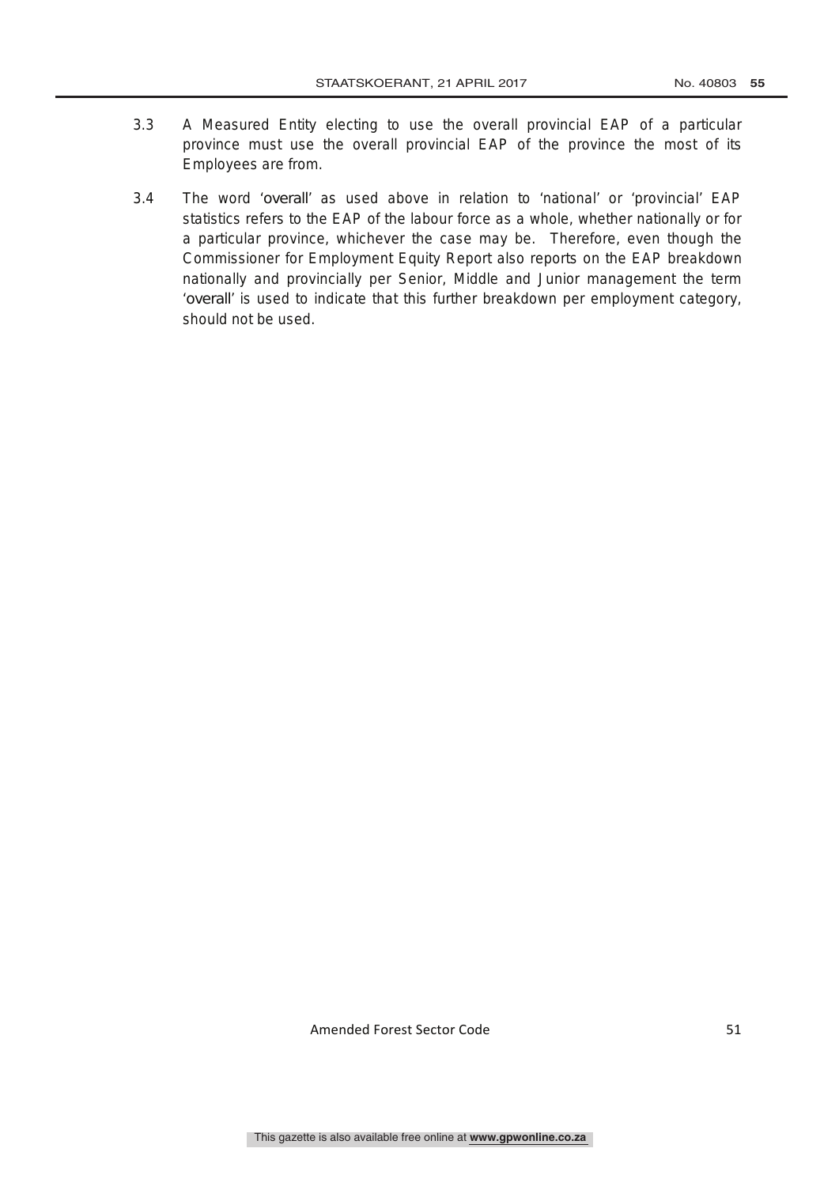3.3 A Measured Entity electing to use the overall provincial EAP of a particular province must use the overall provincial EAP of the province the most of its Employees are from.

3.4 The word 'overall' as used above in relation to 'national' or 'provincial' EAP statistics refers to the EAP of the labour force as a whole, whether nationally or for a particular province, whichever the case may be. Therefore, even though the Commissioner for Employment Equity Report also reports on the EAP breakdown nationally and provincially per Senior, Middle and Junior management the term 'overall' is used to indicate that this further breakdown per employment category, should not be used.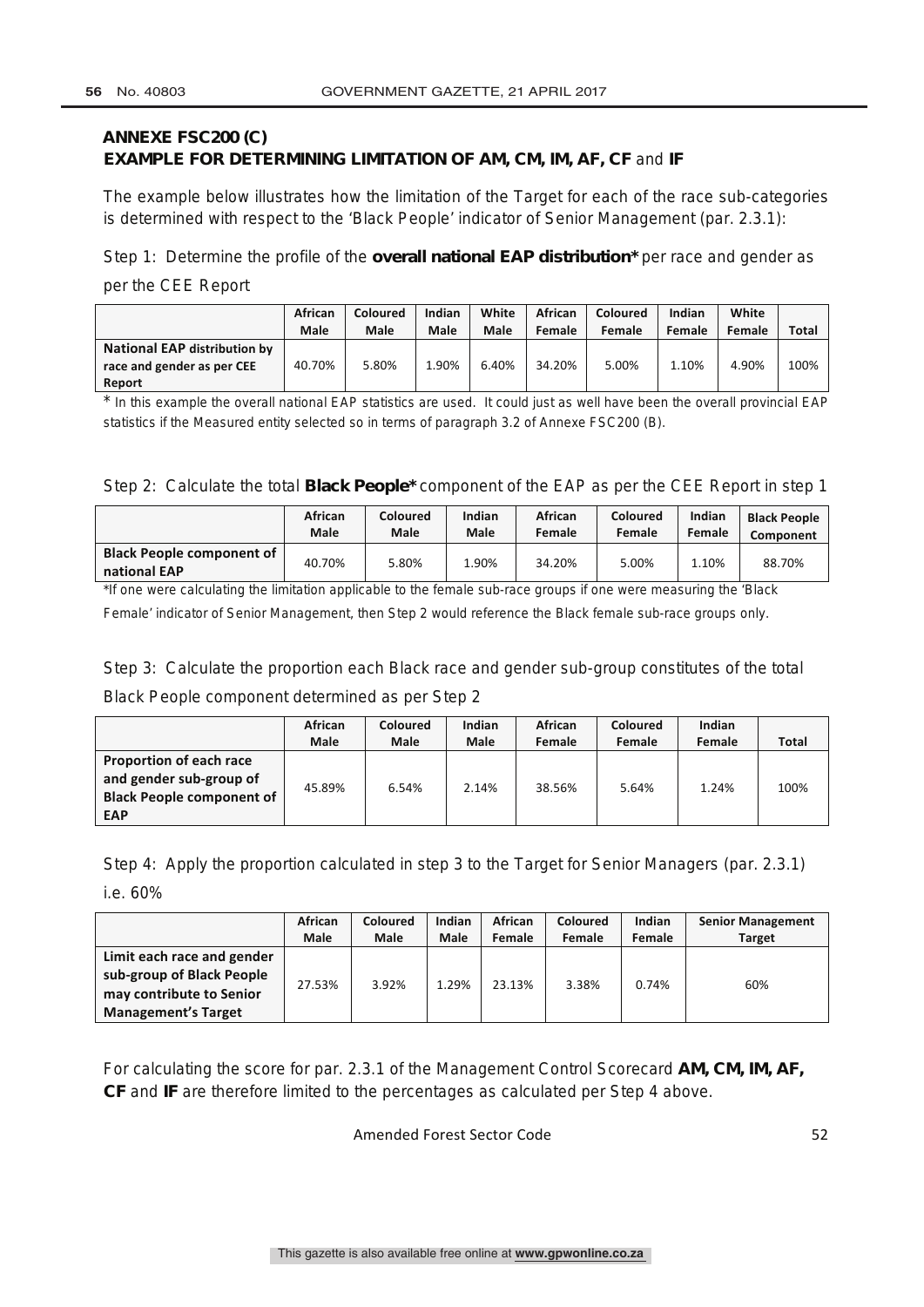## ANNEXE FSC200 (C)

### EXAMPLE FOR DETERMINING LIMITATION OF AM, CM, IM, AF, CF and IF

The example below illustrates how the limitation of the Target for each of the race sub-categories is determined with respect to the 'Black People' indicator of Senior Management (par. 2.3.1):

Step 1: Determine the profile of the **overall national EAP distribution*** per race and gender as per the CEE Report

| | African Male | Coloured Male | Indian Male | White Male | African Female | Coloured Female | Indian Female | White Female | Total |
|---|---|---|---|---|---|---|---|---|---|
| **National EAP distribution by race and gender as per CEE Report** | 40.70% | 5.80% | 1.90% | 6.40% | 34.20% | 5.00% | 1.10% | 4.90% | 100% |

* In this example the overall national EAP statistics are used. It could just as well have been the overall provincial EAP statistics if the Measured entity selected so in terms of paragraph 3.2 of Annexe FSC200 (B).

Step 2: Calculate the total **Black People*** component of the EAP as per the CEE Report in step 1

| | African Male | Coloured Male | Indian Male | African Female | Coloured Female | Indian Female | Black People Component |
|---|---|---|---|---|---|---|---|
| **Black People component of national EAP** | 40.70% | 5.80% | 1.90% | 34.20% | 5.00% | 1.10% | 88.70% |

*If one were calculating the limitation applicable to the female sub-race groups if one were measuring the 'Black Female' indicator of Senior Management, then Step 2 would reference the Black female sub-race groups only.

Step 3: Calculate the proportion each Black race and gender sub-group constitutes of the total Black People component determined as per Step 2

| | African Male | Coloured Male | Indian Male | African Female | Coloured Female | Indian Female | Total |
|---|---|---|---|---|---|---|---|
| **Proportion of each race and gender sub-group of Black People component of EAP** | 45.89% | 6.54% | 2.14% | 38.56% | 5.64% | 1.24% | 100% |

Step 4: Apply the proportion calculated in step 3 to the Target for Senior Managers (par. 2.3.1) i.e. 60%

| | African Male | Coloured Male | Indian Male | African Female | Coloured Female | Indian Female | Senior Management Target |
|---|---|---|---|---|---|---|---|
| **Limit each race and gender sub-group of Black People may contribute to Senior Management's Target** | 27.53% | 3.92% | 1.29% | 23.13% | 3.38% | 0.74% | 60% |

For calculating the score for par. 2.3.1 of the Management Control Scorecard **AM, CM, IM, AF, CF** and **IF** are therefore limited to the percentages as calculated per Step 4 above.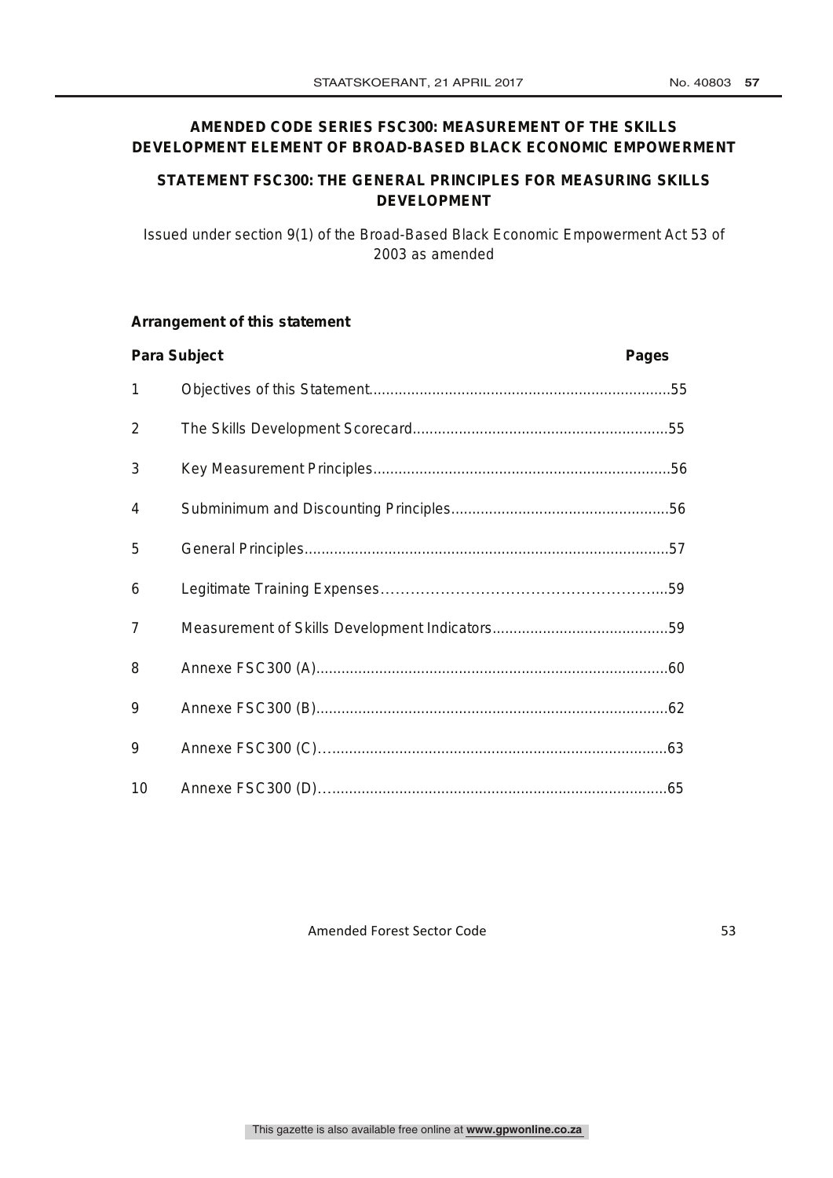# AMENDED CODE SERIES FSC300: MEASUREMENT OF THE SKILLS DEVELOPMENT ELEMENT OF BROAD-BASED BLACK ECONOMIC EMPOWERMENT

## STATEMENT FSC300: THE GENERAL PRINCIPLES FOR MEASURING SKILLS DEVELOPMENT

Issued under section 9(1) of the Broad-Based Black Economic Empowerment Act 53 of 2003 as amended

**Arrangement of this statement**

| Para | Subject | Pages |
|---|---|---|
| 1 | Objectives of this Statement | 55 |
| 2 | The Skills Development Scorecard | 55 |
| 3 | Key Measurement Principles | 56 |
| 4 | Subminimum and Discounting Principles | 56 |
| 5 | General Principles | 57 |
| 6 | Legitimate Training Expenses | 59 |
| 7 | Measurement of Skills Development Indicators | 59 |
| 8 | Annexe FSC300 (A) | 60 |
| 9 | Annexe FSC300 (B) | 62 |
| 9 | Annexe FSC300 (C) | 63 |
| 10 | Annexe FSC300 (D) | 65 |

Amended Forest Sector Code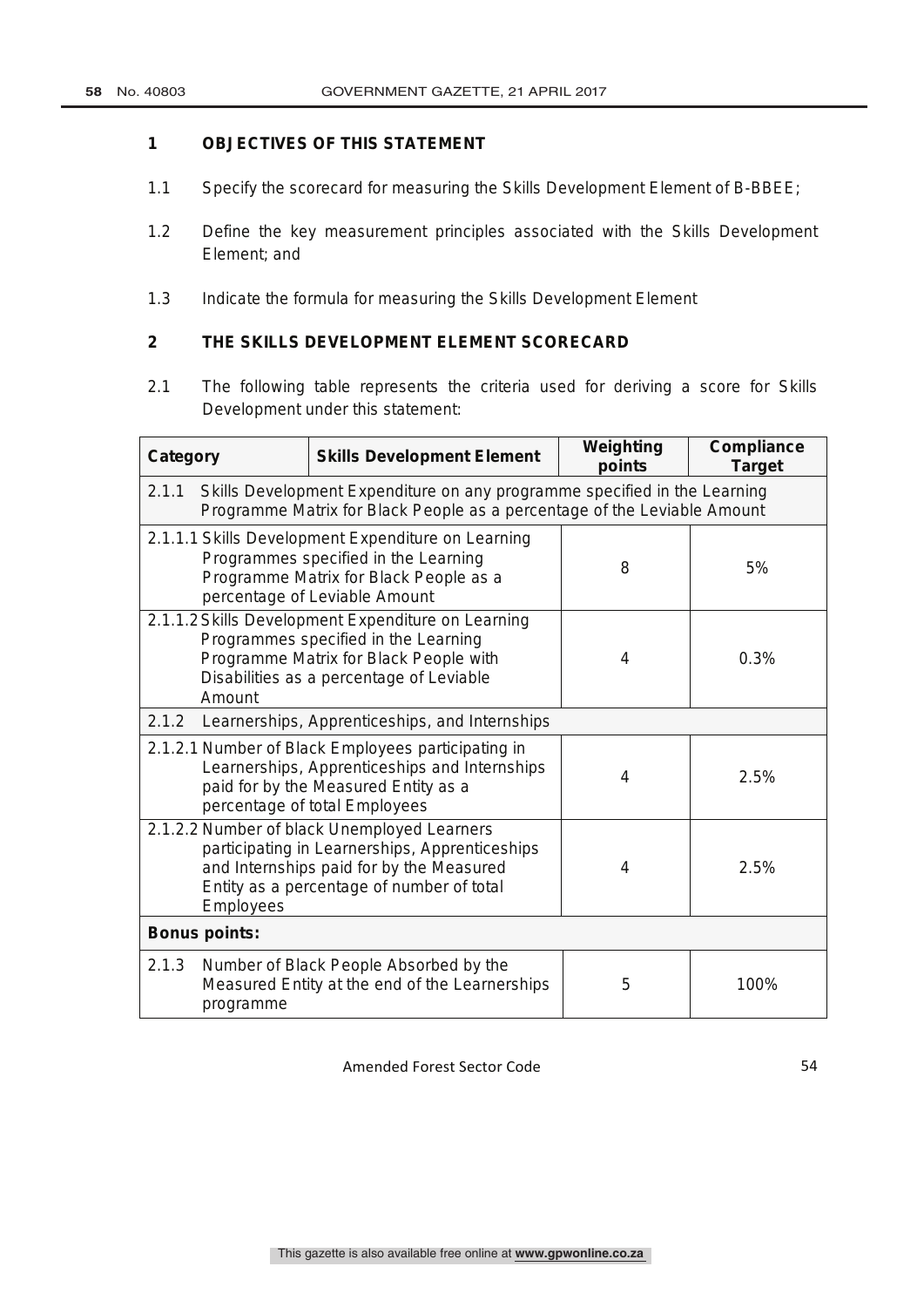## 1 OBJECTIVES OF THIS STATEMENT

1.1 Specify the scorecard for measuring the Skills Development Element of B-BBEE;

1.2 Define the key measurement principles associated with the Skills Development Element; and

1.3 Indicate the formula for measuring the Skills Development Element

## 2 THE SKILLS DEVELOPMENT ELEMENT SCORECARD

2.1 The following table represents the criteria used for deriving a score for Skills Development under this statement:

| Category | Skills Development Element | Weighting points | Compliance Target |
|---|---|---|---|
| 2.1.1 Skills Development Expenditure on any programme specified in the Learning Programme Matrix for Black People as a percentage of the Leviable Amount | | | |
| 2.1.1.1 Skills Development Expenditure on Learning Programmes specified in the Learning Programme Matrix for Black People as a percentage of Leviable Amount | | 8 | 5% |
| 2.1.1.2 Skills Development Expenditure on Learning Programmes specified in the Learning Programme Matrix for Black People with Disabilities as a percentage of Leviable Amount | | 4 | 0.3% |
| 2.1.2 Learnerships, Apprenticeships, and Internships | | | |
| 2.1.2.1 Number of Black Employees participating in Learnerships, Apprenticeships and Internships paid for by the Measured Entity as a percentage of total Employees | | 4 | 2.5% |
| 2.1.2.2 Number of black Unemployed Learners participating in Learnerships, Apprenticeships and Internships paid for by the Measured Entity as a percentage of number of total Employees | | 4 | 2.5% |
| **Bonus points:** | | | |
| 2.1.3 Number of Black People Absorbed by the Measured Entity at the end of the Learnerships programme | | 5 | 100% |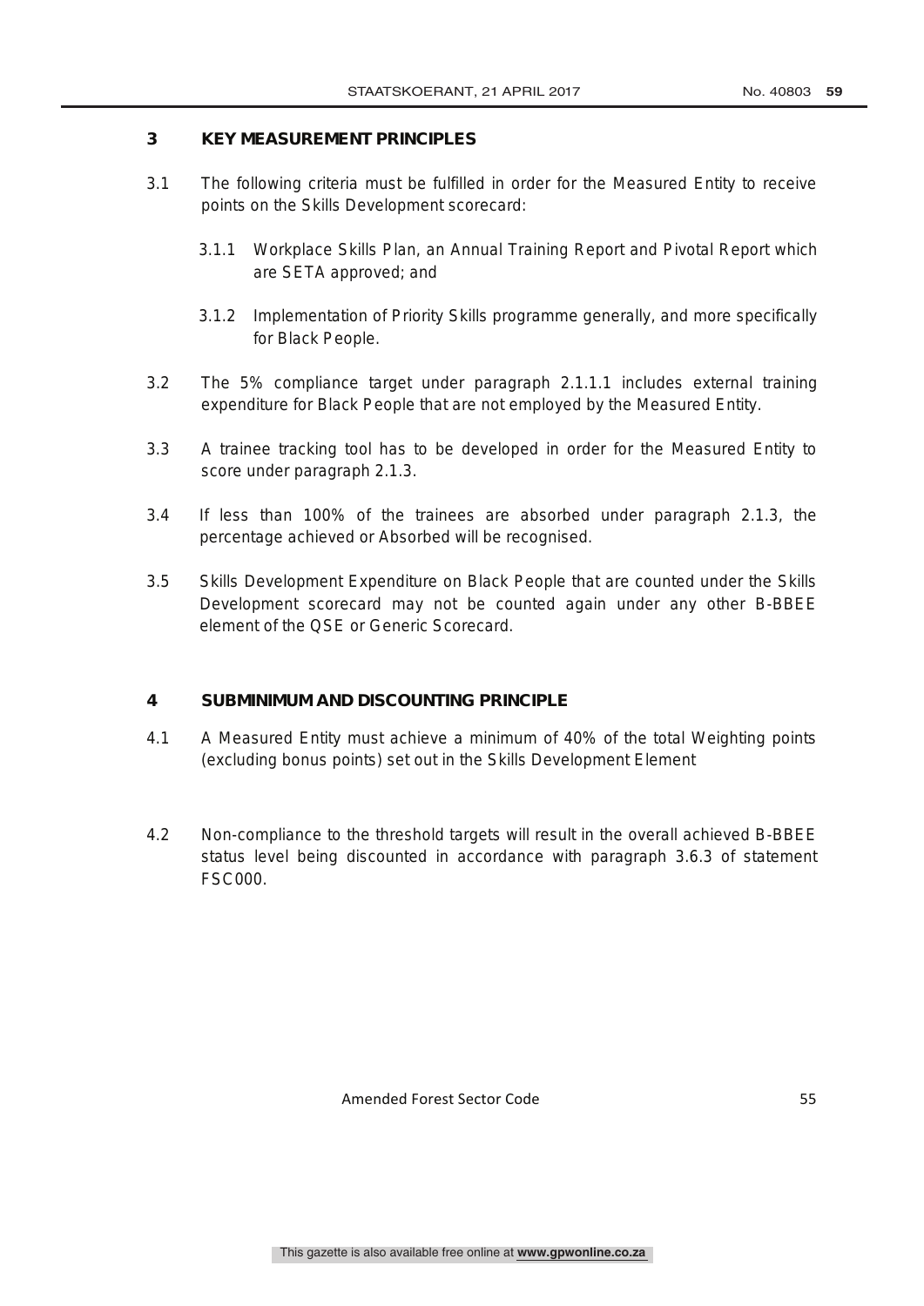## 3 KEY MEASUREMENT PRINCIPLES

3.1 The following criteria must be fulfilled in order for the Measured Entity to receive points on the Skills Development scorecard:

3.1.1 Workplace Skills Plan, an Annual Training Report and Pivotal Report which are SETA approved; and

3.1.2 Implementation of Priority Skills programme generally, and more specifically for Black People.

3.2 The 5% compliance target under paragraph 2.1.1.1 includes external training expenditure for Black People that are not employed by the Measured Entity.

3.3 A trainee tracking tool has to be developed in order for the Measured Entity to score under paragraph 2.1.3.

3.4 If less than 100% of the trainees are absorbed under paragraph 2.1.3, the percentage achieved or Absorbed will be recognised.

3.5 Skills Development Expenditure on Black People that are counted under the Skills Development scorecard may not be counted again under any other B-BBEE element of the QSE or Generic Scorecard.

## 4 SUBMINIMUM AND DISCOUNTING PRINCIPLE

4.1 A Measured Entity must achieve a minimum of 40% of the total Weighting points (excluding bonus points) set out in the Skills Development Element

4.2 Non-compliance to the threshold targets will result in the overall achieved B-BBEE status level being discounted in accordance with paragraph 3.6.3 of statement FSC000.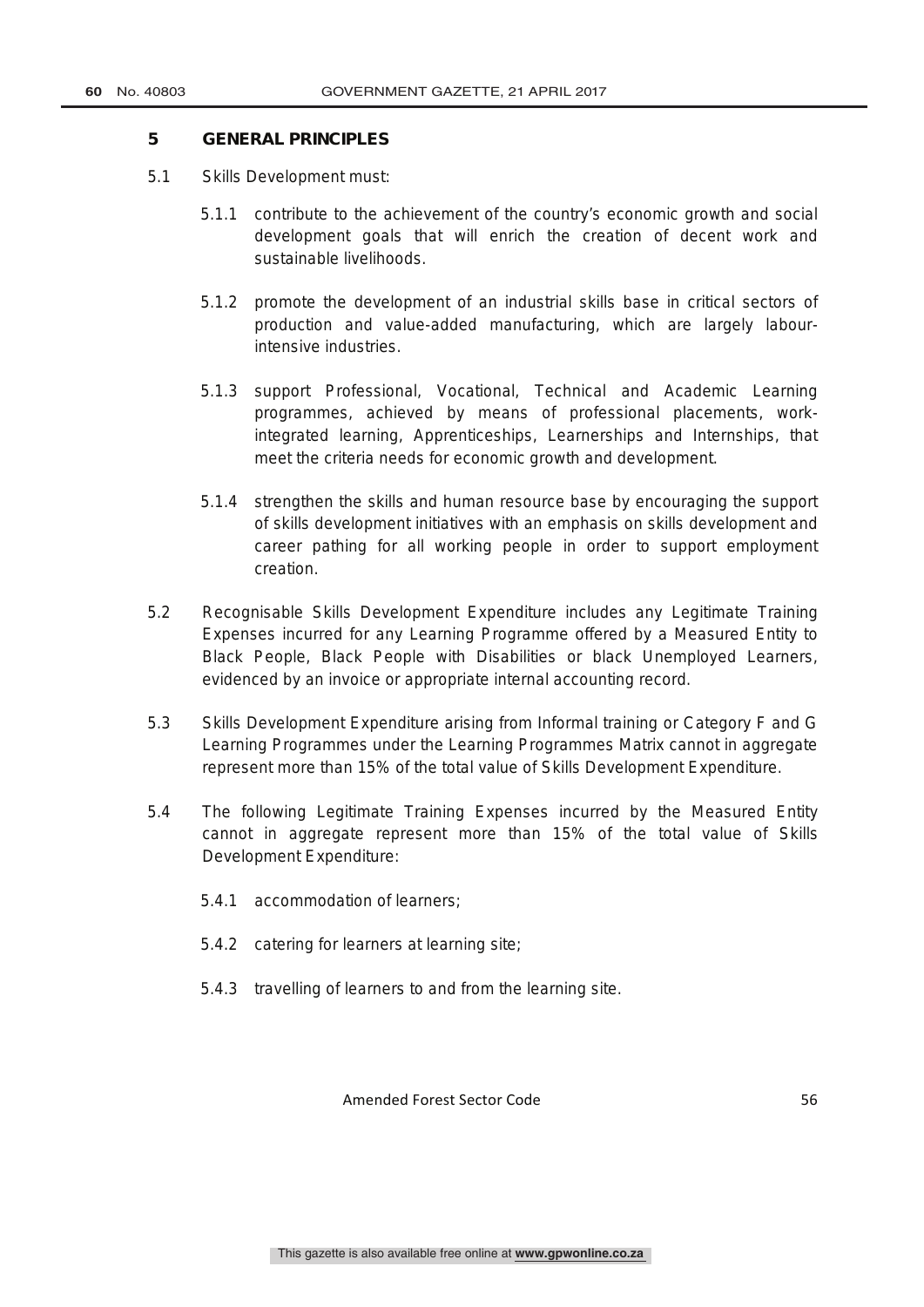## 5 GENERAL PRINCIPLES

5.1 Skills Development must:

5.1.1 contribute to the achievement of the country's economic growth and social development goals that will enrich the creation of decent work and sustainable livelihoods.

5.1.2 promote the development of an industrial skills base in critical sectors of production and value-added manufacturing, which are largely labour-intensive industries.

5.1.3 support Professional, Vocational, Technical and Academic Learning programmes, achieved by means of professional placements, work-integrated learning, Apprenticeships, Learnerships and Internships, that meet the criteria needs for economic growth and development.

5.1.4 strengthen the skills and human resource base by encouraging the support of skills development initiatives with an emphasis on skills development and career pathing for all working people in order to support employment creation.

5.2 Recognisable Skills Development Expenditure includes any Legitimate Training Expenses incurred for any Learning Programme offered by a Measured Entity to Black People, Black People with Disabilities or black Unemployed Learners, evidenced by an invoice or appropriate internal accounting record.

5.3 Skills Development Expenditure arising from Informal training or Category F and G Learning Programmes under the Learning Programmes Matrix cannot in aggregate represent more than 15% of the total value of Skills Development Expenditure.

5.4 The following Legitimate Training Expenses incurred by the Measured Entity cannot in aggregate represent more than 15% of the total value of Skills Development Expenditure:

5.4.1 accommodation of learners;

5.4.2 catering for learners at learning site;

5.4.3 travelling of learners to and from the learning site.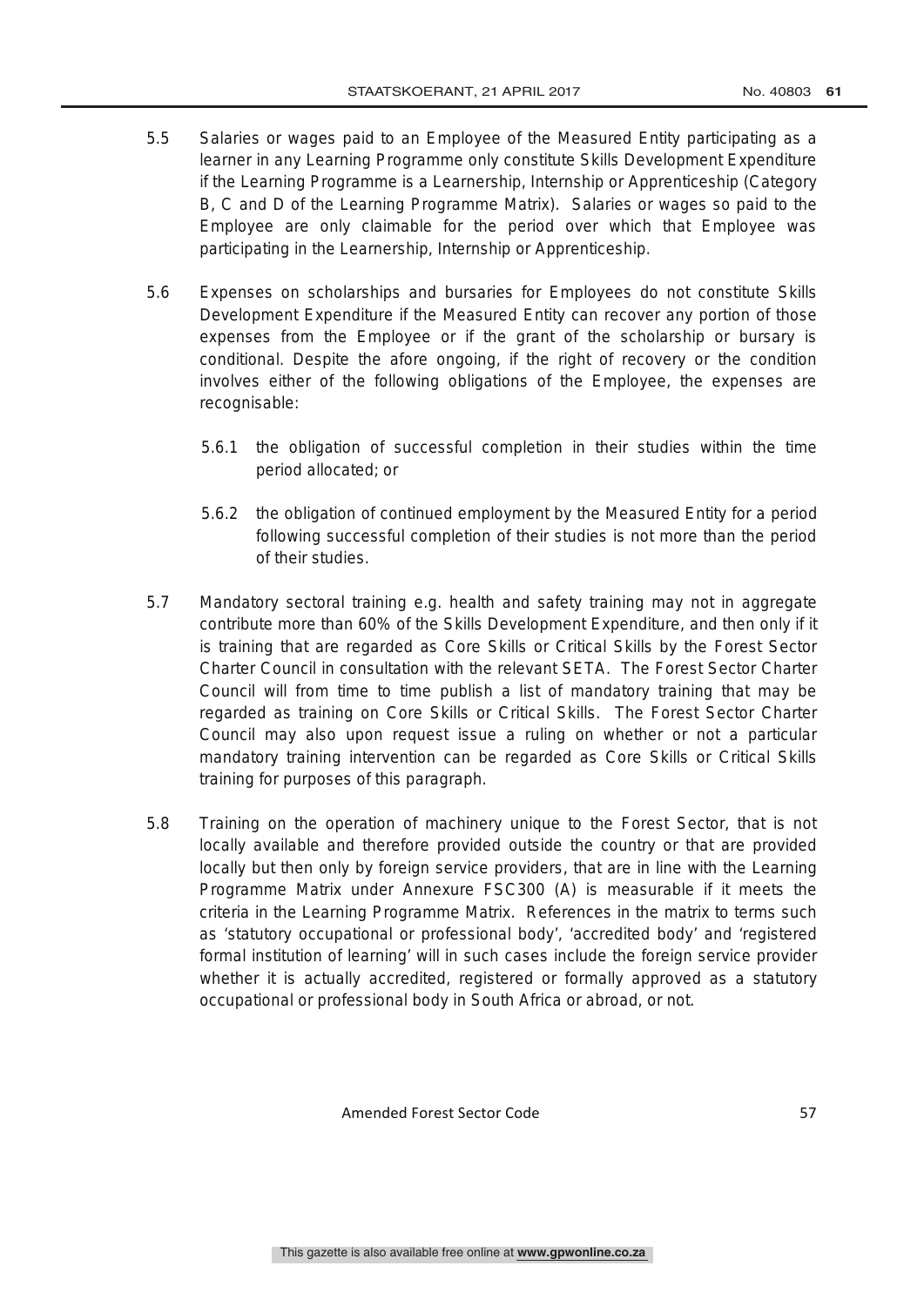5.5 Salaries or wages paid to an Employee of the Measured Entity participating as a learner in any Learning Programme only constitute Skills Development Expenditure if the Learning Programme is a Learnership, Internship or Apprenticeship (Category B, C and D of the Learning Programme Matrix). Salaries or wages so paid to the Employee are only claimable for the period over which that Employee was participating in the Learnership, Internship or Apprenticeship.

5.6 Expenses on scholarships and bursaries for Employees do not constitute Skills Development Expenditure if the Measured Entity can recover any portion of those expenses from the Employee or if the grant of the scholarship or bursary is conditional. Despite the afore ongoing, if the right of recovery or the condition involves either of the following obligations of the Employee, the expenses are recognisable:

5.6.1 the obligation of successful completion in their studies within the time period allocated; or

5.6.2 the obligation of continued employment by the Measured Entity for a period following successful completion of their studies is not more than the period of their studies.

5.7 Mandatory sectoral training e.g. health and safety training may not in aggregate contribute more than 60% of the Skills Development Expenditure, and then only if it is training that are regarded as Core Skills or Critical Skills by the Forest Sector Charter Council in consultation with the relevant SETA. The Forest Sector Charter Council will from time to time publish a list of mandatory training that may be regarded as training on Core Skills or Critical Skills. The Forest Sector Charter Council may also upon request issue a ruling on whether or not a particular mandatory training intervention can be regarded as Core Skills or Critical Skills training for purposes of this paragraph.

5.8 Training on the operation of machinery unique to the Forest Sector, that is not locally available and therefore provided outside the country or that are provided locally but then only by foreign service providers, that are in line with the Learning Programme Matrix under Annexure FSC300 (A) is measurable if it meets the criteria in the Learning Programme Matrix. References in the matrix to terms such as 'statutory occupational or professional body', 'accredited body' and 'registered formal institution of learning' will in such cases include the foreign service provider whether it is actually accredited, registered or formally approved as a statutory occupational or professional body in South Africa or abroad, or not.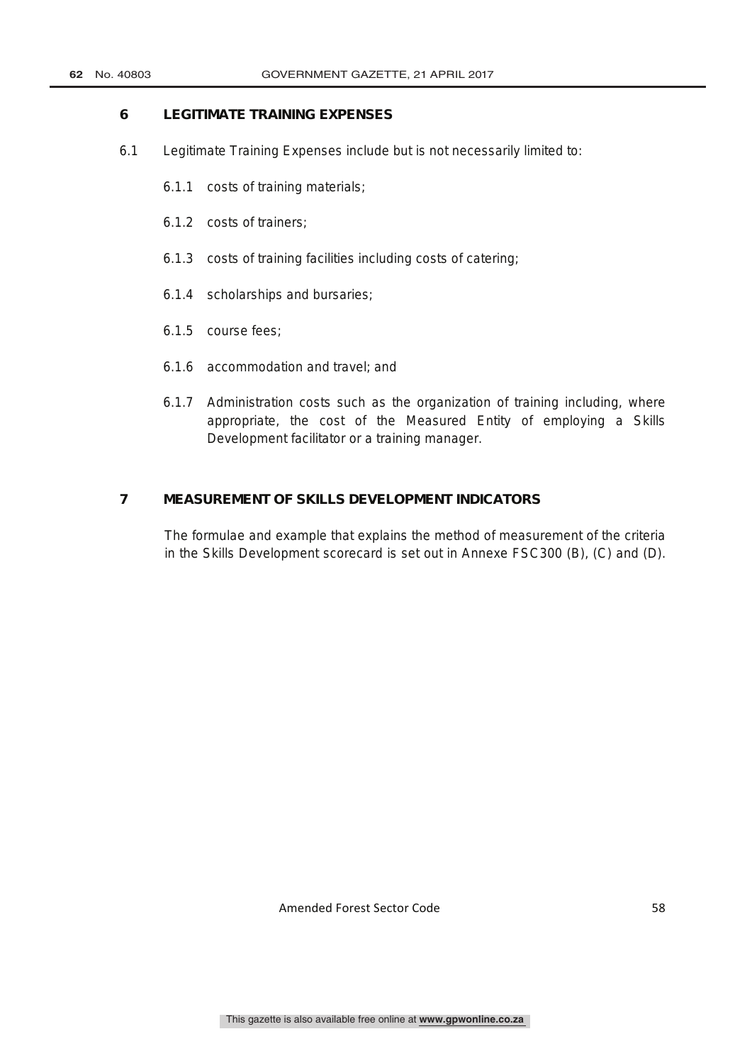## 6 LEGITIMATE TRAINING EXPENSES

6.1 Legitimate Training Expenses include but is not necessarily limited to:

6.1.1 costs of training materials;

6.1.2 costs of trainers;

6.1.3 costs of training facilities including costs of catering;

6.1.4 scholarships and bursaries;

6.1.5 course fees;

6.1.6 accommodation and travel; and

6.1.7 Administration costs such as the organization of training including, where appropriate, the cost of the Measured Entity of employing a Skills Development facilitator or a training manager.

## 7 MEASUREMENT OF SKILLS DEVELOPMENT INDICATORS

The formulae and example that explains the method of measurement of the criteria in the Skills Development scorecard is set out in Annexe FSC300 (B), (C) and (D).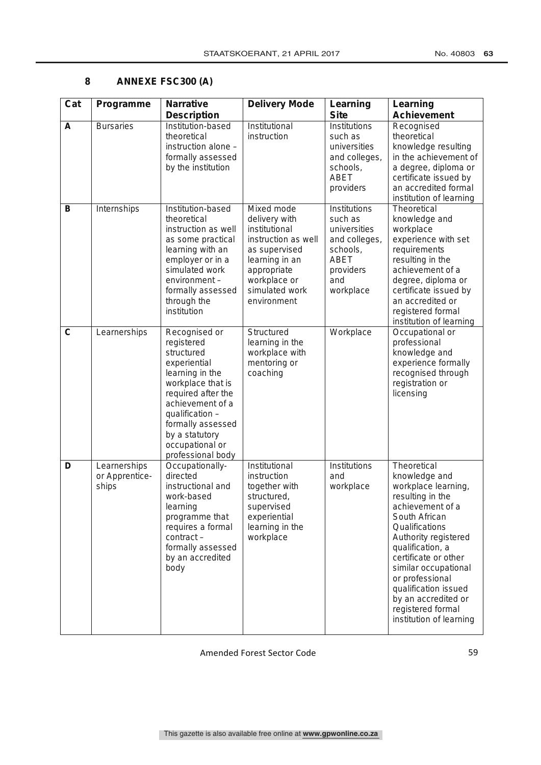## 8 ANNEXE FSC300 (A)

| Cat | Programme | Narrative Description | Delivery Mode | Learning Site | Learning Achievement |
|---|---|---|---|---|---|
| A | Bursaries | Institution-based theoretical instruction alone – formally assessed by the institution | Institutional instruction | Institutions such as universities and colleges, schools, ABET providers | Recognised theoretical knowledge resulting in the achievement of a degree, diploma or certificate issued by an accredited formal institution of learning |
| B | Internships | Institution-based theoretical instruction as well as some practical learning with an employer or in a simulated work environment – formally assessed through the institution | Mixed mode delivery with institutional instruction as well as supervised learning in an appropriate workplace or simulated work environment | Institutions such as universities and colleges, schools, ABET providers and workplace | Theoretical knowledge and workplace experience with set requirements resulting in the achievement of a degree, diploma or certificate issued by an accredited or registered formal institution of learning |
| C | Learnerships | Recognised or registered structured experiential learning in the workplace that is required after the achievement of a qualification – formally assessed by a statutory occupational or professional body | Structured learning in the workplace with mentoring or coaching | Workplace | Occupational or professional knowledge and experience formally recognised through registration or licensing |
| D | Learnerships or Apprentice-ships | Occupationally-directed instructional and work-based learning programme that requires a formal contract – formally assessed by an accredited body | Institutional instruction together with structured, supervised experiential learning in the workplace | Institutions and workplace | Theoretical knowledge and workplace learning, resulting in the achievement of a South African Qualifications Authority registered qualification, a certificate or other similar occupational or professional qualification issued by an accredited or registered formal institution of learning |

Amended Forest Sector Code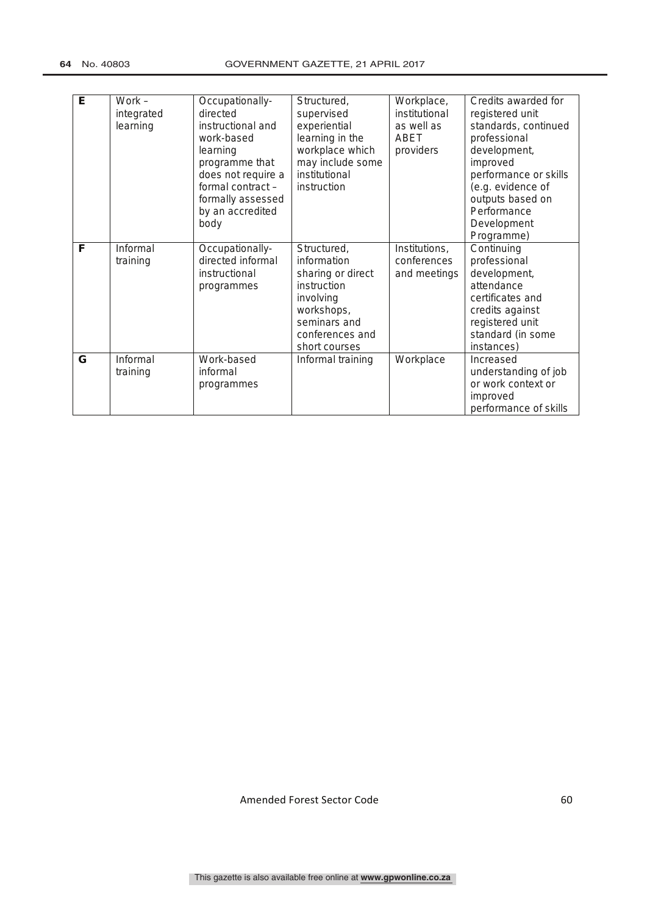| **E** | Work – integrated learning | Occupationally-directed instructional and work-based learning programme that does not require a formal contract – formally assessed by an accredited body | Structured, supervised experiential learning in the workplace which may include some institutional instruction | Workplace, institutional as well as ABET providers | Credits awarded for registered unit standards, continued professional development, improved performance or skills (e.g. evidence of outputs based on Performance Development Programme) |
|---|---|---|---|---|---|
| **F** | Informal training | Occupationally-directed informal instructional programmes | Structured, information sharing or direct instruction involving workshops, seminars and conferences and short courses | Institutions, conferences and meetings | Continuing professional development, attendance certificates and credits against registered unit standard (in some instances) |
| **G** | Informal training | Work-based informal programmes | Informal training | Workplace | Increased understanding of job or work context or improved performance of skills |

Amended Forest Sector Code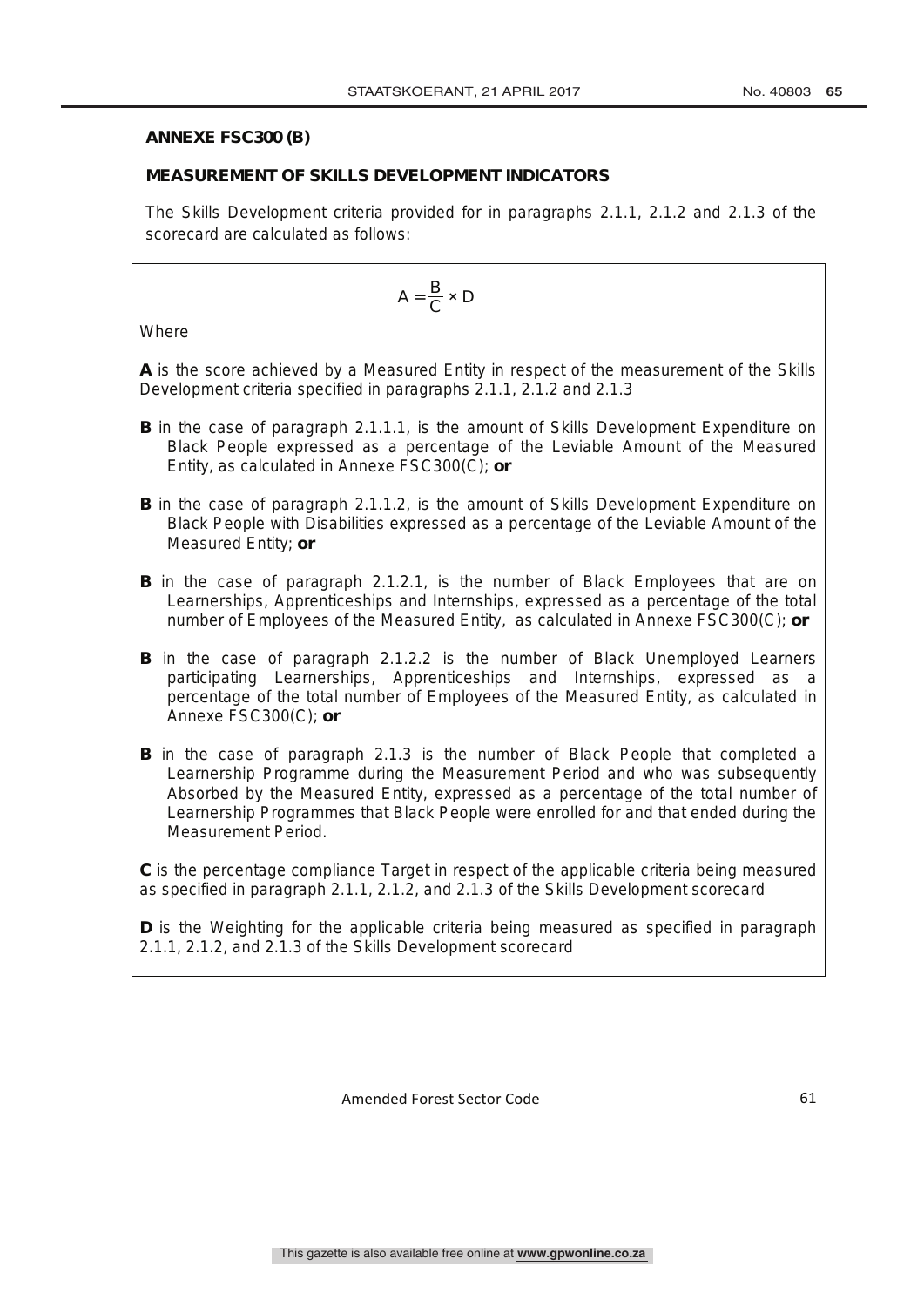**ANNEXE FSC300 (B)**

**MEASUREMENT OF SKILLS DEVELOPMENT INDICATORS**

The Skills Development criteria provided for in paragraphs 2.1.1, 2.1.2 and 2.1.3 of the scorecard are calculated as follows:

$$A = \frac{B}{C} \times D$$

Where

**A** is the score achieved by a Measured Entity in respect of the measurement of the Skills Development criteria specified in paragraphs 2.1.1, 2.1.2 and 2.1.3

**B** in the case of paragraph 2.1.1.1, is the amount of Skills Development Expenditure on Black People expressed as a percentage of the Leviable Amount of the Measured Entity, as calculated in Annexe FSC300(C); **or**

**B** in the case of paragraph 2.1.1.2, is the amount of Skills Development Expenditure on Black People with Disabilities expressed as a percentage of the Leviable Amount of the Measured Entity; **or**

**B** in the case of paragraph 2.1.2.1, is the number of Black Employees that are on Learnerships, Apprenticeships and Internships, expressed as a percentage of the total number of Employees of the Measured Entity, as calculated in Annexe FSC300(C); **or**

**B** in the case of paragraph 2.1.2.2 is the number of Black Unemployed Learners participating Learnerships, Apprenticeships and Internships, expressed as a percentage of the total number of Employees of the Measured Entity, as calculated in Annexe FSC300(C); **or**

**B** in the case of paragraph 2.1.3 is the number of Black People that completed a Learnership Programme during the Measurement Period and who was subsequently Absorbed by the Measured Entity, expressed as a percentage of the total number of Learnership Programmes that Black People were enrolled for and that ended during the Measurement Period.

**C** is the percentage compliance Target in respect of the applicable criteria being measured as specified in paragraph 2.1.1, 2.1.2, and 2.1.3 of the Skills Development scorecard

**D** is the Weighting for the applicable criteria being measured as specified in paragraph 2.1.1, 2.1.2, and 2.1.3 of the Skills Development scorecard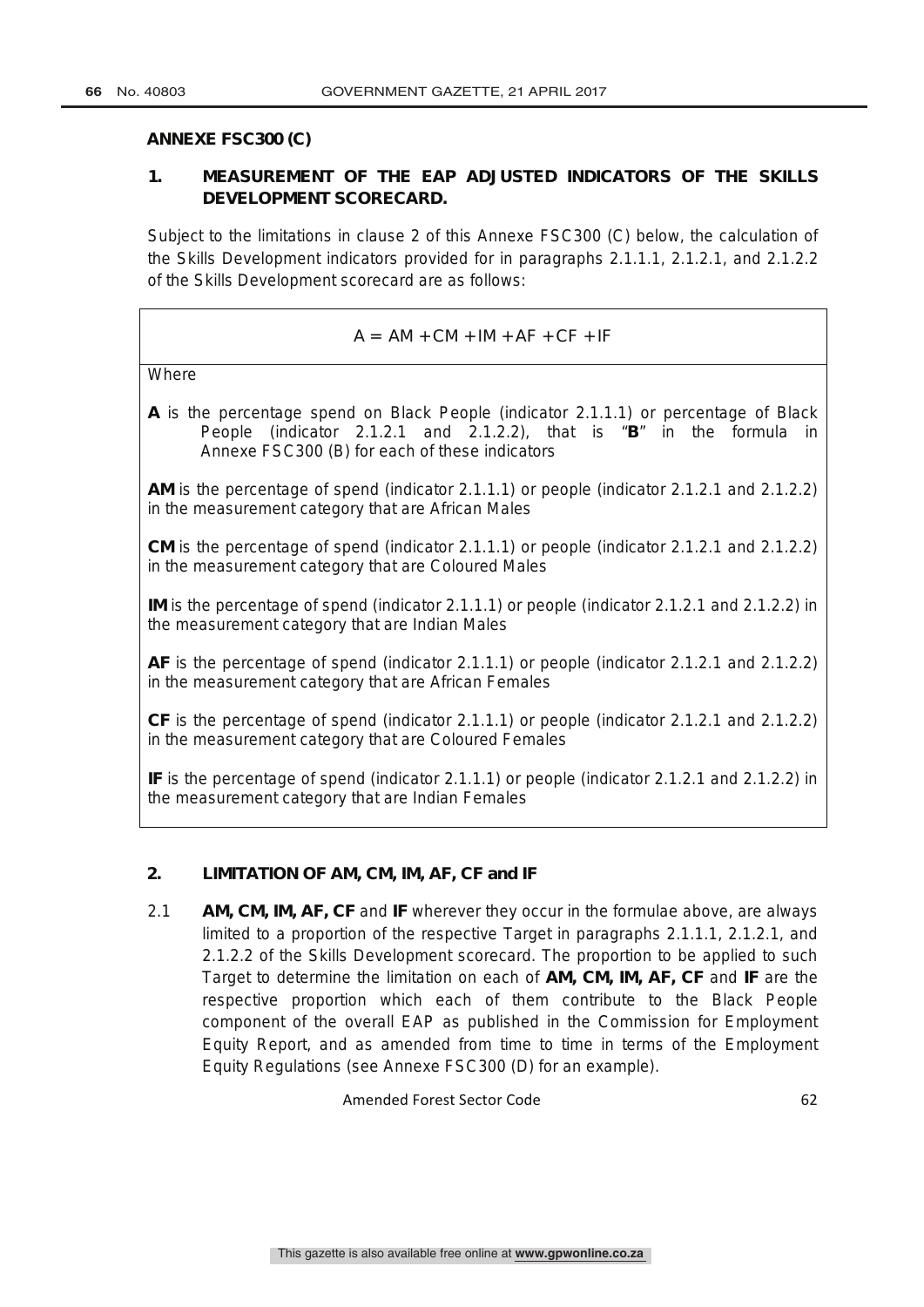**ANNEXE FSC300 (C)**

## 1. MEASUREMENT OF THE EAP ADJUSTED INDICATORS OF THE SKILLS DEVELOPMENT SCORECARD.

Subject to the limitations in clause 2 of this Annexe FSC300 (C) below, the calculation of the Skills Development indicators provided for in paragraphs 2.1.1.1, 2.1.2.1, and 2.1.2.2 of the Skills Development scorecard are as follows:

$$A = AM + CM + IM + AF + CF + IF$$

Where

**A** is the percentage spend on Black People (indicator 2.1.1.1) or percentage of Black People (indicator 2.1.2.1 and 2.1.2.2), that is "**B**" in the formula in Annexe FSC300 (B) for each of these indicators

**AM** is the percentage of spend (indicator 2.1.1.1) or people (indicator 2.1.2.1 and 2.1.2.2) in the measurement category that are African Males

**CM** is the percentage of spend (indicator 2.1.1.1) or people (indicator 2.1.2.1 and 2.1.2.2) in the measurement category that are Coloured Males

**IM** is the percentage of spend (indicator 2.1.1.1) or people (indicator 2.1.2.1 and 2.1.2.2) in the measurement category that are Indian Males

**AF** is the percentage of spend (indicator 2.1.1.1) or people (indicator 2.1.2.1 and 2.1.2.2) in the measurement category that are African Females

**CF** is the percentage of spend (indicator 2.1.1.1) or people (indicator 2.1.2.1 and 2.1.2.2) in the measurement category that are Coloured Females

**IF** is the percentage of spend (indicator 2.1.1.1) or people (indicator 2.1.2.1 and 2.1.2.2) in the measurement category that are Indian Females

## 2. LIMITATION OF AM, CM, IM, AF, CF and IF

2.1 **AM, CM, IM, AF, CF** and **IF** wherever they occur in the formulae above, are always limited to a proportion of the respective Target in paragraphs 2.1.1.1, 2.1.2.1, and 2.1.2.2 of the Skills Development scorecard. The proportion to be applied to such Target to determine the limitation on each of **AM, CM, IM, AF, CF** and **IF** are the respective proportion which each of them contribute to the Black People component of the overall EAP as published in the Commission for Employment Equity Report, and as amended from time to time in terms of the Employment Equity Regulations (see Annexe FSC300 (D) for an example).

Amended Forest Sector Code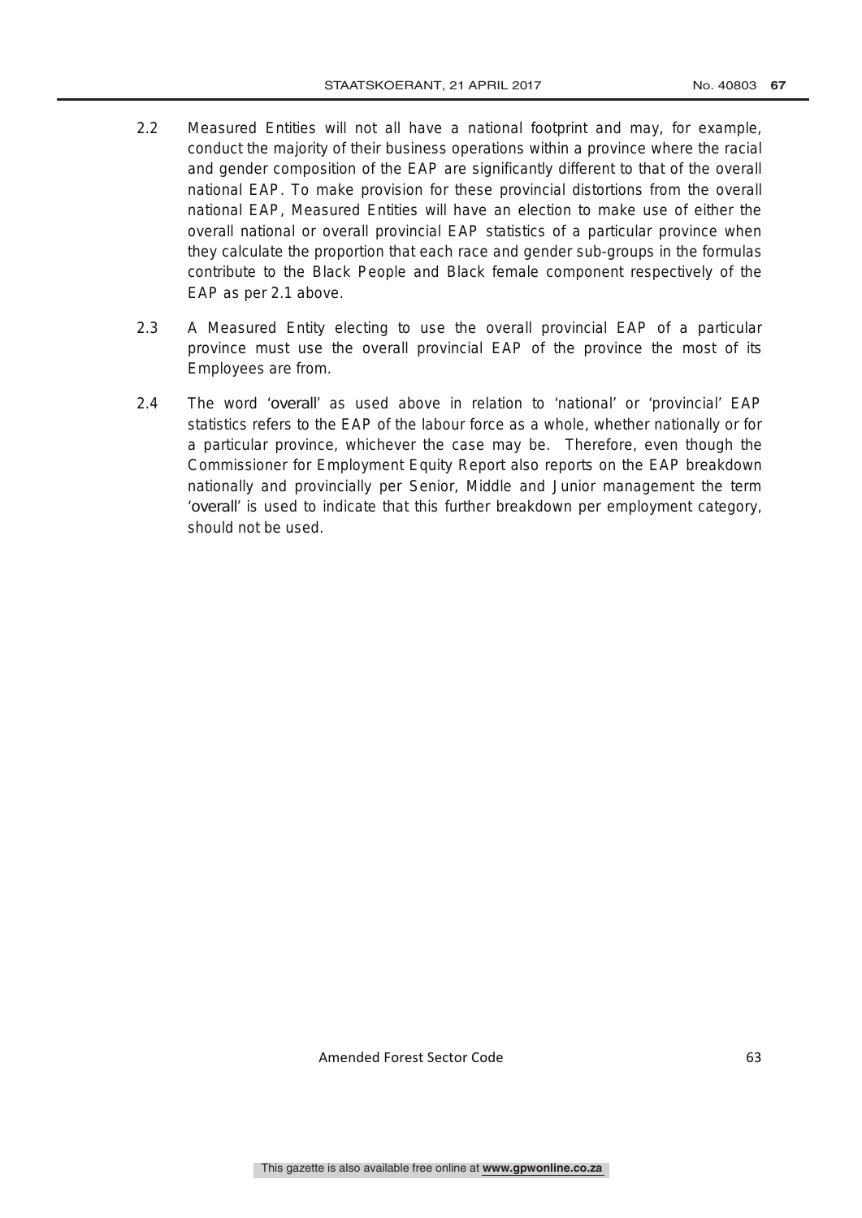2.2 Measured Entities will not all have a national footprint and may, for example, conduct the majority of their business operations within a province where the racial and gender composition of the EAP are significantly different to that of the overall national EAP. To make provision for these provincial distortions from the overall national EAP, Measured Entities will have an election to make use of either the overall national or overall provincial EAP statistics of a particular province when they calculate the proportion that each race and gender sub-groups in the formulas contribute to the Black People and Black female component respectively of the EAP as per 2.1 above.

2.3 A Measured Entity electing to use the overall provincial EAP of a particular province must use the overall provincial EAP of the province the most of its Employees are from.

2.4 The word 'overall' as used above in relation to 'national' or 'provincial' EAP statistics refers to the EAP of the labour force as a whole, whether nationally or for a particular province, whichever the case may be. Therefore, even though the Commissioner for Employment Equity Report also reports on the EAP breakdown nationally and provincially per Senior, Middle and Junior management the term 'overall' is used to indicate that this further breakdown per employment category, should not be used.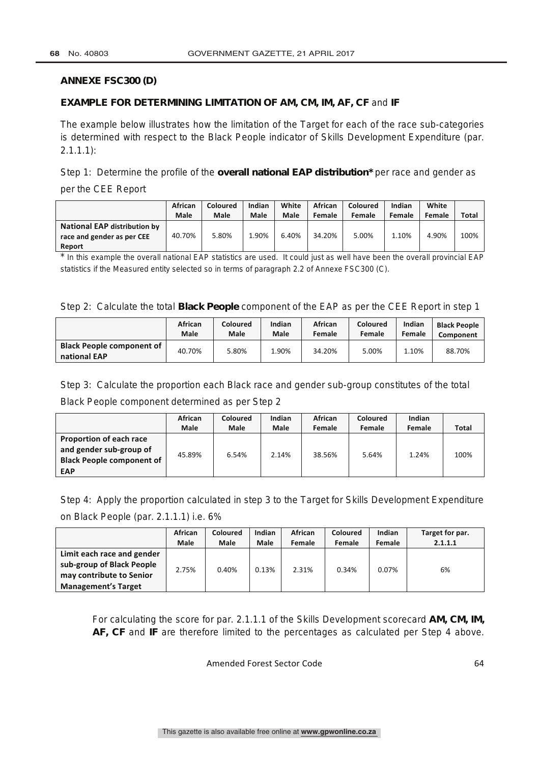**ANNEXE FSC300 (D)**

**EXAMPLE FOR DETERMINING LIMITATION OF AM, CM, IM, AF, CF** and **IF**

The example below illustrates how the limitation of the Target for each of the race sub-categories is determined with respect to the Black People indicator of Skills Development Expenditure (par. 2.1.1.1):

Step 1: Determine the profile of the **overall national EAP distribution*** per race and gender as per the CEE Report

| | African Male | Coloured Male | Indian Male | White Male | African Female | Coloured Female | Indian Female | White Female | Total |
|---|---|---|---|---|---|---|---|---|---|
| **National EAP distribution by race and gender as per CEE Report** | 40.70% | 5.80% | 1.90% | 6.40% | 34.20% | 5.00% | 1.10% | 4.90% | 100% |

* In this example the overall national EAP statistics are used. It could just as well have been the overall provincial EAP statistics if the Measured entity selected so in terms of paragraph 2.2 of Annexe FSC300 (C).

Step 2: Calculate the total **Black People** component of the EAP as per the CEE Report in step 1

| | African Male | Coloured Male | Indian Male | African Female | Coloured Female | Indian Female | Black People Component |
|---|---|---|---|---|---|---|---|
| **Black People component of national EAP** | 40.70% | 5.80% | 1.90% | 34.20% | 5.00% | 1.10% | 88.70% |

Step 3: Calculate the proportion each Black race and gender sub-group constitutes of the total Black People component determined as per Step 2

| | African Male | Coloured Male | Indian Male | African Female | Coloured Female | Indian Female | Total |
|---|---|---|---|---|---|---|---|
| **Proportion of each race and gender sub-group of Black People component of EAP** | 45.89% | 6.54% | 2.14% | 38.56% | 5.64% | 1.24% | 100% |

Step 4: Apply the proportion calculated in step 3 to the Target for Skills Development Expenditure on Black People (par. 2.1.1.1) i.e. 6%

| | African Male | Coloured Male | Indian Male | African Female | Coloured Female | Indian Female | Target for par. 2.1.1.1 |
|---|---|---|---|---|---|---|---|
| **Limit each race and gender sub-group of Black People may contribute to Senior Management's Target** | 2.75% | 0.40% | 0.13% | 2.31% | 0.34% | 0.07% | 6% |

For calculating the score for par. 2.1.1.1 of the Skills Development scorecard **AM, CM, IM, AF, CF** and **IF** are therefore limited to the percentages as calculated per Step 4 above.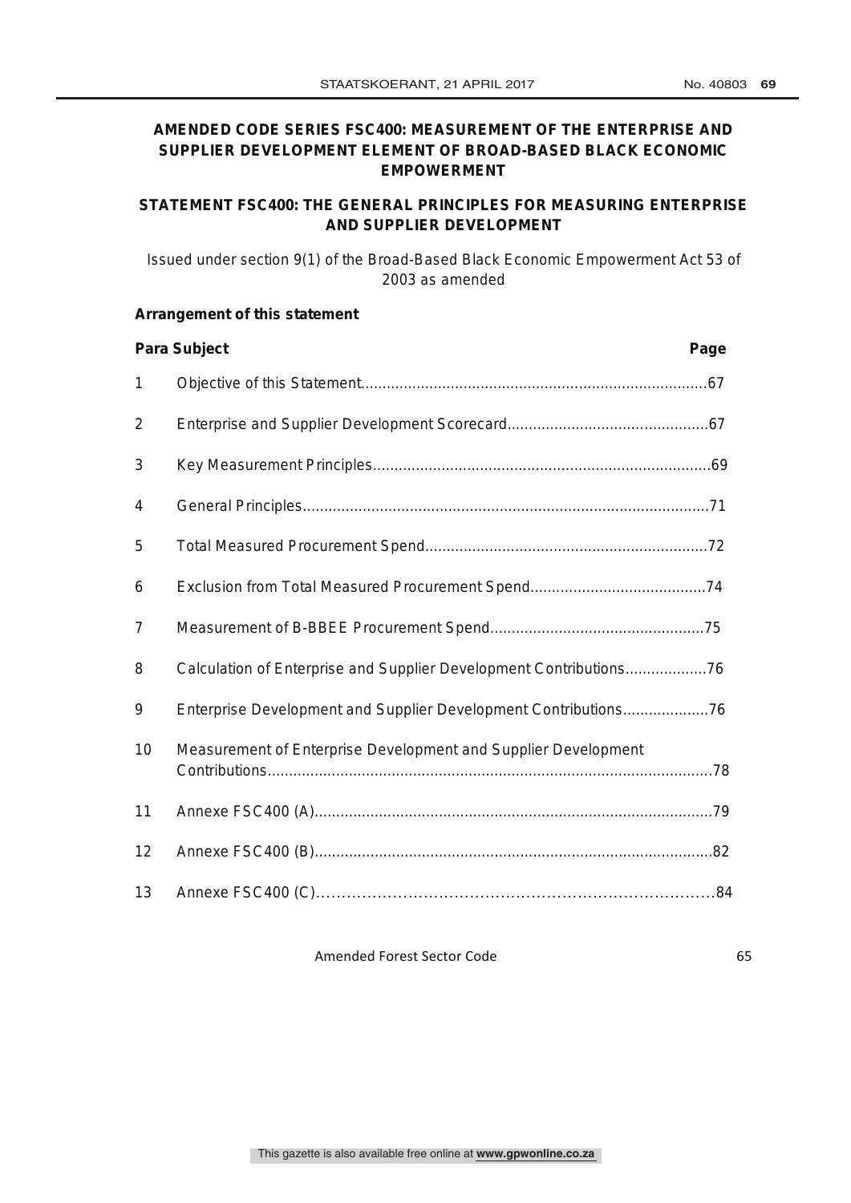## AMENDED CODE SERIES FSC400: MEASUREMENT OF THE ENTERPRISE AND SUPPLIER DEVELOPMENT ELEMENT OF BROAD-BASED BLACK ECONOMIC EMPOWERMENT

## STATEMENT FSC400: THE GENERAL PRINCIPLES FOR MEASURING ENTERPRISE AND SUPPLIER DEVELOPMENT

Issued under section 9(1) of the Broad-Based Black Economic Empowerment Act 53 of 2003 as amended

**Arrangement of this statement**

| Para | Subject | Page |
|---|---|---|
| 1 | Objective of this Statement | 67 |
| 2 | Enterprise and Supplier Development Scorecard | 67 |
| 3 | Key Measurement Principles | 69 |
| 4 | General Principles | 71 |
| 5 | Total Measured Procurement Spend | 72 |
| 6 | Exclusion from Total Measured Procurement Spend | 74 |
| 7 | Measurement of B-BBEE Procurement Spend | 75 |
| 8 | Calculation of Enterprise and Supplier Development Contributions | 76 |
| 9 | Enterprise Development and Supplier Development Contributions | 76 |
| 10 | Measurement of Enterprise Development and Supplier Development Contributions | 78 |
| 11 | Annexe FSC400 (A) | 79 |
| 12 | Annexe FSC400 (B) | 82 |
| 13 | Annexe FSC400 (C) | 84 |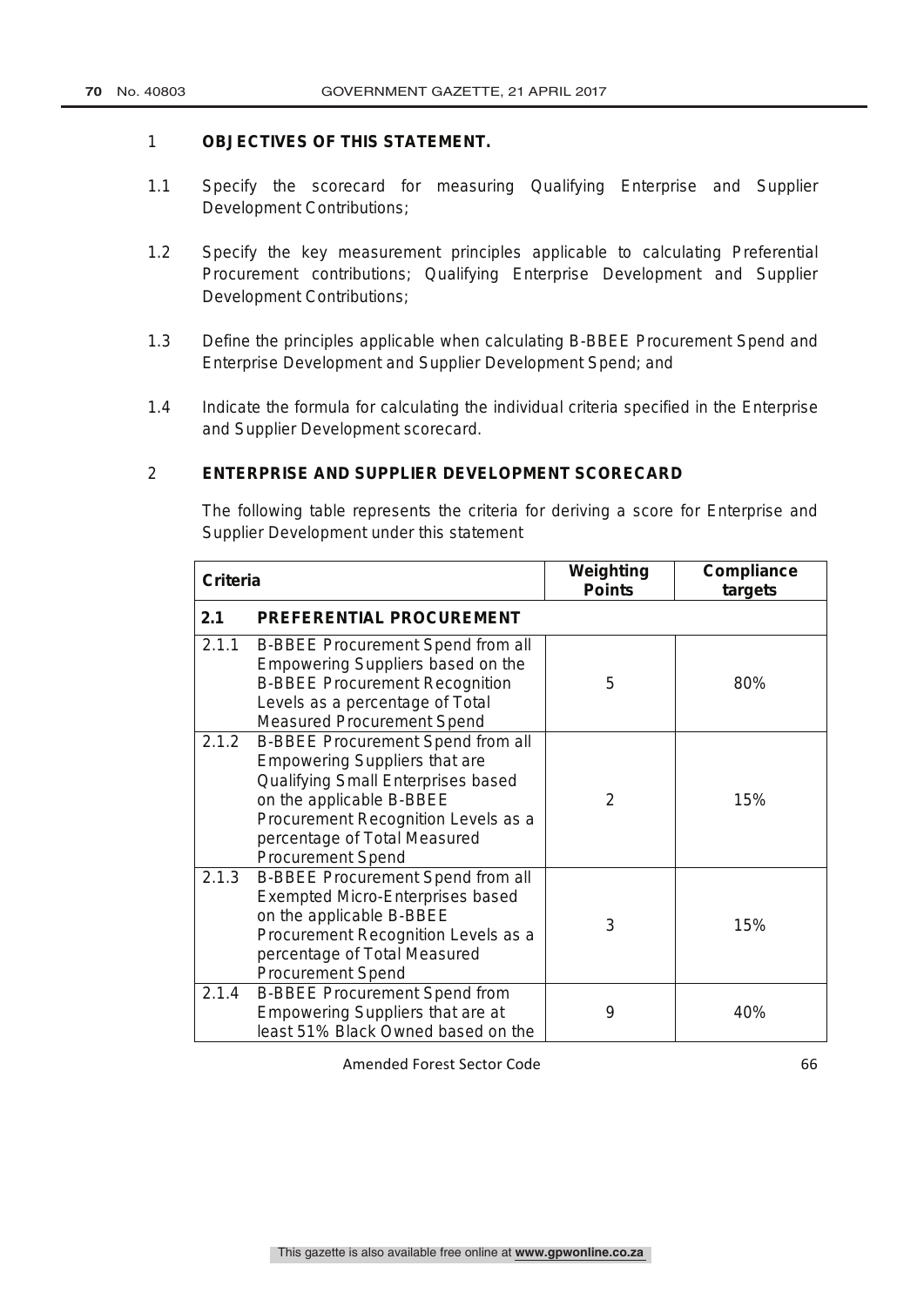## 1 OBJECTIVES OF THIS STATEMENT.

1.1 Specify the scorecard for measuring Qualifying Enterprise and Supplier Development Contributions;

1.2 Specify the key measurement principles applicable to calculating Preferential Procurement contributions; Qualifying Enterprise Development and Supplier Development Contributions;

1.3 Define the principles applicable when calculating B-BBEE Procurement Spend and Enterprise Development and Supplier Development Spend; and

1.4 Indicate the formula for calculating the individual criteria specified in the Enterprise and Supplier Development scorecard.

## 2 ENTERPRISE AND SUPPLIER DEVELOPMENT SCORECARD

The following table represents the criteria for deriving a score for Enterprise and Supplier Development under this statement

| Criteria | | Weighting Points | Compliance targets |
|---|---|---|---|
| **2.1** | **PREFERENTIAL PROCUREMENT** | | |
| 2.1.1 | B-BBEE Procurement Spend from all Empowering Suppliers based on the B-BBEE Procurement Recognition Levels as a percentage of Total Measured Procurement Spend | 5 | 80% |
| 2.1.2 | B-BBEE Procurement Spend from all Empowering Suppliers that are Qualifying Small Enterprises based on the applicable B-BBEE Procurement Recognition Levels as a percentage of Total Measured Procurement Spend | 2 | 15% |
| 2.1.3 | B-BBEE Procurement Spend from all Exempted Micro-Enterprises based on the applicable B-BBEE Procurement Recognition Levels as a percentage of Total Measured Procurement Spend | 3 | 15% |
| 2.1.4 | B-BBEE Procurement Spend from Empowering Suppliers that are at least 51% Black Owned based on the | 9 | 40% |

Amended Forest Sector Code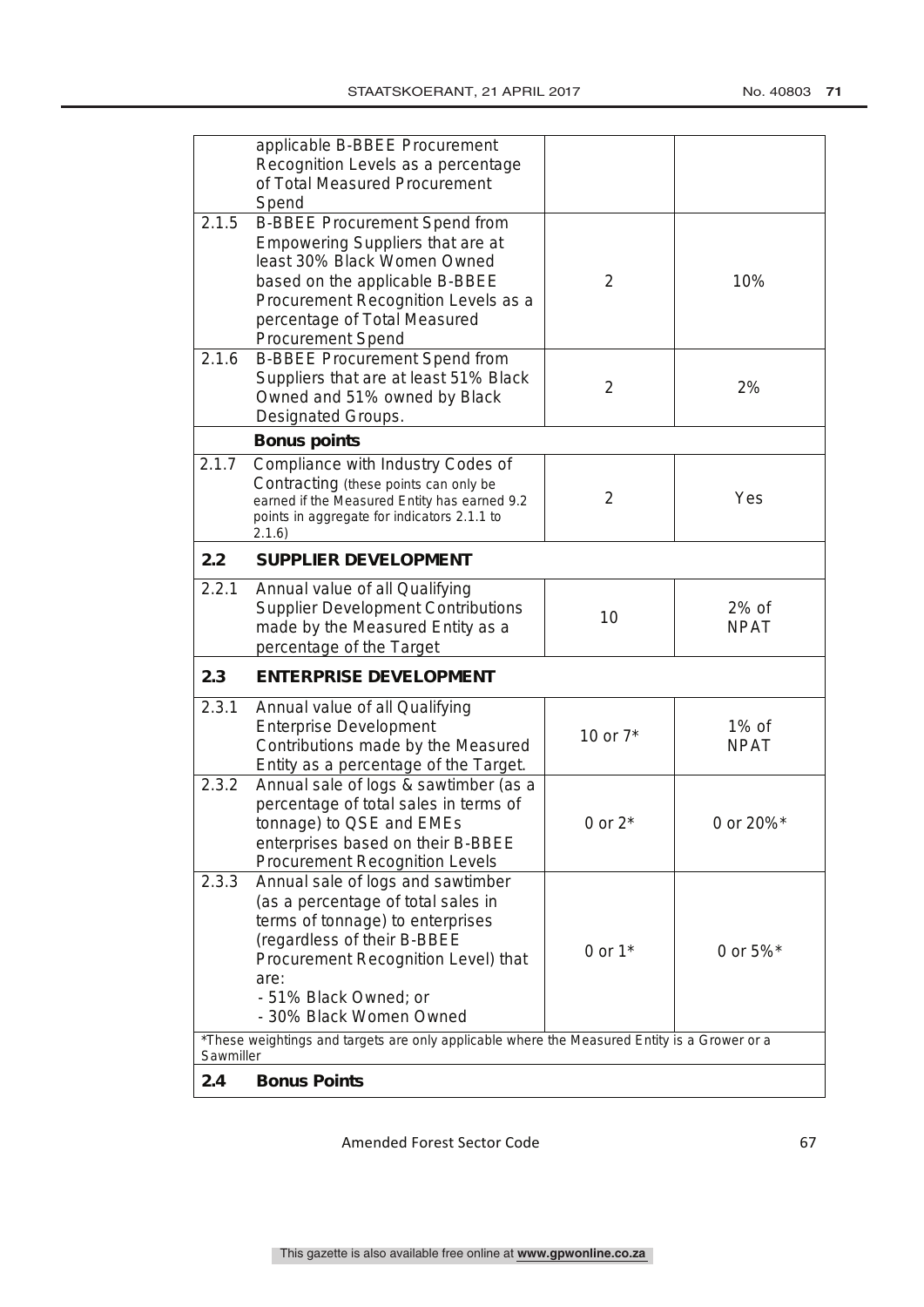| | | | |
|---|---|---|---|
| | applicable B-BBEE Procurement Recognition Levels as a percentage of Total Measured Procurement Spend | | |
| 2.1.5 | B-BBEE Procurement Spend from Empowering Suppliers that are at least 30% Black Women Owned based on the applicable B-BBEE Procurement Recognition Levels as a percentage of Total Measured Procurement Spend | 2 | 10% |
| 2.1.6 | B-BBEE Procurement Spend from Suppliers that are at least 51% Black Owned and 51% owned by Black Designated Groups. | 2 | 2% |
| | **Bonus points** | | |
| 2.1.7 | Compliance with Industry Codes of Contracting (these points can only be earned if the Measured Entity has earned 9.2 points in aggregate for indicators 2.1.1 to 2.1.6) | 2 | Yes |
| **2.2** | **SUPPLIER DEVELOPMENT** | | |
| 2.2.1 | Annual value of all Qualifying Supplier Development Contributions made by the Measured Entity as a percentage of the Target | 10 | 2% of NPAT |
| **2.3** | **ENTERPRISE DEVELOPMENT** | | |
| 2.3.1 | Annual value of all Qualifying Enterprise Development Contributions made by the Measured Entity as a percentage of the Target. | 10 or 7* | 1% of NPAT |
| 2.3.2 | Annual sale of logs & sawtimber (as a percentage of total sales in terms of tonnage) to QSE and EMEs enterprises based on their B-BBEE Procurement Recognition Levels | 0 or 2* | 0 or 20%* |
| 2.3.3 | Annual sale of logs and sawtimber (as a percentage of total sales in terms of tonnage) to enterprises (regardless of their B-BBEE Procurement Recognition Level) that are:<br>- 51% Black Owned; or<br>- 30% Black Women Owned | 0 or 1* | 0 or 5%* |
| *These weightings and targets are only applicable where the Measured Entity is a Grower or a Sawmiller | | | |
| **2.4** | **Bonus Points** | | |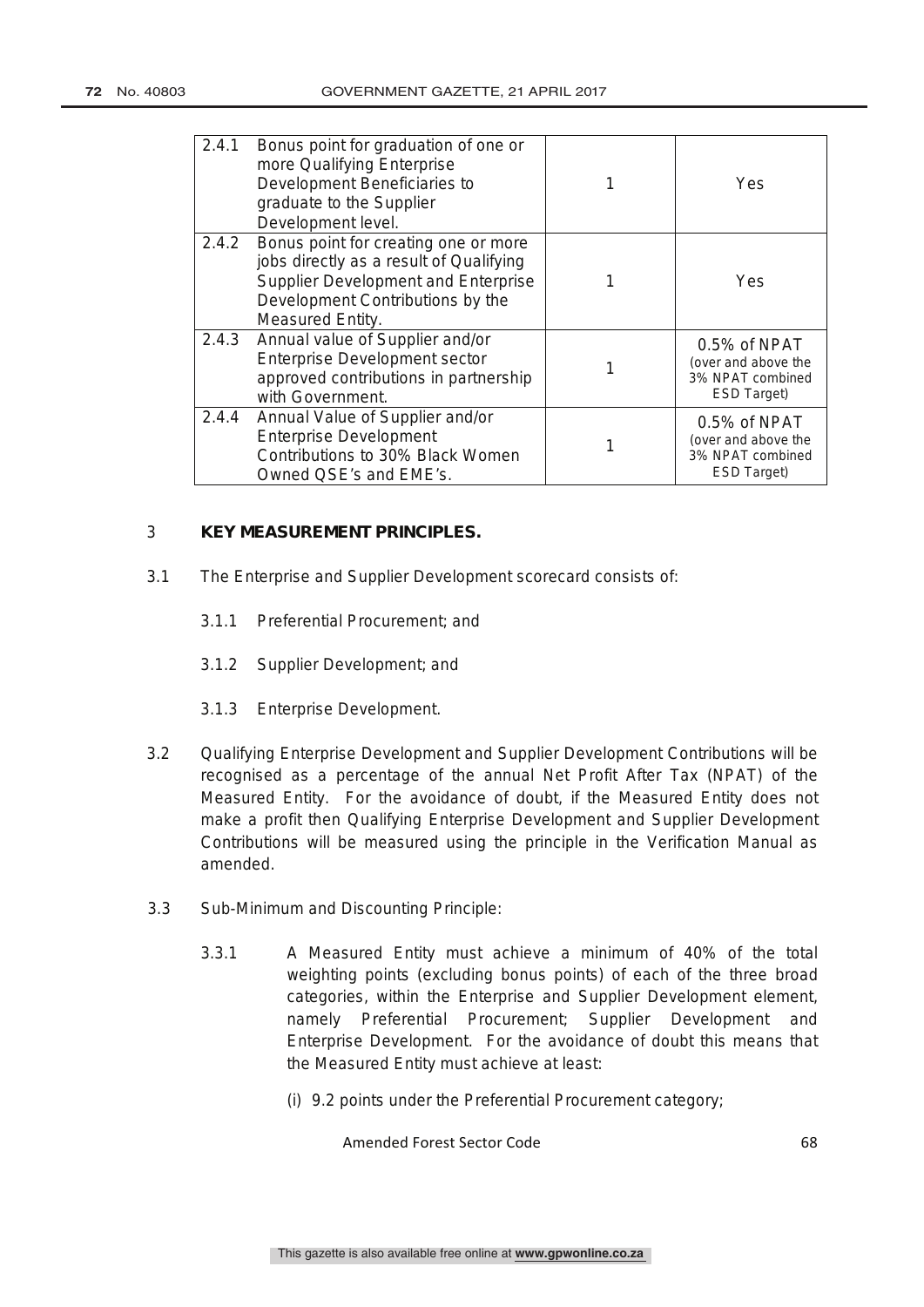| 2.4.1 | Bonus point for graduation of one or more Qualifying Enterprise Development Beneficiaries to graduate to the Supplier Development level. | 1 | Yes |
|---|---|---|---|
| 2.4.2 | Bonus point for creating one or more jobs directly as a result of Qualifying Supplier Development and Enterprise Development Contributions by the Measured Entity. | 1 | Yes |
| 2.4.3 | Annual value of Supplier and/or Enterprise Development sector approved contributions in partnership with Government. | 1 | 0.5% of NPAT (over and above the 3% NPAT combined ESD Target) |
| 2.4.4 | Annual Value of Supplier and/or Enterprise Development Contributions to 30% Black Women Owned QSE's and EME's. | 1 | 0.5% of NPAT (over and above the 3% NPAT combined ESD Target) |

## 3 KEY MEASUREMENT PRINCIPLES.

3.1 The Enterprise and Supplier Development scorecard consists of:

- 3.1.1 Preferential Procurement; and
- 3.1.2 Supplier Development; and
- 3.1.3 Enterprise Development.

3.2 Qualifying Enterprise Development and Supplier Development Contributions will be recognised as a percentage of the annual Net Profit After Tax (NPAT) of the Measured Entity. For the avoidance of doubt, if the Measured Entity does not make a profit then Qualifying Enterprise Development and Supplier Development Contributions will be measured using the principle in the Verification Manual as amended.

3.3 Sub-Minimum and Discounting Principle:

3.3.1 A Measured Entity must achieve a minimum of 40% of the total weighting points (excluding bonus points) of each of the three broad categories, within the Enterprise and Supplier Development element, namely Preferential Procurement; Supplier Development and Enterprise Development. For the avoidance of doubt this means that the Measured Entity must achieve at least:

(i) 9.2 points under the Preferential Procurement category;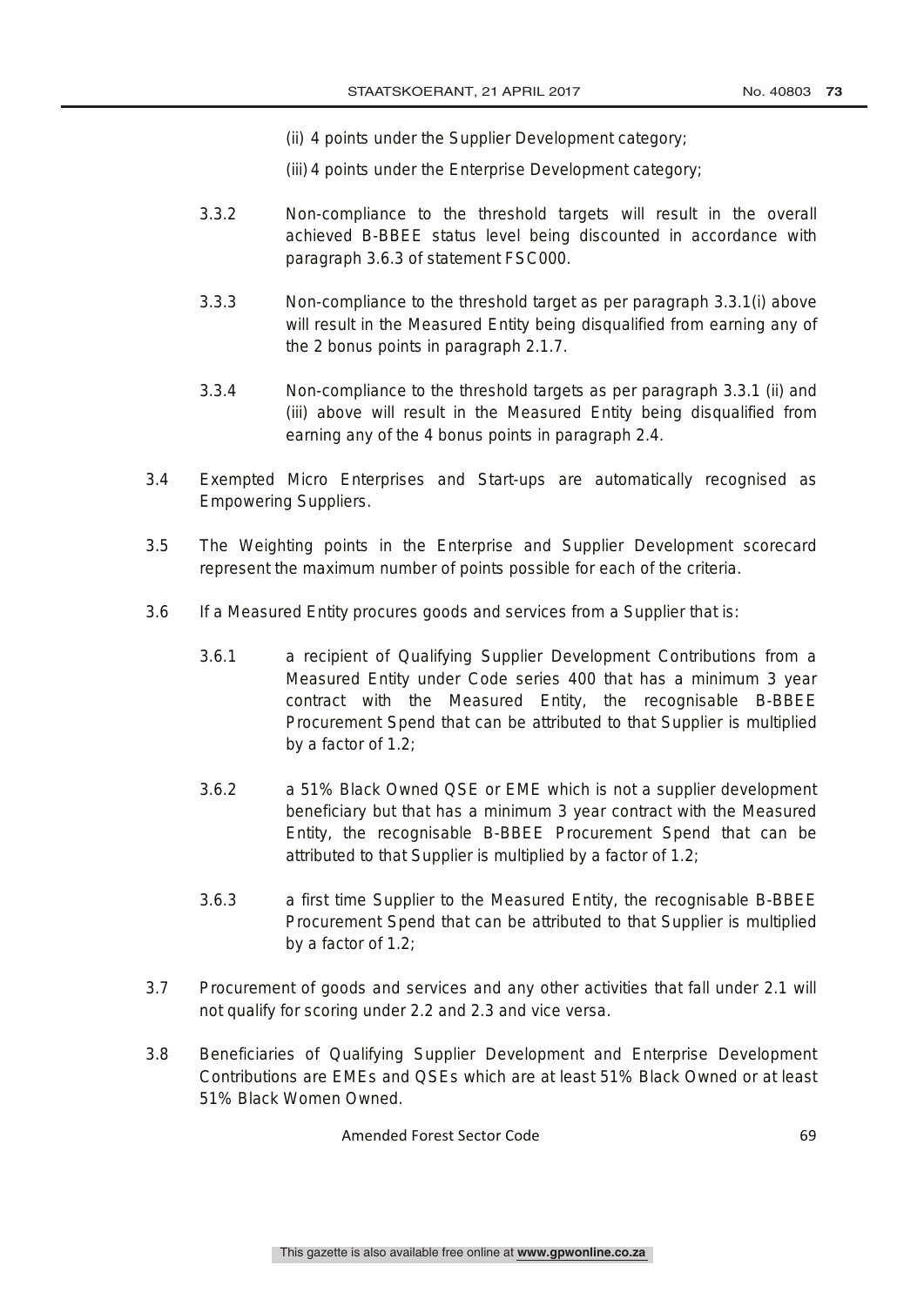(ii) 4 points under the Supplier Development category;

(iii) 4 points under the Enterprise Development category;

3.3.2 Non-compliance to the threshold targets will result in the overall achieved B-BBEE status level being discounted in accordance with paragraph 3.6.3 of statement FSC000.

3.3.3 Non-compliance to the threshold target as per paragraph 3.3.1(i) above will result in the Measured Entity being disqualified from earning any of the 2 bonus points in paragraph 2.1.7.

3.3.4 Non-compliance to the threshold targets as per paragraph 3.3.1 (ii) and (iii) above will result in the Measured Entity being disqualified from earning any of the 4 bonus points in paragraph 2.4.

3.4 Exempted Micro Enterprises and Start-ups are automatically recognised as Empowering Suppliers.

3.5 The Weighting points in the Enterprise and Supplier Development scorecard represent the maximum number of points possible for each of the criteria.

3.6 If a Measured Entity procures goods and services from a Supplier that is:

3.6.1 a recipient of Qualifying Supplier Development Contributions from a Measured Entity under Code series 400 that has a minimum 3 year contract with the Measured Entity, the recognisable B-BBEE Procurement Spend that can be attributed to that Supplier is multiplied by a factor of 1.2;

3.6.2 a 51% Black Owned QSE or EME which is not a supplier development beneficiary but that has a minimum 3 year contract with the Measured Entity, the recognisable B-BBEE Procurement Spend that can be attributed to that Supplier is multiplied by a factor of 1.2;

3.6.3 a first time Supplier to the Measured Entity, the recognisable B-BBEE Procurement Spend that can be attributed to that Supplier is multiplied by a factor of 1.2;

3.7 Procurement of goods and services and any other activities that fall under 2.1 will not qualify for scoring under 2.2 and 2.3 and vice versa.

3.8 Beneficiaries of Qualifying Supplier Development and Enterprise Development Contributions are EMEs and QSEs which are at least 51% Black Owned or at least 51% Black Women Owned.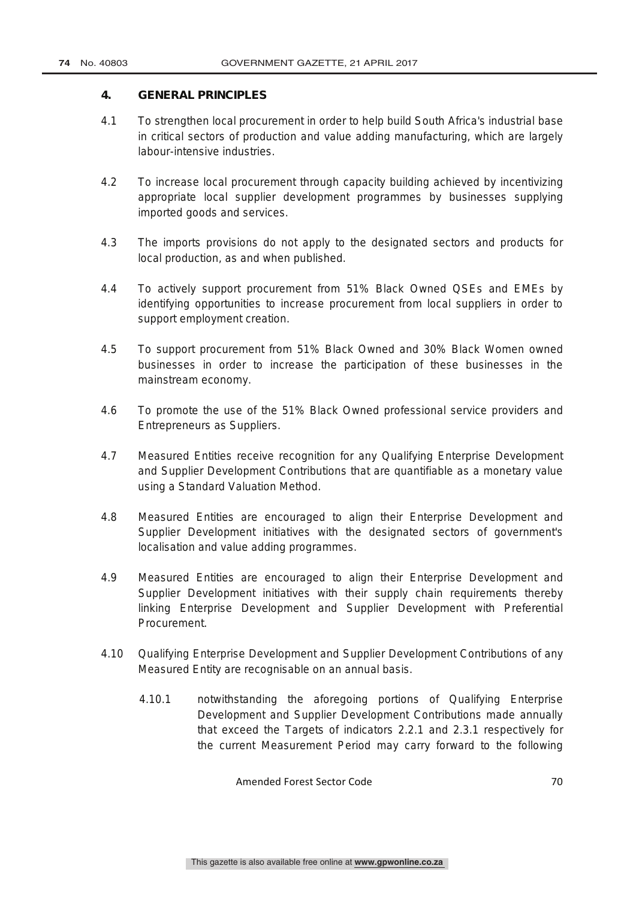## 4. GENERAL PRINCIPLES

4.1 To strengthen local procurement in order to help build South Africa's industrial base in critical sectors of production and value adding manufacturing, which are largely labour-intensive industries.

4.2 To increase local procurement through capacity building achieved by incentivizing appropriate local supplier development programmes by businesses supplying imported goods and services.

4.3 The imports provisions do not apply to the designated sectors and products for local production, as and when published.

4.4 To actively support procurement from 51% Black Owned QSEs and EMEs by identifying opportunities to increase procurement from local suppliers in order to support employment creation.

4.5 To support procurement from 51% Black Owned and 30% Black Women owned businesses in order to increase the participation of these businesses in the mainstream economy.

4.6 To promote the use of the 51% Black Owned professional service providers and Entrepreneurs as Suppliers.

4.7 Measured Entities receive recognition for any Qualifying Enterprise Development and Supplier Development Contributions that are quantifiable as a monetary value using a Standard Valuation Method.

4.8 Measured Entities are encouraged to align their Enterprise Development and Supplier Development initiatives with the designated sectors of government's localisation and value adding programmes.

4.9 Measured Entities are encouraged to align their Enterprise Development and Supplier Development initiatives with their supply chain requirements thereby linking Enterprise Development and Supplier Development with Preferential Procurement.

4.10 Qualifying Enterprise Development and Supplier Development Contributions of any Measured Entity are recognisable on an annual basis.

4.10.1 notwithstanding the aforegoing portions of Qualifying Enterprise Development and Supplier Development Contributions made annually that exceed the Targets of indicators 2.2.1 and 2.3.1 respectively for the current Measurement Period may carry forward to the following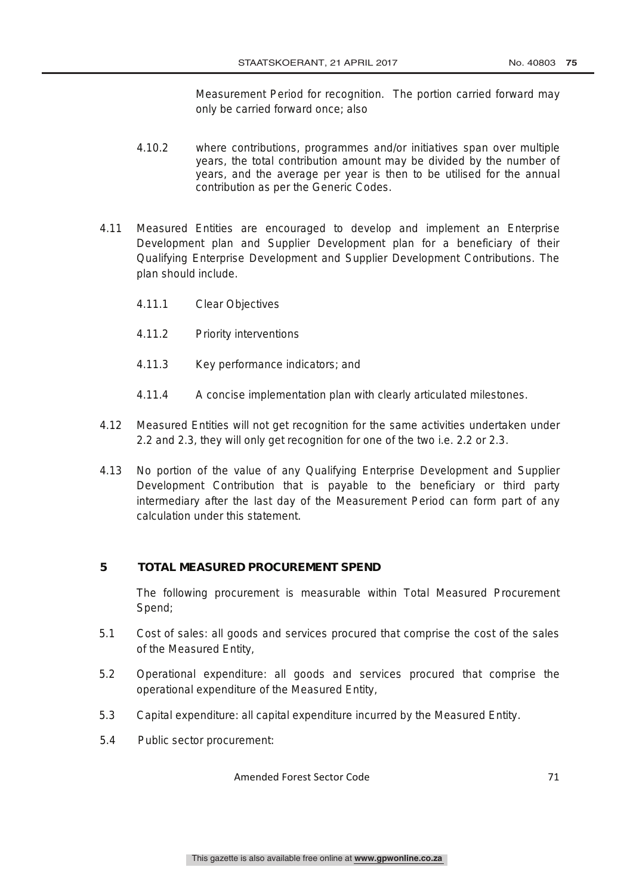Measurement Period for recognition. The portion carried forward may only be carried forward once; also

4.10.2 where contributions, programmes and/or initiatives span over multiple years, the total contribution amount may be divided by the number of years, and the average per year is then to be utilised for the annual contribution as per the Generic Codes.

4.11 Measured Entities are encouraged to develop and implement an Enterprise Development plan and Supplier Development plan for a beneficiary of their Qualifying Enterprise Development and Supplier Development Contributions. The plan should include.

4.11.1 Clear Objectives

4.11.2 Priority interventions

4.11.3 Key performance indicators; and

4.11.4 A concise implementation plan with clearly articulated milestones.

4.12 Measured Entities will not get recognition for the same activities undertaken under 2.2 and 2.3, they will only get recognition for one of the two i.e. 2.2 or 2.3.

4.13 No portion of the value of any Qualifying Enterprise Development and Supplier Development Contribution that is payable to the beneficiary or third party intermediary after the last day of the Measurement Period can form part of any calculation under this statement.

## 5 TOTAL MEASURED PROCUREMENT SPEND

The following procurement is measurable within Total Measured Procurement Spend;

5.1 Cost of sales: all goods and services procured that comprise the cost of the sales of the Measured Entity,

5.2 Operational expenditure: all goods and services procured that comprise the operational expenditure of the Measured Entity,

5.3 Capital expenditure: all capital expenditure incurred by the Measured Entity.

5.4 Public sector procurement: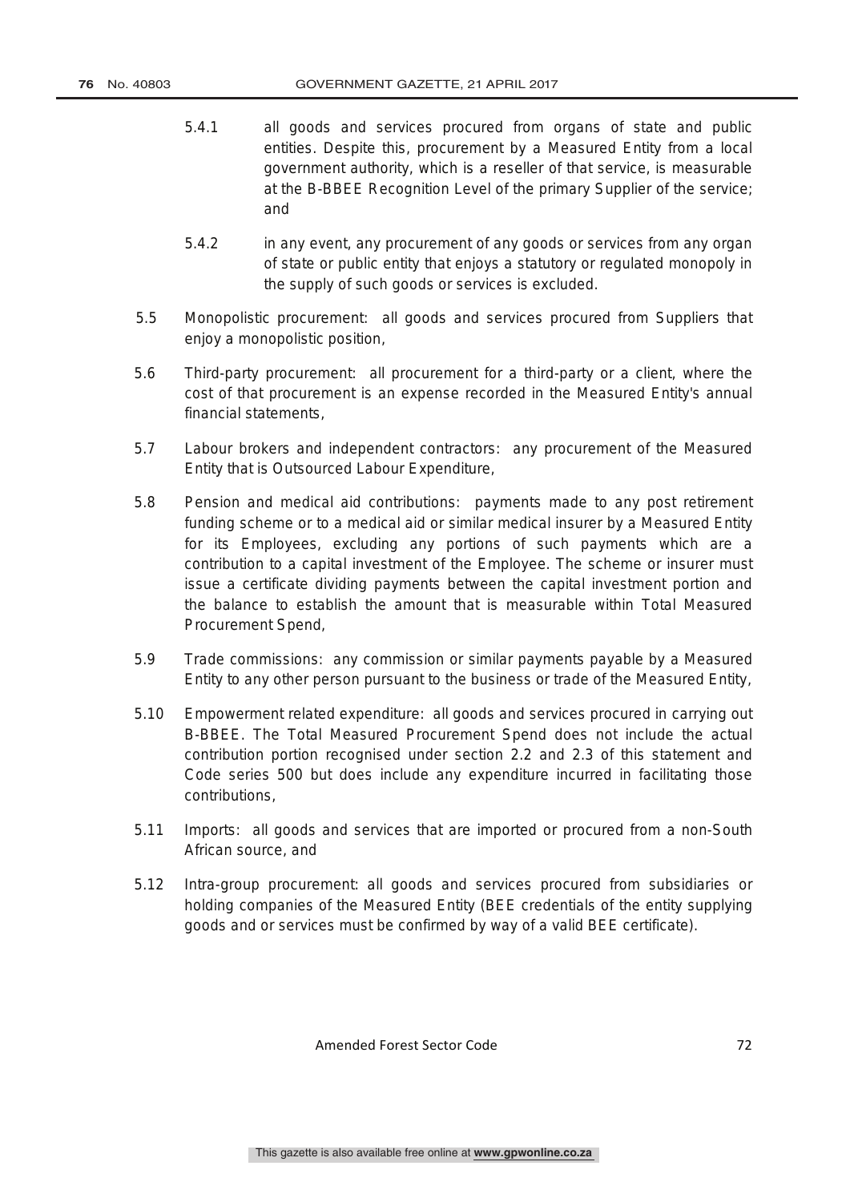5.4.1 all goods and services procured from organs of state and public entities. Despite this, procurement by a Measured Entity from a local government authority, which is a reseller of that service, is measurable at the B-BBEE Recognition Level of the primary Supplier of the service; and

5.4.2 in any event, any procurement of any goods or services from any organ of state or public entity that enjoys a statutory or regulated monopoly in the supply of such goods or services is excluded.

5.5 Monopolistic procurement: all goods and services procured from Suppliers that enjoy a monopolistic position,

5.6 Third-party procurement: all procurement for a third-party or a client, where the cost of that procurement is an expense recorded in the Measured Entity's annual financial statements,

5.7 Labour brokers and independent contractors: any procurement of the Measured Entity that is Outsourced Labour Expenditure,

5.8 Pension and medical aid contributions: payments made to any post retirement funding scheme or to a medical aid or similar medical insurer by a Measured Entity for its Employees, excluding any portions of such payments which are a contribution to a capital investment of the Employee. The scheme or insurer must issue a certificate dividing payments between the capital investment portion and the balance to establish the amount that is measurable within Total Measured Procurement Spend,

5.9 Trade commissions: any commission or similar payments payable by a Measured Entity to any other person pursuant to the business or trade of the Measured Entity,

5.10 Empowerment related expenditure: all goods and services procured in carrying out B-BBEE. The Total Measured Procurement Spend does not include the actual contribution portion recognised under section 2.2 and 2.3 of this statement and Code series 500 but does include any expenditure incurred in facilitating those contributions,

5.11 Imports: all goods and services that are imported or procured from a non-South African source, and

5.12 Intra-group procurement: all goods and services procured from subsidiaries or holding companies of the Measured Entity (BEE credentials of the entity supplying goods and or services must be confirmed by way of a valid BEE certificate).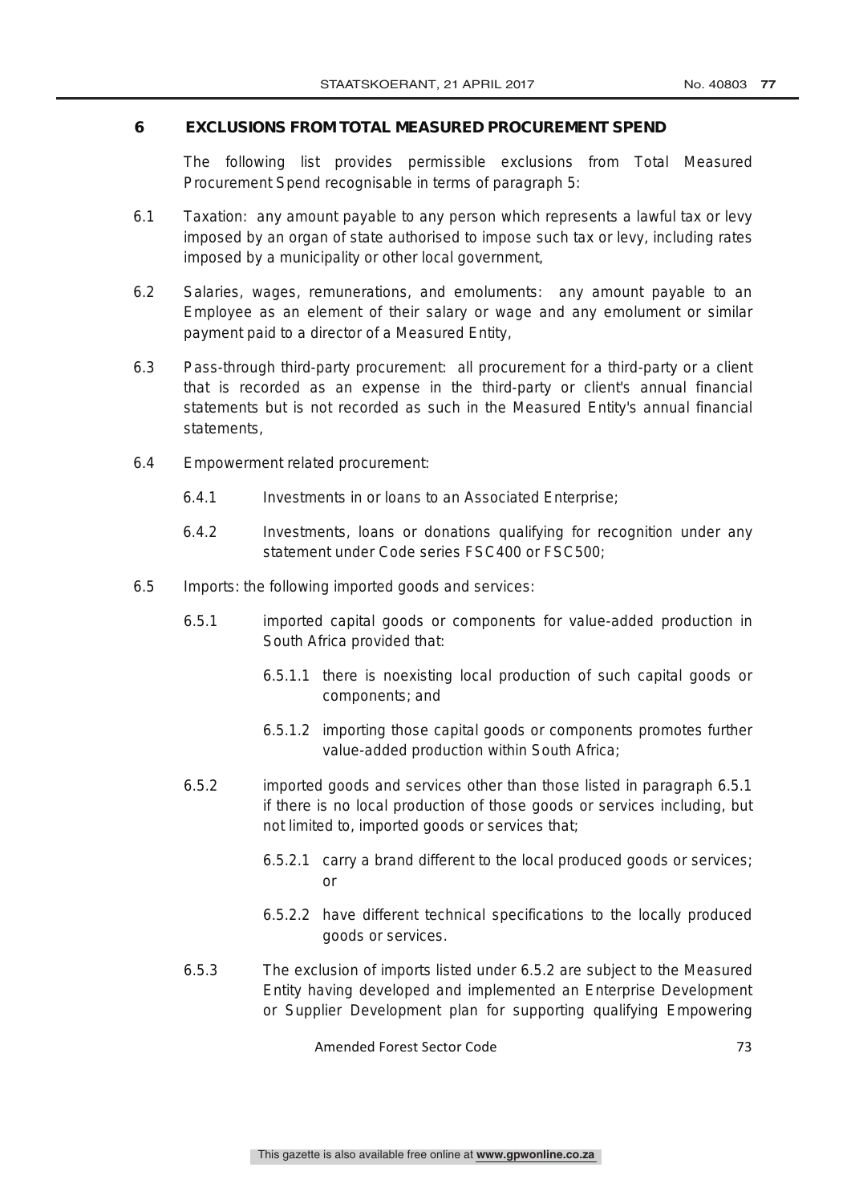## 6 EXCLUSIONS FROM TOTAL MEASURED PROCUREMENT SPEND

The following list provides permissible exclusions from Total Measured Procurement Spend recognisable in terms of paragraph 5:

6.1 Taxation: any amount payable to any person which represents a lawful tax or levy imposed by an organ of state authorised to impose such tax or levy, including rates imposed by a municipality or other local government,

6.2 Salaries, wages, remunerations, and emoluments: any amount payable to an Employee as an element of their salary or wage and any emolument or similar payment paid to a director of a Measured Entity,

6.3 Pass-through third-party procurement: all procurement for a third-party or a client that is recorded as an expense in the third-party or client's annual financial statements but is not recorded as such in the Measured Entity's annual financial statements,

6.4 Empowerment related procurement:

6.4.1 Investments in or loans to an Associated Enterprise;

6.4.2 Investments, loans or donations qualifying for recognition under any statement under Code series FSC400 or FSC500;

6.5 Imports: the following imported goods and services:

6.5.1 imported capital goods or components for value-added production in South Africa provided that:

6.5.1.1 there is noexisting local production of such capital goods or components; and

6.5.1.2 importing those capital goods or components promotes further value-added production within South Africa;

6.5.2 imported goods and services other than those listed in paragraph 6.5.1 if there is no local production of those goods or services including, but not limited to, imported goods or services that;

6.5.2.1 carry a brand different to the local produced goods or services; or

6.5.2.2 have different technical specifications to the locally produced goods or services.

6.5.3 The exclusion of imports listed under 6.5.2 are subject to the Measured Entity having developed and implemented an Enterprise Development or Supplier Development plan for supporting qualifying Empowering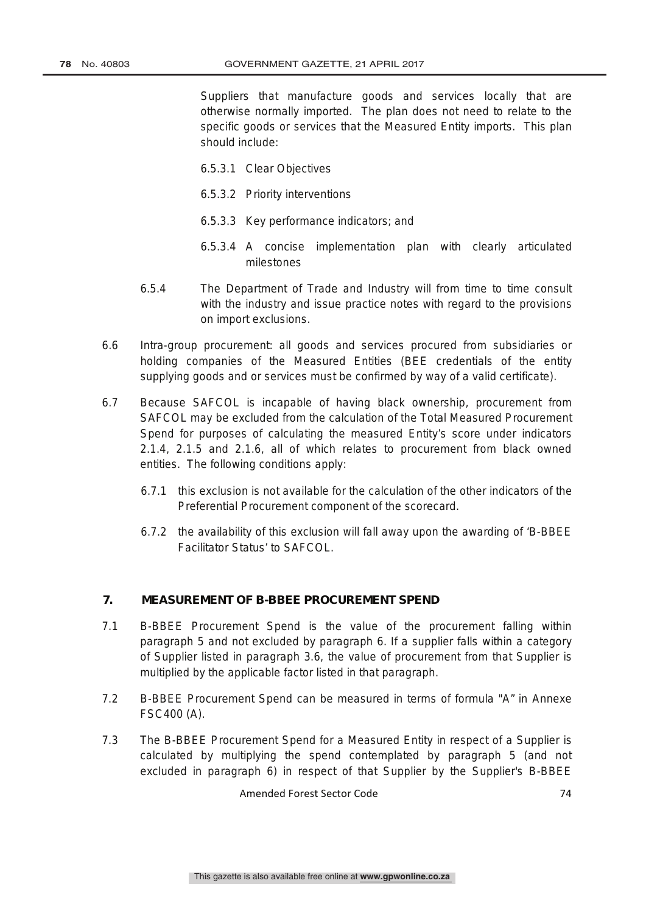Suppliers that manufacture goods and services locally that are otherwise normally imported. The plan does not need to relate to the specific goods or services that the Measured Entity imports. This plan should include:

6.5.3.1 Clear Objectives

6.5.3.2 Priority interventions

6.5.3.3 Key performance indicators; and

6.5.3.4 A concise implementation plan with clearly articulated milestones

6.5.4 The Department of Trade and Industry will from time to time consult with the industry and issue practice notes with regard to the provisions on import exclusions.

6.6 Intra-group procurement: all goods and services procured from subsidiaries or holding companies of the Measured Entities (BEE credentials of the entity supplying goods and or services must be confirmed by way of a valid certificate).

6.7 Because SAFCOL is incapable of having black ownership, procurement from SAFCOL may be excluded from the calculation of the Total Measured Procurement Spend for purposes of calculating the measured Entity's score under indicators 2.1.4, 2.1.5 and 2.1.6, all of which relates to procurement from black owned entities. The following conditions apply:

6.7.1 this exclusion is not available for the calculation of the other indicators of the Preferential Procurement component of the scorecard.

6.7.2 the availability of this exclusion will fall away upon the awarding of 'B-BBEE Facilitator Status' to SAFCOL.

## 7. MEASUREMENT OF B-BBEE PROCUREMENT SPEND

7.1 B-BBEE Procurement Spend is the value of the procurement falling within paragraph 5 and not excluded by paragraph 6. If a supplier falls within a category of Supplier listed in paragraph 3.6, the value of procurement from that Supplier is multiplied by the applicable factor listed in that paragraph.

7.2 B-BBEE Procurement Spend can be measured in terms of formula "A" in Annexe FSC400 (A).

7.3 The B-BBEE Procurement Spend for a Measured Entity in respect of a Supplier is calculated by multiplying the spend contemplated by paragraph 5 (and not excluded in paragraph 6) in respect of that Supplier by the Supplier's B-BBEE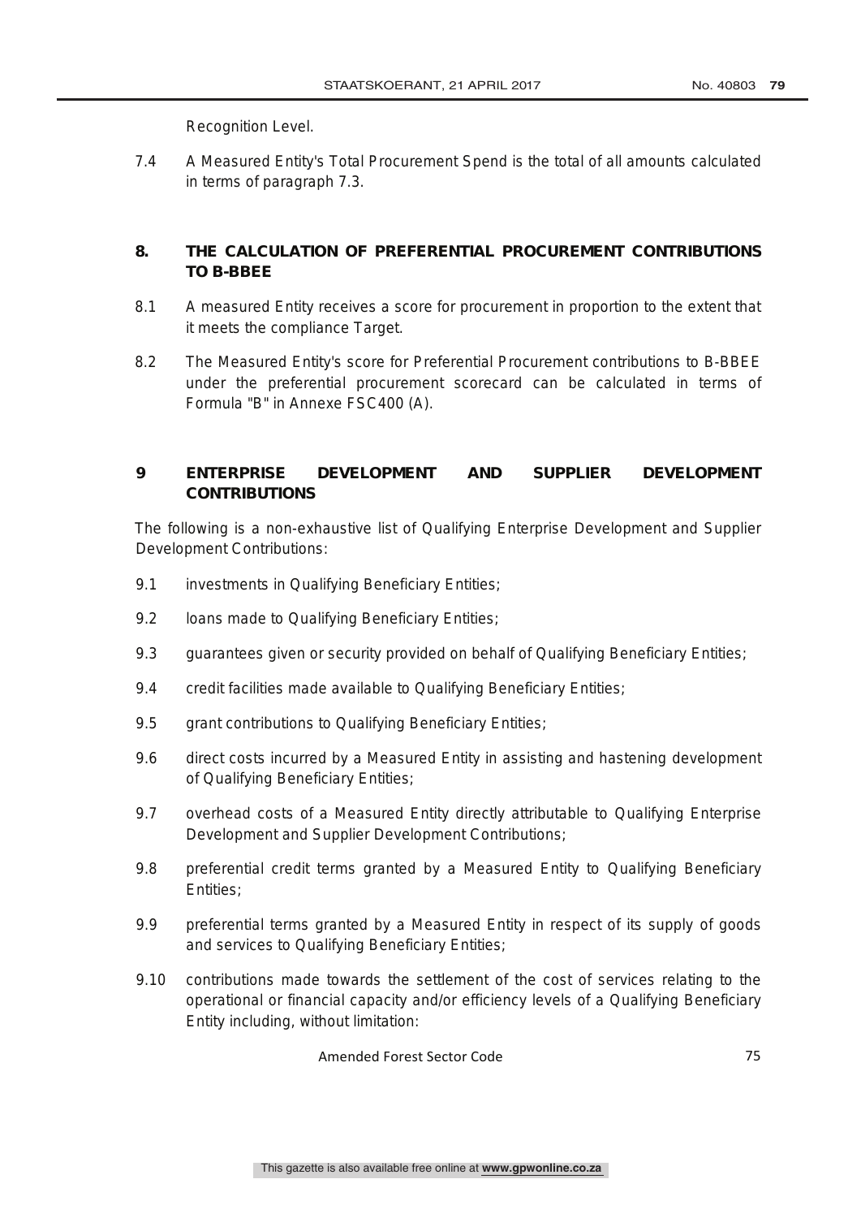Recognition Level.

7.4 A Measured Entity's Total Procurement Spend is the total of all amounts calculated in terms of paragraph 7.3.

## 8. THE CALCULATION OF PREFERENTIAL PROCUREMENT CONTRIBUTIONS TO B-BBEE

8.1 A measured Entity receives a score for procurement in proportion to the extent that it meets the compliance Target.

8.2 The Measured Entity's score for Preferential Procurement contributions to B-BBEE under the preferential procurement scorecard can be calculated in terms of Formula "B" in Annexe FSC400 (A).

## 9 ENTERPRISE DEVELOPMENT AND SUPPLIER DEVELOPMENT CONTRIBUTIONS

The following is a non-exhaustive list of Qualifying Enterprise Development and Supplier Development Contributions:

9.1 investments in Qualifying Beneficiary Entities;

9.2 loans made to Qualifying Beneficiary Entities;

9.3 guarantees given or security provided on behalf of Qualifying Beneficiary Entities;

9.4 credit facilities made available to Qualifying Beneficiary Entities;

9.5 grant contributions to Qualifying Beneficiary Entities;

9.6 direct costs incurred by a Measured Entity in assisting and hastening development of Qualifying Beneficiary Entities;

9.7 overhead costs of a Measured Entity directly attributable to Qualifying Enterprise Development and Supplier Development Contributions;

9.8 preferential credit terms granted by a Measured Entity to Qualifying Beneficiary Entities;

9.9 preferential terms granted by a Measured Entity in respect of its supply of goods and services to Qualifying Beneficiary Entities;

9.10 contributions made towards the settlement of the cost of services relating to the operational or financial capacity and/or efficiency levels of a Qualifying Beneficiary Entity including, without limitation: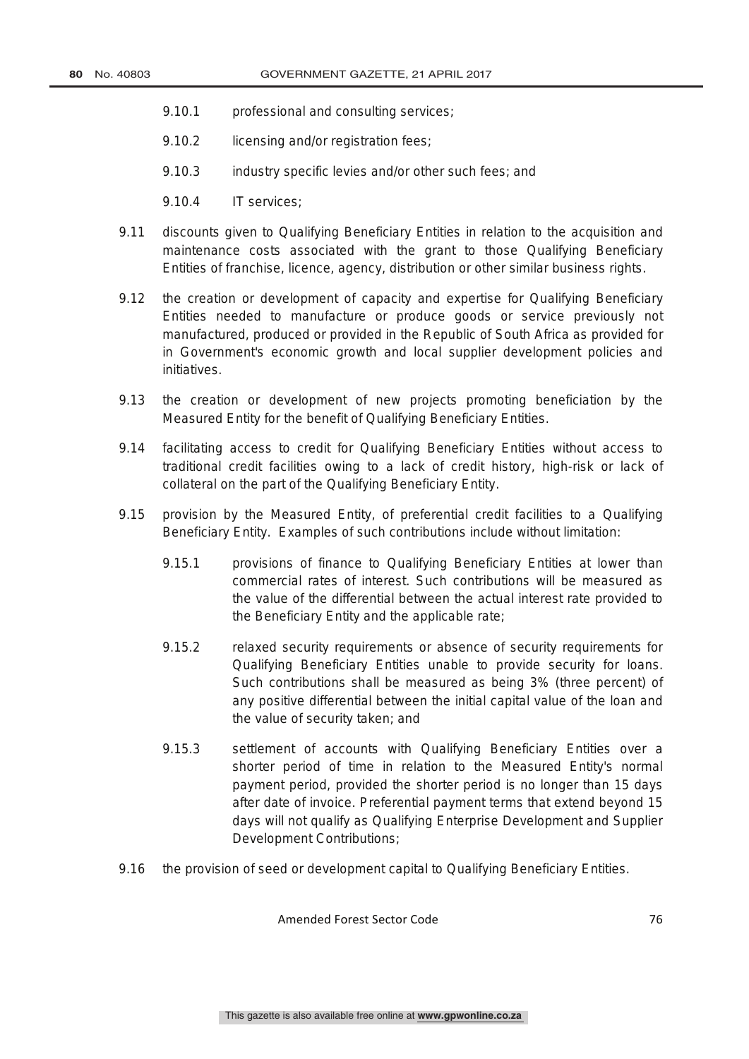9.10.1 professional and consulting services;

9.10.2 licensing and/or registration fees;

9.10.3 industry specific levies and/or other such fees; and

9.10.4 IT services;

9.11 discounts given to Qualifying Beneficiary Entities in relation to the acquisition and maintenance costs associated with the grant to those Qualifying Beneficiary Entities of franchise, licence, agency, distribution or other similar business rights.

9.12 the creation or development of capacity and expertise for Qualifying Beneficiary Entities needed to manufacture or produce goods or service previously not manufactured, produced or provided in the Republic of South Africa as provided for in Government's economic growth and local supplier development policies and initiatives.

9.13 the creation or development of new projects promoting beneficiation by the Measured Entity for the benefit of Qualifying Beneficiary Entities.

9.14 facilitating access to credit for Qualifying Beneficiary Entities without access to traditional credit facilities owing to a lack of credit history, high-risk or lack of collateral on the part of the Qualifying Beneficiary Entity.

9.15 provision by the Measured Entity, of preferential credit facilities to a Qualifying Beneficiary Entity. Examples of such contributions include without limitation:

9.15.1 provisions of finance to Qualifying Beneficiary Entities at lower than commercial rates of interest. Such contributions will be measured as the value of the differential between the actual interest rate provided to the Beneficiary Entity and the applicable rate;

9.15.2 relaxed security requirements or absence of security requirements for Qualifying Beneficiary Entities unable to provide security for loans. Such contributions shall be measured as being 3% (three percent) of any positive differential between the initial capital value of the loan and the value of security taken; and

9.15.3 settlement of accounts with Qualifying Beneficiary Entities over a shorter period of time in relation to the Measured Entity's normal payment period, provided the shorter period is no longer than 15 days after date of invoice. Preferential payment terms that extend beyond 15 days will not qualify as Qualifying Enterprise Development and Supplier Development Contributions;

9.16 the provision of seed or development capital to Qualifying Beneficiary Entities.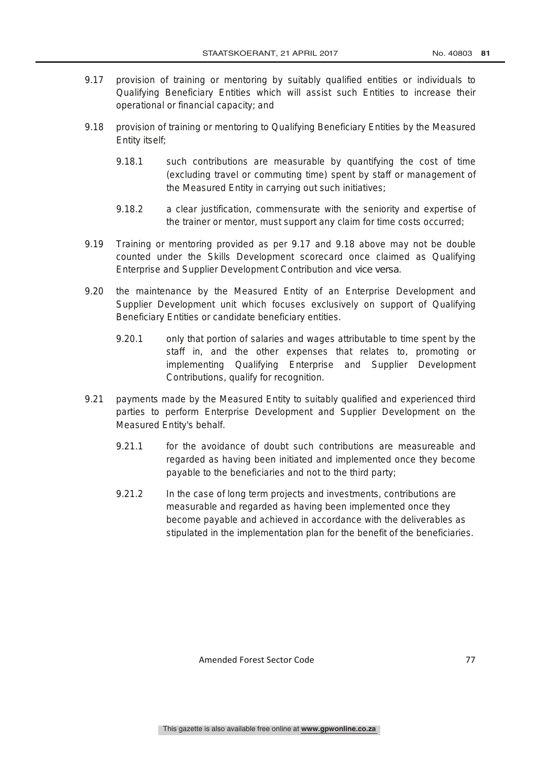9.17 provision of training or mentoring by suitably qualified entities or individuals to Qualifying Beneficiary Entities which will assist such Entities to increase their operational or financial capacity; and

9.18 provision of training or mentoring to Qualifying Beneficiary Entities by the Measured Entity itself;

 9.18.1 such contributions are measurable by quantifying the cost of time (excluding travel or commuting time) spent by staff or management of the Measured Entity in carrying out such initiatives;

 9.18.2 a clear justification, commensurate with the seniority and expertise of the trainer or mentor, must support any claim for time costs occurred;

9.19 Training or mentoring provided as per 9.17 and 9.18 above may not be double counted under the Skills Development scorecard once claimed as Qualifying Enterprise and Supplier Development Contribution and vice versa.

9.20 the maintenance by the Measured Entity of an Enterprise Development and Supplier Development unit which focuses exclusively on support of Qualifying Beneficiary Entities or candidate beneficiary entities.

 9.20.1 only that portion of salaries and wages attributable to time spent by the staff in, and the other expenses that relates to, promoting or implementing Qualifying Enterprise and Supplier Development Contributions, qualify for recognition.

9.21 payments made by the Measured Entity to suitably qualified and experienced third parties to perform Enterprise Development and Supplier Development on the Measured Entity's behalf.

 9.21.1 for the avoidance of doubt such contributions are measureable and regarded as having been initiated and implemented once they become payable to the beneficiaries and not to the third party;

 9.21.2 In the case of long term projects and investments, contributions are measurable and regarded as having been implemented once they become payable and achieved in accordance with the deliverables as stipulated in the implementation plan for the benefit of the beneficiaries.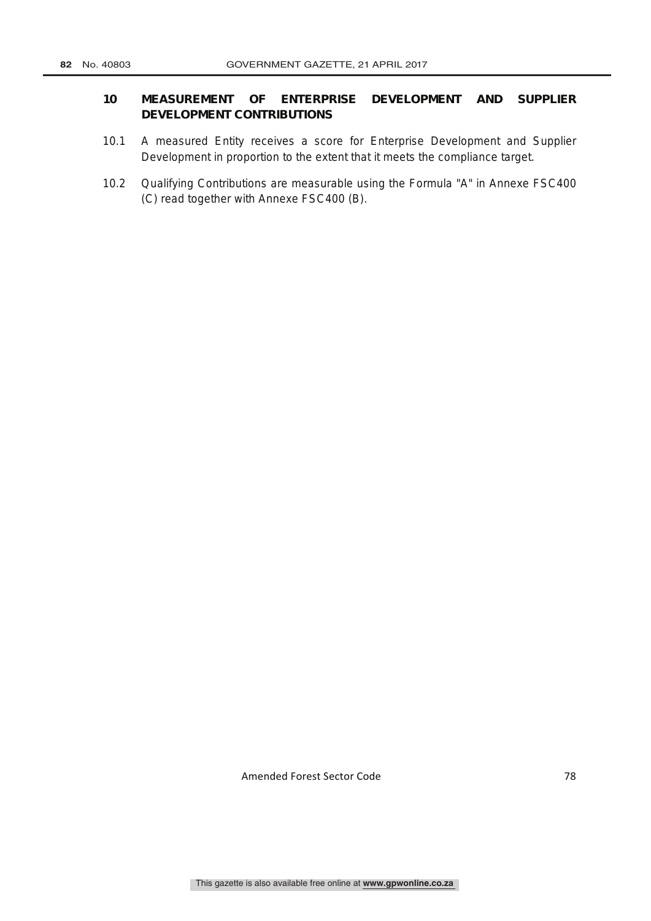## 10 MEASUREMENT OF ENTERPRISE DEVELOPMENT AND SUPPLIER DEVELOPMENT CONTRIBUTIONS

10.1 A measured Entity receives a score for Enterprise Development and Supplier Development in proportion to the extent that it meets the compliance target.

10.2 Qualifying Contributions are measurable using the Formula "A" in Annexe FSC400 (C) read together with Annexe FSC400 (B).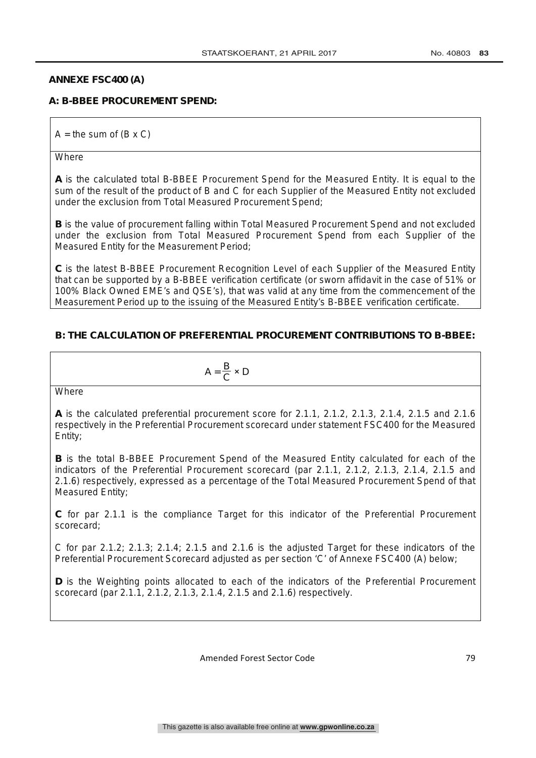**ANNEXE FSC400 (A)**

**A: B-BBEE PROCUREMENT SPEND:**

$A$ = the sum of $(B \times C)$

Where

**A** is the calculated total B-BBEE Procurement Spend for the Measured Entity. It is equal to the sum of the result of the product of B and C for each Supplier of the Measured Entity not excluded under the exclusion from Total Measured Procurement Spend;

**B** is the value of procurement falling within Total Measured Procurement Spend and not excluded under the exclusion from Total Measured Procurement Spend from each Supplier of the Measured Entity for the Measurement Period;

**C** is the latest B-BBEE Procurement Recognition Level of each Supplier of the Measured Entity that can be supported by a B-BBEE verification certificate (or sworn affidavit in the case of 51% or 100% Black Owned EME's and QSE's), that was valid at any time from the commencement of the Measurement Period up to the issuing of the Measured Entity's B-BBEE verification certificate.

**B: THE CALCULATION OF PREFERENTIAL PROCUREMENT CONTRIBUTIONS TO B-BBEE:**

$$A = \frac{B}{C} \times D$$

Where

**A** is the calculated preferential procurement score for 2.1.1, 2.1.2, 2.1.3, 2.1.4, 2.1.5 and 2.1.6 respectively in the Preferential Procurement scorecard under statement FSC400 for the Measured Entity;

**B** is the total B-BBEE Procurement Spend of the Measured Entity calculated for each of the indicators of the Preferential Procurement scorecard (par 2.1.1, 2.1.2, 2.1.3, 2.1.4, 2.1.5 and 2.1.6) respectively, expressed as a percentage of the Total Measured Procurement Spend of that Measured Entity;

**C** for par 2.1.1 is the compliance Target for this indicator of the Preferential Procurement scorecard;

C for par 2.1.2; 2.1.3; 2.1.4; 2.1.5 and 2.1.6 is the adjusted Target for these indicators of the Preferential Procurement Scorecard adjusted as per section 'C' of Annexe FSC400 (A) below;

**D** is the Weighting points allocated to each of the indicators of the Preferential Procurement scorecard (par 2.1.1, 2.1.2, 2.1.3, 2.1.4, 2.1.5 and 2.1.6) respectively.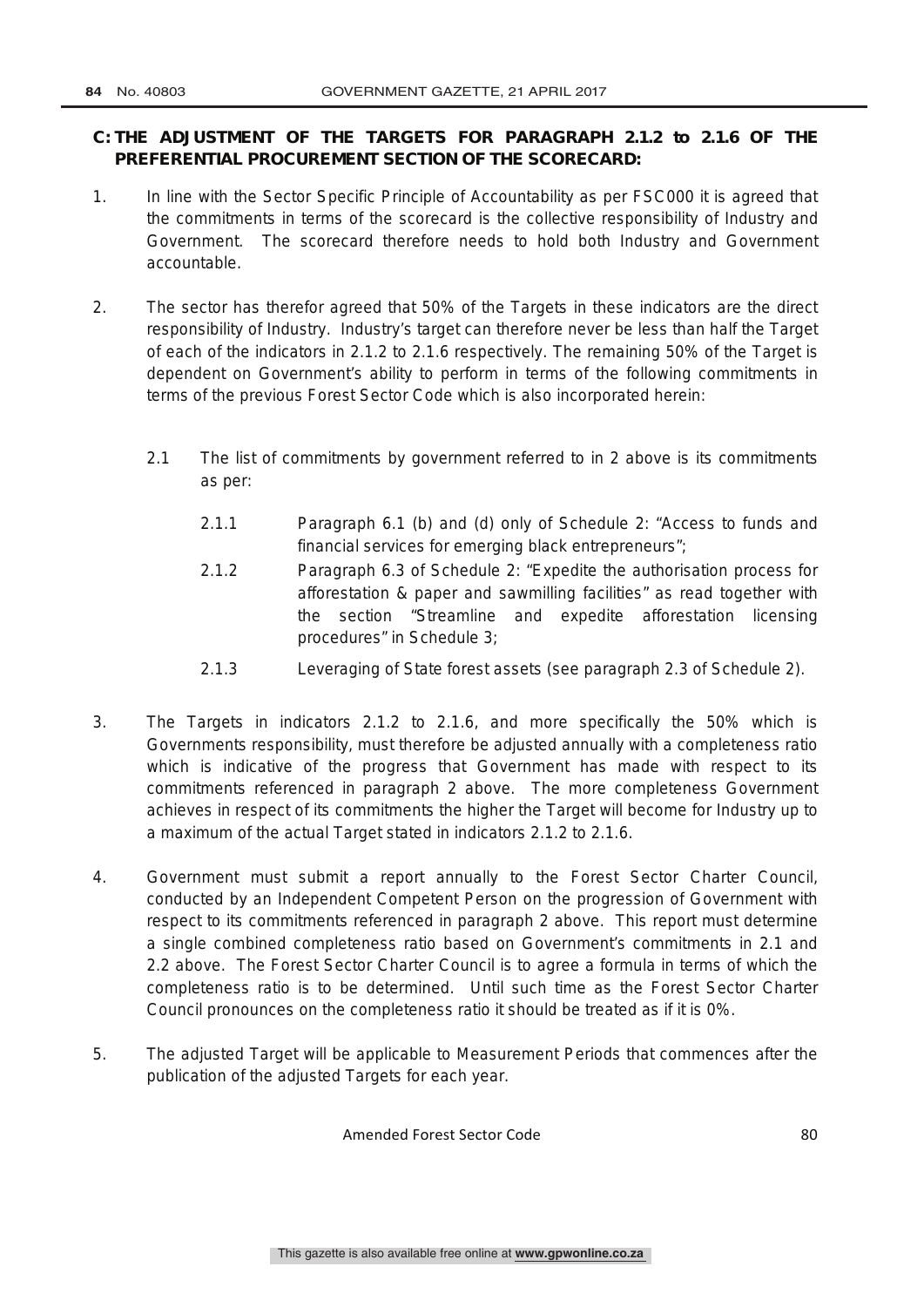## C: THE ADJUSTMENT OF THE TARGETS FOR PARAGRAPH 2.1.2 to 2.1.6 OF THE PREFERENTIAL PROCUREMENT SECTION OF THE SCORECARD:

1. In line with the Sector Specific Principle of Accountability as per FSC000 it is agreed that the commitments in terms of the scorecard is the collective responsibility of Industry and Government. The scorecard therefore needs to hold both Industry and Government accountable.

2. The sector has therefor agreed that 50% of the Targets in these indicators are the direct responsibility of Industry. Industry's target can therefore never be less than half the Target of each of the indicators in 2.1.2 to 2.1.6 respectively. The remaining 50% of the Target is dependent on Government's ability to perform in terms of the following commitments in terms of the previous Forest Sector Code which is also incorporated herein:

   2.1 The list of commitments by government referred to in 2 above is its commitments as per:

      2.1.1 Paragraph 6.1 (b) and (d) only of Schedule 2: "Access to funds and financial services for emerging black entrepreneurs";

      2.1.2 Paragraph 6.3 of Schedule 2: "Expedite the authorisation process for afforestation & paper and sawmilling facilities" as read together with the section "Streamline and expedite afforestation licensing procedures" in Schedule 3;

      2.1.3 Leveraging of State forest assets (see paragraph 2.3 of Schedule 2).

3. The Targets in indicators 2.1.2 to 2.1.6, and more specifically the 50% which is Governments responsibility, must therefore be adjusted annually with a completeness ratio which is indicative of the progress that Government has made with respect to its commitments referenced in paragraph 2 above. The more completeness Government achieves in respect of its commitments the higher the Target will become for Industry up to a maximum of the actual Target stated in indicators 2.1.2 to 2.1.6.

4. Government must submit a report annually to the Forest Sector Charter Council, conducted by an Independent Competent Person on the progression of Government with respect to its commitments referenced in paragraph 2 above. This report must determine a single combined completeness ratio based on Government's commitments in 2.1 and 2.2 above. The Forest Sector Charter Council is to agree a formula in terms of which the completeness ratio is to be determined. Until such time as the Forest Sector Charter Council pronounces on the completeness ratio it should be treated as if it is 0%.

5. The adjusted Target will be applicable to Measurement Periods that commences after the publication of the adjusted Targets for each year.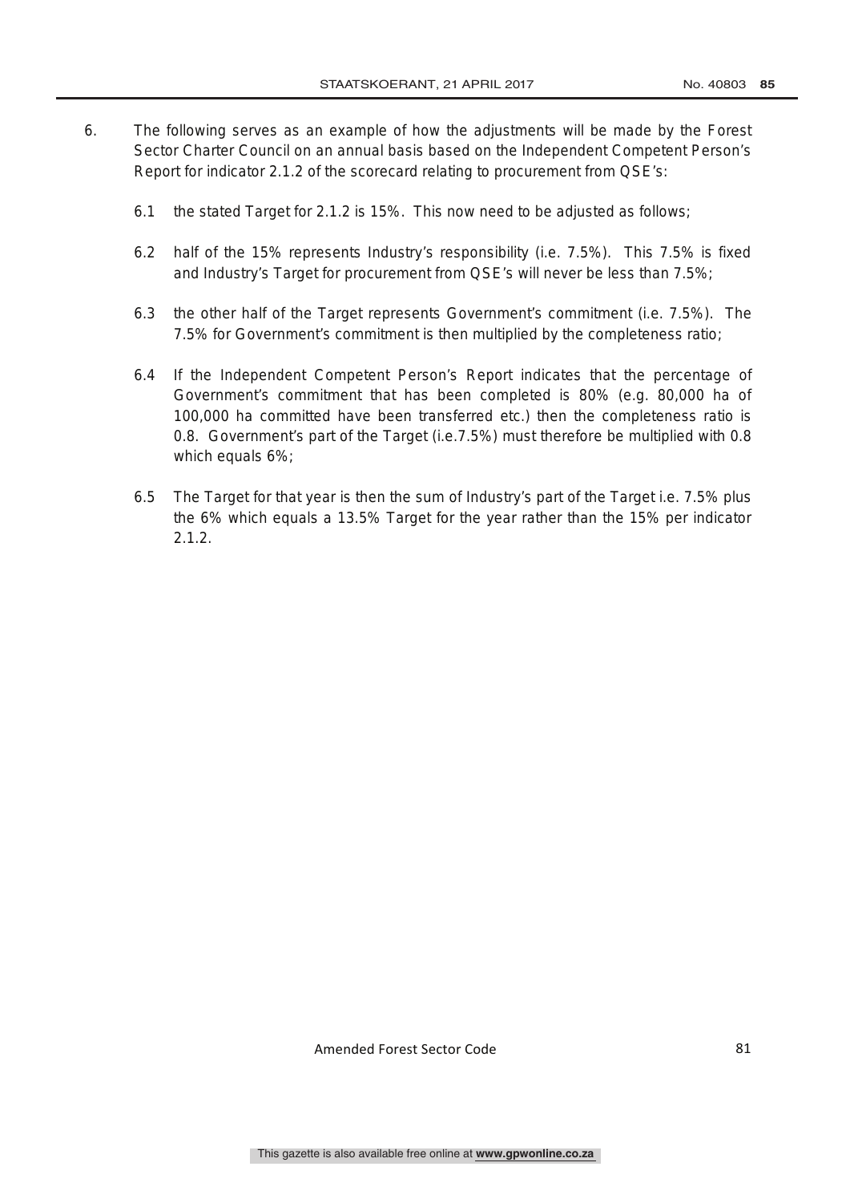6. The following serves as an example of how the adjustments will be made by the Forest Sector Charter Council on an annual basis based on the Independent Competent Person's Report for indicator 2.1.2 of the scorecard relating to procurement from QSE's:

   6.1 the stated Target for 2.1.2 is 15%. This now need to be adjusted as follows;

   6.2 half of the 15% represents Industry's responsibility (i.e. 7.5%). This 7.5% is fixed and Industry's Target for procurement from QSE's will never be less than 7.5%;

   6.3 the other half of the Target represents Government's commitment (i.e. 7.5%). The 7.5% for Government's commitment is then multiplied by the completeness ratio;

   6.4 If the Independent Competent Person's Report indicates that the percentage of Government's commitment that has been completed is 80% (e.g. 80,000 ha of 100,000 ha committed have been transferred etc.) then the completeness ratio is 0.8. Government's part of the Target (i.e.7.5%) must therefore be multiplied with 0.8 which equals 6%;

   6.5 The Target for that year is then the sum of Industry's part of the Target i.e. 7.5% plus the 6% which equals a 13.5% Target for the year rather than the 15% per indicator 2.1.2.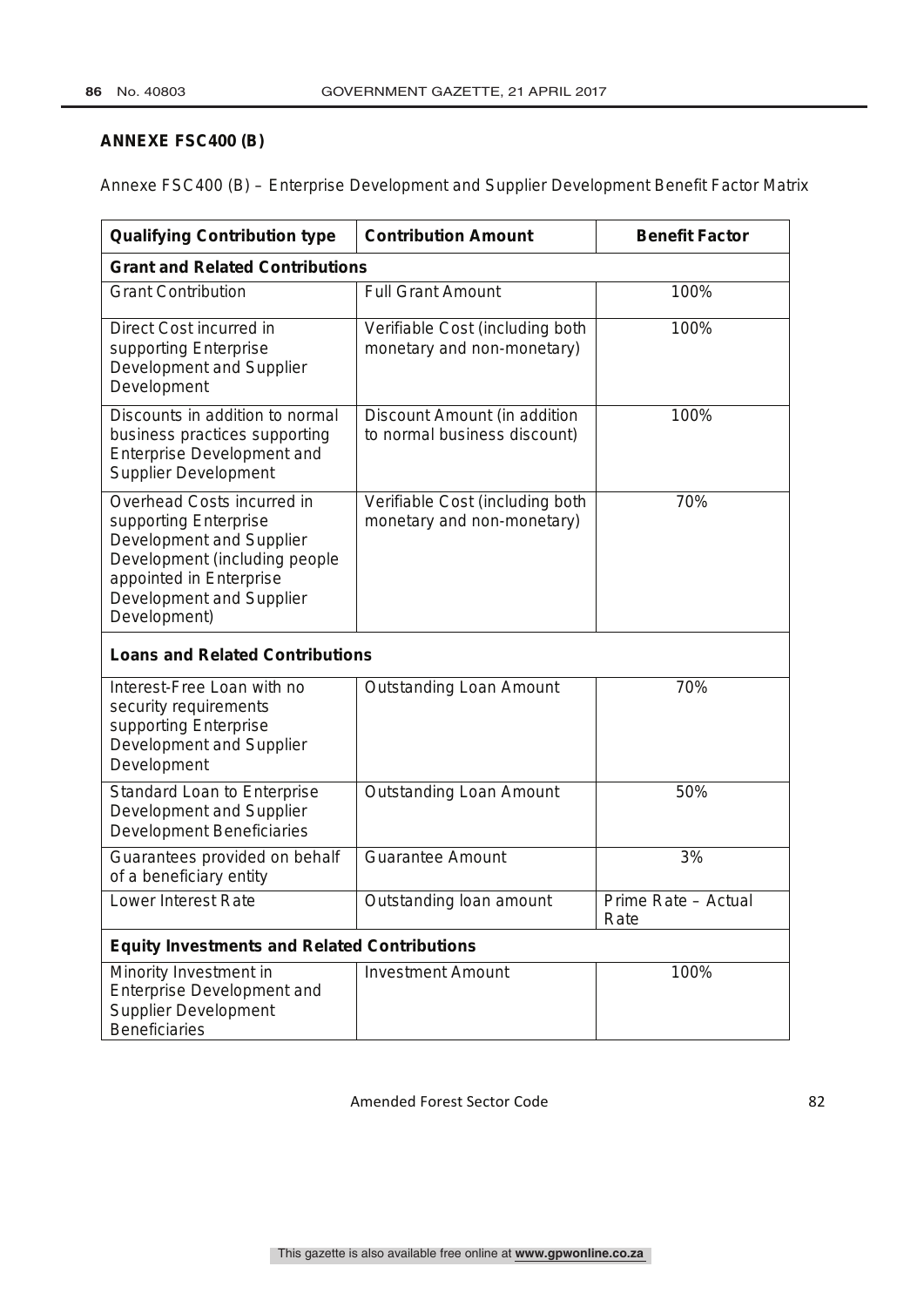## ANNEXE FSC400 (B)

Annexe FSC400 (B) – Enterprise Development and Supplier Development Benefit Factor Matrix

| Qualifying Contribution type | Contribution Amount | Benefit Factor |
|---|---|---|
| **Grant and Related Contributions** | | |
| Grant Contribution | Full Grant Amount | 100% |
| Direct Cost incurred in supporting Enterprise Development and Supplier Development | Verifiable Cost (including both monetary and non-monetary) | 100% |
| Discounts in addition to normal business practices supporting Enterprise Development and Supplier Development | Discount Amount (in addition to normal business discount) | 100% |
| Overhead Costs incurred in supporting Enterprise Development and Supplier Development (including people appointed in Enterprise Development and Supplier Development) | Verifiable Cost (including both monetary and non-monetary) | 70% |
| **Loans and Related Contributions** | | |
| Interest-Free Loan with no security requirements supporting Enterprise Development and Supplier Development | Outstanding Loan Amount | 70% |
| Standard Loan to Enterprise Development and Supplier Development Beneficiaries | Outstanding Loan Amount | 50% |
| Guarantees provided on behalf of a beneficiary entity | Guarantee Amount | 3% |
| Lower Interest Rate | Outstanding loan amount | Prime Rate – Actual Rate |
| **Equity Investments and Related Contributions** | | |
| Minority Investment in Enterprise Development and Supplier Development Beneficiaries | Investment Amount | 100% |

Amended Forest Sector Code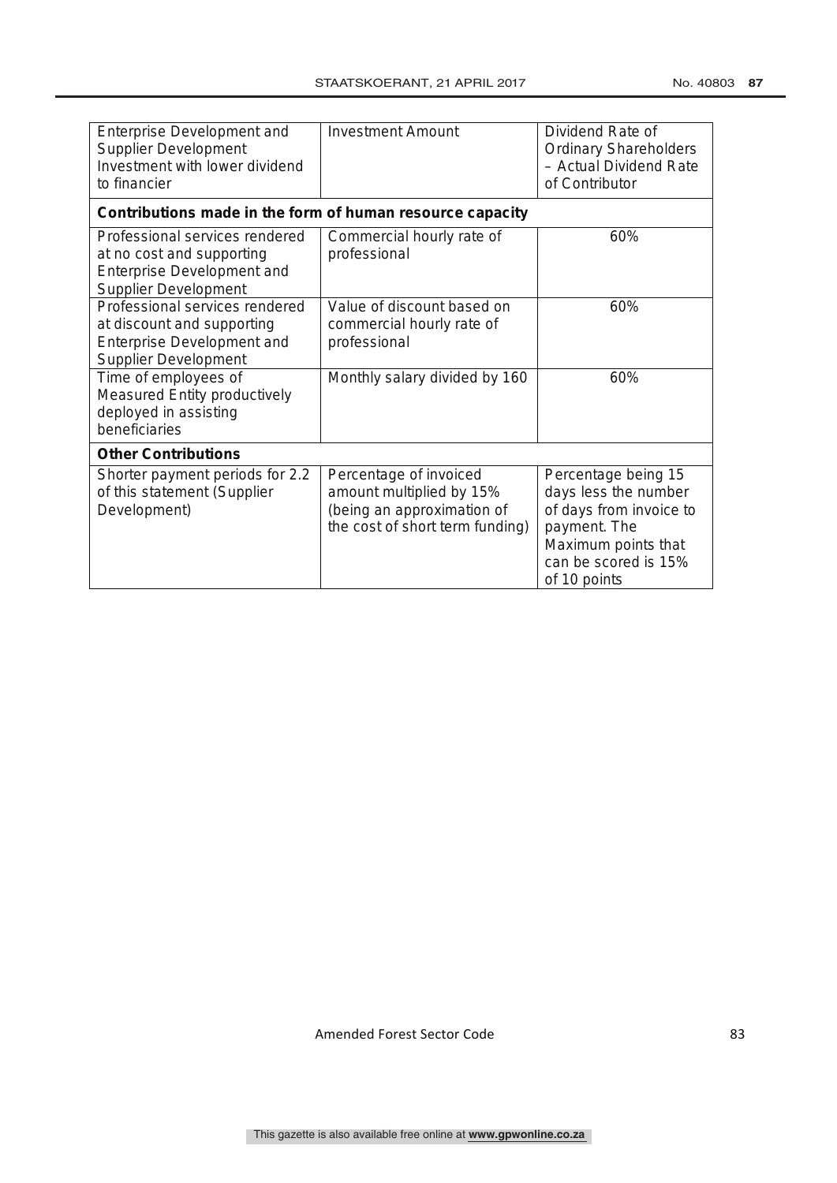| Enterprise Development and Supplier Development Investment with lower dividend to financier | Investment Amount | Dividend Rate of Ordinary Shareholders – Actual Dividend Rate of Contributor |
| --- | --- | --- |
| **Contributions made in the form of human resource capacity** | | |
| Professional services rendered at no cost and supporting Enterprise Development and Supplier Development | Commercial hourly rate of professional | 60% |
| Professional services rendered at discount and supporting Enterprise Development and Supplier Development | Value of discount based on commercial hourly rate of professional | 60% |
| Time of employees of Measured Entity productively deployed in assisting beneficiaries | Monthly salary divided by 160 | 60% |
| **Other Contributions** | | |
| Shorter payment periods for 2.2 of this statement (Supplier Development) | Percentage of invoiced amount multiplied by 15% (being an approximation of the cost of short term funding) | Percentage being 15 days less the number of days from invoice to payment. The Maximum points that can be scored is 15% of 10 points |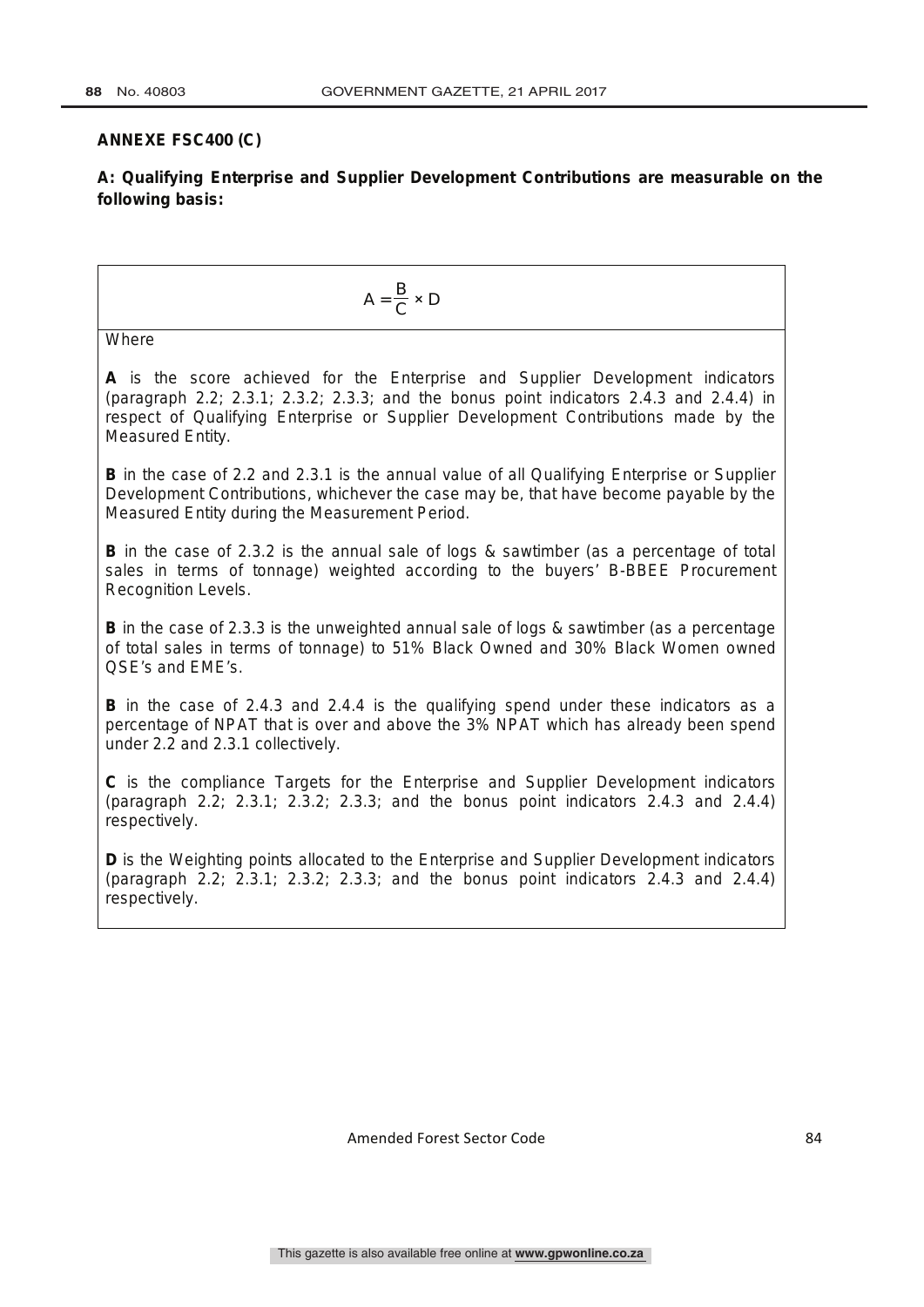**ANNEXE FSC400 (C)**

**A: Qualifying Enterprise and Supplier Development Contributions are measurable on the following basis:**

$$A = \frac{B}{C} \times D$$

Where

**A** is the score achieved for the Enterprise and Supplier Development indicators (paragraph 2.2; 2.3.1; 2.3.2; 2.3.3; and the bonus point indicators 2.4.3 and 2.4.4) in respect of Qualifying Enterprise or Supplier Development Contributions made by the Measured Entity.

**B** in the case of 2.2 and 2.3.1 is the annual value of all Qualifying Enterprise or Supplier Development Contributions, whichever the case may be, that have become payable by the Measured Entity during the Measurement Period.

**B** in the case of 2.3.2 is the annual sale of logs & sawtimber (as a percentage of total sales in terms of tonnage) weighted according to the buyers' B-BBEE Procurement Recognition Levels.

**B** in the case of 2.3.3 is the unweighted annual sale of logs & sawtimber (as a percentage of total sales in terms of tonnage) to 51% Black Owned and 30% Black Women owned QSE's and EME's.

**B** in the case of 2.4.3 and 2.4.4 is the qualifying spend under these indicators as a percentage of NPAT that is over and above the 3% NPAT which has already been spend under 2.2 and 2.3.1 collectively.

**C** is the compliance Targets for the Enterprise and Supplier Development indicators (paragraph 2.2; 2.3.1; 2.3.2; 2.3.3; and the bonus point indicators 2.4.3 and 2.4.4) respectively.

**D** is the Weighting points allocated to the Enterprise and Supplier Development indicators (paragraph 2.2; 2.3.1; 2.3.2; 2.3.3; and the bonus point indicators 2.4.3 and 2.4.4) respectively.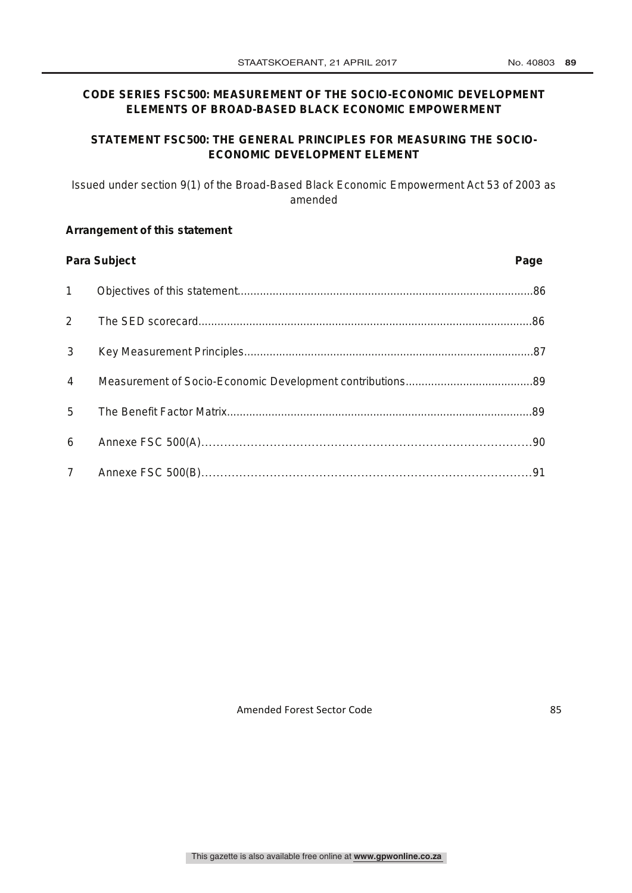# CODE SERIES FSC500: MEASUREMENT OF THE SOCIO-ECONOMIC DEVELOPMENT ELEMENTS OF BROAD-BASED BLACK ECONOMIC EMPOWERMENT

## STATEMENT FSC500: THE GENERAL PRINCIPLES FOR MEASURING THE SOCIO-ECONOMIC DEVELOPMENT ELEMENT

Issued under section 9(1) of the Broad-Based Black Economic Empowerment Act 53 of 2003 as amended

**Arrangement of this statement**

| Para | Subject | Page |
|---|---|---|
| 1 | Objectives of this statement | 86 |
| 2 | The SED scorecard | 86 |
| 3 | Key Measurement Principles | 87 |
| 4 | Measurement of Socio-Economic Development contributions | 89 |
| 5 | The Benefit Factor Matrix | 89 |
| 6 | Annexe FSC 500(A) | 90 |
| 7 | Annexe FSC 500(B) | 91 |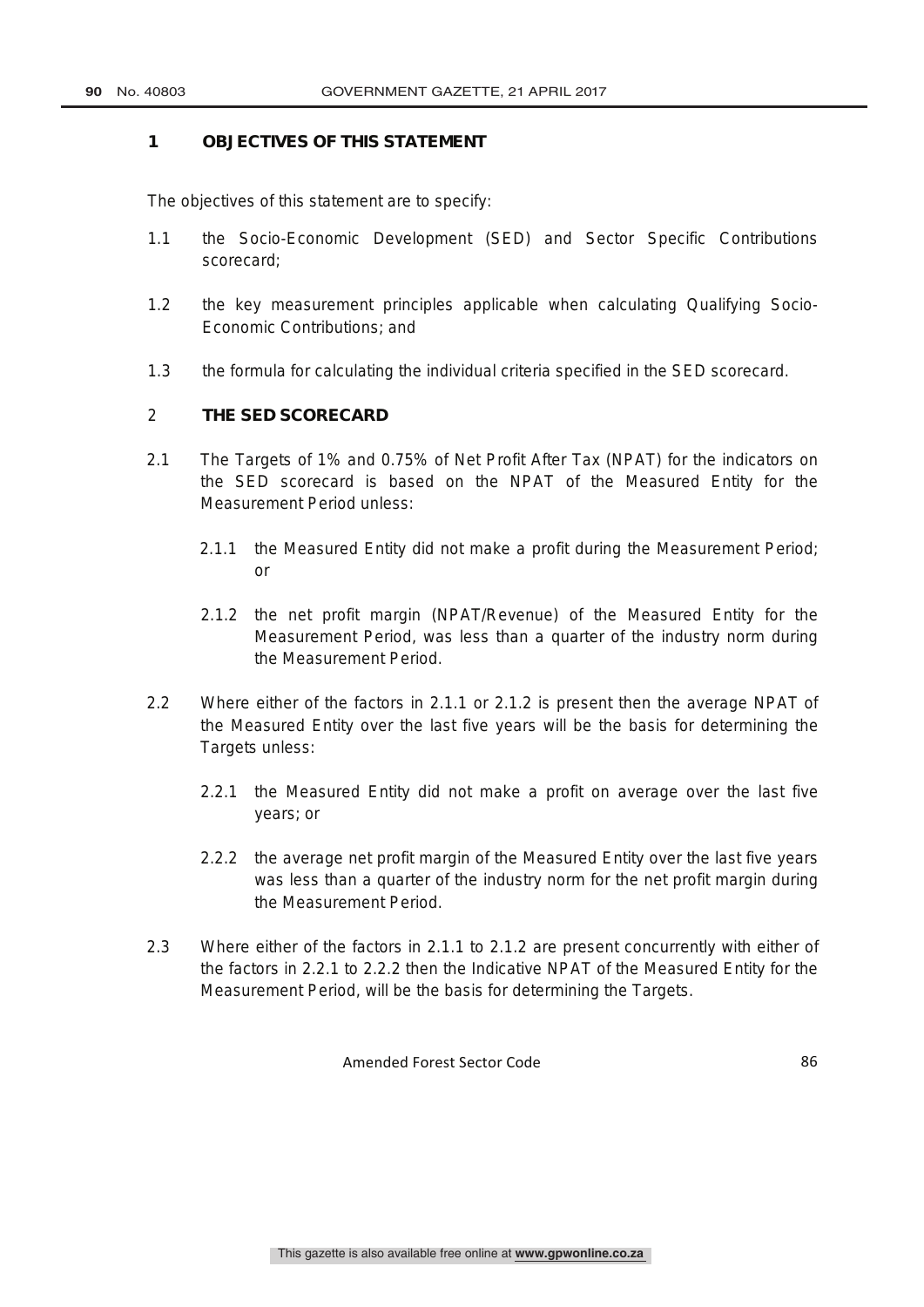## 1 OBJECTIVES OF THIS STATEMENT

The objectives of this statement are to specify:

1.1 the Socio-Economic Development (SED) and Sector Specific Contributions scorecard;

1.2 the key measurement principles applicable when calculating Qualifying Socio-Economic Contributions; and

1.3 the formula for calculating the individual criteria specified in the SED scorecard.

## 2 THE SED SCORECARD

2.1 The Targets of 1% and 0.75% of Net Profit After Tax (NPAT) for the indicators on the SED scorecard is based on the NPAT of the Measured Entity for the Measurement Period unless:

2.1.1 the Measured Entity did not make a profit during the Measurement Period; or

2.1.2 the net profit margin (NPAT/Revenue) of the Measured Entity for the Measurement Period, was less than a quarter of the industry norm during the Measurement Period.

2.2 Where either of the factors in 2.1.1 or 2.1.2 is present then the average NPAT of the Measured Entity over the last five years will be the basis for determining the Targets unless:

2.2.1 the Measured Entity did not make a profit on average over the last five years; or

2.2.2 the average net profit margin of the Measured Entity over the last five years was less than a quarter of the industry norm for the net profit margin during the Measurement Period.

2.3 Where either of the factors in 2.1.1 to 2.1.2 are present concurrently with either of the factors in 2.2.1 to 2.2.2 then the Indicative NPAT of the Measured Entity for the Measurement Period, will be the basis for determining the Targets.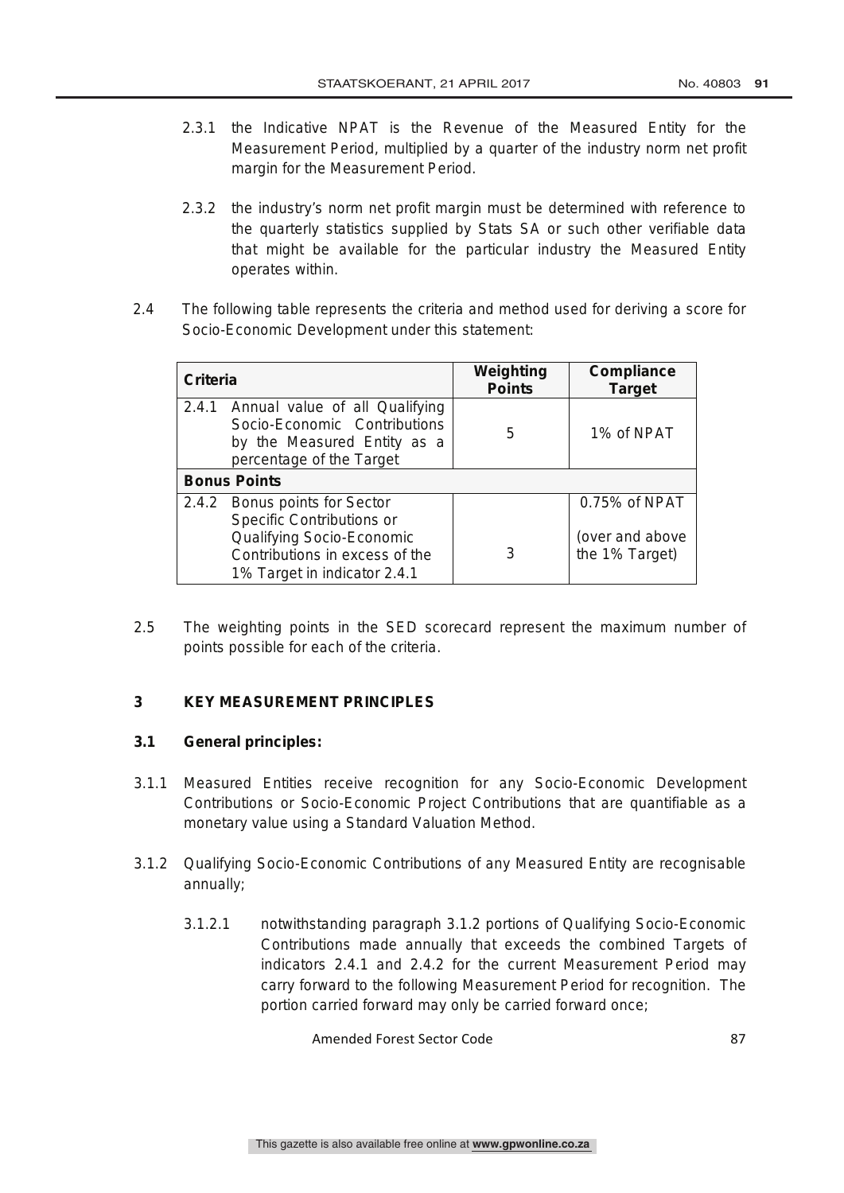2.3.1 the Indicative NPAT is the Revenue of the Measured Entity for the Measurement Period, multiplied by a quarter of the industry norm net profit margin for the Measurement Period.

2.3.2 the industry's norm net profit margin must be determined with reference to the quarterly statistics supplied by Stats SA or such other verifiable data that might be available for the particular industry the Measured Entity operates within.

2.4 The following table represents the criteria and method used for deriving a score for Socio-Economic Development under this statement:

| Criteria | Weighting Points | Compliance Target |
|---|---|---|
| 2.4.1 Annual value of all Qualifying Socio-Economic Contributions by the Measured Entity as a percentage of the Target | 5 | 1% of NPAT |
| **Bonus Points** | | |
| 2.4.2 Bonus points for Sector Specific Contributions or Qualifying Socio-Economic Contributions in excess of the 1% Target in indicator 2.4.1 | 3 | 0.75% of NPAT (over and above the 1% Target) |

2.5 The weighting points in the SED scorecard represent the maximum number of points possible for each of the criteria.

## 3 KEY MEASUREMENT PRINCIPLES

### 3.1 General principles:

3.1.1 Measured Entities receive recognition for any Socio-Economic Development Contributions or Socio-Economic Project Contributions that are quantifiable as a monetary value using a Standard Valuation Method.

3.1.2 Qualifying Socio-Economic Contributions of any Measured Entity are recognisable annually;

3.1.2.1 notwithstanding paragraph 3.1.2 portions of Qualifying Socio-Economic Contributions made annually that exceeds the combined Targets of indicators 2.4.1 and 2.4.2 for the current Measurement Period may carry forward to the following Measurement Period for recognition. The portion carried forward may only be carried forward once;

Amended Forest Sector Code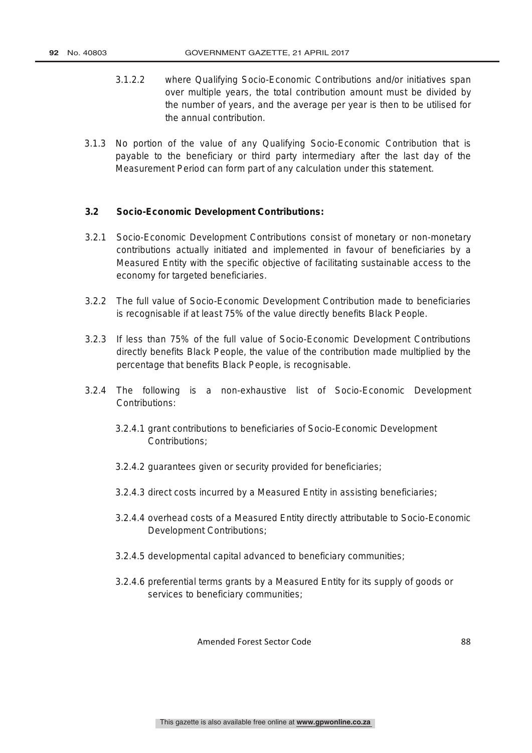3.1.2.2 where Qualifying Socio-Economic Contributions and/or initiatives span over multiple years, the total contribution amount must be divided by the number of years, and the average per year is then to be utilised for the annual contribution.

3.1.3 No portion of the value of any Qualifying Socio-Economic Contribution that is payable to the beneficiary or third party intermediary after the last day of the Measurement Period can form part of any calculation under this statement.

### 3.2 Socio-Economic Development Contributions:

3.2.1 Socio-Economic Development Contributions consist of monetary or non-monetary contributions actually initiated and implemented in favour of beneficiaries by a Measured Entity with the specific objective of facilitating sustainable access to the economy for targeted beneficiaries.

3.2.2 The full value of Socio-Economic Development Contribution made to beneficiaries is recognisable if at least 75% of the value directly benefits Black People.

3.2.3 If less than 75% of the full value of Socio-Economic Development Contributions directly benefits Black People, the value of the contribution made multiplied by the percentage that benefits Black People, is recognisable.

3.2.4 The following is a non-exhaustive list of Socio-Economic Development Contributions:

3.2.4.1 grant contributions to beneficiaries of Socio-Economic Development Contributions;

3.2.4.2 guarantees given or security provided for beneficiaries;

3.2.4.3 direct costs incurred by a Measured Entity in assisting beneficiaries;

3.2.4.4 overhead costs of a Measured Entity directly attributable to Socio-Economic Development Contributions;

3.2.4.5 developmental capital advanced to beneficiary communities;

3.2.4.6 preferential terms grants by a Measured Entity for its supply of goods or services to beneficiary communities;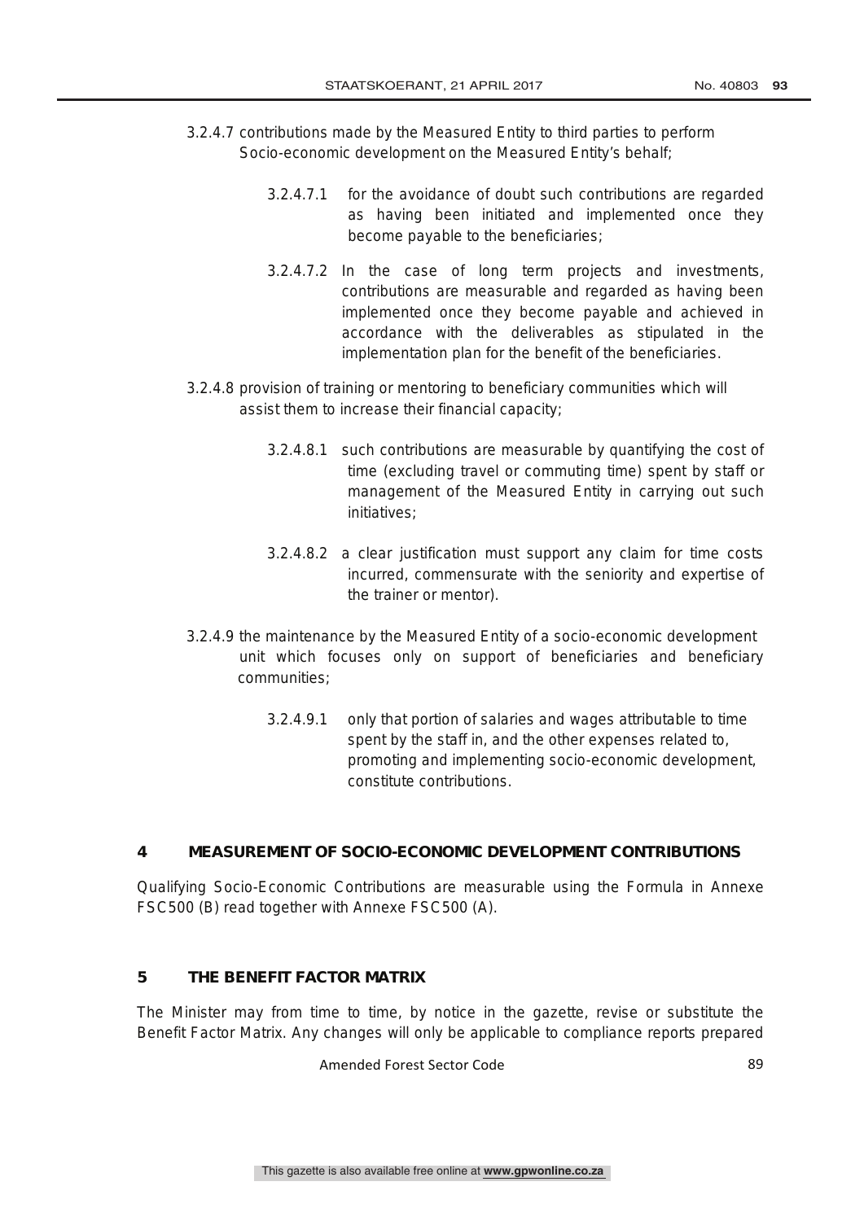3.2.4.7 contributions made by the Measured Entity to third parties to perform Socio-economic development on the Measured Entity's behalf;

3.2.4.7.1 for the avoidance of doubt such contributions are regarded as having been initiated and implemented once they become payable to the beneficiaries;

3.2.4.7.2 In the case of long term projects and investments, contributions are measurable and regarded as having been implemented once they become payable and achieved in accordance with the deliverables as stipulated in the implementation plan for the benefit of the beneficiaries.

3.2.4.8 provision of training or mentoring to beneficiary communities which will assist them to increase their financial capacity;

3.2.4.8.1 such contributions are measurable by quantifying the cost of time (excluding travel or commuting time) spent by staff or management of the Measured Entity in carrying out such initiatives;

3.2.4.8.2 a clear justification must support any claim for time costs incurred, commensurate with the seniority and expertise of the trainer or mentor).

3.2.4.9 the maintenance by the Measured Entity of a socio-economic development unit which focuses only on support of beneficiaries and beneficiary communities;

3.2.4.9.1 only that portion of salaries and wages attributable to time spent by the staff in, and the other expenses related to, promoting and implementing socio-economic development, constitute contributions.

## 4 MEASUREMENT OF SOCIO-ECONOMIC DEVELOPMENT CONTRIBUTIONS

Qualifying Socio-Economic Contributions are measurable using the Formula in Annexe FSC500 (B) read together with Annexe FSC500 (A).

## 5 THE BENEFIT FACTOR MATRIX

The Minister may from time to time, by notice in the gazette, revise or substitute the Benefit Factor Matrix. Any changes will only be applicable to compliance reports prepared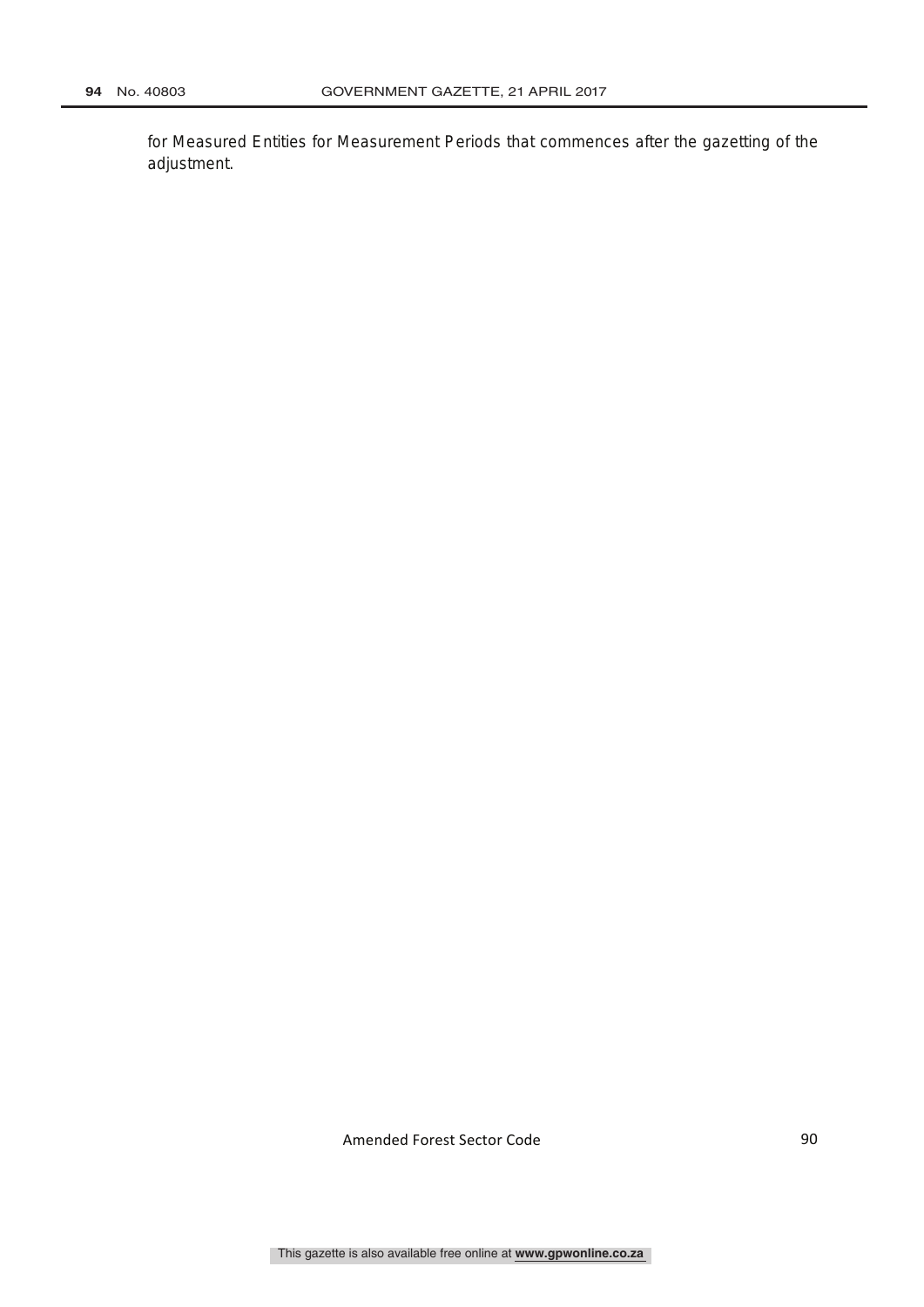for Measured Entities for Measurement Periods that commences after the gazetting of the adjustment.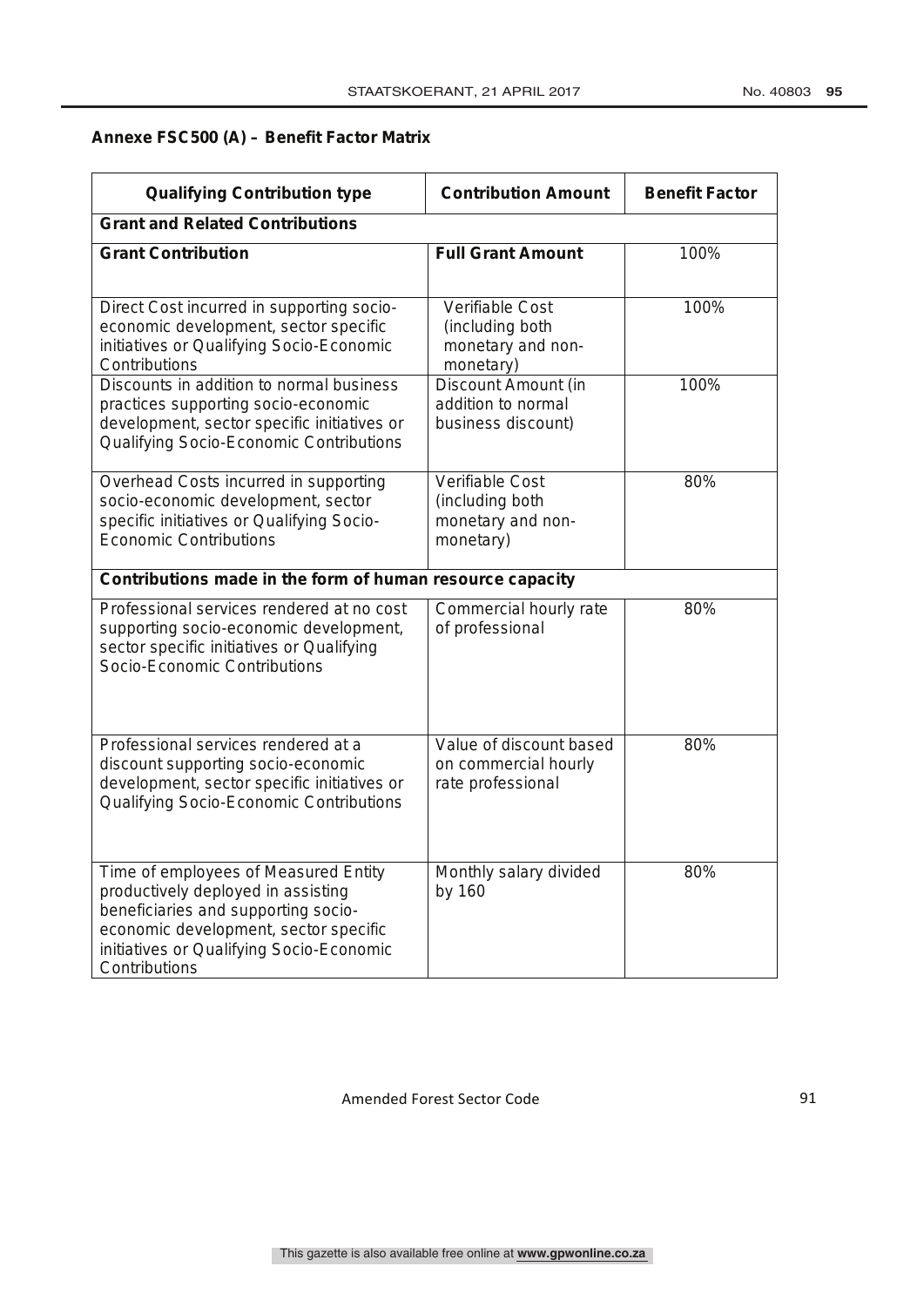**Annexe FSC500 (A) – Benefit Factor Matrix**

| Qualifying Contribution type | Contribution Amount | Benefit Factor |
|---|---|---|
| **Grant and Related Contributions** | | |
| **Grant Contribution** | **Full Grant Amount** | 100% |
| Direct Cost incurred in supporting socio-economic development, sector specific initiatives or Qualifying Socio-Economic Contributions | Verifiable Cost (including both monetary and non-monetary) | 100% |
| Discounts in addition to normal business practices supporting socio-economic development, sector specific initiatives or Qualifying Socio-Economic Contributions | Discount Amount (in addition to normal business discount) | 100% |
| Overhead Costs incurred in supporting socio-economic development, sector specific initiatives or Qualifying Socio-Economic Contributions | Verifiable Cost (including both monetary and non-monetary) | 80% |
| **Contributions made in the form of human resource capacity** | | |
| Professional services rendered at no cost supporting socio-economic development, sector specific initiatives or Qualifying Socio-Economic Contributions | Commercial hourly rate of professional | 80% |
| Professional services rendered at a discount supporting socio-economic development, sector specific initiatives or Qualifying Socio-Economic Contributions | Value of discount based on commercial hourly rate professional | 80% |
| Time of employees of Measured Entity productively deployed in assisting beneficiaries and supporting socio-economic development, sector specific initiatives or Qualifying Socio-Economic Contributions | Monthly salary divided by 160 | 80% |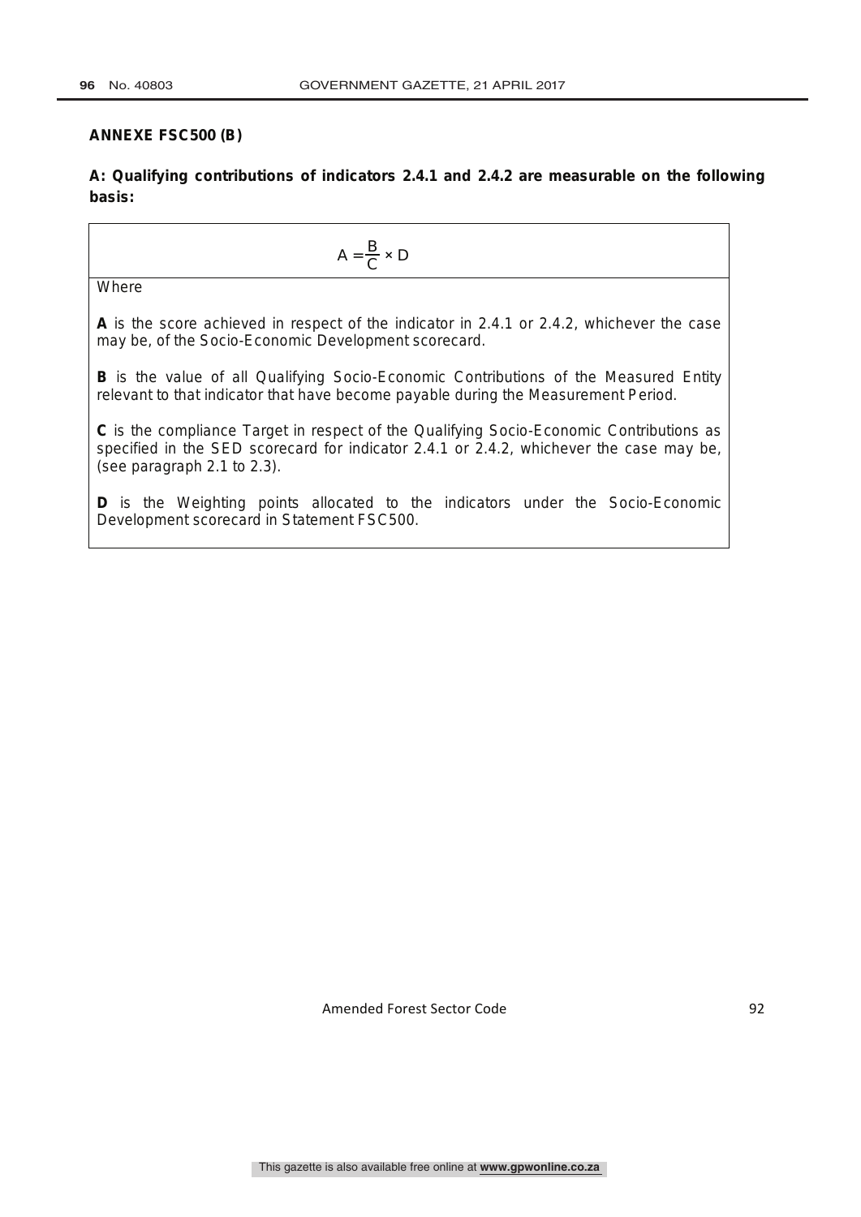**ANNEXE FSC500 (B)**

**A: Qualifying contributions of indicators 2.4.1 and 2.4.2 are measurable on the following basis:**

$$A = \frac{B}{C} \times D$$

Where

**A** is the score achieved in respect of the indicator in 2.4.1 or 2.4.2, whichever the case may be, of the Socio-Economic Development scorecard.

**B** is the value of all Qualifying Socio-Economic Contributions of the Measured Entity relevant to that indicator that have become payable during the Measurement Period.

**C** is the compliance Target in respect of the Qualifying Socio-Economic Contributions as specified in the SED scorecard for indicator 2.4.1 or 2.4.2, whichever the case may be, (see paragraph 2.1 to 2.3).

**D** is the Weighting points allocated to the indicators under the Socio-Economic Development scorecard in Statement FSC500.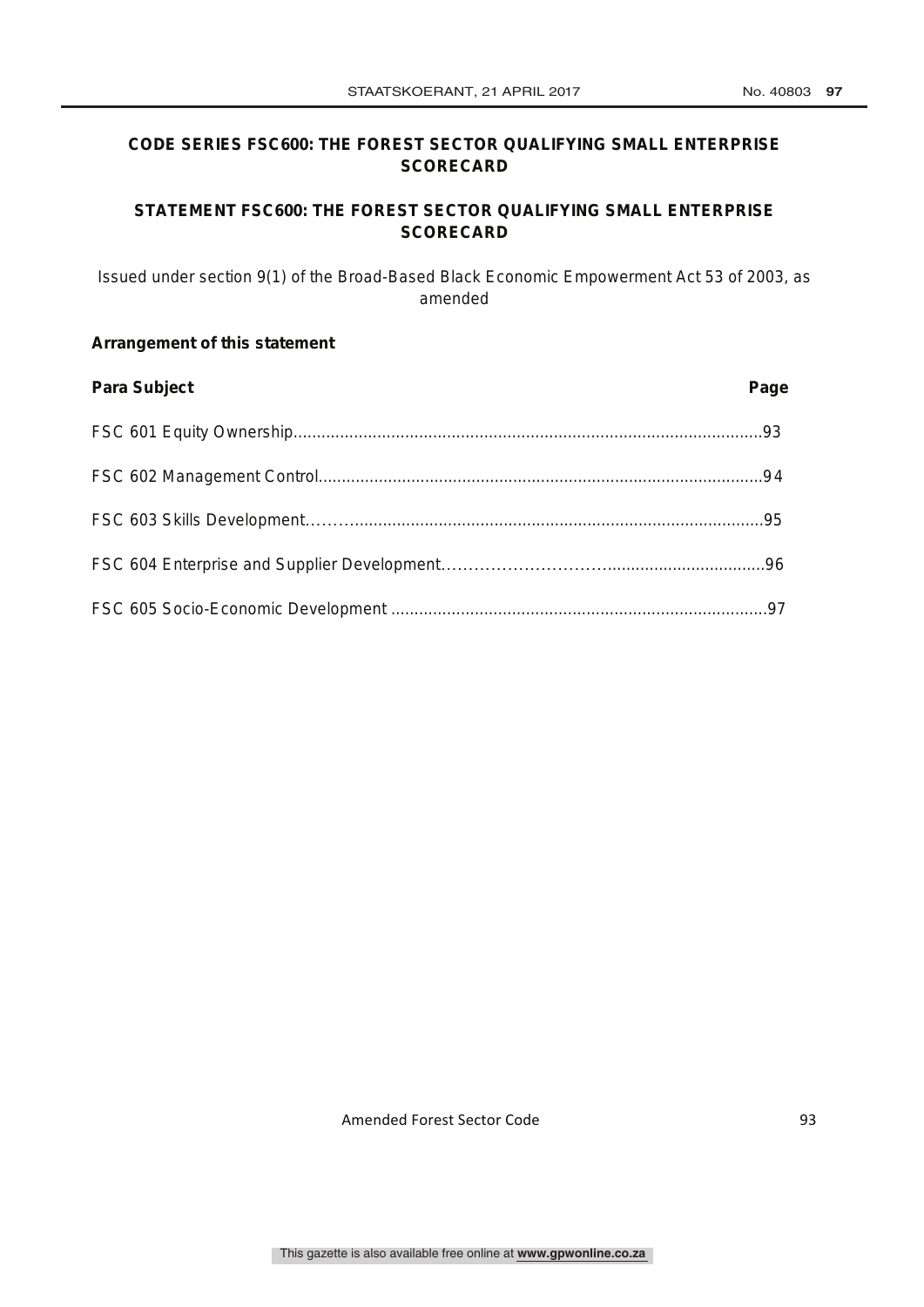## CODE SERIES FSC600: THE FOREST SECTOR QUALIFYING SMALL ENTERPRISE SCORECARD

## STATEMENT FSC600: THE FOREST SECTOR QUALIFYING SMALL ENTERPRISE SCORECARD

Issued under section 9(1) of the Broad-Based Black Economic Empowerment Act 53 of 2003, as amended

**Arrangement of this statement**

| **Para Subject** | **Page** |
|---|---|
| FSC 601 Equity Ownership | 93 |
| FSC 602 Management Control | 94 |
| FSC 603 Skills Development | 95 |
| FSC 604 Enterprise and Supplier Development | 96 |
| FSC 605 Socio-Economic Development | 97 |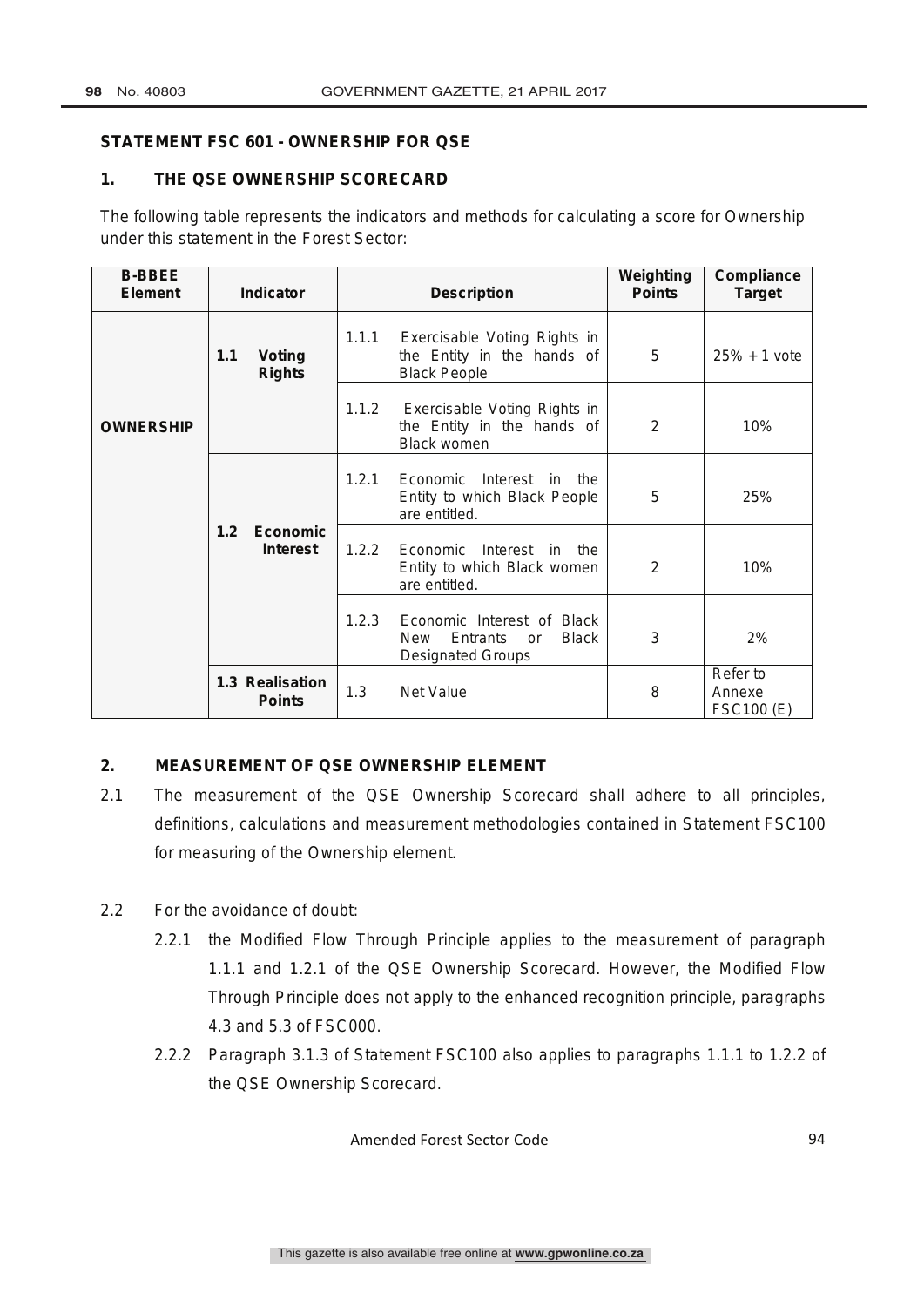**STATEMENT FSC 601 - OWNERSHIP FOR QSE**

**1. THE QSE OWNERSHIP SCORECARD**

The following table represents the indicators and methods for calculating a score for Ownership under this statement in the Forest Sector:

| B-BBEE Element | Indicator | Description | Weighting Points | Compliance Target |
|---|---|---|---|---|
| **OWNERSHIP** | **1.1 Voting Rights** | 1.1.1 Exercisable Voting Rights in the Entity in the hands of Black People | 5 | 25% + 1 vote |
| | | 1.1.2 Exercisable Voting Rights in the Entity in the hands of Black women | 2 | 10% |
| | **1.2 Economic Interest** | 1.2.1 Economic Interest in the Entity to which Black People are entitled. | 5 | 25% |
| | | 1.2.2 Economic Interest in the Entity to which Black women are entitled. | 2 | 10% |
| | | 1.2.3 Economic Interest of Black New Entrants or Black Designated Groups | 3 | 2% |
| | **1.3 Realisation Points** | 1.3 Net Value | 8 | Refer to Annexe FSC100 (E) |

**2. MEASUREMENT OF QSE OWNERSHIP ELEMENT**

2.1 The measurement of the QSE Ownership Scorecard shall adhere to all principles, definitions, calculations and measurement methodologies contained in Statement FSC100 for measuring of the Ownership element.

2.2 For the avoidance of doubt:

2.2.1 the Modified Flow Through Principle applies to the measurement of paragraph 1.1.1 and 1.2.1 of the QSE Ownership Scorecard. However, the Modified Flow Through Principle does not apply to the enhanced recognition principle, paragraphs 4.3 and 5.3 of FSC000.

2.2.2 Paragraph 3.1.3 of Statement FSC100 also applies to paragraphs 1.1.1 to 1.2.2 of the QSE Ownership Scorecard.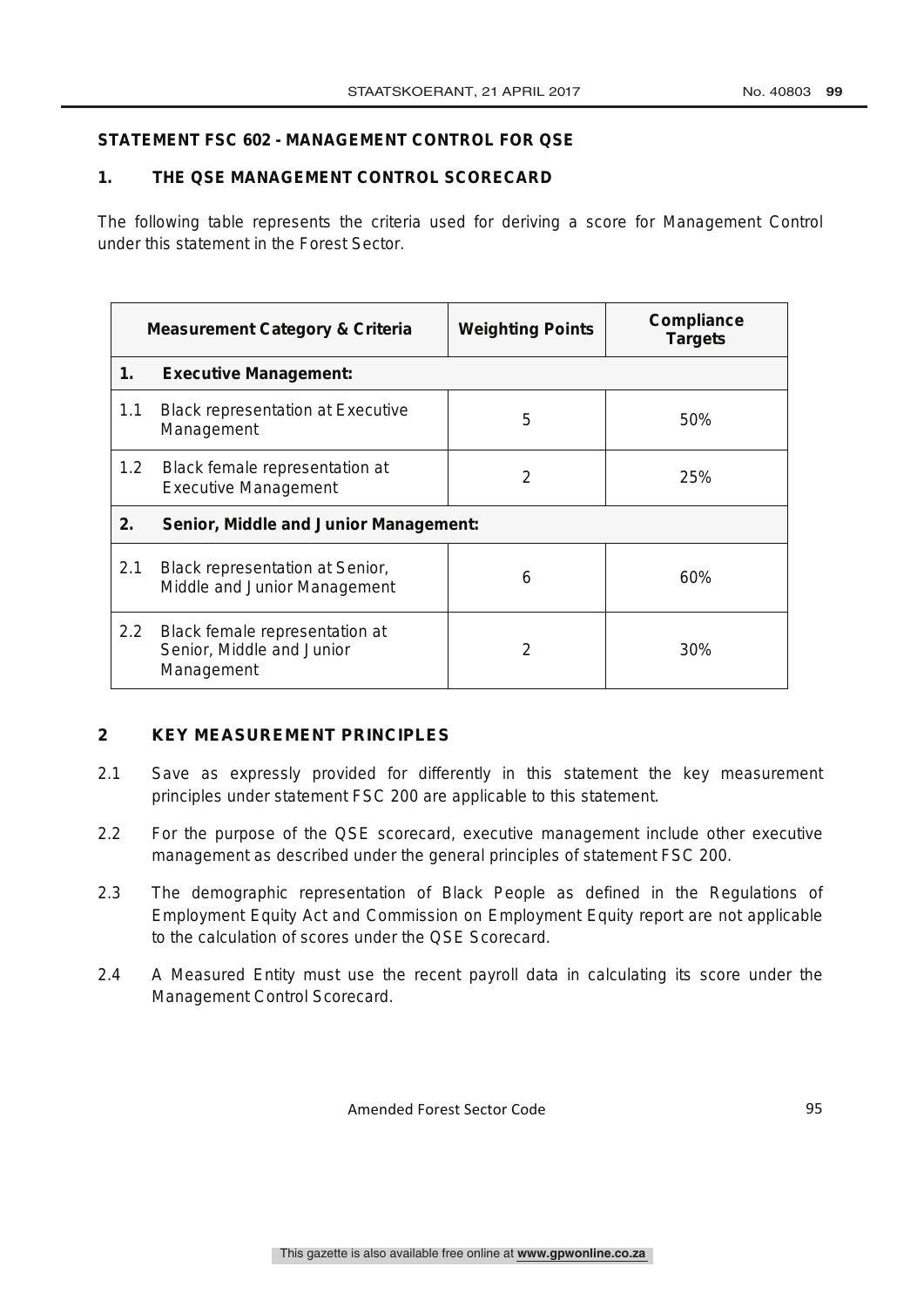## STATEMENT FSC 602 - MANAGEMENT CONTROL FOR QSE

### 1. THE QSE MANAGEMENT CONTROL SCORECARD

The following table represents the criteria used for deriving a score for Management Control under this statement in the Forest Sector.

| Measurement Category & Criteria | Weighting Points | Compliance Targets |
|---|---|---|
| **1. Executive Management:** | | |
| 1.1 Black representation at Executive Management | 5 | 50% |
| 1.2 Black female representation at Executive Management | 2 | 25% |
| **2. Senior, Middle and Junior Management:** | | |
| 2.1 Black representation at Senior, Middle and Junior Management | 6 | 60% |
| 2.2 Black female representation at Senior, Middle and Junior Management | 2 | 30% |

### 2 KEY MEASUREMENT PRINCIPLES

2.1 Save as expressly provided for differently in this statement the key measurement principles under statement FSC 200 are applicable to this statement.

2.2 For the purpose of the QSE scorecard, executive management include other executive management as described under the general principles of statement FSC 200.

2.3 The demographic representation of Black People as defined in the Regulations of Employment Equity Act and Commission on Employment Equity report are not applicable to the calculation of scores under the QSE Scorecard.

2.4 A Measured Entity must use the recent payroll data in calculating its score under the Management Control Scorecard.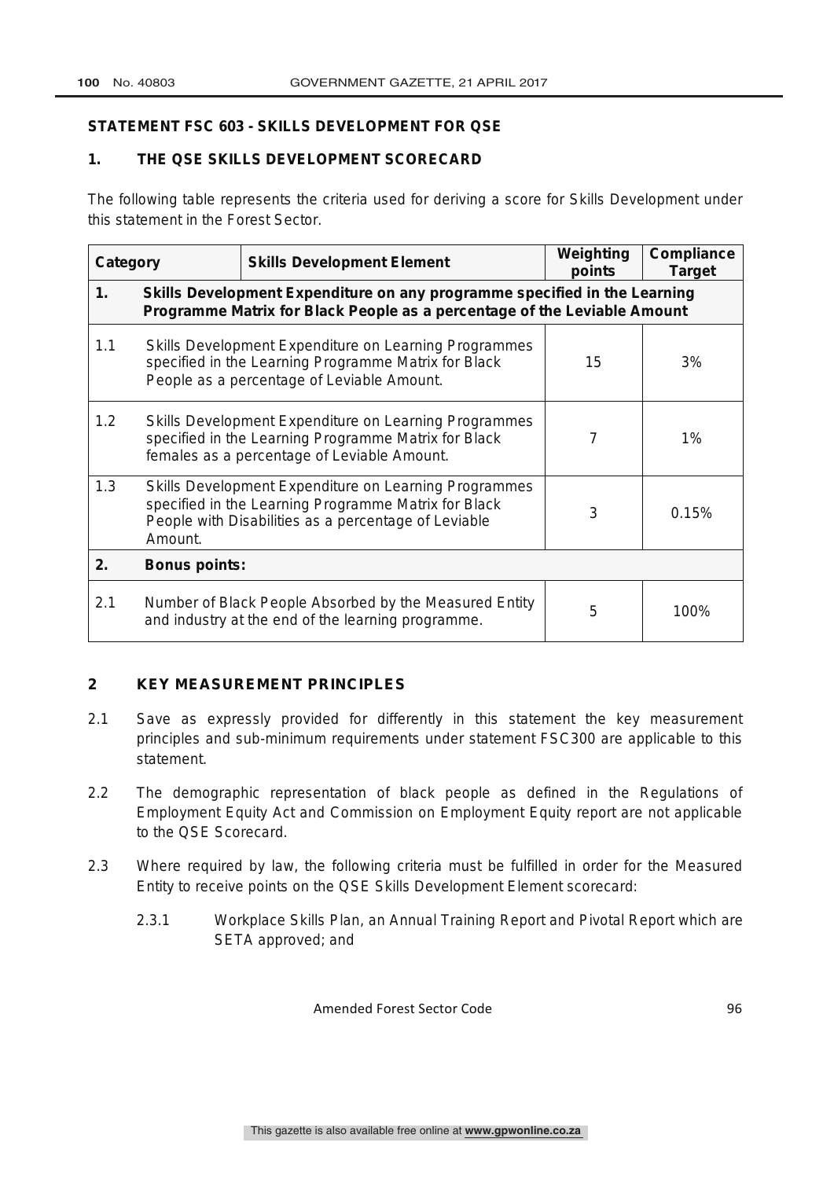**STATEMENT FSC 603 - SKILLS DEVELOPMENT FOR QSE**

## 1. THE QSE SKILLS DEVELOPMENT SCORECARD

The following table represents the criteria used for deriving a score for Skills Development under this statement in the Forest Sector.

| Category | Skills Development Element | Weighting points | Compliance Target |
|---|---|---|---|
| **1.** | **Skills Development Expenditure on any programme specified in the Learning Programme Matrix for Black People as a percentage of the Leviable Amount** | | |
| 1.1 | Skills Development Expenditure on Learning Programmes specified in the Learning Programme Matrix for Black People as a percentage of Leviable Amount. | 15 | 3% |
| 1.2 | Skills Development Expenditure on Learning Programmes specified in the Learning Programme Matrix for Black females as a percentage of Leviable Amount. | 7 | 1% |
| 1.3 | Skills Development Expenditure on Learning Programmes specified in the Learning Programme Matrix for Black People with Disabilities as a percentage of Leviable Amount. | 3 | 0.15% |
| **2.** | **Bonus points:** | | |
| 2.1 | Number of Black People Absorbed by the Measured Entity and industry at the end of the learning programme. | 5 | 100% |

## 2 KEY MEASUREMENT PRINCIPLES

2.1 Save as expressly provided for differently in this statement the key measurement principles and sub-minimum requirements under statement FSC300 are applicable to this statement.

2.2 The demographic representation of black people as defined in the Regulations of Employment Equity Act and Commission on Employment Equity report are not applicable to the QSE Scorecard.

2.3 Where required by law, the following criteria must be fulfilled in order for the Measured Entity to receive points on the QSE Skills Development Element scorecard:

2.3.1 Workplace Skills Plan, an Annual Training Report and Pivotal Report which are SETA approved; and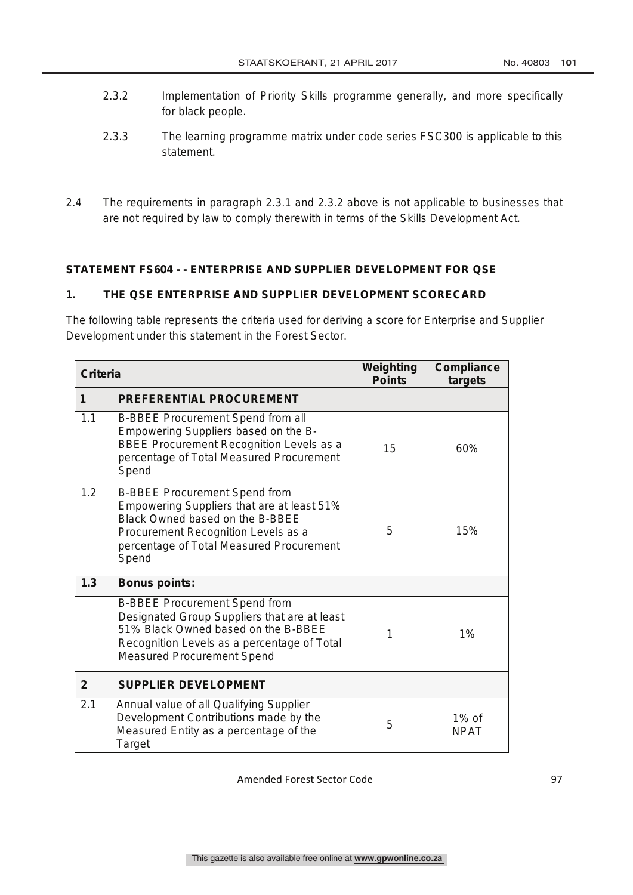2.3.2 Implementation of Priority Skills programme generally, and more specifically for black people.

2.3.3 The learning programme matrix under code series FSC300 is applicable to this statement.

2.4 The requirements in paragraph 2.3.1 and 2.3.2 above is not applicable to businesses that are not required by law to comply therewith in terms of the Skills Development Act.

## STATEMENT FS604 - - ENTERPRISE AND SUPPLIER DEVELOPMENT FOR QSE

### 1. THE QSE ENTERPRISE AND SUPPLIER DEVELOPMENT SCORECARD

The following table represents the criteria used for deriving a score for Enterprise and Supplier Development under this statement in the Forest Sector.

| Criteria | | Weighting Points | Compliance targets |
|---|---|---|---|
| **1** | **PREFERENTIAL PROCUREMENT** | | |
| 1.1 | B-BBEE Procurement Spend from all Empowering Suppliers based on the B-BBEE Procurement Recognition Levels as a percentage of Total Measured Procurement Spend | 15 | 60% |
| 1.2 | B-BBEE Procurement Spend from Empowering Suppliers that are at least 51% Black Owned based on the B-BBEE Procurement Recognition Levels as a percentage of Total Measured Procurement Spend | 5 | 15% |
| **1.3** | **Bonus points:** | | |
| | B-BBEE Procurement Spend from Designated Group Suppliers that are at least 51% Black Owned based on the B-BBEE Recognition Levels as a percentage of Total Measured Procurement Spend | 1 | 1% |
| **2** | **SUPPLIER DEVELOPMENT** | | |
| 2.1 | Annual value of all Qualifying Supplier Development Contributions made by the Measured Entity as a percentage of the Target | 5 | 1% of NPAT |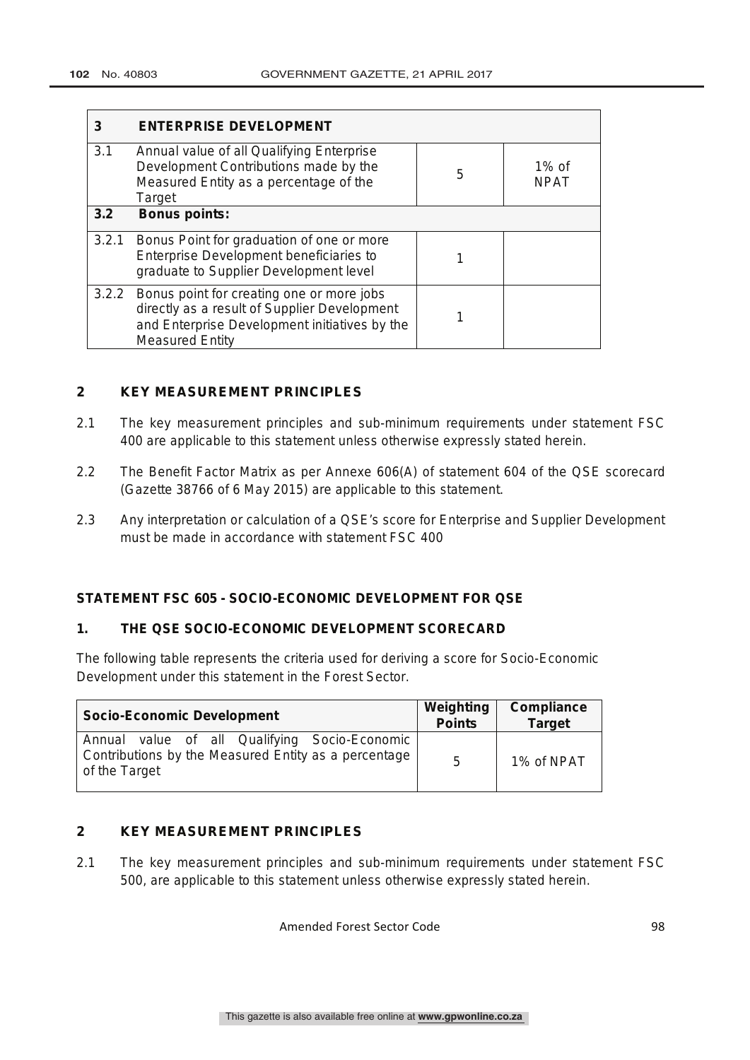| 3 | ENTERPRISE DEVELOPMENT | | |
|---|---|---|---|
| 3.1 | Annual value of all Qualifying Enterprise Development Contributions made by the Measured Entity as a percentage of the Target | 5 | 1% of NPAT |
| **3.2** | **Bonus points:** | | |
| 3.2.1 | Bonus Point for graduation of one or more Enterprise Development beneficiaries to graduate to Supplier Development level | 1 | |
| 3.2.2 | Bonus point for creating one or more jobs directly as a result of Supplier Development and Enterprise Development initiatives by the Measured Entity | 1 | |

## 2 KEY MEASUREMENT PRINCIPLES

2.1 The key measurement principles and sub-minimum requirements under statement FSC 400 are applicable to this statement unless otherwise expressly stated herein.

2.2 The Benefit Factor Matrix as per Annexe 606(A) of statement 604 of the QSE scorecard (Gazette 38766 of 6 May 2015) are applicable to this statement.

2.3 Any interpretation or calculation of a QSE's score for Enterprise and Supplier Development must be made in accordance with statement FSC 400

## STATEMENT FSC 605 - SOCIO-ECONOMIC DEVELOPMENT FOR QSE

## 1. THE QSE SOCIO-ECONOMIC DEVELOPMENT SCORECARD

The following table represents the criteria used for deriving a score for Socio-Economic Development under this statement in the Forest Sector.

| Socio-Economic Development | Weighting Points | Compliance Target |
|---|---|---|
| Annual value of all Qualifying Socio-Economic Contributions by the Measured Entity as a percentage of the Target | 5 | 1% of NPAT |

## 2 KEY MEASUREMENT PRINCIPLES

2.1 The key measurement principles and sub-minimum requirements under statement FSC 500, are applicable to this statement unless otherwise expressly stated herein.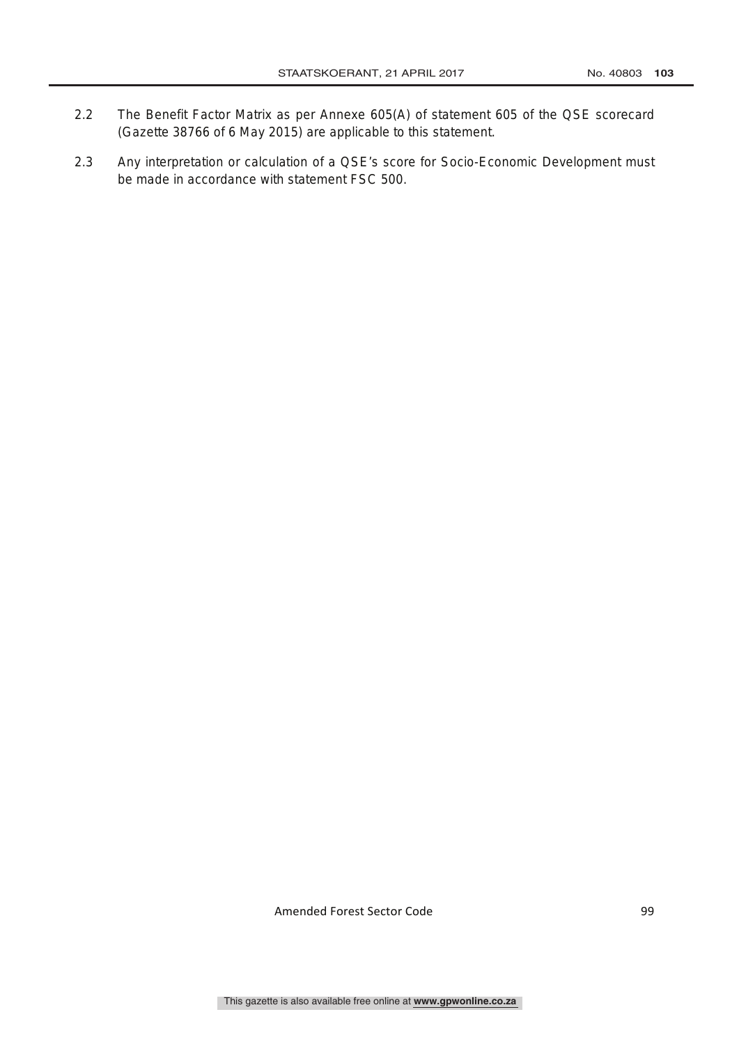2.2 The Benefit Factor Matrix as per Annexe 605(A) of statement 605 of the QSE scorecard (Gazette 38766 of 6 May 2015) are applicable to this statement.

2.3 Any interpretation or calculation of a QSE's score for Socio-Economic Development must be made in accordance with statement FSC 500.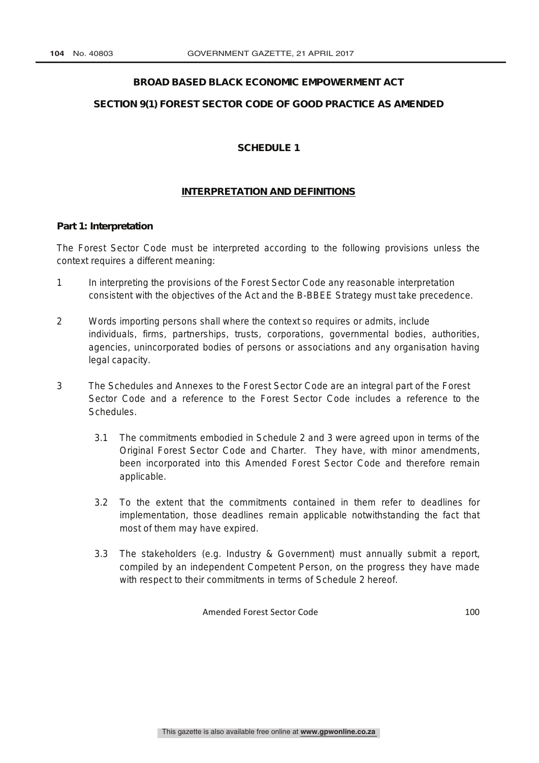# BROAD BASED BLACK ECONOMIC EMPOWERMENT ACT

## SECTION 9(1) FOREST SECTOR CODE OF GOOD PRACTICE AS AMENDED

## SCHEDULE 1

## INTERPRETATION AND DEFINITIONS

**Part 1: Interpretation**

The Forest Sector Code must be interpreted according to the following provisions unless the context requires a different meaning:

1 In interpreting the provisions of the Forest Sector Code any reasonable interpretation consistent with the objectives of the Act and the B-BBEE Strategy must take precedence.

2 Words importing persons shall where the context so requires or admits, include individuals, firms, partnerships, trusts, corporations, governmental bodies, authorities, agencies, unincorporated bodies of persons or associations and any organisation having legal capacity.

3 The Schedules and Annexes to the Forest Sector Code are an integral part of the Forest Sector Code and a reference to the Forest Sector Code includes a reference to the Schedules.

   3.1 The commitments embodied in Schedule 2 and 3 were agreed upon in terms of the Original Forest Sector Code and Charter. They have, with minor amendments, been incorporated into this Amended Forest Sector Code and therefore remain applicable.

   3.2 To the extent that the commitments contained in them refer to deadlines for implementation, those deadlines remain applicable notwithstanding the fact that most of them may have expired.

   3.3 The stakeholders (e.g. Industry & Government) must annually submit a report, compiled by an independent Competent Person, on the progress they have made with respect to their commitments in terms of Schedule 2 hereof.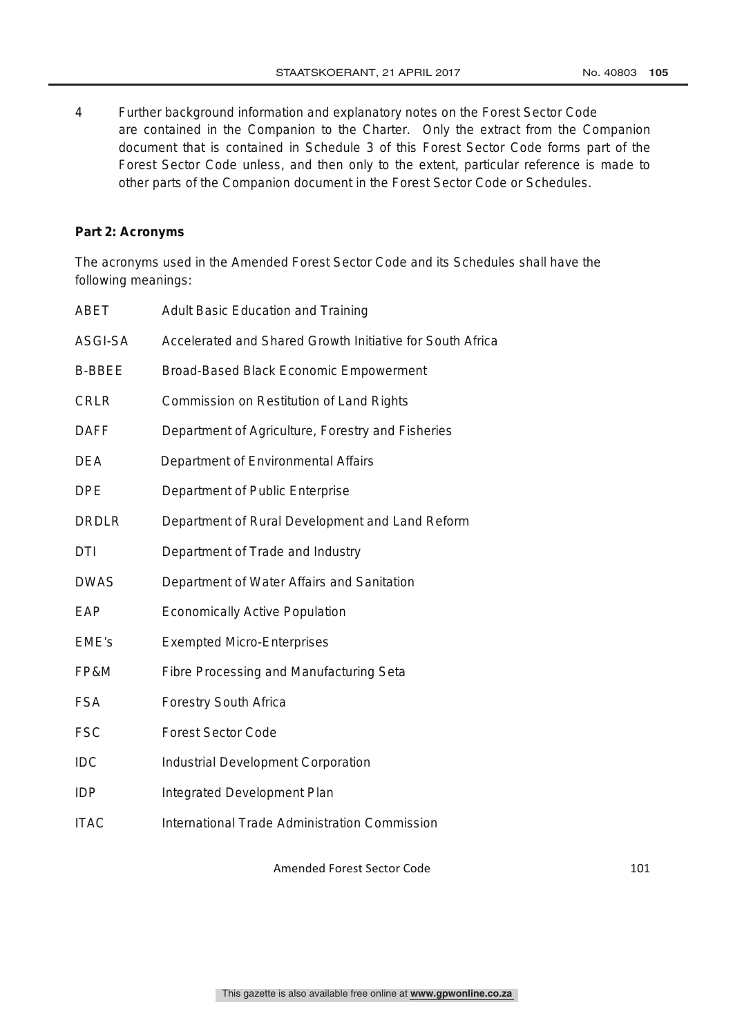4 Further background information and explanatory notes on the Forest Sector Code are contained in the Companion to the Charter. Only the extract from the Companion document that is contained in Schedule 3 of this Forest Sector Code forms part of the Forest Sector Code unless, and then only to the extent, particular reference is made to other parts of the Companion document in the Forest Sector Code or Schedules.

**Part 2: Acronyms**

The acronyms used in the Amended Forest Sector Code and its Schedules shall have the following meanings:

| | |
|---|---|
| ABET | Adult Basic Education and Training |
| ASGI-SA | Accelerated and Shared Growth Initiative for South Africa |
| B-BBEE | Broad-Based Black Economic Empowerment |
| CRLR | Commission on Restitution of Land Rights |
| DAFF | Department of Agriculture, Forestry and Fisheries |
| DEA | Department of Environmental Affairs |
| DPE | Department of Public Enterprise |
| DRDLR | Department of Rural Development and Land Reform |
| DTI | Department of Trade and Industry |
| DWAS | Department of Water Affairs and Sanitation |
| EAP | Economically Active Population |
| EME's | Exempted Micro-Enterprises |
| FP&M | Fibre Processing and Manufacturing Seta |
| FSA | Forestry South Africa |
| FSC | Forest Sector Code |
| IDC | Industrial Development Corporation |
| IDP | Integrated Development Plan |
| ITAC | International Trade Administration Commission |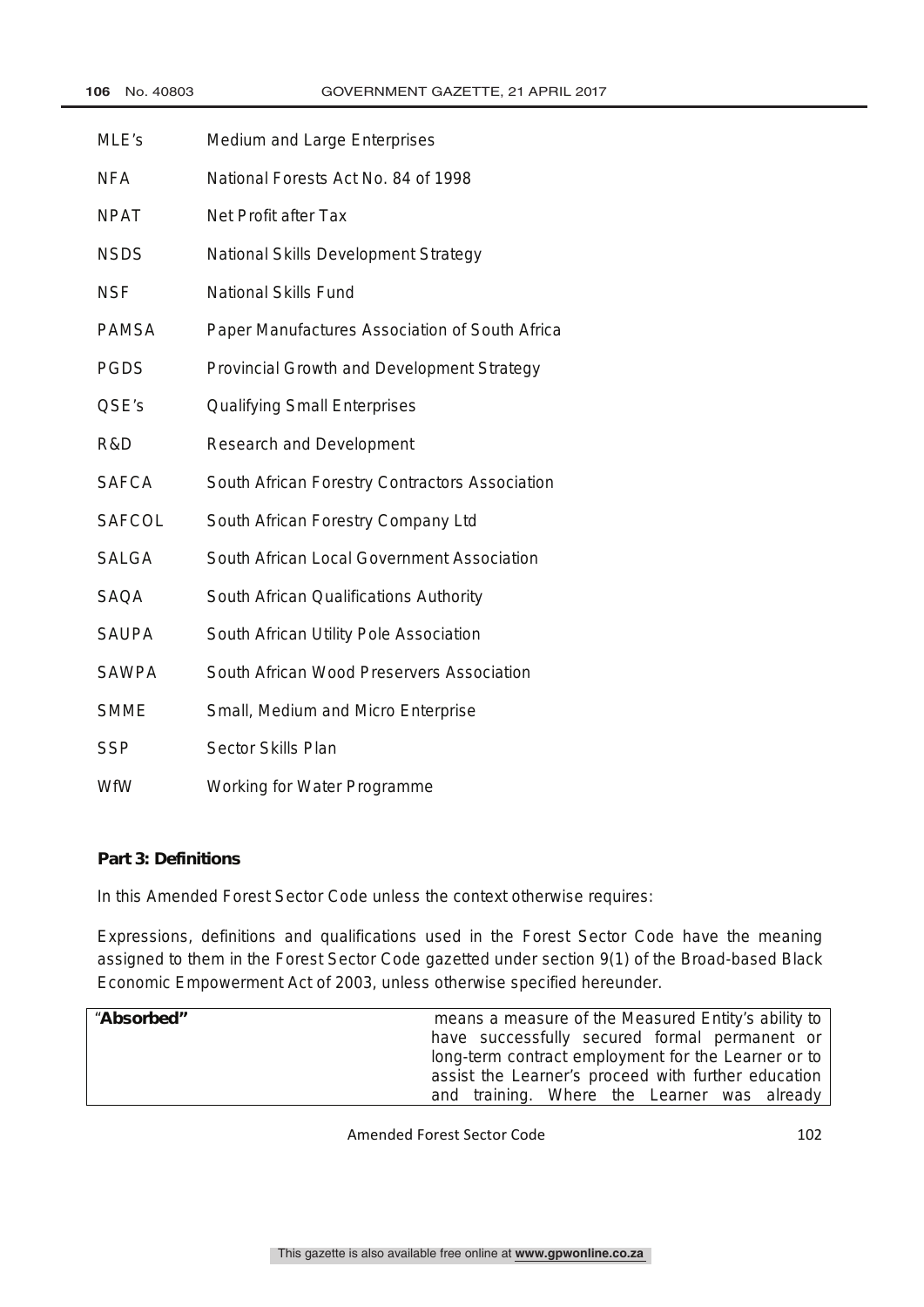| | |
|---|---|
| MLE's | Medium and Large Enterprises |
| NFA | National Forests Act No. 84 of 1998 |
| NPAT | Net Profit after Tax |
| NSDS | National Skills Development Strategy |
| NSF | National Skills Fund |
| PAMSA | Paper Manufactures Association of South Africa |
| PGDS | Provincial Growth and Development Strategy |
| QSE's | Qualifying Small Enterprises |
| R&D | Research and Development |
| SAFCA | South African Forestry Contractors Association |
| SAFCOL | South African Forestry Company Ltd |
| SALGA | South African Local Government Association |
| SAQA | South African Qualifications Authority |
| SAUPA | South African Utility Pole Association |
| SAWPA | South African Wood Preservers Association |
| SMME | Small, Medium and Micro Enterprise |
| SSP | Sector Skills Plan |
| WfW | Working for Water Programme |

**Part 3: Definitions**

In this Amended Forest Sector Code unless the context otherwise requires:

Expressions, definitions and qualifications used in the Forest Sector Code have the meaning assigned to them in the Forest Sector Code gazetted under section 9(1) of the Broad-based Black Economic Empowerment Act of 2003, unless otherwise specified hereunder.

| | |
|---|---|
| **"Absorbed"** | means a measure of the Measured Entity's ability to have successfully secured formal permanent or long-term contract employment for the Learner or to assist the Learner's proceed with further education and training. Where the Learner was already |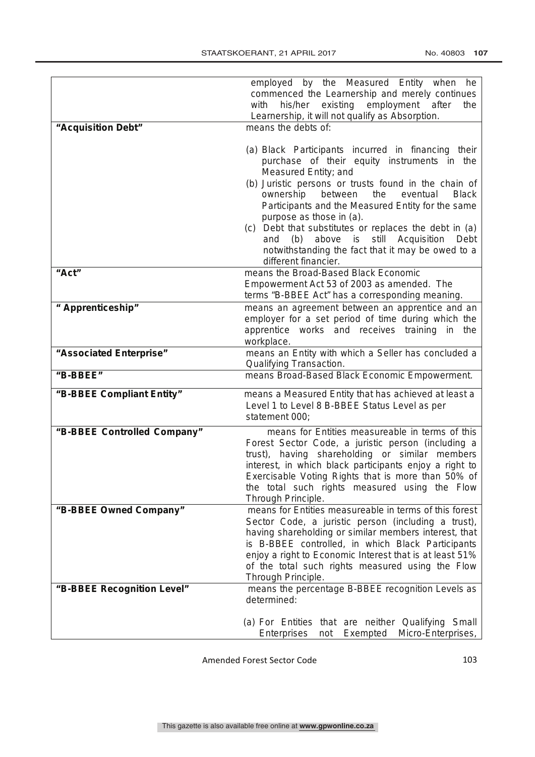| | |
|---|---|
| | employed by the Measured Entity when he commenced the Learnership and merely continues with his/her existing employment after the Learnership, it will not qualify as Absorption. |
| **"Acquisition Debt"** | means the debts of:<br><br>(a) Black Participants incurred in financing their purchase of their equity instruments in the Measured Entity; and<br>(b) Juristic persons or trusts found in the chain of ownership between the eventual Black Participants and the Measured Entity for the same purpose as those in (a).<br>(c) Debt that substitutes or replaces the debt in (a) and (b) above is still Acquisition Debt notwithstanding the fact that it may be owed to a different financier. |
| **"Act"** | means the Broad-Based Black Economic Empowerment Act 53 of 2003 as amended. The terms "B-BBEE Act" has a corresponding meaning. |
| **" Apprenticeship"** | means an agreement between an apprentice and an employer for a set period of time during which the apprentice works and receives training in the workplace. |
| **"Associated Enterprise"** | means an Entity with which a Seller has concluded a Qualifying Transaction. |
| **"B-BBEE"** | means Broad-Based Black Economic Empowerment. |
| **"B-BBEE Compliant Entity"** | means a Measured Entity that has achieved at least a Level 1 to Level 8 B-BBEE Status Level as per statement 000; |
| **"B-BBEE Controlled Company"** | means for Entities measureable in terms of this Forest Sector Code, a juristic person (including a trust), having shareholding or similar members interest, in which black participants enjoy a right to Exercisable Voting Rights that is more than 50% of the total such rights measured using the Flow Through Principle. |
| **"B-BBEE Owned Company"** | means for Entities measureable in terms of this forest Sector Code, a juristic person (including a trust), having shareholding or similar members interest, that is B-BBEE controlled, in which Black Participants enjoy a right to Economic Interest that is at least 51% of the total such rights measured using the Flow Through Principle. |
| **"B-BBEE Recognition Level"** | means the percentage B-BBEE recognition Levels as determined:<br><br>(a) For Entities that are neither Qualifying Small Enterprises not Exempted Micro-Enterprises, |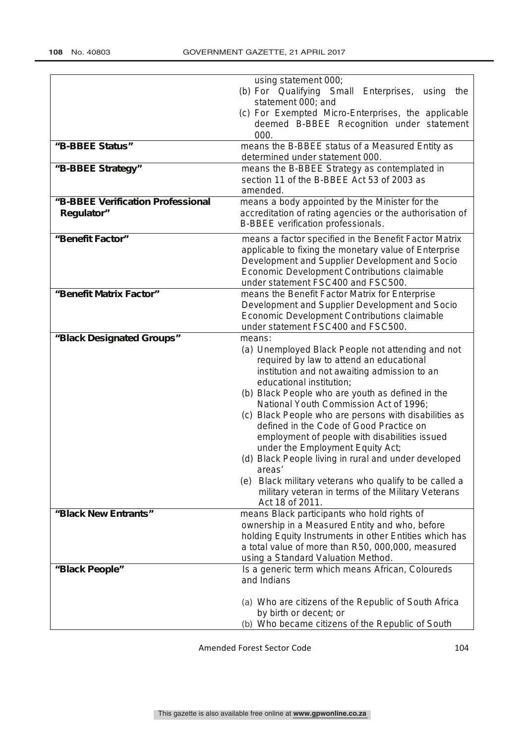| | |
|---|---|
| | using statement 000;<br>(b) For Qualifying Small Enterprises, using the statement 000; and<br>(c) For Exempted Micro-Enterprises, the applicable deemed B-BBEE Recognition under statement 000. |
| **"B-BBEE Status"** | means the B-BBEE status of a Measured Entity as determined under statement 000. |
| **"B-BBEE Strategy"** | means the B-BBEE Strategy as contemplated in section 11 of the B-BBEE Act 53 of 2003 as amended. |
| **"B-BBEE Verification Professional Regulator"** | means a body appointed by the Minister for the accreditation of rating agencies or the authorisation of B-BBEE verification professionals. |
| **"Benefit Factor"** | means a factor specified in the Benefit Factor Matrix applicable to fixing the monetary value of Enterprise Development and Supplier Development and Socio Economic Development Contributions claimable under statement FSC400 and FSC500. |
| **"Benefit Matrix Factor"** | means the Benefit Factor Matrix for Enterprise Development and Supplier Development and Socio Economic Development Contributions claimable under statement FSC400 and FSC500. |
| **"Black Designated Groups"** | means:<br>(a) Unemployed Black People not attending and not required by law to attend an educational institution and not awaiting admission to an educational institution;<br>(b) Black People who are youth as defined in the National Youth Commission Act of 1996;<br>(c) Black People who are persons with disabilities as defined in the Code of Good Practice on employment of people with disabilities issued under the Employment Equity Act;<br>(d) Black People living in rural and under developed areas'<br>(e) Black military veterans who qualify to be called a military veteran in terms of the Military Veterans Act 18 of 2011. |
| **"Black New Entrants"** | means Black participants who hold rights of ownership in a Measured Entity and who, before holding Equity Instruments in other Entities which has a total value of more than R50, 000,000, measured using a Standard Valuation Method. |
| **"Black People"** | Is a generic term which means African, Coloureds and Indians<br><br>(a) Who are citizens of the Republic of South Africa by birth or decent; or<br>(b) Who became citizens of the Republic of South |

Amended Forest Sector Code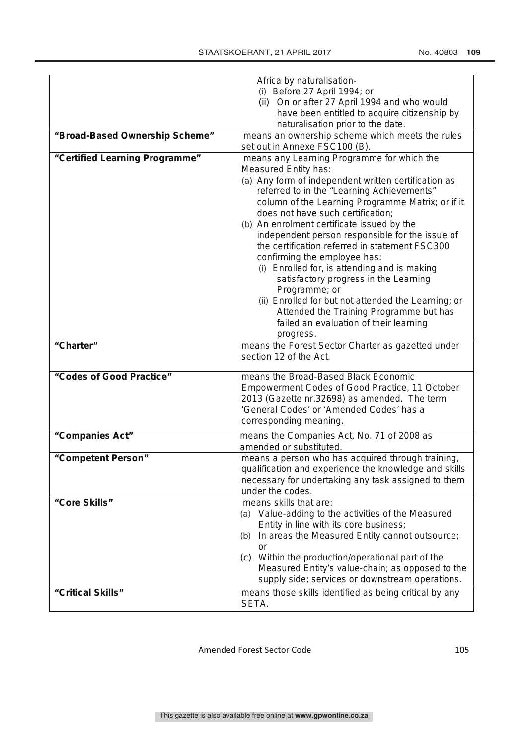| | |
|---|---|
| | Africa by naturalisation-<br>(i) Before 27 April 1994; or<br>(ii) On or after 27 April 1994 and who would have been entitled to acquire citizenship by naturalisation prior to the date. |
| **"Broad-Based Ownership Scheme"** | means an ownership scheme which meets the rules set out in Annexe FSC100 (B). |
| **"Certified Learning Programme"** | means any Learning Programme for which the Measured Entity has:<br>(a) Any form of independent written certification as referred to in the "Learning Achievements" column of the Learning Programme Matrix; or if it does not have such certification;<br>(b) An enrolment certificate issued by the independent person responsible for the issue of the certification referred in statement FSC300 confirming the employee has:<br>(i) Enrolled for, is attending and is making satisfactory progress in the Learning Programme; or<br>(ii) Enrolled for but not attended the Learning; or Attended the Training Programme but has failed an evaluation of their learning progress. |
| **"Charter"** | means the Forest Sector Charter as gazetted under section 12 of the Act. |
| **"Codes of Good Practice"** | means the Broad-Based Black Economic Empowerment Codes of Good Practice, 11 October 2013 (Gazette nr.32698) as amended. The term 'General Codes' or 'Amended Codes' has a corresponding meaning. |
| **"Companies Act"** | means the Companies Act, No. 71 of 2008 as amended or substituted. |
| **"Competent Person"** | means a person who has acquired through training, qualification and experience the knowledge and skills necessary for undertaking any task assigned to them under the codes. |
| **"Core Skills"** | means skills that are:<br>(a) Value-adding to the activities of the Measured Entity in line with its core business;<br>(b) In areas the Measured Entity cannot outsource; or<br>(c) Within the production/operational part of the Measured Entity's value-chain; as opposed to the supply side; services or downstream operations. |
| **"Critical Skills"** | means those skills identified as being critical by any SETA. |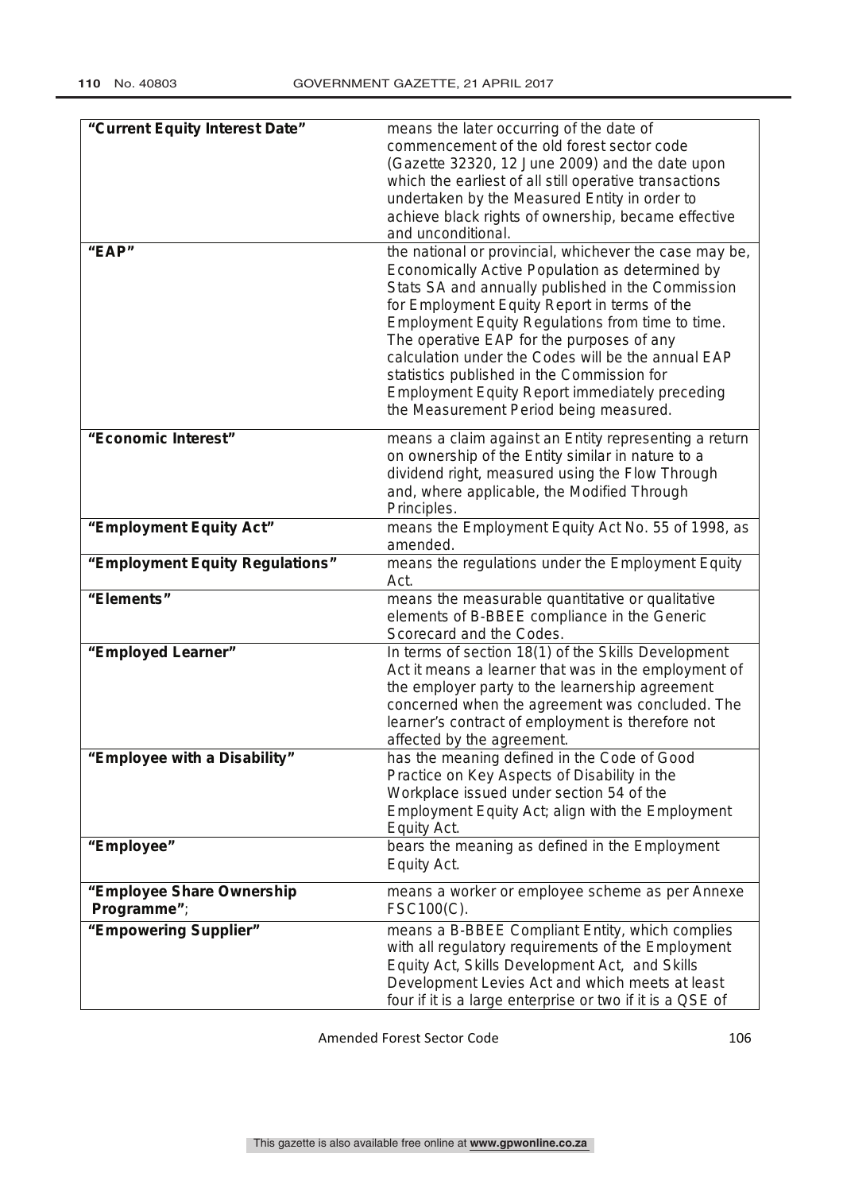| | |
|---|---|
| **"Current Equity Interest Date"** | means the later occurring of the date of commencement of the old forest sector code (Gazette 32320, 12 June 2009) and the date upon which the earliest of all still operative transactions undertaken by the Measured Entity in order to achieve black rights of ownership, became effective and unconditional. |
| **"EAP"** | the national or provincial, whichever the case may be, Economically Active Population as determined by Stats SA and annually published in the Commission for Employment Equity Report in terms of the Employment Equity Regulations from time to time. The operative EAP for the purposes of any calculation under the Codes will be the annual EAP statistics published in the Commission for Employment Equity Report immediately preceding the Measurement Period being measured. |
| **"Economic Interest"** | means a claim against an Entity representing a return on ownership of the Entity similar in nature to a dividend right, measured using the Flow Through and, where applicable, the Modified Through Principles. |
| **"Employment Equity Act"** | means the Employment Equity Act No. 55 of 1998, as amended. |
| **"Employment Equity Regulations"** | means the regulations under the Employment Equity Act. |
| **"Elements"** | means the measurable quantitative or qualitative elements of B-BBEE compliance in the Generic Scorecard and the Codes. |
| **"Employed Learner"** | In terms of section 18(1) of the Skills Development Act it means a learner that was in the employment of the employer party to the learnership agreement concerned when the agreement was concluded. The learner's contract of employment is therefore not affected by the agreement. |
| **"Employee with a Disability"** | has the meaning defined in the Code of Good Practice on Key Aspects of Disability in the Workplace issued under section 54 of the Employment Equity Act; align with the Employment Equity Act. |
| **"Employee"** | bears the meaning as defined in the Employment Equity Act. |
| **"Employee Share Ownership Programme"**; | means a worker or employee scheme as per Annexe FSC100(C). |
| **"Empowering Supplier"** | means a B-BBEE Compliant Entity, which complies with all regulatory requirements of the Employment Equity Act, Skills Development Act, and Skills Development Levies Act and which meets at least four if it is a large enterprise or two if it is a QSE of |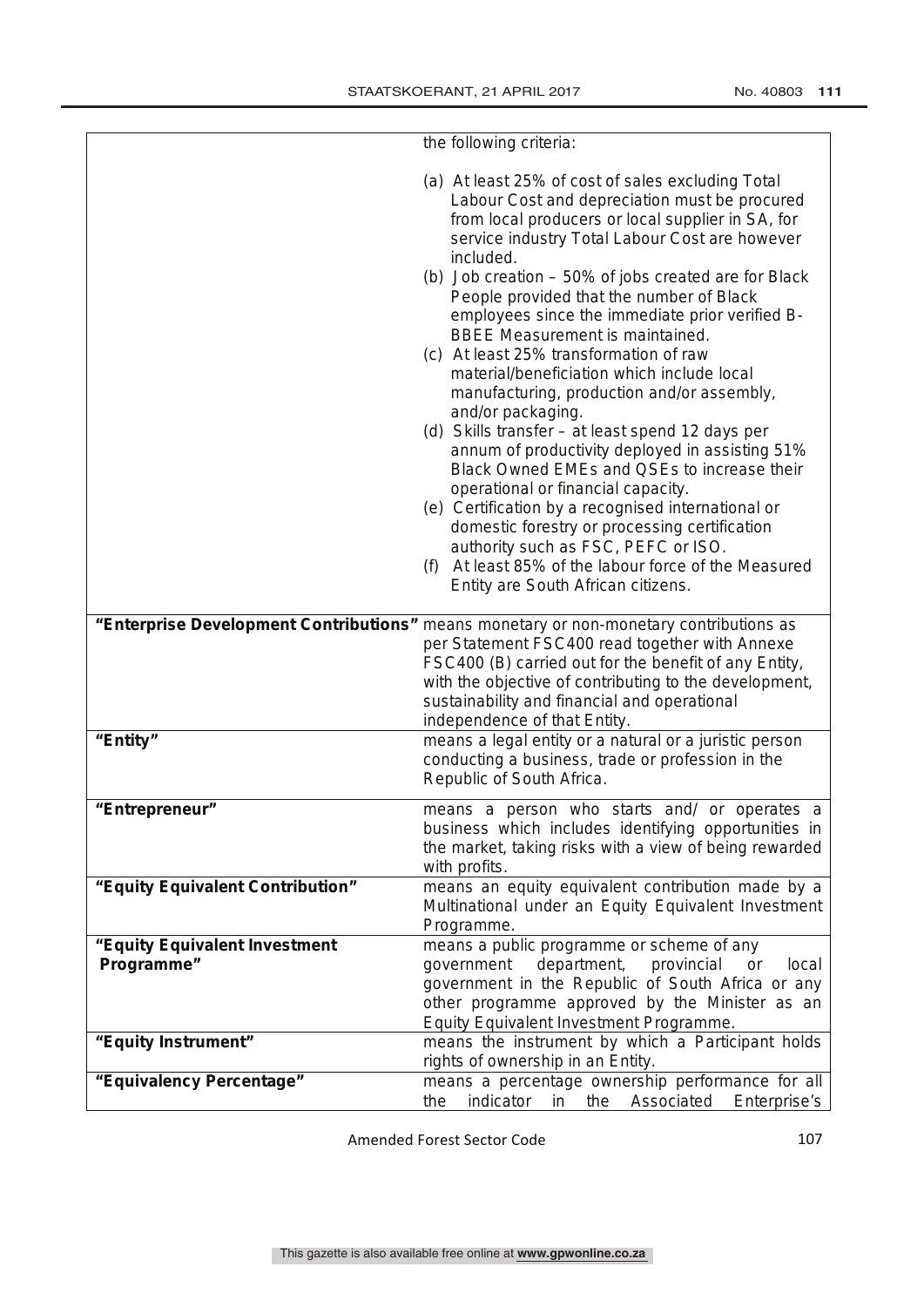| | |
|---|---|
| | the following criteria:<br><br>(a) At least 25% of cost of sales excluding Total Labour Cost and depreciation must be procured from local producers or local supplier in SA, for service industry Total Labour Cost are however included.<br>(b) Job creation – 50% of jobs created are for Black People provided that the number of Black employees since the immediate prior verified B-BBEE Measurement is maintained.<br>(c) At least 25% transformation of raw material/beneficiation which include local manufacturing, production and/or assembly, and/or packaging.<br>(d) Skills transfer – at least spend 12 days per annum of productivity deployed in assisting 51% Black Owned EMEs and QSEs to increase their operational or financial capacity.<br>(e) Certification by a recognised international or domestic forestry or processing certification authority such as FSC, PEFC or ISO.<br>(f) At least 85% of the labour force of the Measured Entity are South African citizens. |
| **"Enterprise Development Contributions"** | means monetary or non-monetary contributions as per Statement FSC400 read together with Annexe FSC400 (B) carried out for the benefit of any Entity, with the objective of contributing to the development, sustainability and financial and operational independence of that Entity. |
| **"Entity"** | means a legal entity or a natural or a juristic person conducting a business, trade or profession in the Republic of South Africa. |
| **"Entrepreneur"** | means a person who starts and/ or operates a business which includes identifying opportunities in the market, taking risks with a view of being rewarded with profits. |
| **"Equity Equivalent Contribution"** | means an equity equivalent contribution made by a Multinational under an Equity Equivalent Investment Programme. |
| **"Equity Equivalent Investment Programme"** | means a public programme or scheme of any government department, provincial or local government in the Republic of South Africa or any other programme approved by the Minister as an Equity Equivalent Investment Programme. |
| **"Equity Instrument"** | means the instrument by which a Participant holds rights of ownership in an Entity. |
| **"Equivalency Percentage"** | means a percentage ownership performance for all the indicator in the Associated Enterprise's |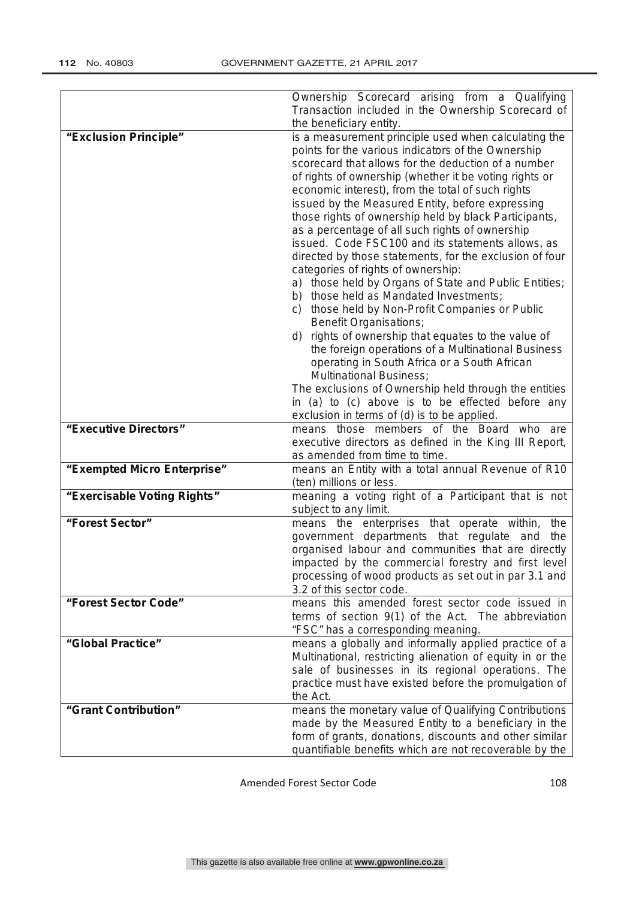| | |
|---|---|
| | Ownership Scorecard arising from a Qualifying Transaction included in the Ownership Scorecard of the beneficiary entity. |
| **"Exclusion Principle"** | is a measurement principle used when calculating the points for the various indicators of the Ownership scorecard that allows for the deduction of a number of rights of ownership (whether it be voting rights or economic interest), from the total of such rights issued by the Measured Entity, before expressing those rights of ownership held by black Participants, as a percentage of all such rights of ownership issued. Code FSC100 and its statements allows, as directed by those statements, for the exclusion of four categories of rights of ownership:<br>a) those held by Organs of State and Public Entities;<br>b) those held as Mandated Investments;<br>c) those held by Non-Profit Companies or Public Benefit Organisations;<br>d) rights of ownership that equates to the value of the foreign operations of a Multinational Business operating in South Africa or a South African Multinational Business;<br>The exclusions of Ownership held through the entities in (a) to (c) above is to be effected before any exclusion in terms of (d) is to be applied. |
| **"Executive Directors"** | means those members of the Board who are executive directors as defined in the King III Report, as amended from time to time. |
| **"Exempted Micro Enterprise"** | means an Entity with a total annual Revenue of R10 (ten) millions or less. |
| **"Exercisable Voting Rights"** | meaning a voting right of a Participant that is not subject to any limit. |
| **"Forest Sector"** | means the enterprises that operate within, the government departments that regulate and the organised labour and communities that are directly impacted by the commercial forestry and first level processing of wood products as set out in par 3.1 and 3.2 of this sector code. |
| **"Forest Sector Code"** | means this amended forest sector code issued in terms of section 9(1) of the Act. The abbreviation "FSC" has a corresponding meaning. |
| **"Global Practice"** | means a globally and informally applied practice of a Multinational, restricting alienation of equity in or the sale of businesses in its regional operations. The practice must have existed before the promulgation of the Act. |
| **"Grant Contribution"** | means the monetary value of Qualifying Contributions made by the Measured Entity to a beneficiary in the form of grants, donations, discounts and other similar quantifiable benefits which are not recoverable by the |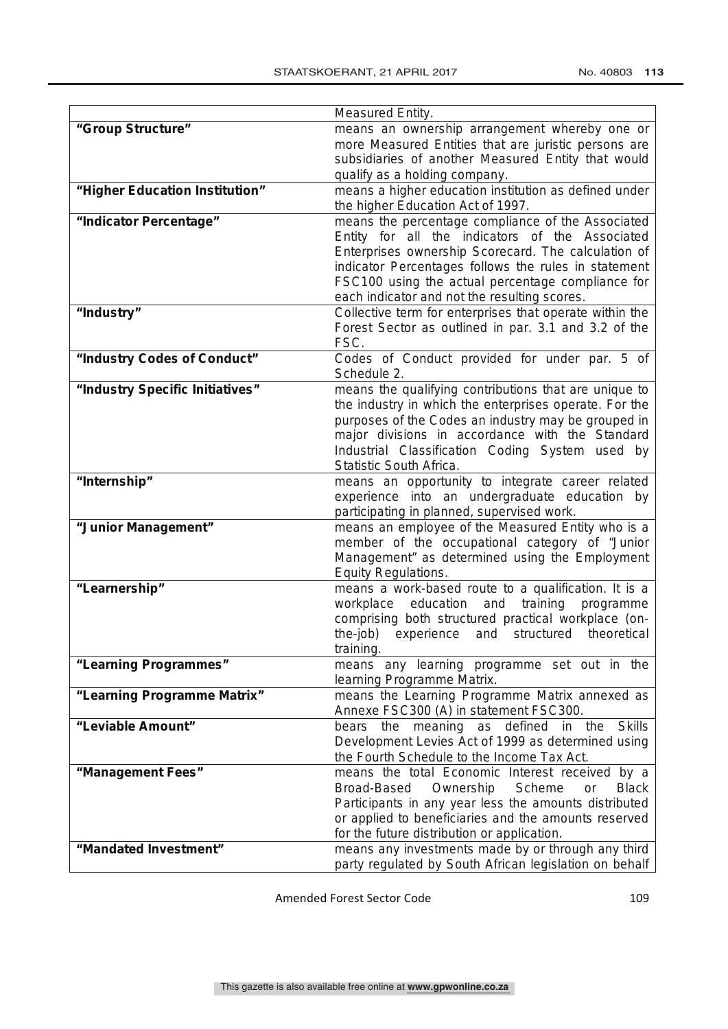| | |
|---|---|
| | Measured Entity. |
| **"Group Structure"** | means an ownership arrangement whereby one or more Measured Entities that are juristic persons are subsidiaries of another Measured Entity that would qualify as a holding company. |
| **"Higher Education Institution"** | means a higher education institution as defined under the higher Education Act of 1997. |
| **"Indicator Percentage"** | means the percentage compliance of the Associated Entity for all the indicators of the Associated Enterprises ownership Scorecard. The calculation of indicator Percentages follows the rules in statement FSC100 using the actual percentage compliance for each indicator and not the resulting scores. |
| **"Industry"** | Collective term for enterprises that operate within the Forest Sector as outlined in par. 3.1 and 3.2 of the FSC. |
| **"Industry Codes of Conduct"** | Codes of Conduct provided for under par. 5 of Schedule 2. |
| **"Industry Specific Initiatives"** | means the qualifying contributions that are unique to the industry in which the enterprises operate. For the purposes of the Codes an industry may be grouped in major divisions in accordance with the Standard Industrial Classification Coding System used by Statistic South Africa. |
| **"Internship"** | means an opportunity to integrate career related experience into an undergraduate education by participating in planned, supervised work. |
| **"Junior Management"** | means an employee of the Measured Entity who is a member of the occupational category of "Junior Management" as determined using the Employment Equity Regulations. |
| **"Learnership"** | means a work-based route to a qualification. It is a workplace education and training programme comprising both structured practical workplace (on-the-job) experience and structured theoretical training. |
| **"Learning Programmes"** | means any learning programme set out in the learning Programme Matrix. |
| **"Learning Programme Matrix"** | means the Learning Programme Matrix annexed as Annexe FSC300 (A) in statement FSC300. |
| **"Leviable Amount"** | bears the meaning as defined in the Skills Development Levies Act of 1999 as determined using the Fourth Schedule to the Income Tax Act. |
| **"Management Fees"** | means the total Economic Interest received by a Broad-Based Ownership Scheme or Black Participants in any year less the amounts distributed or applied to beneficiaries and the amounts reserved for the future distribution or application. |
| **"Mandated Investment"** | means any investments made by or through any third party regulated by South African legislation on behalf |

Amended Forest Sector Code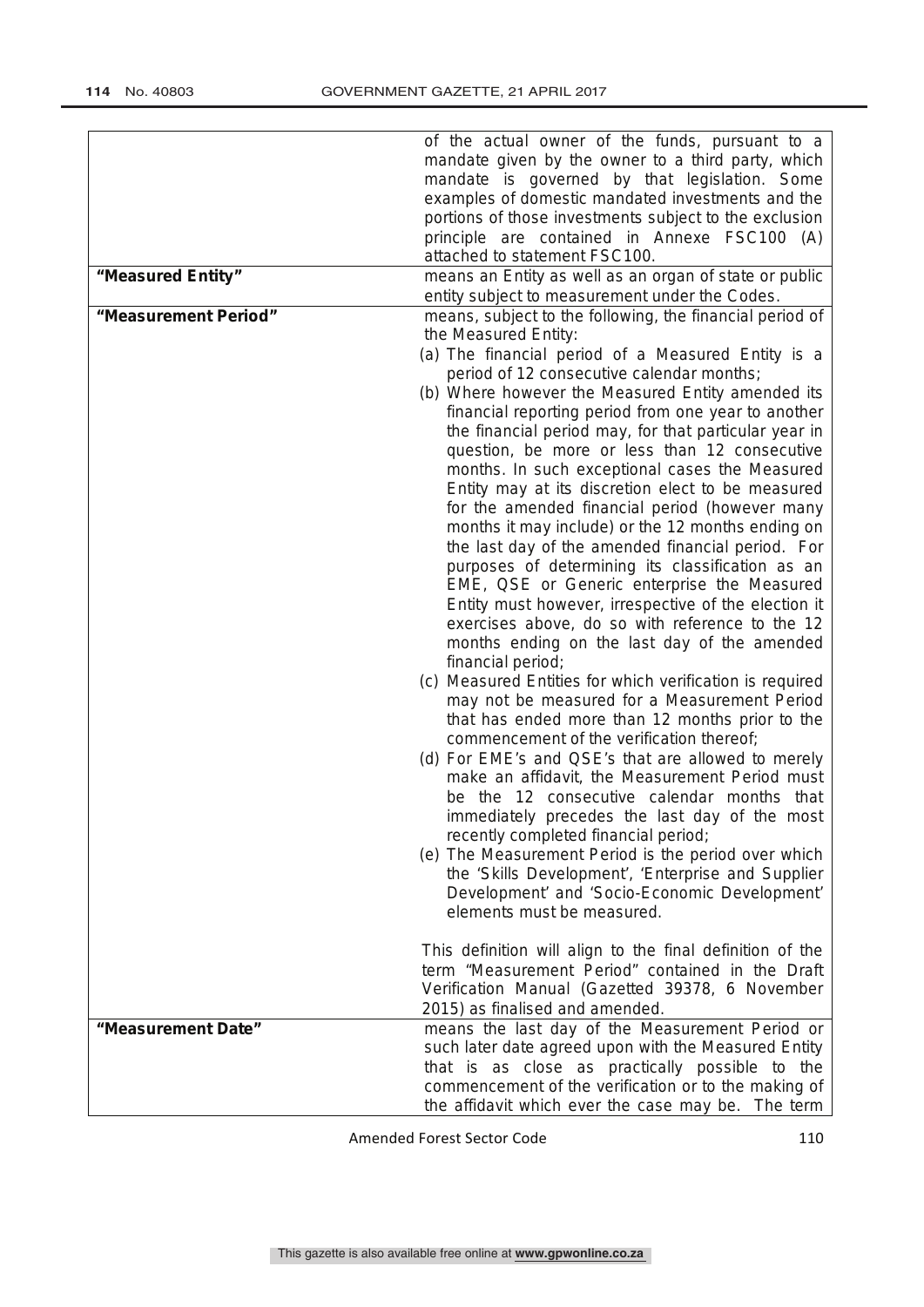| | |
|---|---|
| | of the actual owner of the funds, pursuant to a mandate given by the owner to a third party, which mandate is governed by that legislation. Some examples of domestic mandated investments and the portions of those investments subject to the exclusion principle are contained in Annexe FSC100 (A) attached to statement FSC100. |
| **"Measured Entity"** | means an Entity as well as an organ of state or public entity subject to measurement under the Codes. |
| **"Measurement Period"** | means, subject to the following, the financial period of the Measured Entity:<br>(a) The financial period of a Measured Entity is a period of 12 consecutive calendar months;<br>(b) Where however the Measured Entity amended its financial reporting period from one year to another the financial period may, for that particular year in question, be more or less than 12 consecutive months. In such exceptional cases the Measured Entity may at its discretion elect to be measured for the amended financial period (however many months it may include) or the 12 months ending on the last day of the amended financial period. For purposes of determining its classification as an EME, QSE or Generic enterprise the Measured Entity must however, irrespective of the election it exercises above, do so with reference to the 12 months ending on the last day of the amended financial period;<br>(c) Measured Entities for which verification is required may not be measured for a Measurement Period that has ended more than 12 months prior to the commencement of the verification thereof;<br>(d) For EME's and QSE's that are allowed to merely make an affidavit, the Measurement Period must be the 12 consecutive calendar months that immediately precedes the last day of the most recently completed financial period;<br>(e) The Measurement Period is the period over which the 'Skills Development', 'Enterprise and Supplier Development' and 'Socio-Economic Development' elements must be measured.<br><br>This definition will align to the final definition of the term "Measurement Period" contained in the Draft Verification Manual (Gazetted 39378, 6 November 2015) as finalised and amended. |
| **"Measurement Date"** | means the last day of the Measurement Period or such later date agreed upon with the Measured Entity that is as close as practically possible to the commencement of the verification or to the making of the affidavit which ever the case may be. The term |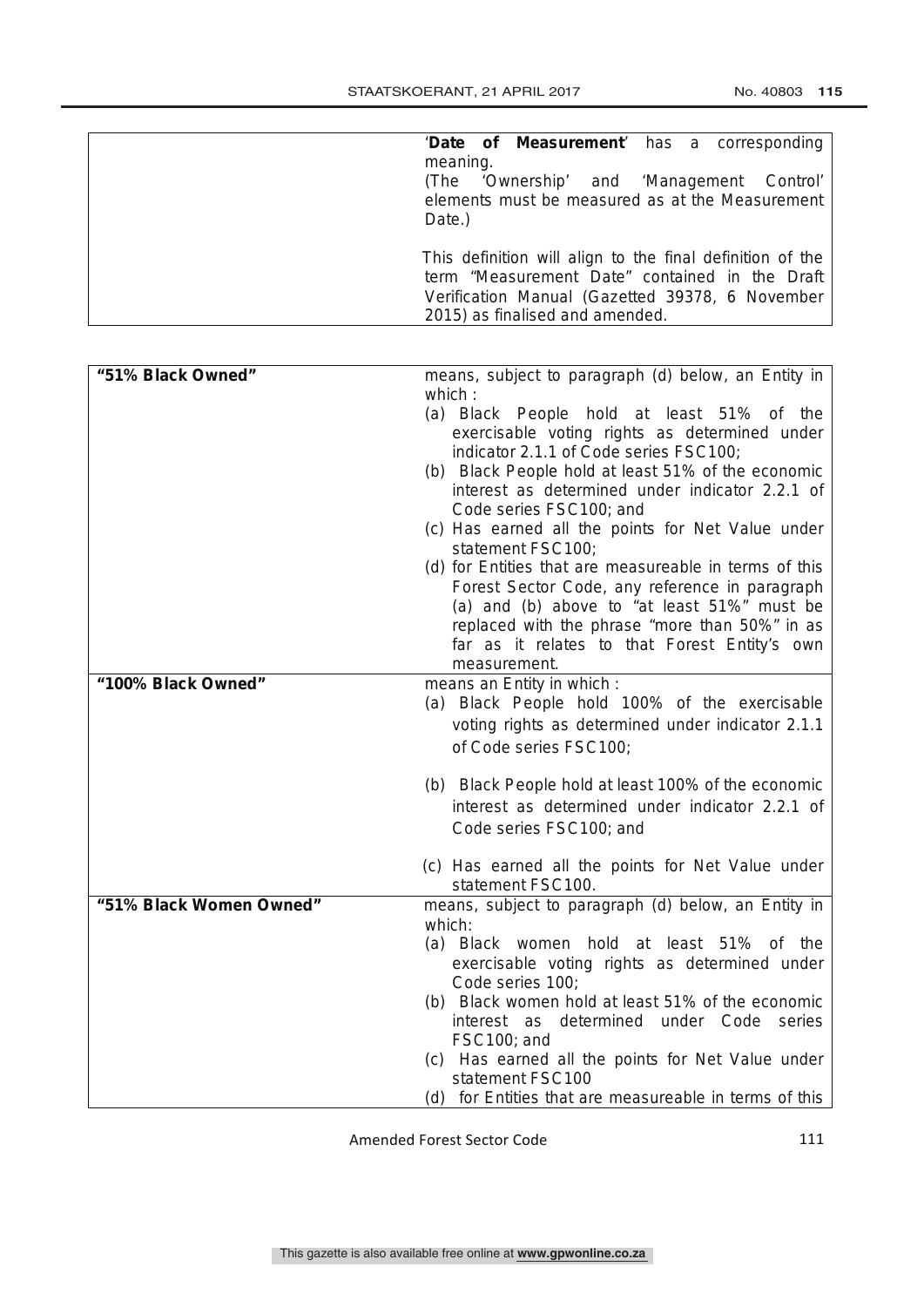| | |
|---|---|
| | '**Date of Measurement**' has a corresponding meaning.<br>(The 'Ownership' and 'Management Control' elements must be measured as at the Measurement Date.)<br><br>This definition will align to the final definition of the term "Measurement Date" contained in the Draft Verification Manual (Gazetted 39378, 6 November 2015) as finalised and amended. |

| | |
|---|---|
| **"51% Black Owned"** | means, subject to paragraph (d) below, an Entity in which :<br>(a) Black People hold at least 51% of the exercisable voting rights as determined under indicator 2.1.1 of Code series FSC100;<br>(b) Black People hold at least 51% of the economic interest as determined under indicator 2.2.1 of Code series FSC100; and<br>(c) Has earned all the points for Net Value under statement FSC100;<br>(d) for Entities that are measureable in terms of this Forest Sector Code, any reference in paragraph (a) and (b) above to "at least 51%" must be replaced with the phrase "more than 50%" in as far as it relates to that Forest Entity's own measurement. |
| **"100% Black Owned"** | means an Entity in which :<br>(a) Black People hold 100% of the exercisable voting rights as determined under indicator 2.1.1 of Code series FSC100;<br>(b) Black People hold at least 100% of the economic interest as determined under indicator 2.2.1 of Code series FSC100; and<br>(c) Has earned all the points for Net Value under statement FSC100. |
| **"51% Black Women Owned"** | means, subject to paragraph (d) below, an Entity in which:<br>(a) Black women hold at least 51% of the exercisable voting rights as determined under Code series 100;<br>(b) Black women hold at least 51% of the economic interest as determined under Code series FSC100; and<br>(c) Has earned all the points for Net Value under statement FSC100<br>(d) for Entities that are measureable in terms of this |

Amended Forest Sector Code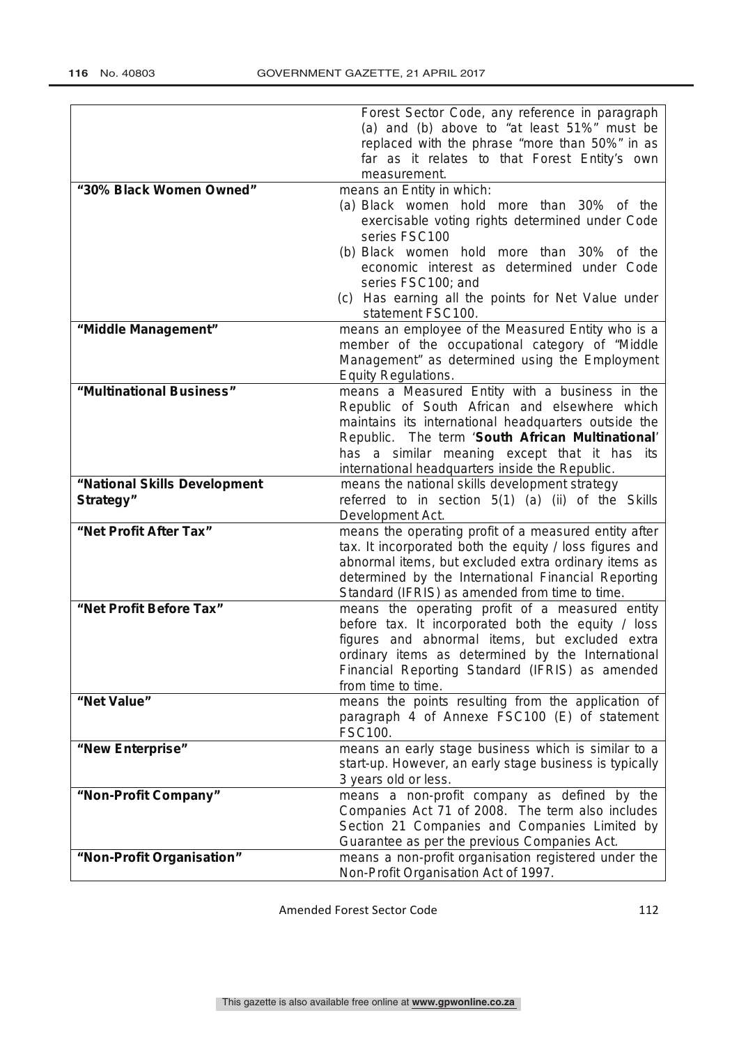| | |
|---|---|
| | Forest Sector Code, any reference in paragraph (a) and (b) above to "at least 51%" must be replaced with the phrase "more than 50%" in as far as it relates to that Forest Entity's own measurement. |
| **"30% Black Women Owned"** | means an Entity in which:<br>(a) Black women hold more than 30% of the exercisable voting rights determined under Code series FSC100<br>(b) Black women hold more than 30% of the economic interest as determined under Code series FSC100; and<br>(c) Has earning all the points for Net Value under statement FSC100. |
| **"Middle Management"** | means an employee of the Measured Entity who is a member of the occupational category of "Middle Management" as determined using the Employment Equity Regulations. |
| **"Multinational Business"** | means a Measured Entity with a business in the Republic of South African and elsewhere which maintains its international headquarters outside the Republic. The term '**South African Multinational**' has a similar meaning except that it has its international headquarters inside the Republic. |
| **"National Skills Development Strategy"** | means the national skills development strategy referred to in section 5(1) (a) (ii) of the Skills Development Act. |
| **"Net Profit After Tax"** | means the operating profit of a measured entity after tax. It incorporated both the equity / loss figures and abnormal items, but excluded extra ordinary items as determined by the International Financial Reporting Standard (IFRIS) as amended from time to time. |
| **"Net Profit Before Tax"** | means the operating profit of a measured entity before tax. It incorporated both the equity / loss figures and abnormal items, but excluded extra ordinary items as determined by the International Financial Reporting Standard (IFRIS) as amended from time to time. |
| **"Net Value"** | means the points resulting from the application of paragraph 4 of Annexe FSC100 (E) of statement FSC100. |
| **"New Enterprise"** | means an early stage business which is similar to a start-up. However, an early stage business is typically 3 years old or less. |
| **"Non-Profit Company"** | means a non-profit company as defined by the Companies Act 71 of 2008. The term also includes Section 21 Companies and Companies Limited by Guarantee as per the previous Companies Act. |
| **"Non-Profit Organisation"** | means a non-profit organisation registered under the Non-Profit Organisation Act of 1997. |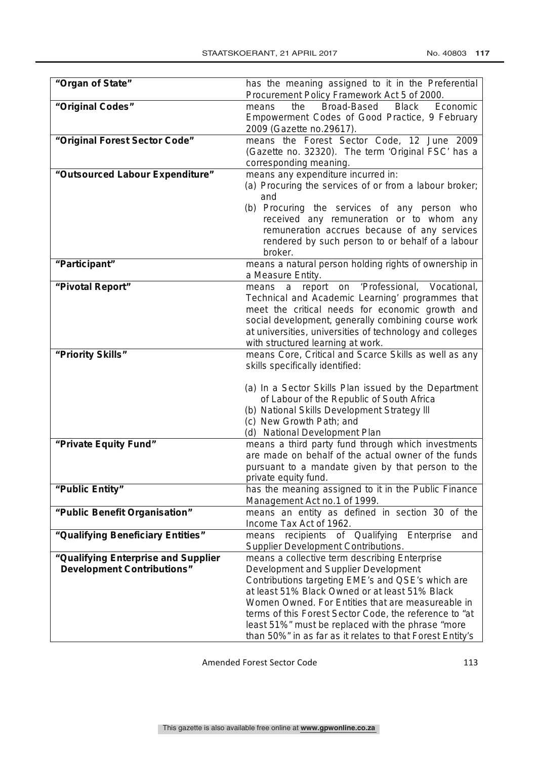| | |
|---|---|
| **"Organ of State"** | has the meaning assigned to it in the Preferential Procurement Policy Framework Act 5 of 2000. |
| **"Original Codes"** | means the Broad-Based Black Economic Empowerment Codes of Good Practice, 9 February 2009 (Gazette no.29617). |
| **"Original Forest Sector Code"** | means the Forest Sector Code, 12 June 2009 (Gazette no. 32320). The term 'Original FSC' has a corresponding meaning. |
| **"Outsourced Labour Expenditure"** | means any expenditure incurred in:<br>(a) Procuring the services of or from a labour broker; and<br>(b) Procuring the services of any person who received any remuneration or to whom any remuneration accrues because of any services rendered by such person to or behalf of a labour broker. |
| **"Participant"** | means a natural person holding rights of ownership in a Measure Entity. |
| **"Pivotal Report"** | means a report on 'Professional, Vocational, Technical and Academic Learning' programmes that meet the critical needs for economic growth and social development, generally combining course work at universities, universities of technology and colleges with structured learning at work. |
| **"Priority Skills"** | means Core, Critical and Scarce Skills as well as any skills specifically identified:<br><br>(a) In a Sector Skills Plan issued by the Department of Labour of the Republic of South Africa<br>(b) National Skills Development Strategy III<br>(c) New Growth Path; and<br>(d) National Development Plan |
| **"Private Equity Fund"** | means a third party fund through which investments are made on behalf of the actual owner of the funds pursuant to a mandate given by that person to the private equity fund. |
| **"Public Entity"** | has the meaning assigned to it in the Public Finance Management Act no.1 of 1999. |
| **"Public Benefit Organisation"** | means an entity as defined in section 30 of the Income Tax Act of 1962. |
| **"Qualifying Beneficiary Entities"** | means recipients of Qualifying Enterprise and Supplier Development Contributions. |
| **"Qualifying Enterprise and Supplier Development Contributions"** | means a collective term describing Enterprise Development and Supplier Development Contributions targeting EME's and QSE's which are at least 51% Black Owned or at least 51% Black Women Owned. For Entities that are measureable in terms of this Forest Sector Code, the reference to "at least 51%" must be replaced with the phrase "more than 50%" in as far as it relates to that Forest Entity's |

Amended Forest Sector Code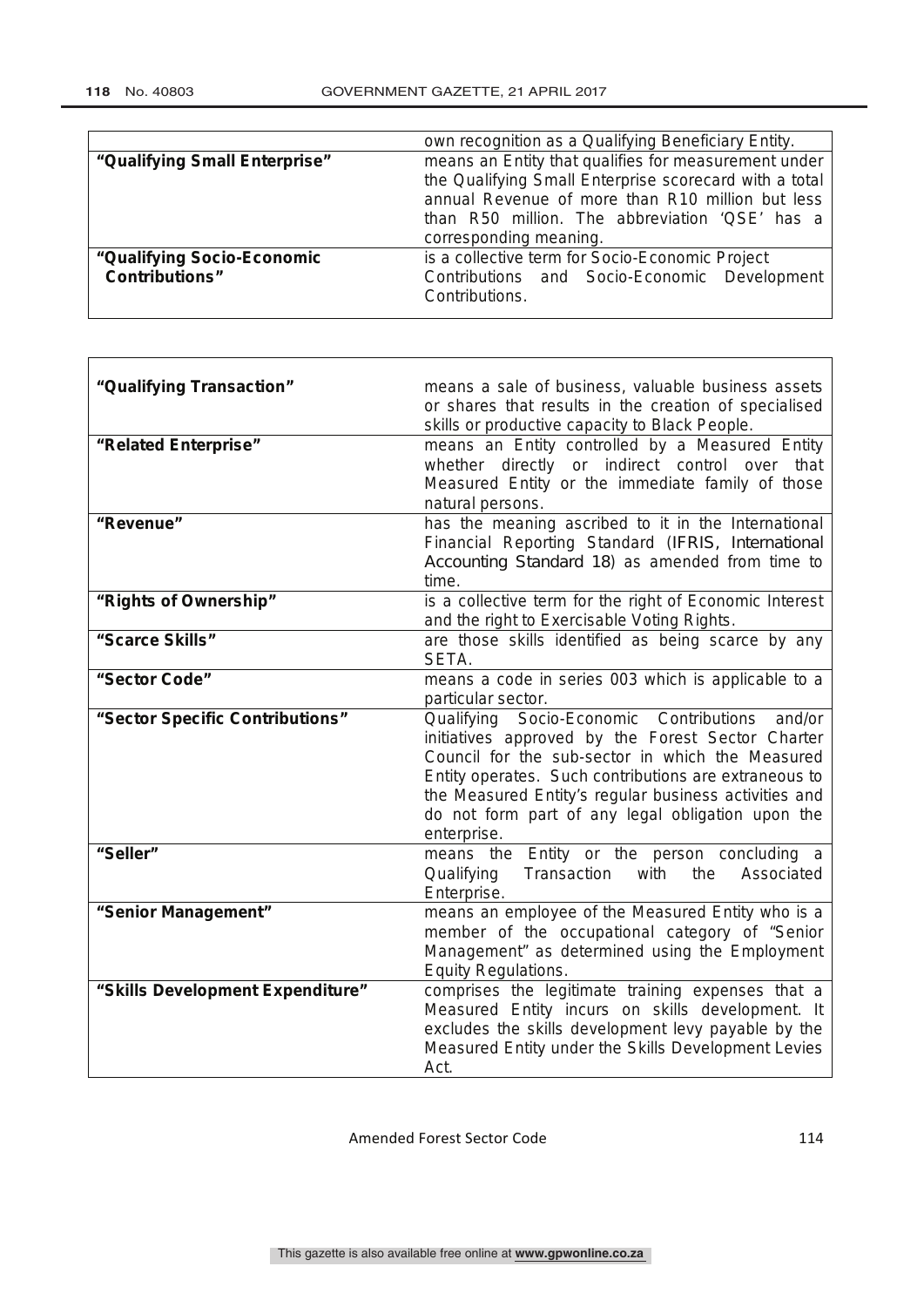| | |
|---|---|
| | own recognition as a Qualifying Beneficiary Entity. |
| **"Qualifying Small Enterprise"** | means an Entity that qualifies for measurement under the Qualifying Small Enterprise scorecard with a total annual Revenue of more than R10 million but less than R50 million. The abbreviation 'QSE' has a corresponding meaning. |
| **"Qualifying Socio-Economic Contributions"** | is a collective term for Socio-Economic Project Contributions and Socio-Economic Development Contributions. |

| | |
|---|---|
| **"Qualifying Transaction"** | means a sale of business, valuable business assets or shares that results in the creation of specialised skills or productive capacity to Black People. |
| **"Related Enterprise"** | means an Entity controlled by a Measured Entity whether directly or indirect control over that Measured Entity or the immediate family of those natural persons. |
| **"Revenue"** | has the meaning ascribed to it in the International Financial Reporting Standard (IFRIS, International Accounting Standard 18) as amended from time to time. |
| **"Rights of Ownership"** | is a collective term for the right of Economic Interest and the right to Exercisable Voting Rights. |
| **"Scarce Skills"** | are those skills identified as being scarce by any SETA. |
| **"Sector Code"** | means a code in series 003 which is applicable to a particular sector. |
| **"Sector Specific Contributions"** | Qualifying Socio-Economic Contributions and/or initiatives approved by the Forest Sector Charter Council for the sub-sector in which the Measured Entity operates. Such contributions are extraneous to the Measured Entity's regular business activities and do not form part of any legal obligation upon the enterprise. |
| **"Seller"** | means the Entity or the person concluding a Qualifying Transaction with the Associated Enterprise. |
| **"Senior Management"** | means an employee of the Measured Entity who is a member of the occupational category of "Senior Management" as determined using the Employment Equity Regulations. |
| **"Skills Development Expenditure"** | comprises the legitimate training expenses that a Measured Entity incurs on skills development. It excludes the skills development levy payable by the Measured Entity under the Skills Development Levies Act. |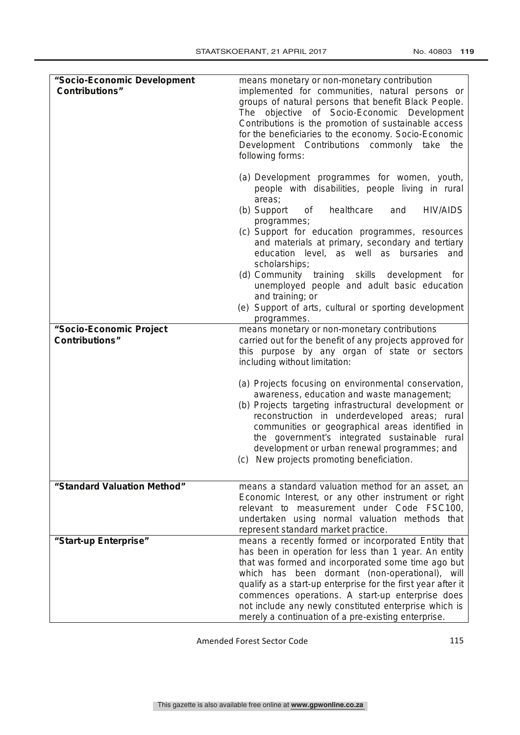| | |
|---|---|
| **"Socio-Economic Development Contributions"** | means monetary or non-monetary contribution implemented for communities, natural persons or groups of natural persons that benefit Black People. The objective of Socio-Economic Development Contributions is the promotion of sustainable access for the beneficiaries to the economy. Socio-Economic Development Contributions commonly take the following forms:<br><br>(a) Development programmes for women, youth, people with disabilities, people living in rural areas;<br>(b) Support of healthcare and HIV/AIDS programmes;<br>(c) Support for education programmes, resources and materials at primary, secondary and tertiary education level, as well as bursaries and scholarships;<br>(d) Community training skills development for unemployed people and adult basic education and training; or<br>(e) Support of arts, cultural or sporting development programmes. |
| **"Socio-Economic Project Contributions"** | means monetary or non-monetary contributions carried out for the benefit of any projects approved for this purpose by any organ of state or sectors including without limitation:<br><br>(a) Projects focusing on environmental conservation, awareness, education and waste management;<br>(b) Projects targeting infrastructural development or reconstruction in underdeveloped areas; rural communities or geographical areas identified in the government's integrated sustainable rural development or urban renewal programmes; and<br>(c) New projects promoting beneficiation. |
| **"Standard Valuation Method"** | means a standard valuation method for an asset, an Economic Interest, or any other instrument or right relevant to measurement under Code FSC100, undertaken using normal valuation methods that represent standard market practice. |
| **"Start-up Enterprise"** | means a recently formed or incorporated Entity that has been in operation for less than 1 year. An entity that was formed and incorporated some time ago but which has been dormant (non-operational), will qualify as a start-up enterprise for the first year after it commences operations. A start-up enterprise does not include any newly constituted enterprise which is merely a continuation of a pre-existing enterprise. |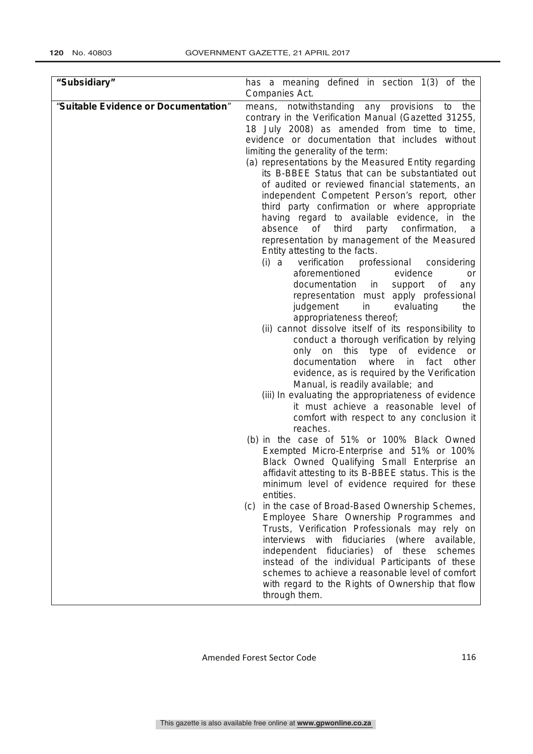| | |
|---|---|
| **"Subsidiary"** | has a meaning defined in section 1(3) of the Companies Act. |
| "**Suitable Evidence or Documentation**" | means, notwithstanding any provisions to the contrary in the Verification Manual (Gazetted 31255, 18 July 2008) as amended from time to time, evidence or documentation that includes without limiting the generality of the term:<br>(a) representations by the Measured Entity regarding its B-BBEE Status that can be substantiated out of audited or reviewed financial statements, an independent Competent Person's report, other third party confirmation or where appropriate having regard to available evidence, in the absence of third party confirmation, a representation by management of the Measured Entity attesting to the facts.<br>(i) a verification professional considering aforementioned evidence or documentation in support of any representation must apply professional judgement in evaluating the appropriateness thereof;<br>(ii) cannot dissolve itself of its responsibility to conduct a thorough verification by relying only on this type of evidence or documentation where in fact other evidence, as is required by the Verification Manual, is readily available; and<br>(iii) In evaluating the appropriateness of evidence it must achieve a reasonable level of comfort with respect to any conclusion it reaches.<br>(b) in the case of 51% or 100% Black Owned Exempted Micro-Enterprise and 51% or 100% Black Owned Qualifying Small Enterprise an affidavit attesting to its B-BBEE status. This is the minimum level of evidence required for these entities.<br>(c) in the case of Broad-Based Ownership Schemes, Employee Share Ownership Programmes and Trusts, Verification Professionals may rely on interviews with fiduciaries (where available, independent fiduciaries) of these schemes instead of the individual Participants of these schemes to achieve a reasonable level of comfort with regard to the Rights of Ownership that flow through them. |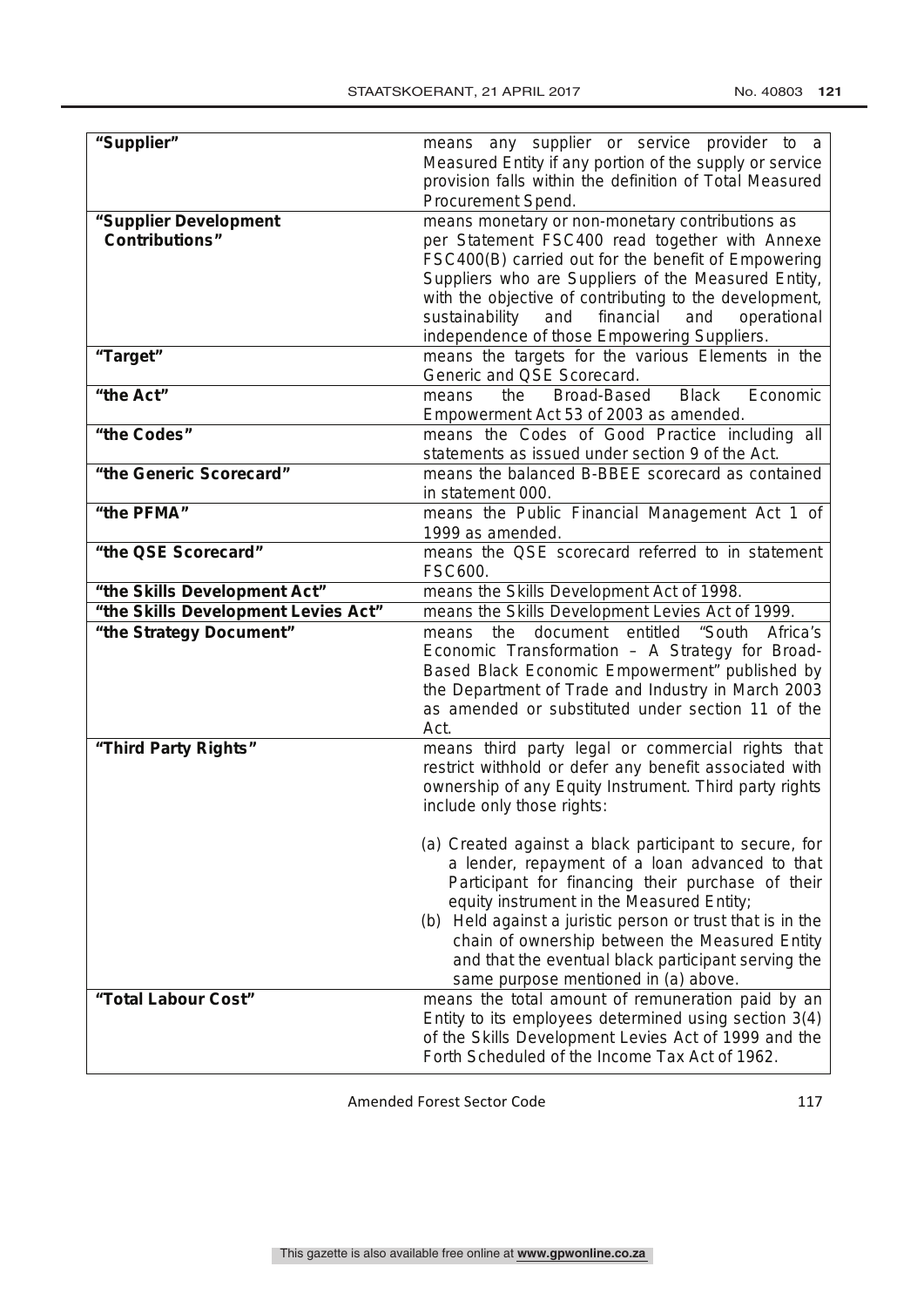| | |
|---|---|
| **"Supplier"** | means any supplier or service provider to a Measured Entity if any portion of the supply or service provision falls within the definition of Total Measured Procurement Spend. |
| **"Supplier Development Contributions"** | means monetary or non-monetary contributions as per Statement FSC400 read together with Annexe FSC400(B) carried out for the benefit of Empowering Suppliers who are Suppliers of the Measured Entity, with the objective of contributing to the development, sustainability and financial and operational independence of those Empowering Suppliers. |
| **"Target"** | means the targets for the various Elements in the Generic and QSE Scorecard. |
| **"the Act"** | means the Broad-Based Black Economic Empowerment Act 53 of 2003 as amended. |
| **"the Codes"** | means the Codes of Good Practice including all statements as issued under section 9 of the Act. |
| **"the Generic Scorecard"** | means the balanced B-BBEE scorecard as contained in statement 000. |
| **"the PFMA"** | means the Public Financial Management Act 1 of 1999 as amended. |
| **"the QSE Scorecard"** | means the QSE scorecard referred to in statement FSC600. |
| **"the Skills Development Act"** | means the Skills Development Act of 1998. |
| **"the Skills Development Levies Act"** | means the Skills Development Levies Act of 1999. |
| **"the Strategy Document"** | means the document entitled "South Africa's Economic Transformation – A Strategy for Broad-Based Black Economic Empowerment" published by the Department of Trade and Industry in March 2003 as amended or substituted under section 11 of the Act. |
| **"Third Party Rights"** | means third party legal or commercial rights that restrict withhold or defer any benefit associated with ownership of any Equity Instrument. Third party rights include only those rights:<br><br>(a) Created against a black participant to secure, for a lender, repayment of a loan advanced to that Participant for financing their purchase of their equity instrument in the Measured Entity;<br>(b) Held against a juristic person or trust that is in the chain of ownership between the Measured Entity and that the eventual black participant serving the same purpose mentioned in (a) above. |
| **"Total Labour Cost"** | means the total amount of remuneration paid by an Entity to its employees determined using section 3(4) of the Skills Development Levies Act of 1999 and the Forth Scheduled of the Income Tax Act of 1962. |

Amended Forest Sector Code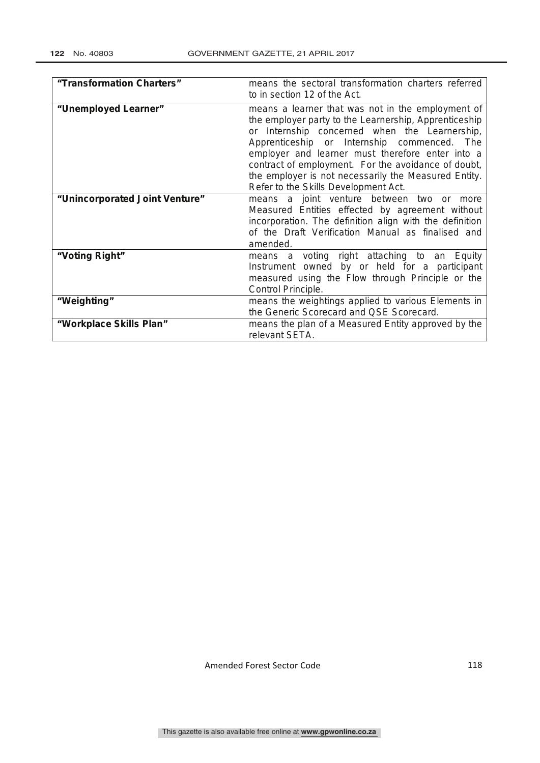| | |
|---|---|
| **"Transformation Charters"** | means the sectoral transformation charters referred to in section 12 of the Act. |
| **"Unemployed Learner"** | means a learner that was not in the employment of the employer party to the Learnership, Apprenticeship or Internship concerned when the Learnership, Apprenticeship or Internship commenced. The employer and learner must therefore enter into a contract of employment. For the avoidance of doubt, the employer is not necessarily the Measured Entity. Refer to the Skills Development Act. |
| **"Unincorporated Joint Venture"** | means a joint venture between two or more Measured Entities effected by agreement without incorporation. The definition align with the definition of the Draft Verification Manual as finalised and amended. |
| **"Voting Right"** | means a voting right attaching to an Equity Instrument owned by or held for a participant measured using the Flow through Principle or the Control Principle. |
| **"Weighting"** | means the weightings applied to various Elements in the Generic Scorecard and QSE Scorecard. |
| **"Workplace Skills Plan"** | means the plan of a Measured Entity approved by the relevant SETA. |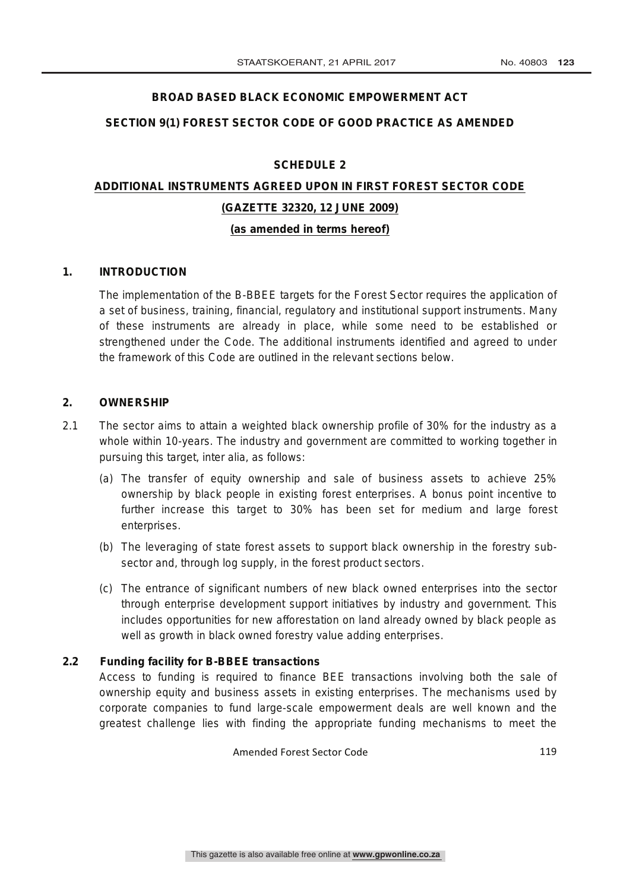## BROAD BASED BLACK ECONOMIC EMPOWERMENT ACT

## SECTION 9(1) FOREST SECTOR CODE OF GOOD PRACTICE AS AMENDED

### SCHEDULE 2

### ADDITIONAL INSTRUMENTS AGREED UPON IN FIRST FOREST SECTOR CODE

### (GAZETTE 32320, 12 JUNE 2009)

### (as amended in terms hereof)

### 1. INTRODUCTION

The implementation of the B-BBEE targets for the Forest Sector requires the application of a set of business, training, financial, regulatory and institutional support instruments. Many of these instruments are already in place, while some need to be established or strengthened under the Code. The additional instruments identified and agreed to under the framework of this Code are outlined in the relevant sections below.

### 2. OWNERSHIP

2.1 The sector aims to attain a weighted black ownership profile of 30% for the industry as a whole within 10-years. The industry and government are committed to working together in pursuing this target, inter alia, as follows:

(a) The transfer of equity ownership and sale of business assets to achieve 25% ownership by black people in existing forest enterprises. A bonus point incentive to further increase this target to 30% has been set for medium and large forest enterprises.

(b) The leveraging of state forest assets to support black ownership in the forestry sub-sector and, through log supply, in the forest product sectors.

(c) The entrance of significant numbers of new black owned enterprises into the sector through enterprise development support initiatives by industry and government. This includes opportunities for new afforestation on land already owned by black people as well as growth in black owned forestry value adding enterprises.

**2.2 Funding facility for B-BBEE transactions**

Access to funding is required to finance BEE transactions involving both the sale of ownership equity and business assets in existing enterprises. The mechanisms used by corporate companies to fund large-scale empowerment deals are well known and the greatest challenge lies with finding the appropriate funding mechanisms to meet the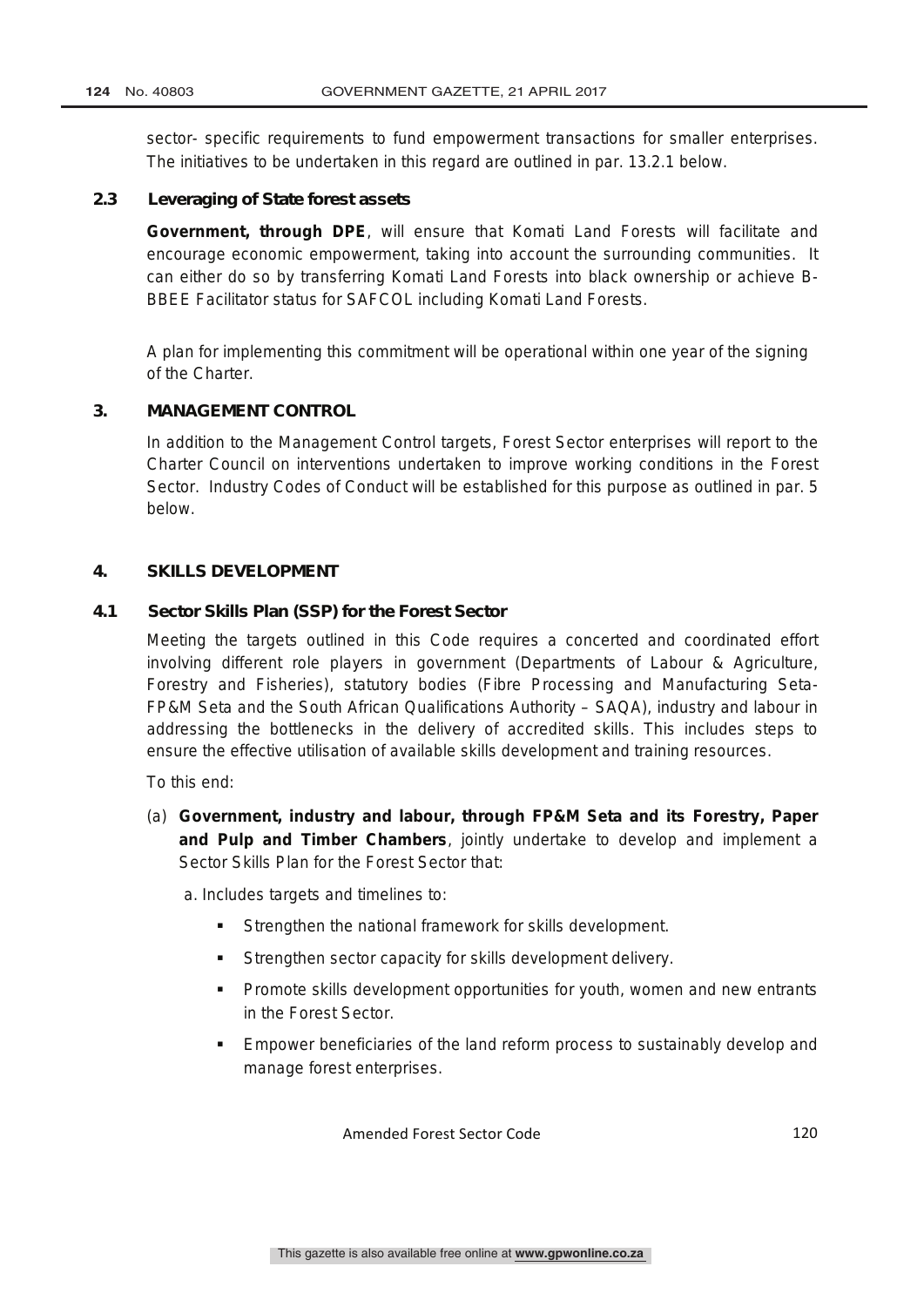sector- specific requirements to fund empowerment transactions for smaller enterprises. The initiatives to be undertaken in this regard are outlined in par. 13.2.1 below.

### 2.3 Leveraging of State forest assets

**Government, through DPE**, will ensure that Komati Land Forests will facilitate and encourage economic empowerment, taking into account the surrounding communities. It can either do so by transferring Komati Land Forests into black ownership or achieve B-BBEE Facilitator status for SAFCOL including Komati Land Forests.

A plan for implementing this commitment will be operational within one year of the signing of the Charter.

## 3. MANAGEMENT CONTROL

In addition to the Management Control targets, Forest Sector enterprises will report to the Charter Council on interventions undertaken to improve working conditions in the Forest Sector. Industry Codes of Conduct will be established for this purpose as outlined in par. 5 below.

## 4. SKILLS DEVELOPMENT

### 4.1 Sector Skills Plan (SSP) for the Forest Sector

Meeting the targets outlined in this Code requires a concerted and coordinated effort involving different role players in government (Departments of Labour & Agriculture, Forestry and Fisheries), statutory bodies (Fibre Processing and Manufacturing Seta-FP&M Seta and the South African Qualifications Authority – SAQA), industry and labour in addressing the bottlenecks in the delivery of accredited skills. This includes steps to ensure the effective utilisation of available skills development and training resources.

To this end:

(a) **Government, industry and labour, through FP&M Seta and its Forestry, Paper and Pulp and Timber Chambers**, jointly undertake to develop and implement a Sector Skills Plan for the Forest Sector that:

a. Includes targets and timelines to:

- Strengthen the national framework for skills development.
- Strengthen sector capacity for skills development delivery.
- Promote skills development opportunities for youth, women and new entrants in the Forest Sector.
- Empower beneficiaries of the land reform process to sustainably develop and manage forest enterprises.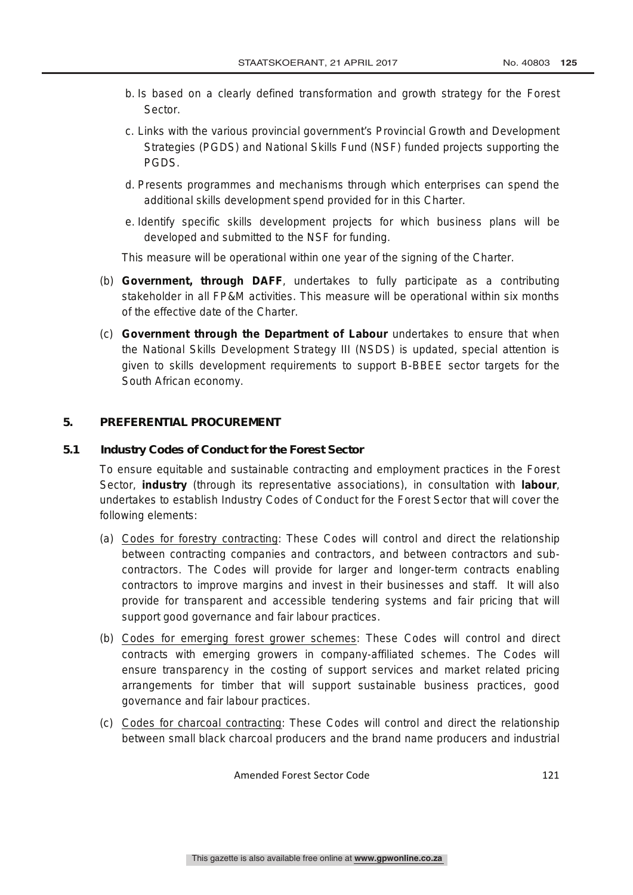b. Is based on a clearly defined transformation and growth strategy for the Forest Sector.

c. Links with the various provincial government's Provincial Growth and Development Strategies (PGDS) and National Skills Fund (NSF) funded projects supporting the PGDS.

d. Presents programmes and mechanisms through which enterprises can spend the additional skills development spend provided for in this Charter.

e. Identify specific skills development projects for which business plans will be developed and submitted to the NSF for funding.

This measure will be operational within one year of the signing of the Charter.

(b) **Government, through DAFF**, undertakes to fully participate as a contributing stakeholder in all FP&M activities. This measure will be operational within six months of the effective date of the Charter.

(c) **Government through the Department of Labour** undertakes to ensure that when the National Skills Development Strategy III (NSDS) is updated, special attention is given to skills development requirements to support B-BBEE sector targets for the South African economy.

## 5. PREFERENTIAL PROCUREMENT

### 5.1 Industry Codes of Conduct for the Forest Sector

To ensure equitable and sustainable contracting and employment practices in the Forest Sector, **industry** (through its representative associations), in consultation with **labour**, undertakes to establish Industry Codes of Conduct for the Forest Sector that will cover the following elements:

(a) <u>Codes for forestry contracting</u>: These Codes will control and direct the relationship between contracting companies and contractors, and between contractors and sub-contractors. The Codes will provide for larger and longer-term contracts enabling contractors to improve margins and invest in their businesses and staff. It will also provide for transparent and accessible tendering systems and fair pricing that will support good governance and fair labour practices.

(b) <u>Codes for emerging forest grower schemes</u>: These Codes will control and direct contracts with emerging growers in company-affiliated schemes. The Codes will ensure transparency in the costing of support services and market related pricing arrangements for timber that will support sustainable business practices, good governance and fair labour practices.

(c) <u>Codes for charcoal contracting</u>: These Codes will control and direct the relationship between small black charcoal producers and the brand name producers and industrial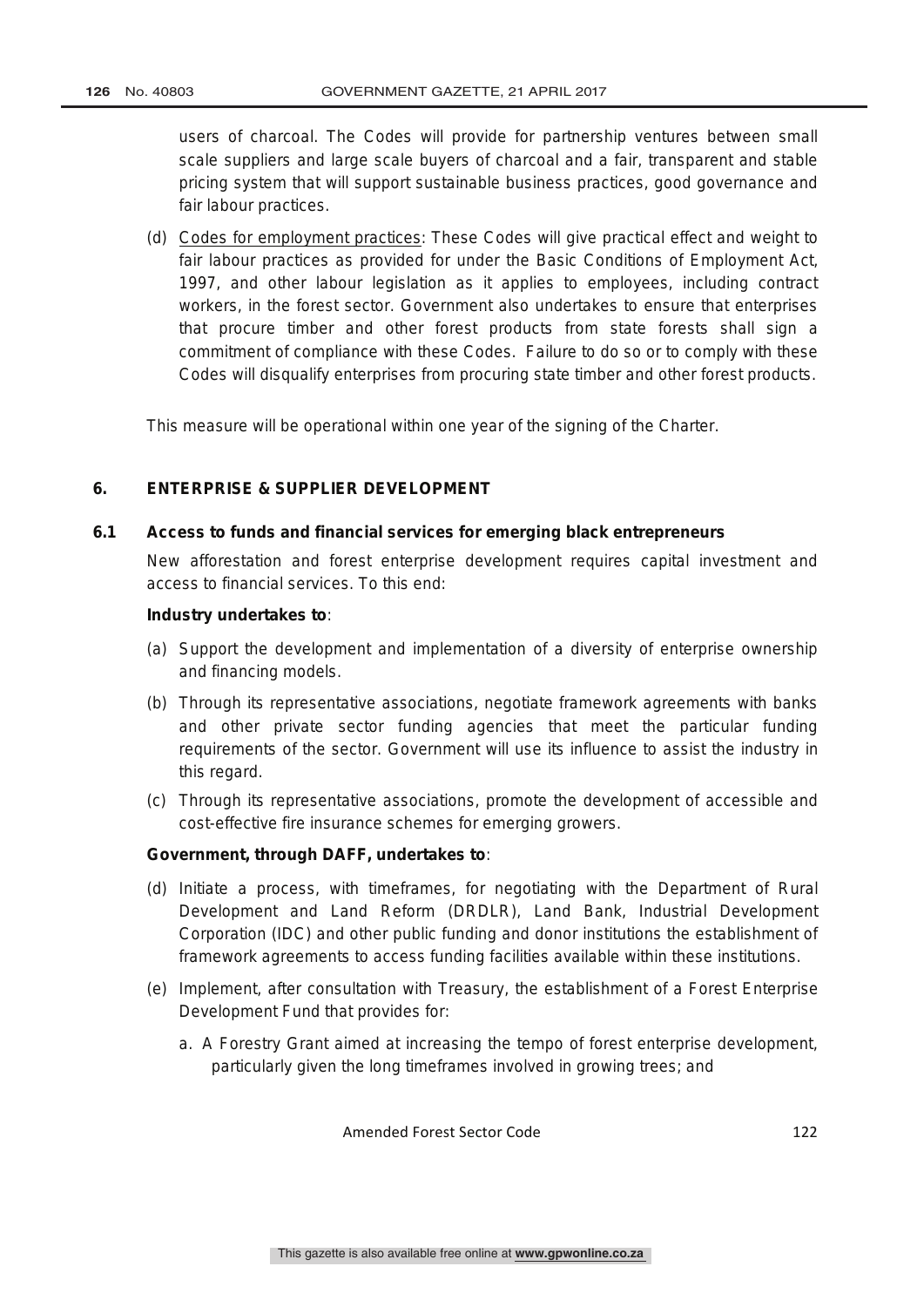users of charcoal. The Codes will provide for partnership ventures between small scale suppliers and large scale buyers of charcoal and a fair, transparent and stable pricing system that will support sustainable business practices, good governance and fair labour practices.

(d) Codes for employment practices: These Codes will give practical effect and weight to fair labour practices as provided for under the Basic Conditions of Employment Act, 1997, and other labour legislation as it applies to employees, including contract workers, in the forest sector. Government also undertakes to ensure that enterprises that procure timber and other forest products from state forests shall sign a commitment of compliance with these Codes. Failure to do so or to comply with these Codes will disqualify enterprises from procuring state timber and other forest products.

This measure will be operational within one year of the signing of the Charter.

## 6. ENTERPRISE & SUPPLIER DEVELOPMENT

### 6.1 Access to funds and financial services for emerging black entrepreneurs

New afforestation and forest enterprise development requires capital investment and access to financial services. To this end:

**Industry undertakes to**:

(a) Support the development and implementation of a diversity of enterprise ownership and financing models.

(b) Through its representative associations, negotiate framework agreements with banks and other private sector funding agencies that meet the particular funding requirements of the sector. Government will use its influence to assist the industry in this regard.

(c) Through its representative associations, promote the development of accessible and cost-effective fire insurance schemes for emerging growers.

**Government, through DAFF, undertakes to**:

(d) Initiate a process, with timeframes, for negotiating with the Department of Rural Development and Land Reform (DRDLR), Land Bank, Industrial Development Corporation (IDC) and other public funding and donor institutions the establishment of framework agreements to access funding facilities available within these institutions.

(e) Implement, after consultation with Treasury, the establishment of a Forest Enterprise Development Fund that provides for:

a. A Forestry Grant aimed at increasing the tempo of forest enterprise development, particularly given the long timeframes involved in growing trees; and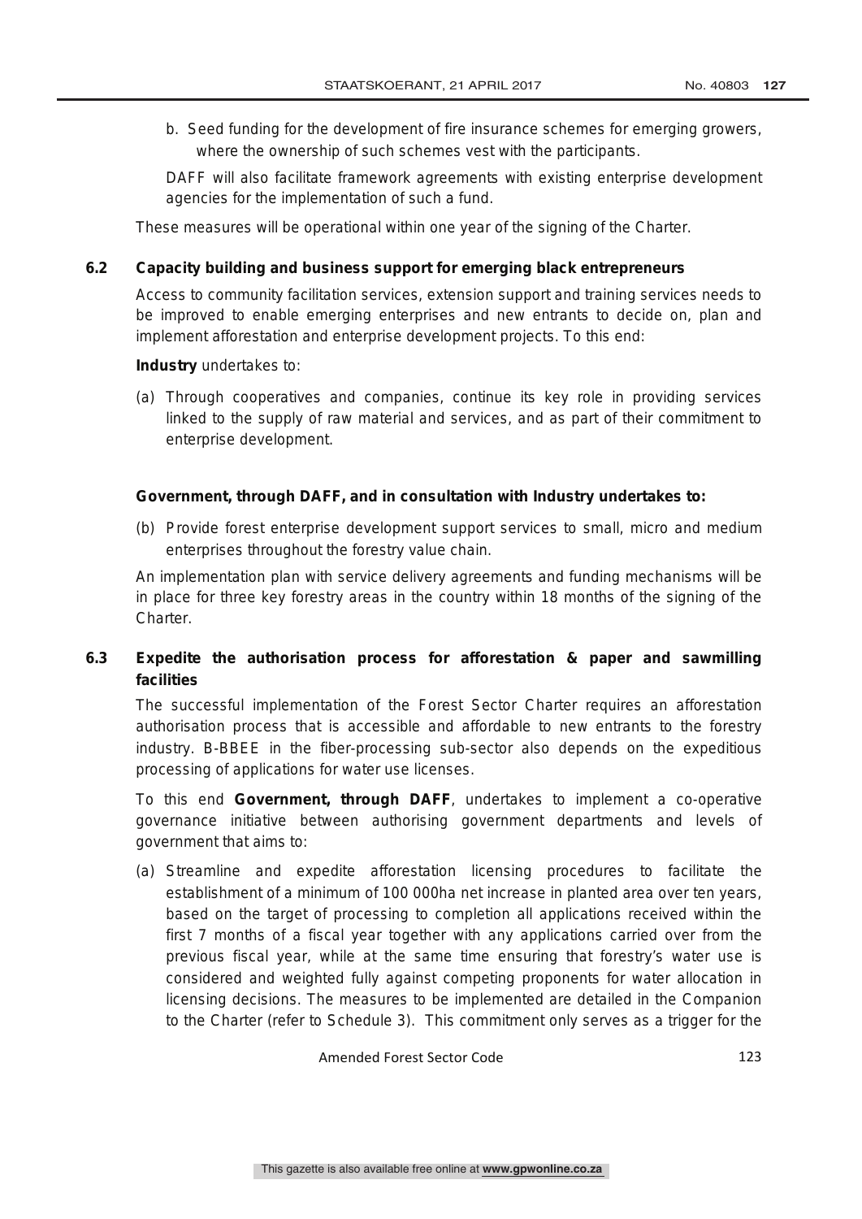b. Seed funding for the development of fire insurance schemes for emerging growers, where the ownership of such schemes vest with the participants.

DAFF will also facilitate framework agreements with existing enterprise development agencies for the implementation of such a fund.

These measures will be operational within one year of the signing of the Charter.

### 6.2 Capacity building and business support for emerging black entrepreneurs

Access to community facilitation services, extension support and training services needs to be improved to enable emerging enterprises and new entrants to decide on, plan and implement afforestation and enterprise development projects. To this end:

**Industry** undertakes to:

(a) Through cooperatives and companies, continue its key role in providing services linked to the supply of raw material and services, and as part of their commitment to enterprise development.

**Government, through DAFF, and in consultation with Industry undertakes to:**

(b) Provide forest enterprise development support services to small, micro and medium enterprises throughout the forestry value chain.

An implementation plan with service delivery agreements and funding mechanisms will be in place for three key forestry areas in the country within 18 months of the signing of the Charter.

### 6.3 Expedite the authorisation process for afforestation & paper and sawmilling facilities

The successful implementation of the Forest Sector Charter requires an afforestation authorisation process that is accessible and affordable to new entrants to the forestry industry. B-BBEE in the fiber-processing sub-sector also depends on the expeditious processing of applications for water use licenses.

To this end **Government, through DAFF**, undertakes to implement a co-operative governance initiative between authorising government departments and levels of government that aims to:

(a) Streamline and expedite afforestation licensing procedures to facilitate the establishment of a minimum of 100 000ha net increase in planted area over ten years, based on the target of processing to completion all applications received within the first 7 months of a fiscal year together with any applications carried over from the previous fiscal year, while at the same time ensuring that forestry's water use is considered and weighted fully against competing proponents for water allocation in licensing decisions. The measures to be implemented are detailed in the Companion to the Charter (refer to Schedule 3). This commitment only serves as a trigger for the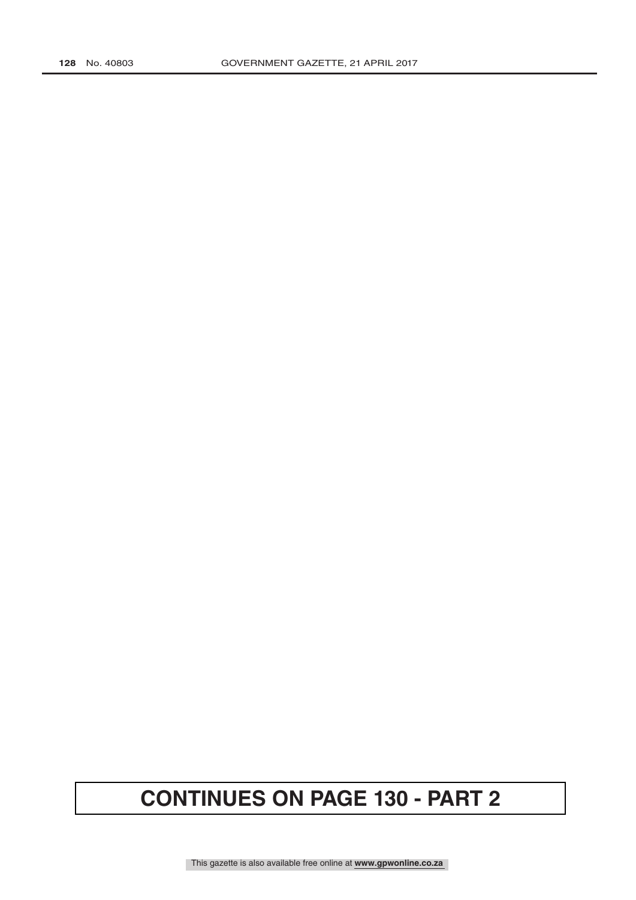**CONTINUES ON PAGE 130 - PART 2**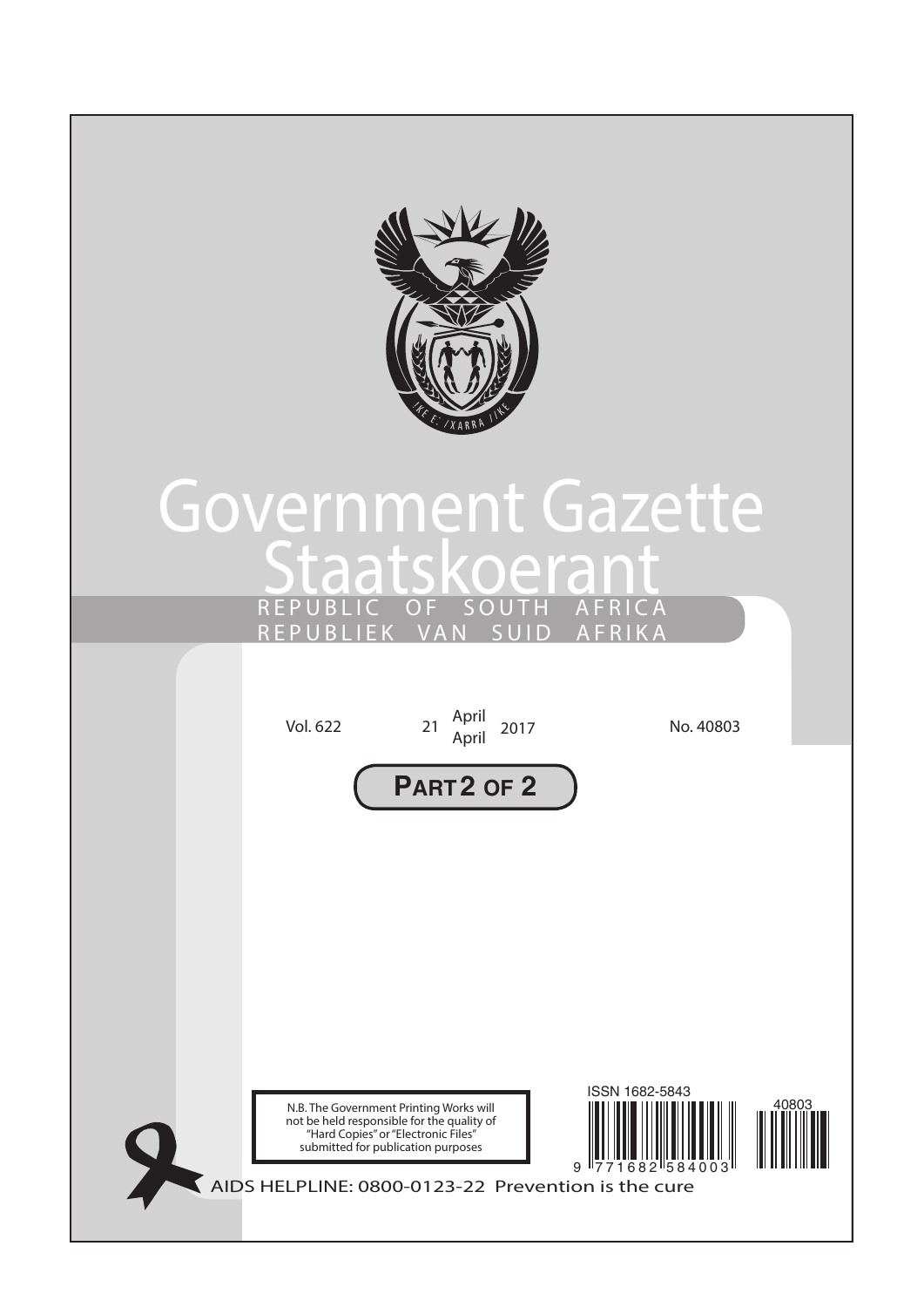# Government Gazette

# Staatskoerant

REPUBLIC OF SOUTH AFRICA

REPUBLIEK VAN SUID AFRIKA

Vol. 622 | 21 April / April 2017 | No. 40803

**PART 2 OF 2**

N.B. The Government Printing Works will not be held responsible for the quality of "Hard Copies" or "Electronic Files" submitted for publication purposes

ISSN 1682-5843

9 771682 584003

40803

AIDS HELPLINE: 0800-0123-22 Prevention is the cure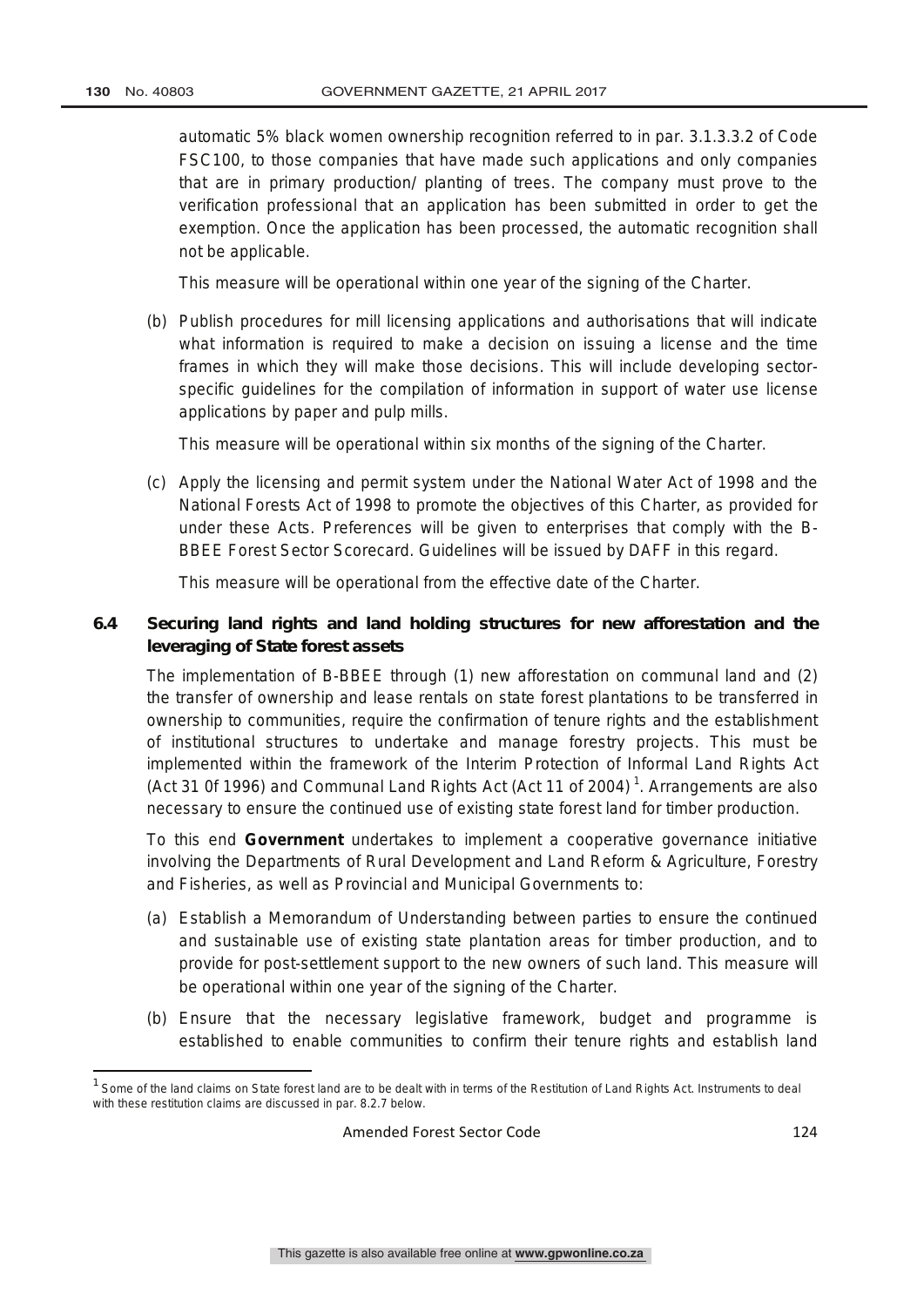automatic 5% black women ownership recognition referred to in par. 3.1.3.3.2 of Code FSC100, to those companies that have made such applications and only companies that are in primary production/ planting of trees. The company must prove to the verification professional that an application has been submitted in order to get the exemption. Once the application has been processed, the automatic recognition shall not be applicable.

This measure will be operational within one year of the signing of the Charter.

(b) Publish procedures for mill licensing applications and authorisations that will indicate what information is required to make a decision on issuing a license and the time frames in which they will make those decisions. This will include developing sector-specific guidelines for the compilation of information in support of water use license applications by paper and pulp mills.

This measure will be operational within six months of the signing of the Charter.

(c) Apply the licensing and permit system under the National Water Act of 1998 and the National Forests Act of 1998 to promote the objectives of this Charter, as provided for under these Acts. Preferences will be given to enterprises that comply with the B-BBEE Forest Sector Scorecard. Guidelines will be issued by DAFF in this regard.

This measure will be operational from the effective date of the Charter.

### 6.4 Securing land rights and land holding structures for new afforestation and the leveraging of State forest assets

The implementation of B-BBEE through (1) new afforestation on communal land and (2) the transfer of ownership and lease rentals on state forest plantations to be transferred in ownership to communities, require the confirmation of tenure rights and the establishment of institutional structures to undertake and manage forestry projects. This must be implemented within the framework of the Interim Protection of Informal Land Rights Act (Act 31 0f 1996) and Communal Land Rights Act (Act 11 of 2004)[1]. Arrangements are also necessary to ensure the continued use of existing state forest land for timber production.

To this end **Government** undertakes to implement a cooperative governance initiative involving the Departments of Rural Development and Land Reform & Agriculture, Forestry and Fisheries, as well as Provincial and Municipal Governments to:

(a) Establish a Memorandum of Understanding between parties to ensure the continued and sustainable use of existing state plantation areas for timber production, and to provide for post-settlement support to the new owners of such land. This measure will be operational within one year of the signing of the Charter.

(b) Ensure that the necessary legislative framework, budget and programme is established to enable communities to confirm their tenure rights and establish land

[1] Some of the land claims on State forest land are to be dealt with in terms of the Restitution of Land Rights Act. Instruments to deal with these restitution claims are discussed in par. 8.2.7 below.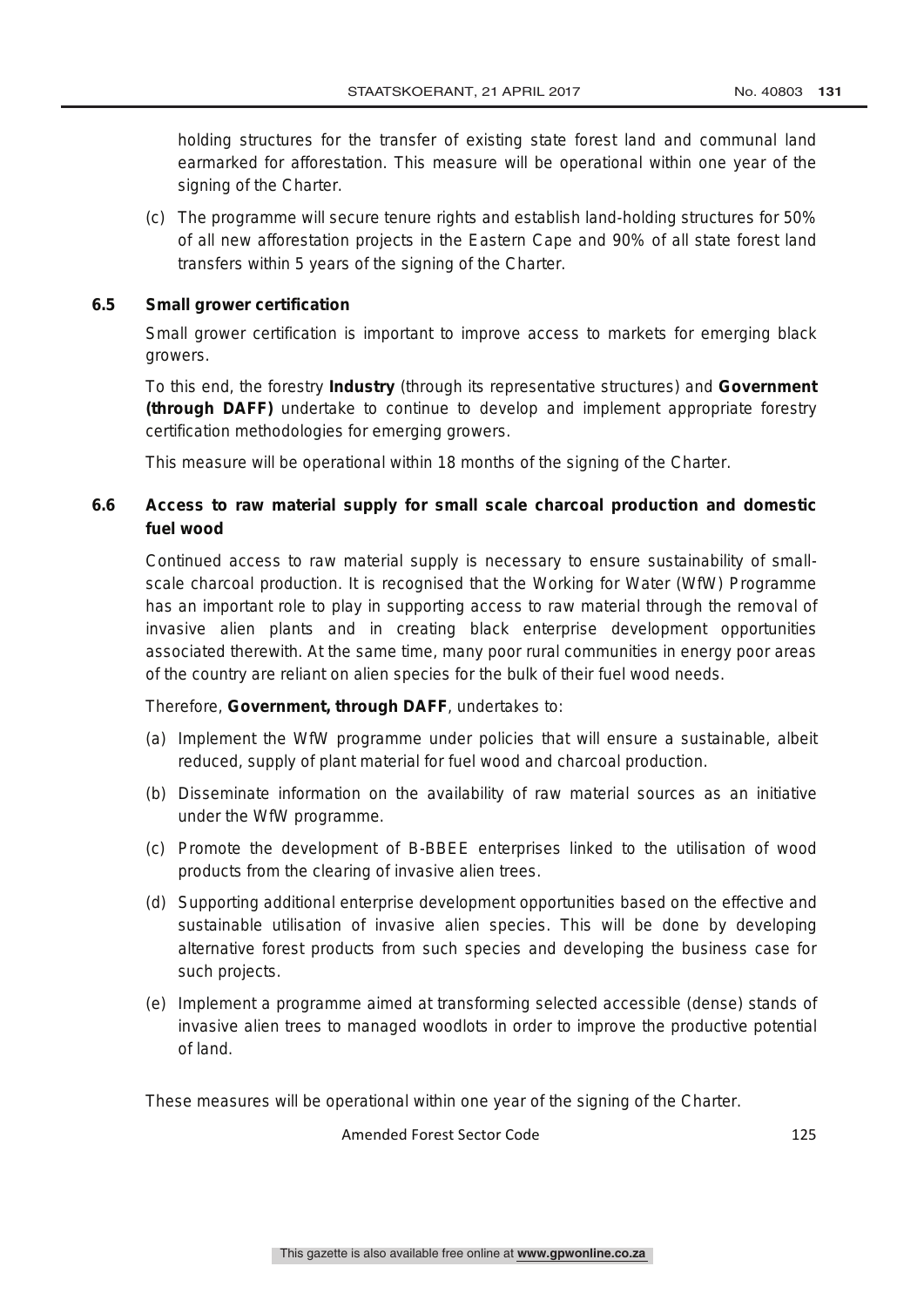holding structures for the transfer of existing state forest land and communal land earmarked for afforestation. This measure will be operational within one year of the signing of the Charter.

(c) The programme will secure tenure rights and establish land-holding structures for 50% of all new afforestation projects in the Eastern Cape and 90% of all state forest land transfers within 5 years of the signing of the Charter.

### 6.5 Small grower certification

Small grower certification is important to improve access to markets for emerging black growers.

To this end, the forestry **Industry** (through its representative structures) and **Government (through DAFF)** undertake to continue to develop and implement appropriate forestry certification methodologies for emerging growers.

This measure will be operational within 18 months of the signing of the Charter.

### 6.6 Access to raw material supply for small scale charcoal production and domestic fuel wood

Continued access to raw material supply is necessary to ensure sustainability of small-scale charcoal production. It is recognised that the Working for Water (WfW) Programme has an important role to play in supporting access to raw material through the removal of invasive alien plants and in creating black enterprise development opportunities associated therewith. At the same time, many poor rural communities in energy poor areas of the country are reliant on alien species for the bulk of their fuel wood needs.

Therefore, **Government, through DAFF**, undertakes to:

(a) Implement the WfW programme under policies that will ensure a sustainable, albeit reduced, supply of plant material for fuel wood and charcoal production.

(b) Disseminate information on the availability of raw material sources as an initiative under the WfW programme.

(c) Promote the development of B-BBEE enterprises linked to the utilisation of wood products from the clearing of invasive alien trees.

(d) Supporting additional enterprise development opportunities based on the effective and sustainable utilisation of invasive alien species. This will be done by developing alternative forest products from such species and developing the business case for such projects.

(e) Implement a programme aimed at transforming selected accessible (dense) stands of invasive alien trees to managed woodlots in order to improve the productive potential of land.

These measures will be operational within one year of the signing of the Charter.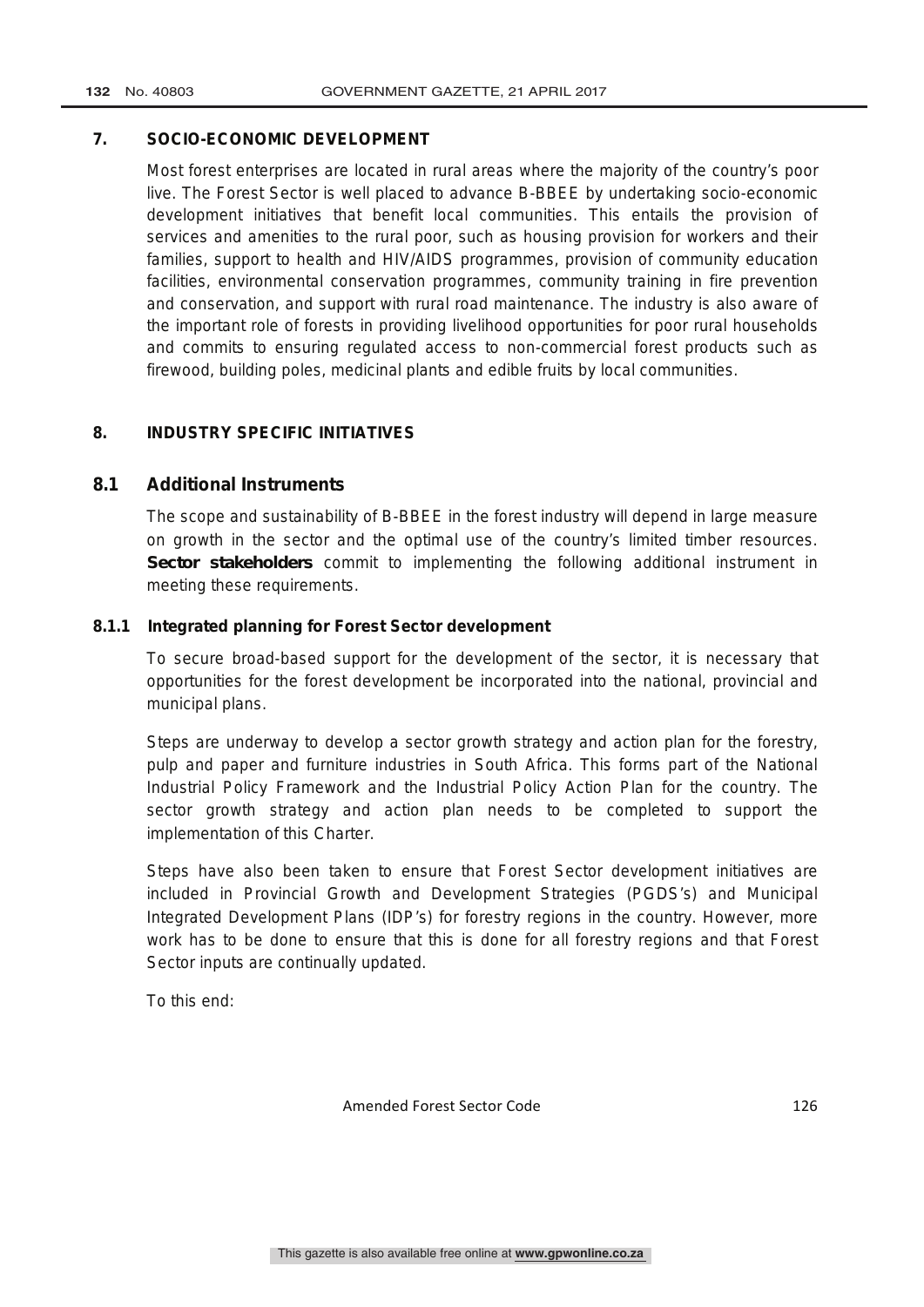## 7. SOCIO-ECONOMIC DEVELOPMENT

Most forest enterprises are located in rural areas where the majority of the country's poor live. The Forest Sector is well placed to advance B-BBEE by undertaking socio-economic development initiatives that benefit local communities. This entails the provision of services and amenities to the rural poor, such as housing provision for workers and their families, support to health and HIV/AIDS programmes, provision of community education facilities, environmental conservation programmes, community training in fire prevention and conservation, and support with rural road maintenance. The industry is also aware of the important role of forests in providing livelihood opportunities for poor rural households and commits to ensuring regulated access to non-commercial forest products such as firewood, building poles, medicinal plants and edible fruits by local communities.

## 8. INDUSTRY SPECIFIC INITIATIVES

### 8.1 Additional Instruments

The scope and sustainability of B-BBEE in the forest industry will depend in large measure on growth in the sector and the optimal use of the country's limited timber resources. **Sector stakeholders** commit to implementing the following additional instrument in meeting these requirements.

#### 8.1.1 Integrated planning for Forest Sector development

To secure broad-based support for the development of the sector, it is necessary that opportunities for the forest development be incorporated into the national, provincial and municipal plans.

Steps are underway to develop a sector growth strategy and action plan for the forestry, pulp and paper and furniture industries in South Africa. This forms part of the National Industrial Policy Framework and the Industrial Policy Action Plan for the country. The sector growth strategy and action plan needs to be completed to support the implementation of this Charter.

Steps have also been taken to ensure that Forest Sector development initiatives are included in Provincial Growth and Development Strategies (PGDS's) and Municipal Integrated Development Plans (IDP's) for forestry regions in the country. However, more work has to be done to ensure that this is done for all forestry regions and that Forest Sector inputs are continually updated.

To this end: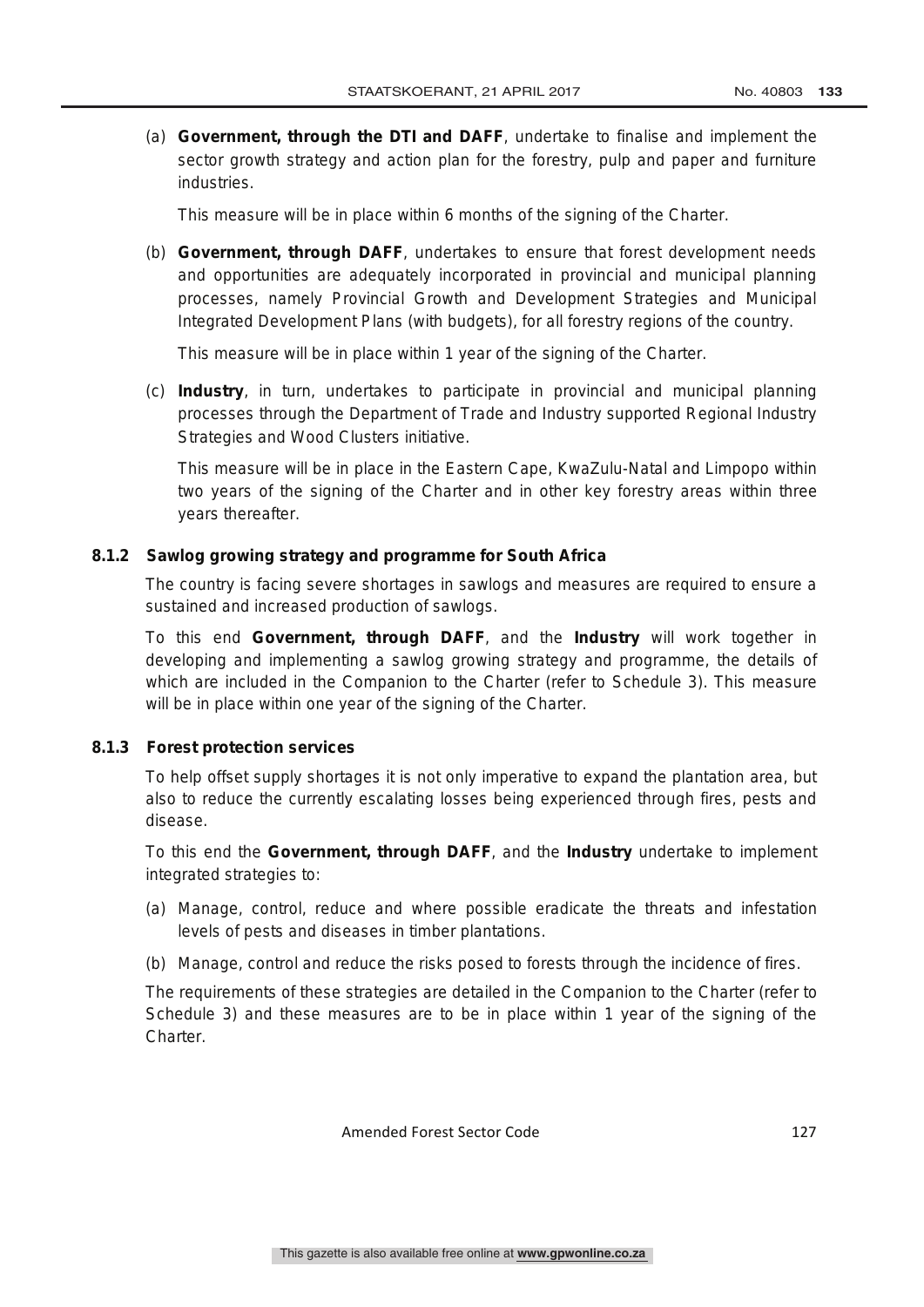(a) **Government, through the DTI and DAFF**, undertake to finalise and implement the sector growth strategy and action plan for the forestry, pulp and paper and furniture industries.

This measure will be in place within 6 months of the signing of the Charter.

(b) **Government, through DAFF**, undertakes to ensure that forest development needs and opportunities are adequately incorporated in provincial and municipal planning processes, namely Provincial Growth and Development Strategies and Municipal Integrated Development Plans (with budgets), for all forestry regions of the country.

This measure will be in place within 1 year of the signing of the Charter.

(c) **Industry**, in turn, undertakes to participate in provincial and municipal planning processes through the Department of Trade and Industry supported Regional Industry Strategies and Wood Clusters initiative.

This measure will be in place in the Eastern Cape, KwaZulu-Natal and Limpopo within two years of the signing of the Charter and in other key forestry areas within three years thereafter.

#### 8.1.2 Sawlog growing strategy and programme for South Africa

The country is facing severe shortages in sawlogs and measures are required to ensure a sustained and increased production of sawlogs.

To this end **Government, through DAFF**, and the **Industry** will work together in developing and implementing a sawlog growing strategy and programme, the details of which are included in the Companion to the Charter (refer to Schedule 3). This measure will be in place within one year of the signing of the Charter.

#### 8.1.3 Forest protection services

To help offset supply shortages it is not only imperative to expand the plantation area, but also to reduce the currently escalating losses being experienced through fires, pests and disease.

To this end the **Government, through DAFF**, and the **Industry** undertake to implement integrated strategies to:

(a) Manage, control, reduce and where possible eradicate the threats and infestation levels of pests and diseases in timber plantations.

(b) Manage, control and reduce the risks posed to forests through the incidence of fires.

The requirements of these strategies are detailed in the Companion to the Charter (refer to Schedule 3) and these measures are to be in place within 1 year of the signing of the Charter.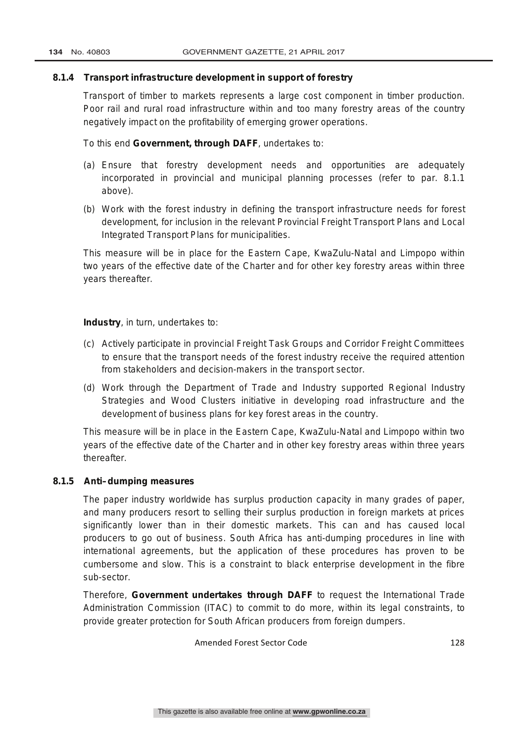### 8.1.4 Transport infrastructure development in support of forestry

Transport of timber to markets represents a large cost component in timber production. Poor rail and rural road infrastructure within and too many forestry areas of the country negatively impact on the profitability of emerging grower operations.

To this end **Government, through DAFF**, undertakes to:

(a) Ensure that forestry development needs and opportunities are adequately incorporated in provincial and municipal planning processes (refer to par. 8.1.1 above).

(b) Work with the forest industry in defining the transport infrastructure needs for forest development, for inclusion in the relevant Provincial Freight Transport Plans and Local Integrated Transport Plans for municipalities.

This measure will be in place for the Eastern Cape, KwaZulu-Natal and Limpopo within two years of the effective date of the Charter and for other key forestry areas within three years thereafter.

**Industry**, in turn, undertakes to:

(c) Actively participate in provincial Freight Task Groups and Corridor Freight Committees to ensure that the transport needs of the forest industry receive the required attention from stakeholders and decision-makers in the transport sector.

(d) Work through the Department of Trade and Industry supported Regional Industry Strategies and Wood Clusters initiative in developing road infrastructure and the development of business plans for key forest areas in the country.

This measure will be in place in the Eastern Cape, KwaZulu-Natal and Limpopo within two years of the effective date of the Charter and in other key forestry areas within three years thereafter.

### 8.1.5 Anti–dumping measures

The paper industry worldwide has surplus production capacity in many grades of paper, and many producers resort to selling their surplus production in foreign markets at prices significantly lower than in their domestic markets. This can and has caused local producers to go out of business. South Africa has anti-dumping procedures in line with international agreements, but the application of these procedures has proven to be cumbersome and slow. This is a constraint to black enterprise development in the fibre sub-sector.

Therefore, **Government undertakes through DAFF** to request the International Trade Administration Commission (ITAC) to commit to do more, within its legal constraints, to provide greater protection for South African producers from foreign dumpers.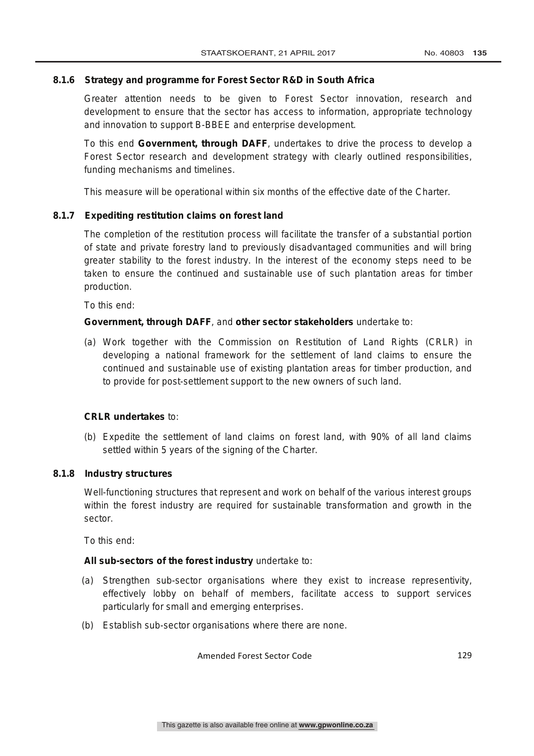### 8.1.6 Strategy and programme for Forest Sector R&D in South Africa

Greater attention needs to be given to Forest Sector innovation, research and development to ensure that the sector has access to information, appropriate technology and innovation to support B-BBEE and enterprise development.

To this end **Government, through DAFF**, undertakes to drive the process to develop a Forest Sector research and development strategy with clearly outlined responsibilities, funding mechanisms and timelines.

This measure will be operational within six months of the effective date of the Charter.

### 8.1.7 Expediting restitution claims on forest land

The completion of the restitution process will facilitate the transfer of a substantial portion of state and private forestry land to previously disadvantaged communities and will bring greater stability to the forest industry. In the interest of the economy steps need to be taken to ensure the continued and sustainable use of such plantation areas for timber production.

To this end:

**Government, through DAFF**, and **other sector stakeholders** undertake to:

(a) Work together with the Commission on Restitution of Land Rights (CRLR) in developing a national framework for the settlement of land claims to ensure the continued and sustainable use of existing plantation areas for timber production, and to provide for post-settlement support to the new owners of such land.

**CRLR undertakes** to:

(b) Expedite the settlement of land claims on forest land, with 90% of all land claims settled within 5 years of the signing of the Charter.

### 8.1.8 Industry structures

Well-functioning structures that represent and work on behalf of the various interest groups within the forest industry are required for sustainable transformation and growth in the sector.

To this end:

**All sub-sectors of the forest industry** undertake to:

(a) Strengthen sub-sector organisations where they exist to increase representivity, effectively lobby on behalf of members, facilitate access to support services particularly for small and emerging enterprises.

(b) Establish sub-sector organisations where there are none.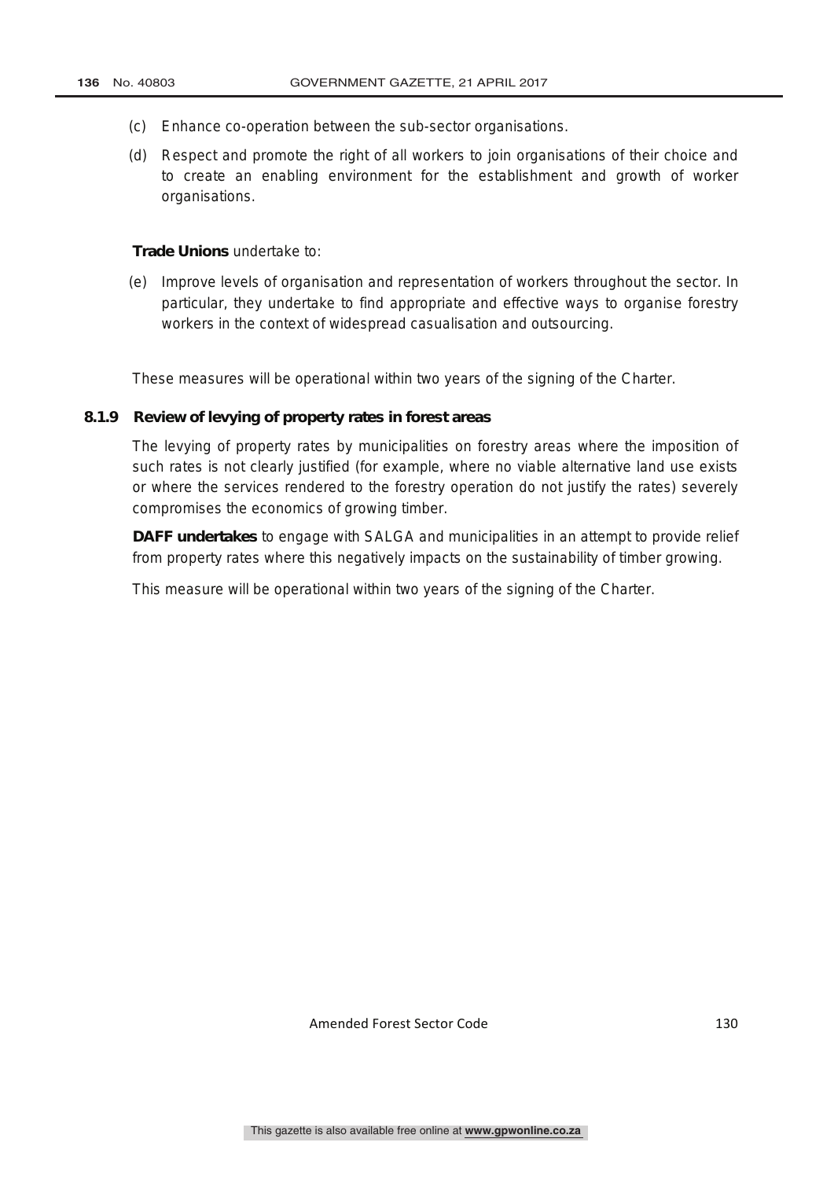(c) Enhance co-operation between the sub-sector organisations.

(d) Respect and promote the right of all workers to join organisations of their choice and to create an enabling environment for the establishment and growth of worker organisations.

**Trade Unions** undertake to:

(e) Improve levels of organisation and representation of workers throughout the sector. In particular, they undertake to find appropriate and effective ways to organise forestry workers in the context of widespread casualisation and outsourcing.

These measures will be operational within two years of the signing of the Charter.

#### 8.1.9 Review of levying of property rates in forest areas

The levying of property rates by municipalities on forestry areas where the imposition of such rates is not clearly justified (for example, where no viable alternative land use exists or where the services rendered to the forestry operation do not justify the rates) severely compromises the economics of growing timber.

**DAFF undertakes** to engage with SALGA and municipalities in an attempt to provide relief from property rates where this negatively impacts on the sustainability of timber growing.

This measure will be operational within two years of the signing of the Charter.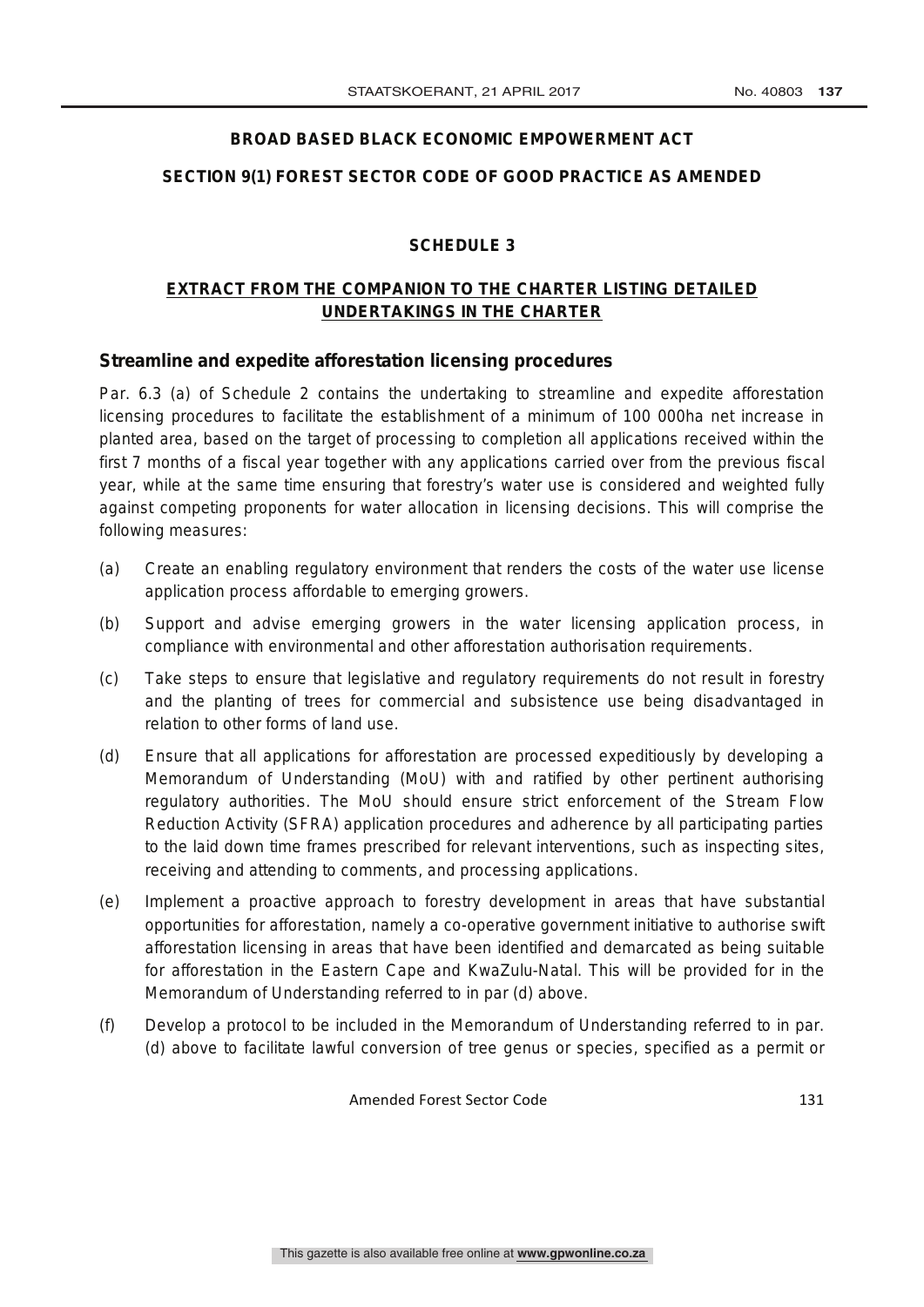**BROAD BASED BLACK ECONOMIC EMPOWERMENT ACT**

**SECTION 9(1) FOREST SECTOR CODE OF GOOD PRACTICE AS AMENDED**

**SCHEDULE 3**

**EXTRACT FROM THE COMPANION TO THE CHARTER LISTING DETAILED UNDERTAKINGS IN THE CHARTER**

### Streamline and expedite afforestation licensing procedures

Par. 6.3 (a) of Schedule 2 contains the undertaking to streamline and expedite afforestation licensing procedures to facilitate the establishment of a minimum of 100 000ha net increase in planted area, based on the target of processing to completion all applications received within the first 7 months of a fiscal year together with any applications carried over from the previous fiscal year, while at the same time ensuring that forestry's water use is considered and weighted fully against competing proponents for water allocation in licensing decisions. This will comprise the following measures:

(a) Create an enabling regulatory environment that renders the costs of the water use license application process affordable to emerging growers.

(b) Support and advise emerging growers in the water licensing application process, in compliance with environmental and other afforestation authorisation requirements.

(c) Take steps to ensure that legislative and regulatory requirements do not result in forestry and the planting of trees for commercial and subsistence use being disadvantaged in relation to other forms of land use.

(d) Ensure that all applications for afforestation are processed expeditiously by developing a Memorandum of Understanding (MoU) with and ratified by other pertinent authorising regulatory authorities. The MoU should ensure strict enforcement of the Stream Flow Reduction Activity (SFRA) application procedures and adherence by all participating parties to the laid down time frames prescribed for relevant interventions, such as inspecting sites, receiving and attending to comments, and processing applications.

(e) Implement a proactive approach to forestry development in areas that have substantial opportunities for afforestation, namely a co-operative government initiative to authorise swift afforestation licensing in areas that have been identified and demarcated as being suitable for afforestation in the Eastern Cape and KwaZulu-Natal. This will be provided for in the Memorandum of Understanding referred to in par (d) above.

(f) Develop a protocol to be included in the Memorandum of Understanding referred to in par. (d) above to facilitate lawful conversion of tree genus or species, specified as a permit or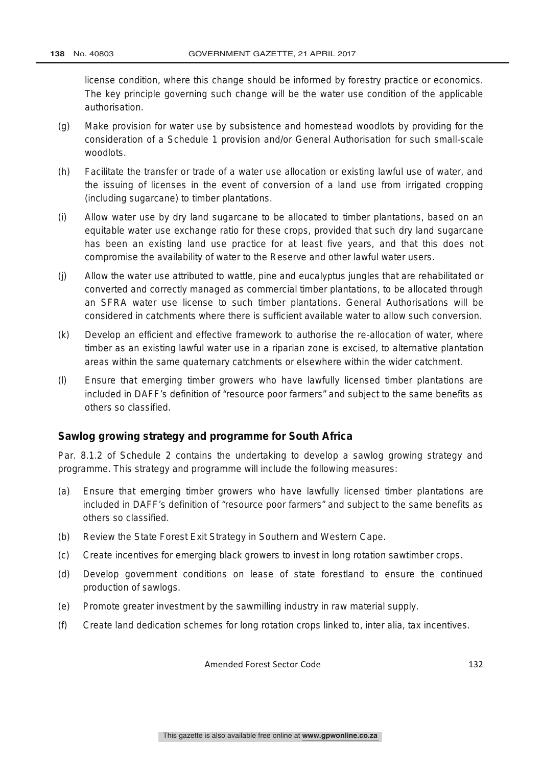license condition, where this change should be informed by forestry practice or economics. The key principle governing such change will be the water use condition of the applicable authorisation.

(g) Make provision for water use by subsistence and homestead woodlots by providing for the consideration of a Schedule 1 provision and/or General Authorisation for such small-scale woodlots.

(h) Facilitate the transfer or trade of a water use allocation or existing lawful use of water, and the issuing of licenses in the event of conversion of a land use from irrigated cropping (including sugarcane) to timber plantations.

(i) Allow water use by dry land sugarcane to be allocated to timber plantations, based on an equitable water use exchange ratio for these crops, provided that such dry land sugarcane has been an existing land use practice for at least five years, and that this does not compromise the availability of water to the Reserve and other lawful water users.

(j) Allow the water use attributed to wattle, pine and eucalyptus jungles that are rehabilitated or converted and correctly managed as commercial timber plantations, to be allocated through an SFRA water use license to such timber plantations. General Authorisations will be considered in catchments where there is sufficient available water to allow such conversion.

(k) Develop an efficient and effective framework to authorise the re-allocation of water, where timber as an existing lawful water use in a riparian zone is excised, to alternative plantation areas within the same quaternary catchments or elsewhere within the wider catchment.

(l) Ensure that emerging timber growers who have lawfully licensed timber plantations are included in DAFF's definition of "resource poor farmers" and subject to the same benefits as others so classified.

### Sawlog growing strategy and programme for South Africa

Par. 8.1.2 of Schedule 2 contains the undertaking to develop a sawlog growing strategy and programme. This strategy and programme will include the following measures:

(a) Ensure that emerging timber growers who have lawfully licensed timber plantations are included in DAFF's definition of "resource poor farmers" and subject to the same benefits as others so classified.

(b) Review the State Forest Exit Strategy in Southern and Western Cape.

(c) Create incentives for emerging black growers to invest in long rotation sawtimber crops.

(d) Develop government conditions on lease of state forestland to ensure the continued production of sawlogs.

(e) Promote greater investment by the sawmilling industry in raw material supply.

(f) Create land dedication schemes for long rotation crops linked to, inter alia, tax incentives.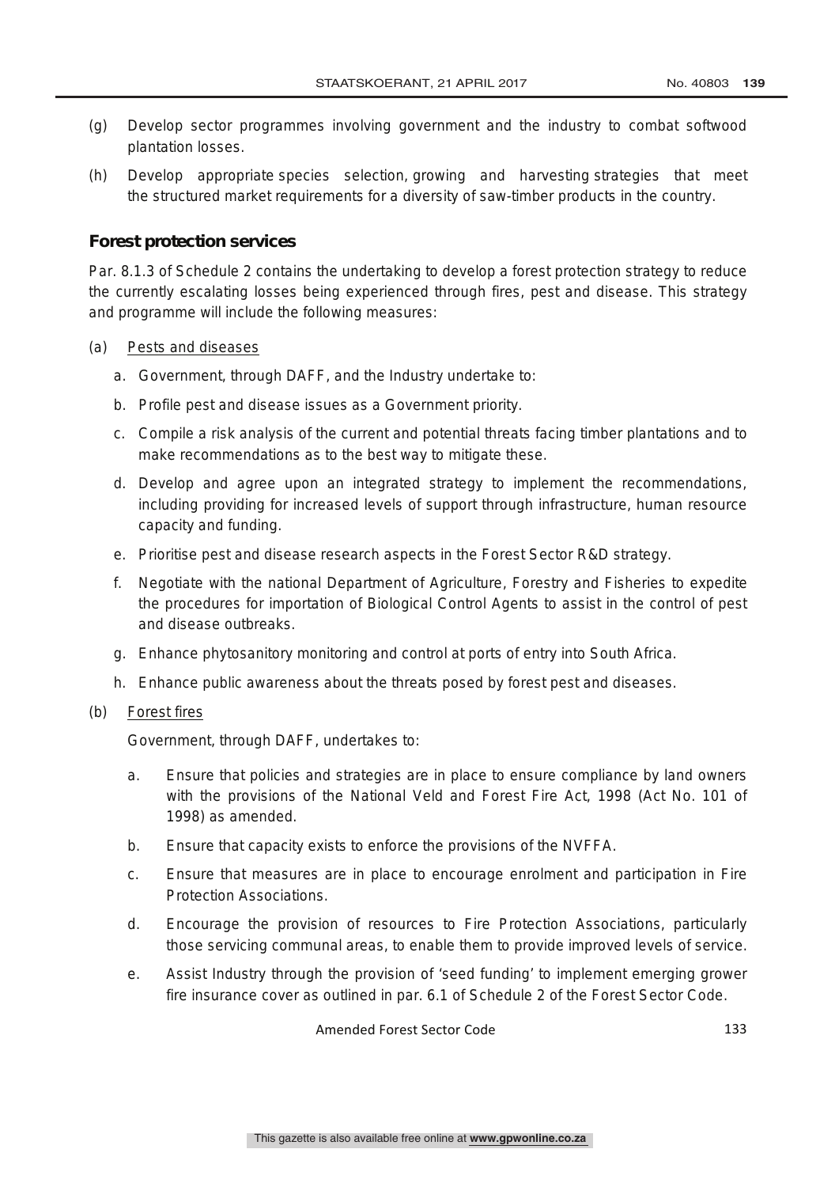(g) Develop sector programmes involving government and the industry to combat softwood plantation losses.

(h) Develop appropriate species selection, growing and harvesting strategies that meet the structured market requirements for a diversity of saw-timber products in the country.

## Forest protection services

Par. 8.1.3 of Schedule 2 contains the undertaking to develop a forest protection strategy to reduce the currently escalating losses being experienced through fires, pest and disease. This strategy and programme will include the following measures:

(a) Pests and diseases

  a. Government, through DAFF, and the Industry undertake to:
  b. Profile pest and disease issues as a Government priority.
  c. Compile a risk analysis of the current and potential threats facing timber plantations and to make recommendations as to the best way to mitigate these.
  d. Develop and agree upon an integrated strategy to implement the recommendations, including providing for increased levels of support through infrastructure, human resource capacity and funding.
  e. Prioritise pest and disease research aspects in the Forest Sector R&D strategy.
  f. Negotiate with the national Department of Agriculture, Forestry and Fisheries to expedite the procedures for importation of Biological Control Agents to assist in the control of pest and disease outbreaks.
  g. Enhance phytosanitory monitoring and control at ports of entry into South Africa.
  h. Enhance public awareness about the threats posed by forest pest and diseases.

(b) Forest fires

Government, through DAFF, undertakes to:

  a. Ensure that policies and strategies are in place to ensure compliance by land owners with the provisions of the National Veld and Forest Fire Act, 1998 (Act No. 101 of 1998) as amended.
  b. Ensure that capacity exists to enforce the provisions of the NVFFA.
  c. Ensure that measures are in place to encourage enrolment and participation in Fire Protection Associations.
  d. Encourage the provision of resources to Fire Protection Associations, particularly those servicing communal areas, to enable them to provide improved levels of service.
  e. Assist Industry through the provision of 'seed funding' to implement emerging grower fire insurance cover as outlined in par. 6.1 of Schedule 2 of the Forest Sector Code.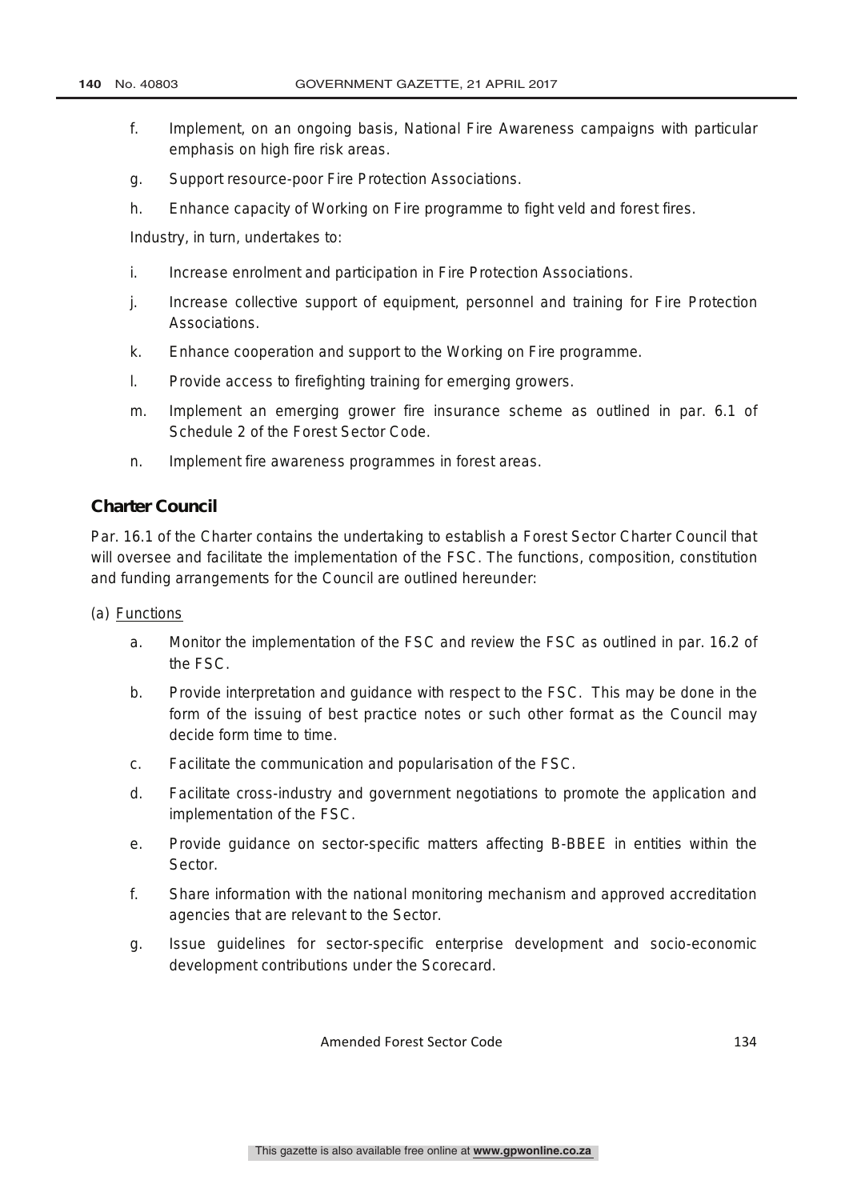f. Implement, on an ongoing basis, National Fire Awareness campaigns with particular emphasis on high fire risk areas.

g. Support resource-poor Fire Protection Associations.

h. Enhance capacity of Working on Fire programme to fight veld and forest fires.

Industry, in turn, undertakes to:

i. Increase enrolment and participation in Fire Protection Associations.

j. Increase collective support of equipment, personnel and training for Fire Protection Associations.

k. Enhance cooperation and support to the Working on Fire programme.

l. Provide access to firefighting training for emerging growers.

m. Implement an emerging grower fire insurance scheme as outlined in par. 6.1 of Schedule 2 of the Forest Sector Code.

n. Implement fire awareness programmes in forest areas.

## Charter Council

Par. 16.1 of the Charter contains the undertaking to establish a Forest Sector Charter Council that will oversee and facilitate the implementation of the FSC. The functions, composition, constitution and funding arrangements for the Council are outlined hereunder:

(a) Functions

a. Monitor the implementation of the FSC and review the FSC as outlined in par. 16.2 of the FSC.

b. Provide interpretation and guidance with respect to the FSC. This may be done in the form of the issuing of best practice notes or such other format as the Council may decide form time to time.

c. Facilitate the communication and popularisation of the FSC.

d. Facilitate cross-industry and government negotiations to promote the application and implementation of the FSC.

e. Provide guidance on sector-specific matters affecting B-BBEE in entities within the Sector.

f. Share information with the national monitoring mechanism and approved accreditation agencies that are relevant to the Sector.

g. Issue guidelines for sector-specific enterprise development and socio-economic development contributions under the Scorecard.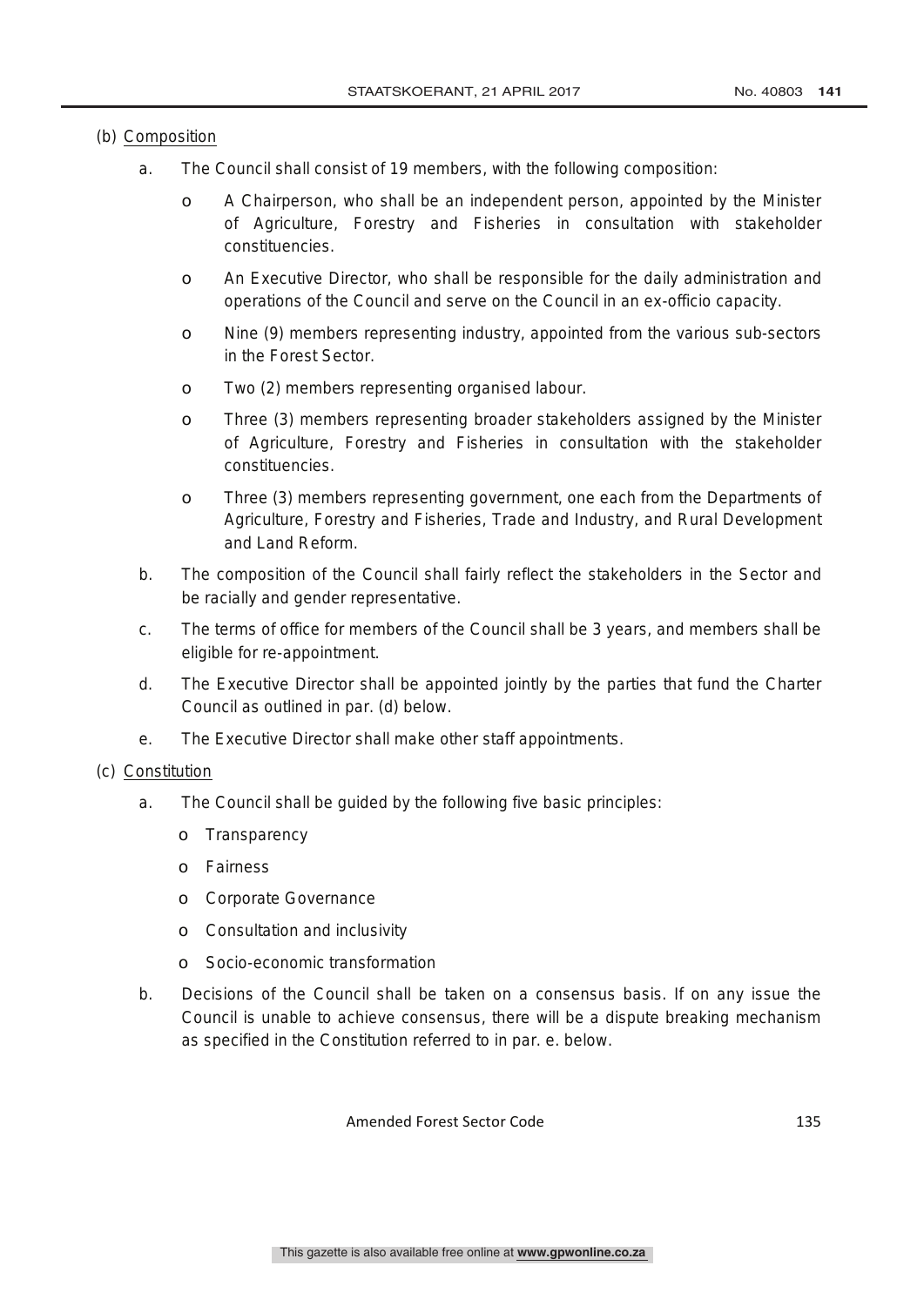(b) <u>Composition</u>

a. The Council shall consist of 19 members, with the following composition:

   - A Chairperson, who shall be an independent person, appointed by the Minister of Agriculture, Forestry and Fisheries in consultation with stakeholder constituencies.
   - An Executive Director, who shall be responsible for the daily administration and operations of the Council and serve on the Council in an ex-officio capacity.
   - Nine (9) members representing industry, appointed from the various sub-sectors in the Forest Sector.
   - Two (2) members representing organised labour.
   - Three (3) members representing broader stakeholders assigned by the Minister of Agriculture, Forestry and Fisheries in consultation with the stakeholder constituencies.
   - Three (3) members representing government, one each from the Departments of Agriculture, Forestry and Fisheries, Trade and Industry, and Rural Development and Land Reform.

b. The composition of the Council shall fairly reflect the stakeholders in the Sector and be racially and gender representative.

c. The terms of office for members of the Council shall be 3 years, and members shall be eligible for re-appointment.

d. The Executive Director shall be appointed jointly by the parties that fund the Charter Council as outlined in par. (d) below.

e. The Executive Director shall make other staff appointments.

(c) <u>Constitution</u>

a. The Council shall be guided by the following five basic principles:

   - Transparency
   - Fairness
   - Corporate Governance
   - Consultation and inclusivity
   - Socio-economic transformation

b. Decisions of the Council shall be taken on a consensus basis. If on any issue the Council is unable to achieve consensus, there will be a dispute breaking mechanism as specified in the Constitution referred to in par. e. below.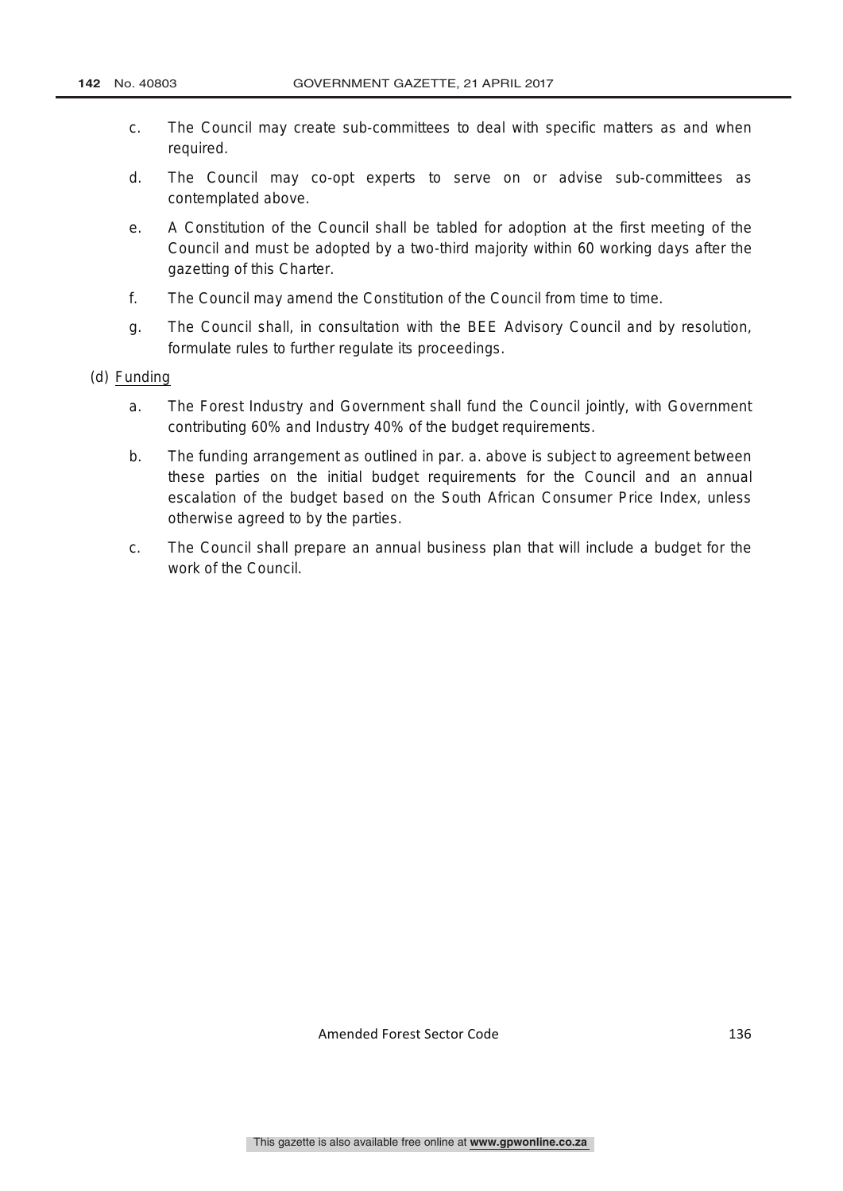c. The Council may create sub-committees to deal with specific matters as and when required.

d. The Council may co-opt experts to serve on or advise sub-committees as contemplated above.

e. A Constitution of the Council shall be tabled for adoption at the first meeting of the Council and must be adopted by a two-third majority within 60 working days after the gazetting of this Charter.

f. The Council may amend the Constitution of the Council from time to time.

g. The Council shall, in consultation with the BEE Advisory Council and by resolution, formulate rules to further regulate its proceedings.

(d) Funding

a. The Forest Industry and Government shall fund the Council jointly, with Government contributing 60% and Industry 40% of the budget requirements.

b. The funding arrangement as outlined in par. a. above is subject to agreement between these parties on the initial budget requirements for the Council and an annual escalation of the budget based on the South African Consumer Price Index, unless otherwise agreed to by the parties.

c. The Council shall prepare an annual business plan that will include a budget for the work of the Council.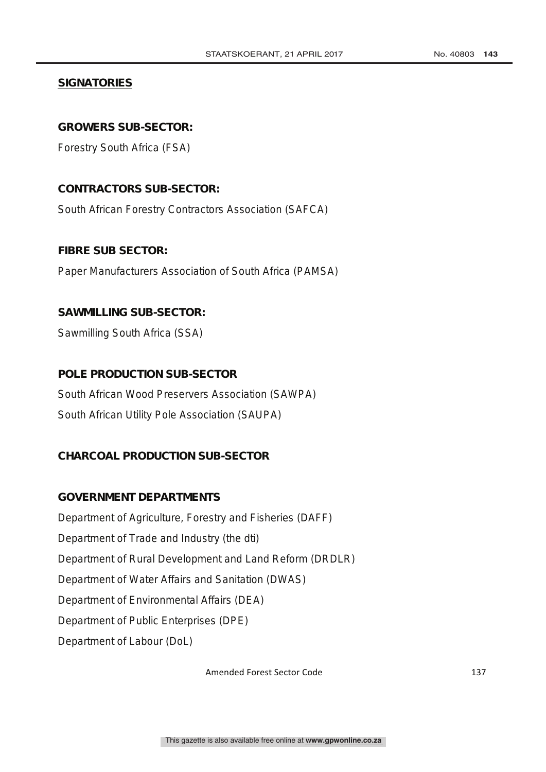## SIGNATORIES

### GROWERS SUB-SECTOR:

Forestry South Africa (FSA)

### CONTRACTORS SUB-SECTOR:

South African Forestry Contractors Association (SAFCA)

### FIBRE SUB SECTOR:

Paper Manufacturers Association of South Africa (PAMSA)

### SAWMILLING SUB-SECTOR:

Sawmilling South Africa (SSA)

### POLE PRODUCTION SUB-SECTOR

South African Wood Preservers Association (SAWPA)

South African Utility Pole Association (SAUPA)

### CHARCOAL PRODUCTION SUB-SECTOR

### GOVERNMENT DEPARTMENTS

Department of Agriculture, Forestry and Fisheries (DAFF)

Department of Trade and Industry (the dti)

Department of Rural Development and Land Reform (DRDLR)

Department of Water Affairs and Sanitation (DWAS)

Department of Environmental Affairs (DEA)

Department of Public Enterprises (DPE)

Department of Labour (DoL)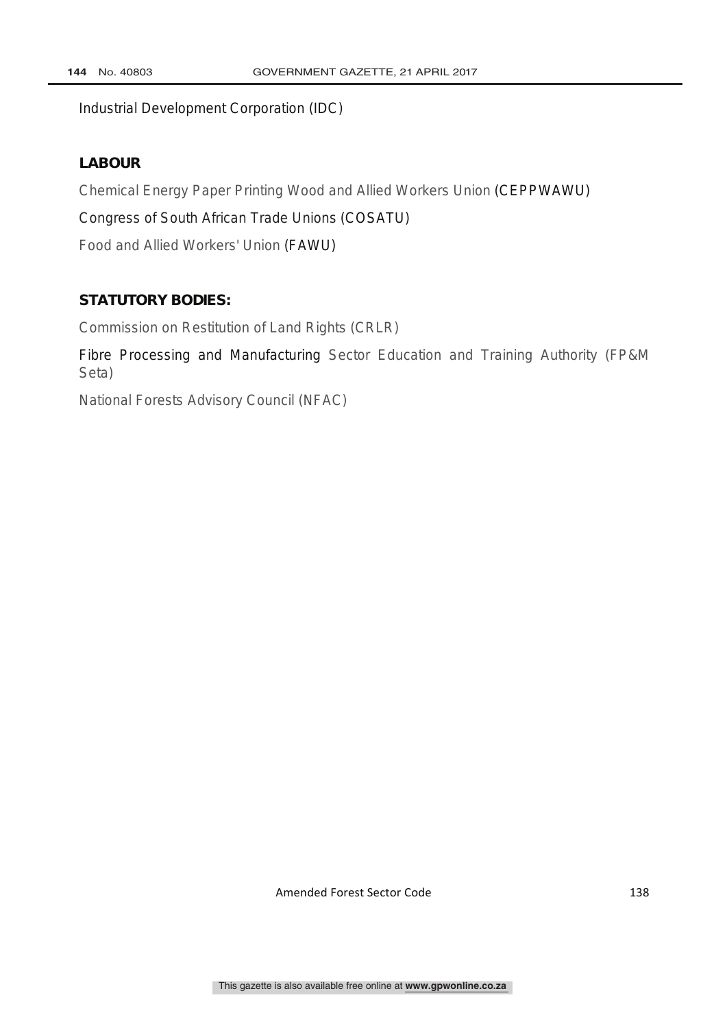Industrial Development Corporation (IDC)

**LABOUR**

Chemical Energy Paper Printing Wood and Allied Workers Union (CEPPWAWU)

Congress of South African Trade Unions (COSATU)

Food and Allied Workers' Union (FAWU)

**STATUTORY BODIES:**

Commission on Restitution of Land Rights (CRLR)

Fibre Processing and Manufacturing Sector Education and Training Authority (FP&M Seta)

National Forests Advisory Council (NFAC)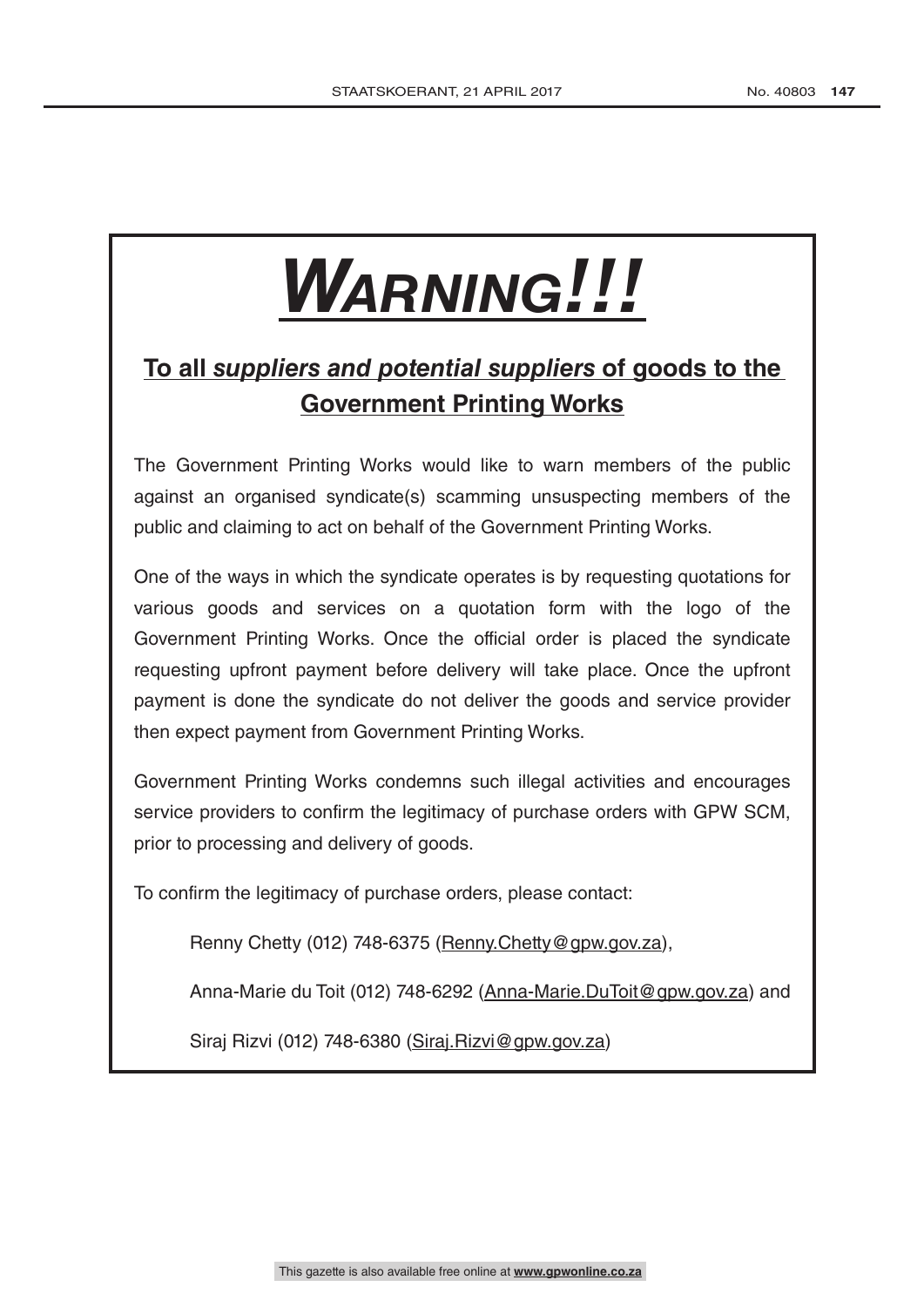# ***WARNING!!!***

## **To all *suppliers and potential suppliers* of goods to the Government Printing Works**

The Government Printing Works would like to warn members of the public against an organised syndicate(s) scamming unsuspecting members of the public and claiming to act on behalf of the Government Printing Works.

One of the ways in which the syndicate operates is by requesting quotations for various goods and services on a quotation form with the logo of the Government Printing Works. Once the official order is placed the syndicate requesting upfront payment before delivery will take place. Once the upfront payment is done the syndicate do not deliver the goods and service provider then expect payment from Government Printing Works.

Government Printing Works condemns such illegal activities and encourages service providers to confirm the legitimacy of purchase orders with GPW SCM, prior to processing and delivery of goods.

To confirm the legitimacy of purchase orders, please contact:

Renny Chetty (012) 748-6375 (Renny.Chetty@gpw.gov.za),

Anna-Marie du Toit (012) 748-6292 (Anna-Marie.DuToit@gpw.gov.za) and

Siraj Rizvi (012) 748-6380 (Siraj.Rizvi@gpw.gov.za)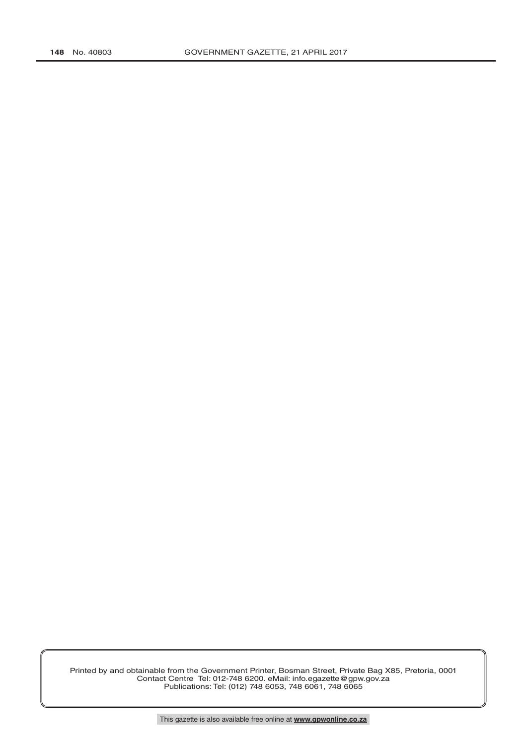Printed by and obtainable from the Government Printer, Bosman Street, Private Bag X85, Pretoria, 0001
Contact Centre Tel: 012-748 6200. eMail: info.egazette@gpw.gov.za
Publications: Tel: (012) 748 6053, 748 6061, 748 6065

This gazette is also available free online at **www.gpwonline.co.za**